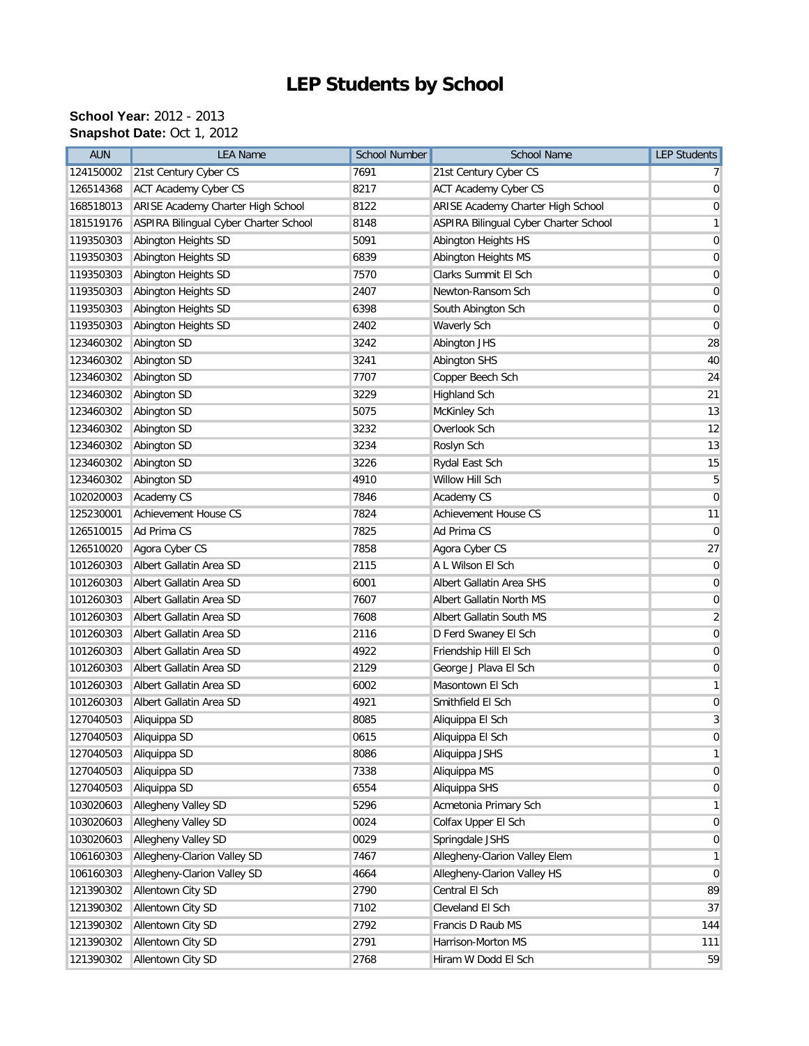# LEP Students by School

**School Year:** 2012 - 2013
**Snapshot Date:** Oct 1, 2012

| AUN | LEA Name | School Number | School Name | LEP Students |
|---|---|---|---|---|
| 124150002 | 21st Century Cyber CS | 7691 | 21st Century Cyber CS | 7 |
| 126514368 | ACT Academy Cyber CS | 8217 | ACT Academy Cyber CS | 0 |
| 168518013 | ARISE Academy Charter High School | 8122 | ARISE Academy Charter High School | 0 |
| 181519176 | ASPIRA Bilingual Cyber Charter School | 8148 | ASPIRA Bilingual Cyber Charter School | 1 |
| 119350303 | Abington Heights SD | 5091 | Abington Heights HS | 0 |
| 119350303 | Abington Heights SD | 6839 | Abington Heights MS | 0 |
| 119350303 | Abington Heights SD | 7570 | Clarks Summit El Sch | 0 |
| 119350303 | Abington Heights SD | 2407 | Newton-Ransom Sch | 0 |
| 119350303 | Abington Heights SD | 6398 | South Abington Sch | 0 |
| 119350303 | Abington Heights SD | 2402 | Waverly Sch | 0 |
| 123460302 | Abington SD | 3242 | Abington JHS | 28 |
| 123460302 | Abington SD | 3241 | Abington SHS | 40 |
| 123460302 | Abington SD | 7707 | Copper Beech Sch | 24 |
| 123460302 | Abington SD | 3229 | Highland Sch | 21 |
| 123460302 | Abington SD | 5075 | McKinley Sch | 13 |
| 123460302 | Abington SD | 3232 | Overlook Sch | 12 |
| 123460302 | Abington SD | 3234 | Roslyn Sch | 13 |
| 123460302 | Abington SD | 3226 | Rydal East Sch | 15 |
| 123460302 | Abington SD | 4910 | Willow Hill Sch | 5 |
| 102020003 | Academy CS | 7846 | Academy CS | 0 |
| 125230001 | Achievement House CS | 7824 | Achievement House CS | 11 |
| 126510015 | Ad Prima CS | 7825 | Ad Prima CS | 0 |
| 126510020 | Agora Cyber CS | 7858 | Agora Cyber CS | 27 |
| 101260303 | Albert Gallatin Area SD | 2115 | A L Wilson El Sch | 0 |
| 101260303 | Albert Gallatin Area SD | 6001 | Albert Gallatin Area SHS | 0 |
| 101260303 | Albert Gallatin Area SD | 7607 | Albert Gallatin North MS | 0 |
| 101260303 | Albert Gallatin Area SD | 7608 | Albert Gallatin South MS | 2 |
| 101260303 | Albert Gallatin Area SD | 2116 | D Ferd Swaney El Sch | 0 |
| 101260303 | Albert Gallatin Area SD | 4922 | Friendship Hill El Sch | 0 |
| 101260303 | Albert Gallatin Area SD | 2129 | George J Plava El Sch | 0 |
| 101260303 | Albert Gallatin Area SD | 6002 | Masontown El Sch | 1 |
| 101260303 | Albert Gallatin Area SD | 4921 | Smithfield El Sch | 0 |
| 127040503 | Aliquippa SD | 8085 | Aliquippa El Sch | 3 |
| 127040503 | Aliquippa SD | 0615 | Aliquippa El Sch | 0 |
| 127040503 | Aliquippa SD | 8086 | Aliquippa JSHS | 1 |
| 127040503 | Aliquippa SD | 7338 | Aliquippa MS | 0 |
| 127040503 | Aliquippa SD | 6554 | Aliquippa SHS | 0 |
| 103020603 | Allegheny Valley SD | 5296 | Acmetonia Primary Sch | 1 |
| 103020603 | Allegheny Valley SD | 0024 | Colfax Upper El Sch | 0 |
| 103020603 | Allegheny Valley SD | 0029 | Springdale JSHS | 0 |
| 106160303 | Allegheny-Clarion Valley SD | 7467 | Allegheny-Clarion Valley Elem | 1 |
| 106160303 | Allegheny-Clarion Valley SD | 4664 | Allegheny-Clarion Valley HS | 0 |
| 121390302 | Allentown City SD | 2790 | Central El Sch | 89 |
| 121390302 | Allentown City SD | 7102 | Cleveland El Sch | 37 |
| 121390302 | Allentown City SD | 2792 | Francis D Raub MS | 144 |
| 121390302 | Allentown City SD | 2791 | Harrison-Morton MS | 111 |
| 121390302 | Allentown City SD | 2768 | Hiram W Dodd El Sch | 59 |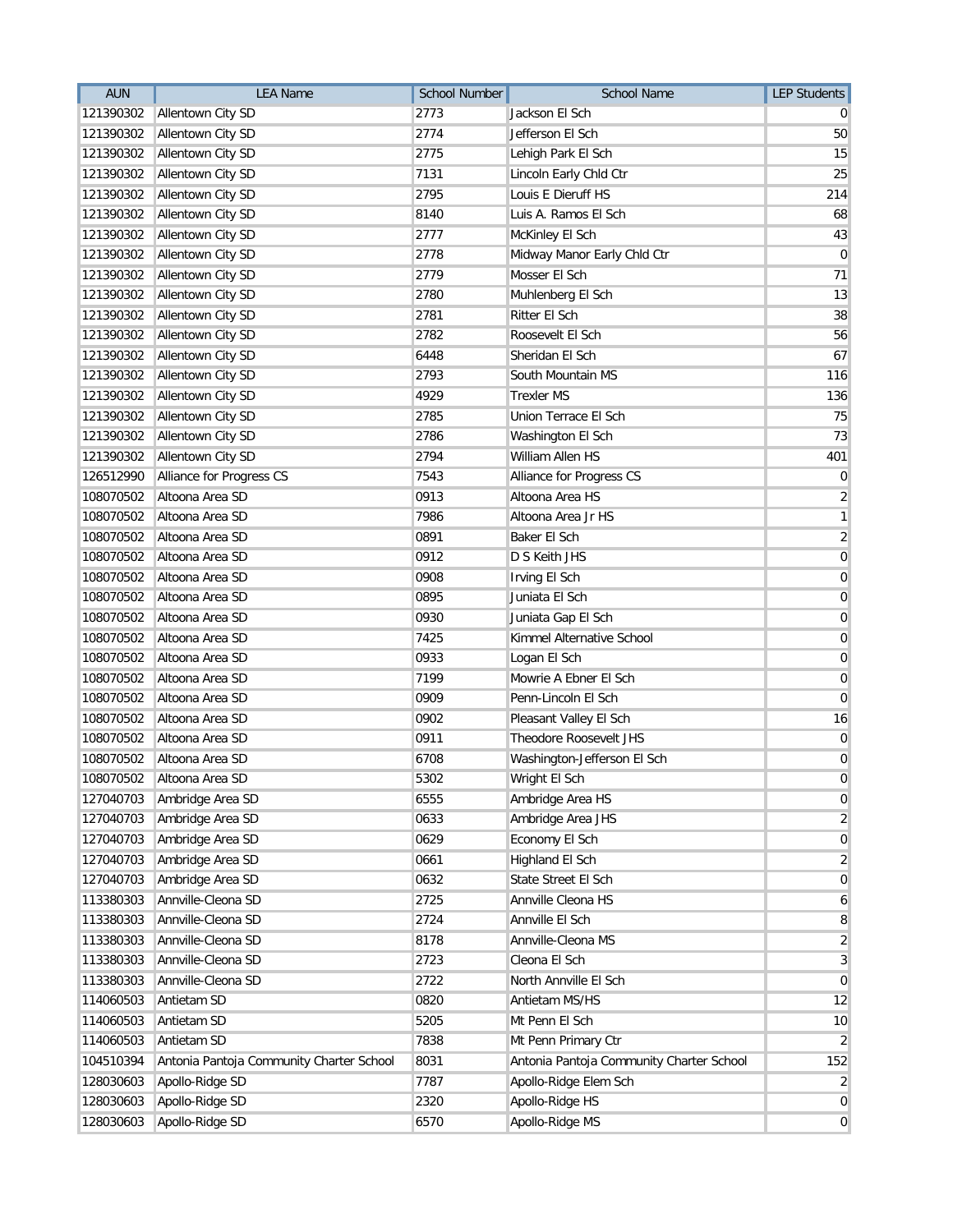| AUN | LEA Name | School Number | School Name | LEP Students |
|---|---|---|---|---|
| 121390302 | Allentown City SD | 2773 | Jackson El Sch | 0 |
| 121390302 | Allentown City SD | 2774 | Jefferson El Sch | 50 |
| 121390302 | Allentown City SD | 2775 | Lehigh Park El Sch | 15 |
| 121390302 | Allentown City SD | 7131 | Lincoln Early Chld Ctr | 25 |
| 121390302 | Allentown City SD | 2795 | Louis E Dieruff HS | 214 |
| 121390302 | Allentown City SD | 8140 | Luis A. Ramos El Sch | 68 |
| 121390302 | Allentown City SD | 2777 | McKinley El Sch | 43 |
| 121390302 | Allentown City SD | 2778 | Midway Manor Early Chld Ctr | 0 |
| 121390302 | Allentown City SD | 2779 | Mosser El Sch | 71 |
| 121390302 | Allentown City SD | 2780 | Muhlenberg El Sch | 13 |
| 121390302 | Allentown City SD | 2781 | Ritter El Sch | 38 |
| 121390302 | Allentown City SD | 2782 | Roosevelt El Sch | 56 |
| 121390302 | Allentown City SD | 6448 | Sheridan El Sch | 67 |
| 121390302 | Allentown City SD | 2793 | South Mountain MS | 116 |
| 121390302 | Allentown City SD | 4929 | Trexler MS | 136 |
| 121390302 | Allentown City SD | 2785 | Union Terrace El Sch | 75 |
| 121390302 | Allentown City SD | 2786 | Washington El Sch | 73 |
| 121390302 | Allentown City SD | 2794 | William Allen HS | 401 |
| 126512990 | Alliance for Progress CS | 7543 | Alliance for Progress CS | 0 |
| 108070502 | Altoona Area SD | 0913 | Altoona Area HS | 2 |
| 108070502 | Altoona Area SD | 7986 | Altoona Area Jr HS | 1 |
| 108070502 | Altoona Area SD | 0891 | Baker El Sch | 2 |
| 108070502 | Altoona Area SD | 0912 | D S Keith JHS | 0 |
| 108070502 | Altoona Area SD | 0908 | Irving El Sch | 0 |
| 108070502 | Altoona Area SD | 0895 | Juniata El Sch | 0 |
| 108070502 | Altoona Area SD | 0930 | Juniata Gap El Sch | 0 |
| 108070502 | Altoona Area SD | 7425 | Kimmel Alternative School | 0 |
| 108070502 | Altoona Area SD | 0933 | Logan El Sch | 0 |
| 108070502 | Altoona Area SD | 7199 | Mowrie A Ebner El Sch | 0 |
| 108070502 | Altoona Area SD | 0909 | Penn-Lincoln El Sch | 0 |
| 108070502 | Altoona Area SD | 0902 | Pleasant Valley El Sch | 16 |
| 108070502 | Altoona Area SD | 0911 | Theodore Roosevelt JHS | 0 |
| 108070502 | Altoona Area SD | 6708 | Washington-Jefferson El Sch | 0 |
| 108070502 | Altoona Area SD | 5302 | Wright El Sch | 0 |
| 127040703 | Ambridge Area SD | 6555 | Ambridge Area HS | 0 |
| 127040703 | Ambridge Area SD | 0633 | Ambridge Area JHS | 2 |
| 127040703 | Ambridge Area SD | 0629 | Economy El Sch | 0 |
| 127040703 | Ambridge Area SD | 0661 | Highland El Sch | 2 |
| 127040703 | Ambridge Area SD | 0632 | State Street El Sch | 0 |
| 113380303 | Annville-Cleona SD | 2725 | Annville Cleona HS | 6 |
| 113380303 | Annville-Cleona SD | 2724 | Annville El Sch | 8 |
| 113380303 | Annville-Cleona SD | 8178 | Annville-Cleona MS | 2 |
| 113380303 | Annville-Cleona SD | 2723 | Cleona El Sch | 3 |
| 113380303 | Annville-Cleona SD | 2722 | North Annville El Sch | 0 |
| 114060503 | Antietam SD | 0820 | Antietam MS/HS | 12 |
| 114060503 | Antietam SD | 5205 | Mt Penn El Sch | 10 |
| 114060503 | Antietam SD | 7838 | Mt Penn Primary Ctr | 2 |
| 104510394 | Antonia Pantoja Community Charter School | 8031 | Antonia Pantoja Community Charter School | 152 |
| 128030603 | Apollo-Ridge SD | 7787 | Apollo-Ridge Elem Sch | 2 |
| 128030603 | Apollo-Ridge SD | 2320 | Apollo-Ridge HS | 0 |
| 128030603 | Apollo-Ridge SD | 6570 | Apollo-Ridge MS | 0 |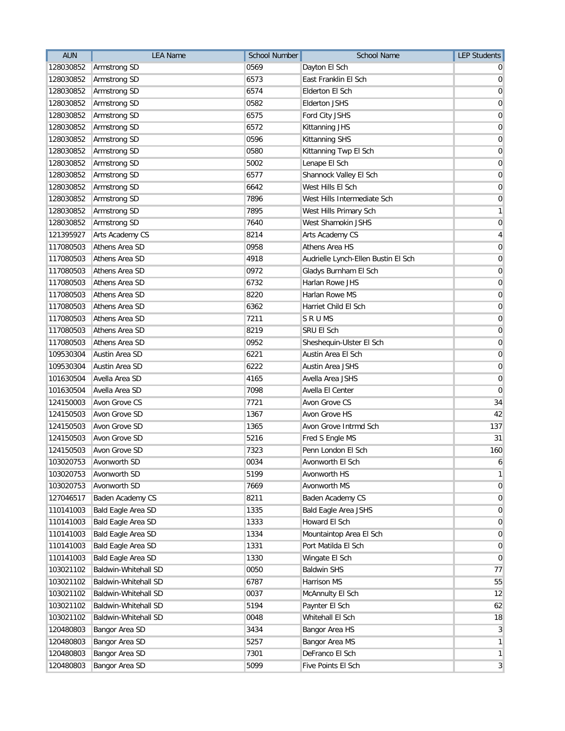| AUN | LEA Name | School Number | School Name | LEP Students |
| --- | --- | --- | --- | --- |
| 128030852 | Armstrong SD | 0569 | Dayton El Sch | 0 |
| 128030852 | Armstrong SD | 6573 | East Franklin El Sch | 0 |
| 128030852 | Armstrong SD | 6574 | Elderton El Sch | 0 |
| 128030852 | Armstrong SD | 0582 | Elderton JSHS | 0 |
| 128030852 | Armstrong SD | 6575 | Ford City JSHS | 0 |
| 128030852 | Armstrong SD | 6572 | Kittanning JHS | 0 |
| 128030852 | Armstrong SD | 0596 | Kittanning SHS | 0 |
| 128030852 | Armstrong SD | 0580 | Kittanning Twp El Sch | 0 |
| 128030852 | Armstrong SD | 5002 | Lenape El Sch | 0 |
| 128030852 | Armstrong SD | 6577 | Shannock Valley El Sch | 0 |
| 128030852 | Armstrong SD | 6642 | West Hills El Sch | 0 |
| 128030852 | Armstrong SD | 7896 | West Hills Intermediate Sch | 0 |
| 128030852 | Armstrong SD | 7895 | West Hills Primary Sch | 1 |
| 128030852 | Armstrong SD | 7640 | West Shamokin JSHS | 0 |
| 121395927 | Arts Academy CS | 8214 | Arts Academy CS | 4 |
| 117080503 | Athens Area SD | 0958 | Athens Area HS | 0 |
| 117080503 | Athens Area SD | 4918 | Audrielle Lynch-Ellen Bustin El Sch | 0 |
| 117080503 | Athens Area SD | 0972 | Gladys Burnham El Sch | 0 |
| 117080503 | Athens Area SD | 6732 | Harlan Rowe JHS | 0 |
| 117080503 | Athens Area SD | 8220 | Harlan Rowe MS | 0 |
| 117080503 | Athens Area SD | 6362 | Harriet Child El Sch | 0 |
| 117080503 | Athens Area SD | 7211 | S R U MS | 0 |
| 117080503 | Athens Area SD | 8219 | SRU El Sch | 0 |
| 117080503 | Athens Area SD | 0952 | Sheshequin-Ulster El Sch | 0 |
| 109530304 | Austin Area SD | 6221 | Austin Area El Sch | 0 |
| 109530304 | Austin Area SD | 6222 | Austin Area JSHS | 0 |
| 101630504 | Avella Area SD | 4165 | Avella Area JSHS | 0 |
| 101630504 | Avella Area SD | 7098 | Avella El Center | 0 |
| 124150003 | Avon Grove CS | 7721 | Avon Grove CS | 34 |
| 124150503 | Avon Grove SD | 1367 | Avon Grove HS | 42 |
| 124150503 | Avon Grove SD | 1365 | Avon Grove Intrmd Sch | 137 |
| 124150503 | Avon Grove SD | 5216 | Fred S Engle MS | 31 |
| 124150503 | Avon Grove SD | 7323 | Penn London El Sch | 160 |
| 103020753 | Avonworth SD | 0034 | Avonworth El Sch | 6 |
| 103020753 | Avonworth SD | 5199 | Avonworth HS | 1 |
| 103020753 | Avonworth SD | 7669 | Avonworth MS | 0 |
| 127046517 | Baden Academy CS | 8211 | Baden Academy CS | 0 |
| 110141003 | Bald Eagle Area SD | 1335 | Bald Eagle Area JSHS | 0 |
| 110141003 | Bald Eagle Area SD | 1333 | Howard El Sch | 0 |
| 110141003 | Bald Eagle Area SD | 1334 | Mountaintop Area El Sch | 0 |
| 110141003 | Bald Eagle Area SD | 1331 | Port Matilda El Sch | 0 |
| 110141003 | Bald Eagle Area SD | 1330 | Wingate El Sch | 0 |
| 103021102 | Baldwin-Whitehall SD | 0050 | Baldwin SHS | 77 |
| 103021102 | Baldwin-Whitehall SD | 6787 | Harrison MS | 55 |
| 103021102 | Baldwin-Whitehall SD | 0037 | McAnnulty El Sch | 12 |
| 103021102 | Baldwin-Whitehall SD | 5194 | Paynter El Sch | 62 |
| 103021102 | Baldwin-Whitehall SD | 0048 | Whitehall El Sch | 18 |
| 120480803 | Bangor Area SD | 3434 | Bangor Area HS | 3 |
| 120480803 | Bangor Area SD | 5257 | Bangor Area MS | 1 |
| 120480803 | Bangor Area SD | 7301 | DeFranco El Sch | 1 |
| 120480803 | Bangor Area SD | 5099 | Five Points El Sch | 3 |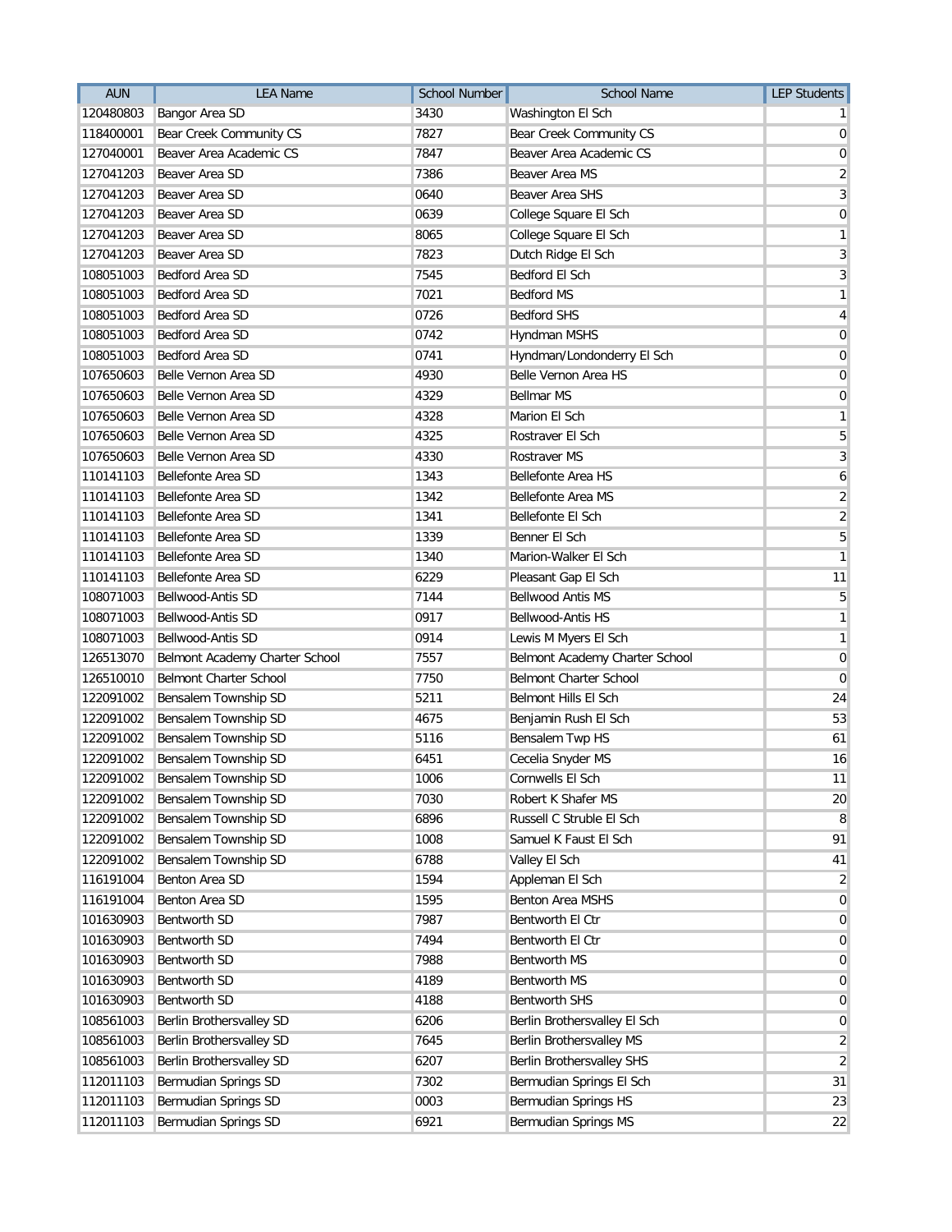| AUN | LEA Name | School Number | School Name | LEP Students |
|---|---|---|---|---|
| 120480803 | Bangor Area SD | 3430 | Washington El Sch | 1 |
| 118400001 | Bear Creek Community CS | 7827 | Bear Creek Community CS | 0 |
| 127040001 | Beaver Area Academic CS | 7847 | Beaver Area Academic CS | 0 |
| 127041203 | Beaver Area SD | 7386 | Beaver Area MS | 2 |
| 127041203 | Beaver Area SD | 0640 | Beaver Area SHS | 3 |
| 127041203 | Beaver Area SD | 0639 | College Square El Sch | 0 |
| 127041203 | Beaver Area SD | 8065 | College Square El Sch | 1 |
| 127041203 | Beaver Area SD | 7823 | Dutch Ridge El Sch | 3 |
| 108051003 | Bedford Area SD | 7545 | Bedford El Sch | 3 |
| 108051003 | Bedford Area SD | 7021 | Bedford MS | 1 |
| 108051003 | Bedford Area SD | 0726 | Bedford SHS | 4 |
| 108051003 | Bedford Area SD | 0742 | Hyndman MSHS | 0 |
| 108051003 | Bedford Area SD | 0741 | Hyndman/Londonderry El Sch | 0 |
| 107650603 | Belle Vernon Area SD | 4930 | Belle Vernon Area HS | 0 |
| 107650603 | Belle Vernon Area SD | 4329 | Bellmar MS | 0 |
| 107650603 | Belle Vernon Area SD | 4328 | Marion El Sch | 1 |
| 107650603 | Belle Vernon Area SD | 4325 | Rostraver El Sch | 5 |
| 107650603 | Belle Vernon Area SD | 4330 | Rostraver MS | 3 |
| 110141103 | Bellefonte Area SD | 1343 | Bellefonte Area HS | 6 |
| 110141103 | Bellefonte Area SD | 1342 | Bellefonte Area MS | 2 |
| 110141103 | Bellefonte Area SD | 1341 | Bellefonte El Sch | 2 |
| 110141103 | Bellefonte Area SD | 1339 | Benner El Sch | 5 |
| 110141103 | Bellefonte Area SD | 1340 | Marion-Walker El Sch | 1 |
| 110141103 | Bellefonte Area SD | 6229 | Pleasant Gap El Sch | 11 |
| 108071003 | Bellwood-Antis SD | 7144 | Bellwood Antis MS | 5 |
| 108071003 | Bellwood-Antis SD | 0917 | Bellwood-Antis HS | 1 |
| 108071003 | Bellwood-Antis SD | 0914 | Lewis M Myers El Sch | 1 |
| 126513070 | Belmont Academy Charter School | 7557 | Belmont Academy Charter School | 0 |
| 126510010 | Belmont Charter School | 7750 | Belmont Charter School | 0 |
| 122091002 | Bensalem Township SD | 5211 | Belmont Hills El Sch | 24 |
| 122091002 | Bensalem Township SD | 4675 | Benjamin Rush El Sch | 53 |
| 122091002 | Bensalem Township SD | 5116 | Bensalem Twp HS | 61 |
| 122091002 | Bensalem Township SD | 6451 | Cecelia Snyder MS | 16 |
| 122091002 | Bensalem Township SD | 1006 | Cornwells El Sch | 11 |
| 122091002 | Bensalem Township SD | 7030 | Robert K Shafer MS | 20 |
| 122091002 | Bensalem Township SD | 6896 | Russell C Struble El Sch | 8 |
| 122091002 | Bensalem Township SD | 1008 | Samuel K Faust El Sch | 91 |
| 122091002 | Bensalem Township SD | 6788 | Valley El Sch | 41 |
| 116191004 | Benton Area SD | 1594 | Appleman El Sch | 2 |
| 116191004 | Benton Area SD | 1595 | Benton Area MSHS | 0 |
| 101630903 | Bentworth SD | 7987 | Bentworth El Ctr | 0 |
| 101630903 | Bentworth SD | 7494 | Bentworth El Ctr | 0 |
| 101630903 | Bentworth SD | 7988 | Bentworth MS | 0 |
| 101630903 | Bentworth SD | 4189 | Bentworth MS | 0 |
| 101630903 | Bentworth SD | 4188 | Bentworth SHS | 0 |
| 108561003 | Berlin Brothersvalley SD | 6206 | Berlin Brothersvalley El Sch | 0 |
| 108561003 | Berlin Brothersvalley SD | 7645 | Berlin Brothersvalley MS | 2 |
| 108561003 | Berlin Brothersvalley SD | 6207 | Berlin Brothersvalley SHS | 2 |
| 112011103 | Bermudian Springs SD | 7302 | Bermudian Springs El Sch | 31 |
| 112011103 | Bermudian Springs SD | 0003 | Bermudian Springs HS | 23 |
| 112011103 | Bermudian Springs SD | 6921 | Bermudian Springs MS | 22 |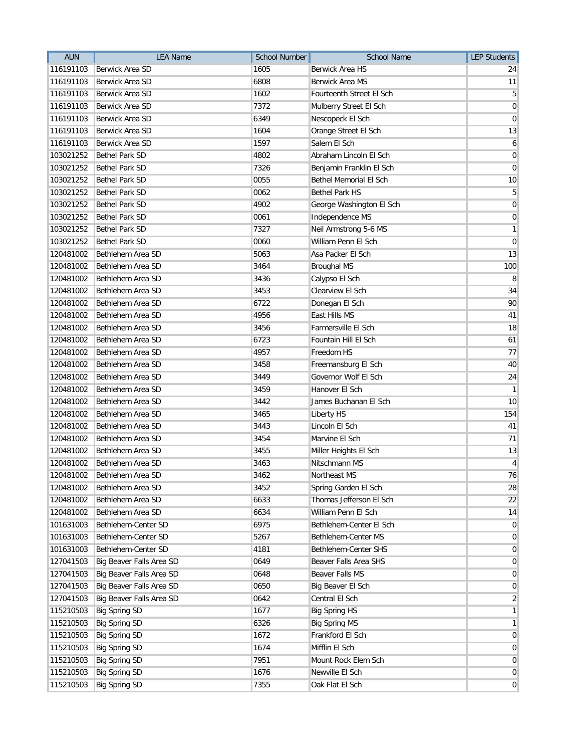| AUN | LEA Name | School Number | School Name | LEP Students |
|---|---|---|---|---|
| 116191103 | Berwick Area SD | 1605 | Berwick Area HS | 24 |
| 116191103 | Berwick Area SD | 6808 | Berwick Area MS | 11 |
| 116191103 | Berwick Area SD | 1602 | Fourteenth Street El Sch | 5 |
| 116191103 | Berwick Area SD | 7372 | Mulberry Street El Sch | 0 |
| 116191103 | Berwick Area SD | 6349 | Nescopeck El Sch | 0 |
| 116191103 | Berwick Area SD | 1604 | Orange Street El Sch | 13 |
| 116191103 | Berwick Area SD | 1597 | Salem El Sch | 6 |
| 103021252 | Bethel Park SD | 4802 | Abraham Lincoln El Sch | 0 |
| 103021252 | Bethel Park SD | 7326 | Benjamin Franklin El Sch | 0 |
| 103021252 | Bethel Park SD | 0055 | Bethel Memorial El Sch | 10 |
| 103021252 | Bethel Park SD | 0062 | Bethel Park HS | 5 |
| 103021252 | Bethel Park SD | 4902 | George Washington El Sch | 0 |
| 103021252 | Bethel Park SD | 0061 | Independence MS | 0 |
| 103021252 | Bethel Park SD | 7327 | Neil Armstrong 5-6 MS | 1 |
| 103021252 | Bethel Park SD | 0060 | William Penn El Sch | 0 |
| 120481002 | Bethlehem Area SD | 5063 | Asa Packer El Sch | 13 |
| 120481002 | Bethlehem Area SD | 3464 | Broughal MS | 100 |
| 120481002 | Bethlehem Area SD | 3436 | Calypso El Sch | 8 |
| 120481002 | Bethlehem Area SD | 3453 | Clearview El Sch | 34 |
| 120481002 | Bethlehem Area SD | 6722 | Donegan El Sch | 90 |
| 120481002 | Bethlehem Area SD | 4956 | East Hills MS | 41 |
| 120481002 | Bethlehem Area SD | 3456 | Farmersville El Sch | 18 |
| 120481002 | Bethlehem Area SD | 6723 | Fountain Hill El Sch | 61 |
| 120481002 | Bethlehem Area SD | 4957 | Freedom HS | 77 |
| 120481002 | Bethlehem Area SD | 3458 | Freemansburg El Sch | 40 |
| 120481002 | Bethlehem Area SD | 3449 | Governor Wolf El Sch | 24 |
| 120481002 | Bethlehem Area SD | 3459 | Hanover El Sch | 1 |
| 120481002 | Bethlehem Area SD | 3442 | James Buchanan El Sch | 10 |
| 120481002 | Bethlehem Area SD | 3465 | Liberty HS | 154 |
| 120481002 | Bethlehem Area SD | 3443 | Lincoln El Sch | 41 |
| 120481002 | Bethlehem Area SD | 3454 | Marvine El Sch | 71 |
| 120481002 | Bethlehem Area SD | 3455 | Miller Heights El Sch | 13 |
| 120481002 | Bethlehem Area SD | 3463 | Nitschmann MS | 4 |
| 120481002 | Bethlehem Area SD | 3462 | Northeast MS | 76 |
| 120481002 | Bethlehem Area SD | 3452 | Spring Garden El Sch | 28 |
| 120481002 | Bethlehem Area SD | 6633 | Thomas Jefferson El Sch | 22 |
| 120481002 | Bethlehem Area SD | 6634 | William Penn El Sch | 14 |
| 101631003 | Bethlehem-Center SD | 6975 | Bethlehem-Center El Sch | 0 |
| 101631003 | Bethlehem-Center SD | 5267 | Bethlehem-Center MS | 0 |
| 101631003 | Bethlehem-Center SD | 4181 | Bethlehem-Center SHS | 0 |
| 127041503 | Big Beaver Falls Area SD | 0649 | Beaver Falls Area SHS | 0 |
| 127041503 | Big Beaver Falls Area SD | 0648 | Beaver Falls MS | 0 |
| 127041503 | Big Beaver Falls Area SD | 0650 | Big Beaver El Sch | 0 |
| 127041503 | Big Beaver Falls Area SD | 0642 | Central El Sch | 2 |
| 115210503 | Big Spring SD | 1677 | Big Spring HS | 1 |
| 115210503 | Big Spring SD | 6326 | Big Spring MS | 1 |
| 115210503 | Big Spring SD | 1672 | Frankford El Sch | 0 |
| 115210503 | Big Spring SD | 1674 | Mifflin El Sch | 0 |
| 115210503 | Big Spring SD | 7951 | Mount Rock Elem Sch | 0 |
| 115210503 | Big Spring SD | 1676 | Newville El Sch | 0 |
| 115210503 | Big Spring SD | 7355 | Oak Flat El Sch | 0 |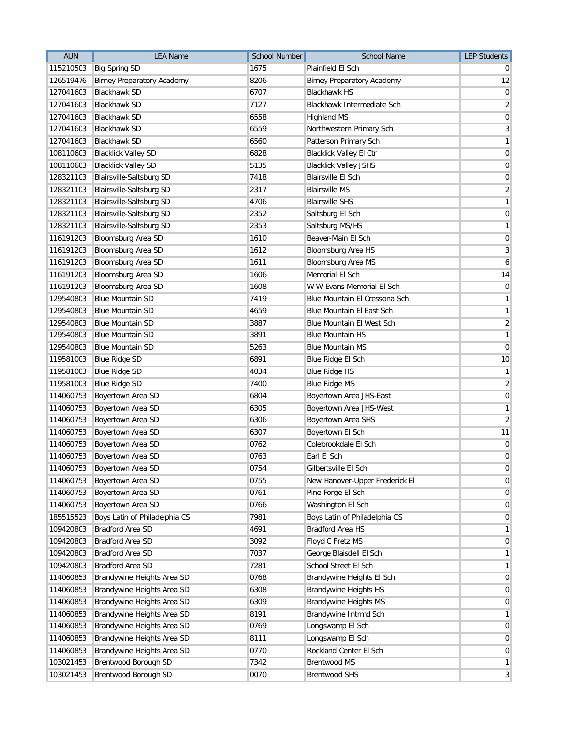| AUN | LEA Name | School Number | School Name | LEP Students |
|---|---|---|---|---|
| 115210503 | Big Spring SD | 1675 | Plainfield El Sch | 0 |
| 126519476 | Birney Preparatory Academy | 8206 | Birney Preparatory Academy | 12 |
| 127041603 | Blackhawk SD | 6707 | Blackhawk HS | 0 |
| 127041603 | Blackhawk SD | 7127 | Blackhawk Intermediate Sch | 2 |
| 127041603 | Blackhawk SD | 6558 | Highland MS | 0 |
| 127041603 | Blackhawk SD | 6559 | Northwestern Primary Sch | 3 |
| 127041603 | Blackhawk SD | 6560 | Patterson Primary Sch | 1 |
| 108110603 | Blacklick Valley SD | 6828 | Blacklick Valley El Ctr | 0 |
| 108110603 | Blacklick Valley SD | 5135 | Blacklick Valley JSHS | 0 |
| 128321103 | Blairsville-Saltsburg SD | 7418 | Blairsville El Sch | 0 |
| 128321103 | Blairsville-Saltsburg SD | 2317 | Blairsville MS | 2 |
| 128321103 | Blairsville-Saltsburg SD | 4706 | Blairsville SHS | 1 |
| 128321103 | Blairsville-Saltsburg SD | 2352 | Saltsburg El Sch | 0 |
| 128321103 | Blairsville-Saltsburg SD | 2353 | Saltsburg MS/HS | 1 |
| 116191203 | Bloomsburg Area SD | 1610 | Beaver-Main El Sch | 0 |
| 116191203 | Bloomsburg Area SD | 1612 | Bloomsburg Area HS | 3 |
| 116191203 | Bloomsburg Area SD | 1611 | Bloomsburg Area MS | 6 |
| 116191203 | Bloomsburg Area SD | 1606 | Memorial El Sch | 14 |
| 116191203 | Bloomsburg Area SD | 1608 | W W Evans Memorial El Sch | 0 |
| 129540803 | Blue Mountain SD | 7419 | Blue Mountain El Cressona Sch | 1 |
| 129540803 | Blue Mountain SD | 4659 | Blue Mountain El East Sch | 1 |
| 129540803 | Blue Mountain SD | 3887 | Blue Mountain El West Sch | 2 |
| 129540803 | Blue Mountain SD | 3891 | Blue Mountain HS | 1 |
| 129540803 | Blue Mountain SD | 5263 | Blue Mountain MS | 0 |
| 119581003 | Blue Ridge SD | 6891 | Blue Ridge El Sch | 10 |
| 119581003 | Blue Ridge SD | 4034 | Blue Ridge HS | 1 |
| 119581003 | Blue Ridge SD | 7400 | Blue Ridge MS | 2 |
| 114060753 | Boyertown Area SD | 6804 | Boyertown Area JHS-East | 0 |
| 114060753 | Boyertown Area SD | 6305 | Boyertown Area JHS-West | 1 |
| 114060753 | Boyertown Area SD | 6306 | Boyertown Area SHS | 2 |
| 114060753 | Boyertown Area SD | 6307 | Boyertown El Sch | 11 |
| 114060753 | Boyertown Area SD | 0762 | Colebrookdale El Sch | 0 |
| 114060753 | Boyertown Area SD | 0763 | Earl El Sch | 0 |
| 114060753 | Boyertown Area SD | 0754 | Gilbertsville El Sch | 0 |
| 114060753 | Boyertown Area SD | 0755 | New Hanover-Upper Frederick El | 0 |
| 114060753 | Boyertown Area SD | 0761 | Pine Forge El Sch | 0 |
| 114060753 | Boyertown Area SD | 0766 | Washington El Sch | 0 |
| 185515523 | Boys Latin of Philadelphia CS | 7981 | Boys Latin of Philadelphia CS | 0 |
| 109420803 | Bradford Area SD | 4691 | Bradford Area HS | 1 |
| 109420803 | Bradford Area SD | 3092 | Floyd C Fretz MS | 0 |
| 109420803 | Bradford Area SD | 7037 | George Blaisdell El Sch | 1 |
| 109420803 | Bradford Area SD | 7281 | School Street El Sch | 1 |
| 114060853 | Brandywine Heights Area SD | 0768 | Brandywine Heights El Sch | 0 |
| 114060853 | Brandywine Heights Area SD | 6308 | Brandywine Heights HS | 0 |
| 114060853 | Brandywine Heights Area SD | 6309 | Brandywine Heights MS | 0 |
| 114060853 | Brandywine Heights Area SD | 8191 | Brandywine Intrmd Sch | 1 |
| 114060853 | Brandywine Heights Area SD | 0769 | Longswamp El Sch | 0 |
| 114060853 | Brandywine Heights Area SD | 8111 | Longswamp El Sch | 0 |
| 114060853 | Brandywine Heights Area SD | 0770 | Rockland Center El Sch | 0 |
| 103021453 | Brentwood Borough SD | 7342 | Brentwood MS | 1 |
| 103021453 | Brentwood Borough SD | 0070 | Brentwood SHS | 3 |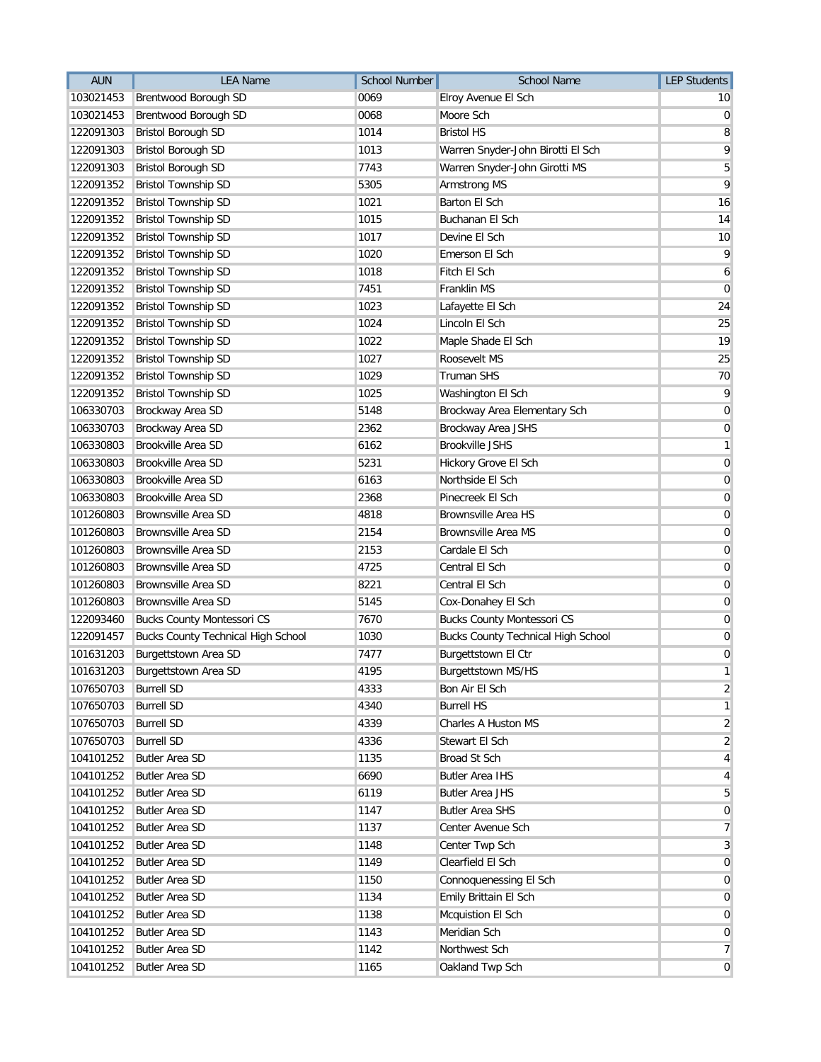| AUN | LEA Name | School Number | School Name | LEP Students |
|---|---|---|---|---|
| 103021453 | Brentwood Borough SD | 0069 | Elroy Avenue El Sch | 10 |
| 103021453 | Brentwood Borough SD | 0068 | Moore Sch | 0 |
| 122091303 | Bristol Borough SD | 1014 | Bristol HS | 8 |
| 122091303 | Bristol Borough SD | 1013 | Warren Snyder-John Birotti El Sch | 9 |
| 122091303 | Bristol Borough SD | 7743 | Warren Snyder-John Girotti MS | 5 |
| 122091352 | Bristol Township SD | 5305 | Armstrong MS | 9 |
| 122091352 | Bristol Township SD | 1021 | Barton El Sch | 16 |
| 122091352 | Bristol Township SD | 1015 | Buchanan El Sch | 14 |
| 122091352 | Bristol Township SD | 1017 | Devine El Sch | 10 |
| 122091352 | Bristol Township SD | 1020 | Emerson El Sch | 9 |
| 122091352 | Bristol Township SD | 1018 | Fitch El Sch | 6 |
| 122091352 | Bristol Township SD | 7451 | Franklin MS | 0 |
| 122091352 | Bristol Township SD | 1023 | Lafayette El Sch | 24 |
| 122091352 | Bristol Township SD | 1024 | Lincoln El Sch | 25 |
| 122091352 | Bristol Township SD | 1022 | Maple Shade El Sch | 19 |
| 122091352 | Bristol Township SD | 1027 | Roosevelt MS | 25 |
| 122091352 | Bristol Township SD | 1029 | Truman SHS | 70 |
| 122091352 | Bristol Township SD | 1025 | Washington El Sch | 9 |
| 106330703 | Brockway Area SD | 5148 | Brockway Area Elementary Sch | 0 |
| 106330703 | Brockway Area SD | 2362 | Brockway Area JSHS | 0 |
| 106330803 | Brookville Area SD | 6162 | Brookville JSHS | 1 |
| 106330803 | Brookville Area SD | 5231 | Hickory Grove El Sch | 0 |
| 106330803 | Brookville Area SD | 6163 | Northside El Sch | 0 |
| 106330803 | Brookville Area SD | 2368 | Pinecreek El Sch | 0 |
| 101260803 | Brownsville Area SD | 4818 | Brownsville Area HS | 0 |
| 101260803 | Brownsville Area SD | 2154 | Brownsville Area MS | 0 |
| 101260803 | Brownsville Area SD | 2153 | Cardale El Sch | 0 |
| 101260803 | Brownsville Area SD | 4725 | Central El Sch | 0 |
| 101260803 | Brownsville Area SD | 8221 | Central El Sch | 0 |
| 101260803 | Brownsville Area SD | 5145 | Cox-Donahey El Sch | 0 |
| 122093460 | Bucks County Montessori CS | 7670 | Bucks County Montessori CS | 0 |
| 122091457 | Bucks County Technical High School | 1030 | Bucks County Technical High School | 0 |
| 101631203 | Burgettstown Area SD | 7477 | Burgettstown El Ctr | 0 |
| 101631203 | Burgettstown Area SD | 4195 | Burgettstown MS/HS | 1 |
| 107650703 | Burrell SD | 4333 | Bon Air El Sch | 2 |
| 107650703 | Burrell SD | 4340 | Burrell HS | 1 |
| 107650703 | Burrell SD | 4339 | Charles A Huston MS | 2 |
| 107650703 | Burrell SD | 4336 | Stewart El Sch | 2 |
| 104101252 | Butler Area SD | 1135 | Broad St Sch | 4 |
| 104101252 | Butler Area SD | 6690 | Butler Area IHS | 4 |
| 104101252 | Butler Area SD | 6119 | Butler Area JHS | 5 |
| 104101252 | Butler Area SD | 1147 | Butler Area SHS | 0 |
| 104101252 | Butler Area SD | 1137 | Center Avenue Sch | 7 |
| 104101252 | Butler Area SD | 1148 | Center Twp Sch | 3 |
| 104101252 | Butler Area SD | 1149 | Clearfield El Sch | 0 |
| 104101252 | Butler Area SD | 1150 | Connoquenessing El Sch | 0 |
| 104101252 | Butler Area SD | 1134 | Emily Brittain El Sch | 0 |
| 104101252 | Butler Area SD | 1138 | Mcquistion El Sch | 0 |
| 104101252 | Butler Area SD | 1143 | Meridian Sch | 0 |
| 104101252 | Butler Area SD | 1142 | Northwest Sch | 7 |
| 104101252 | Butler Area SD | 1165 | Oakland Twp Sch | 0 |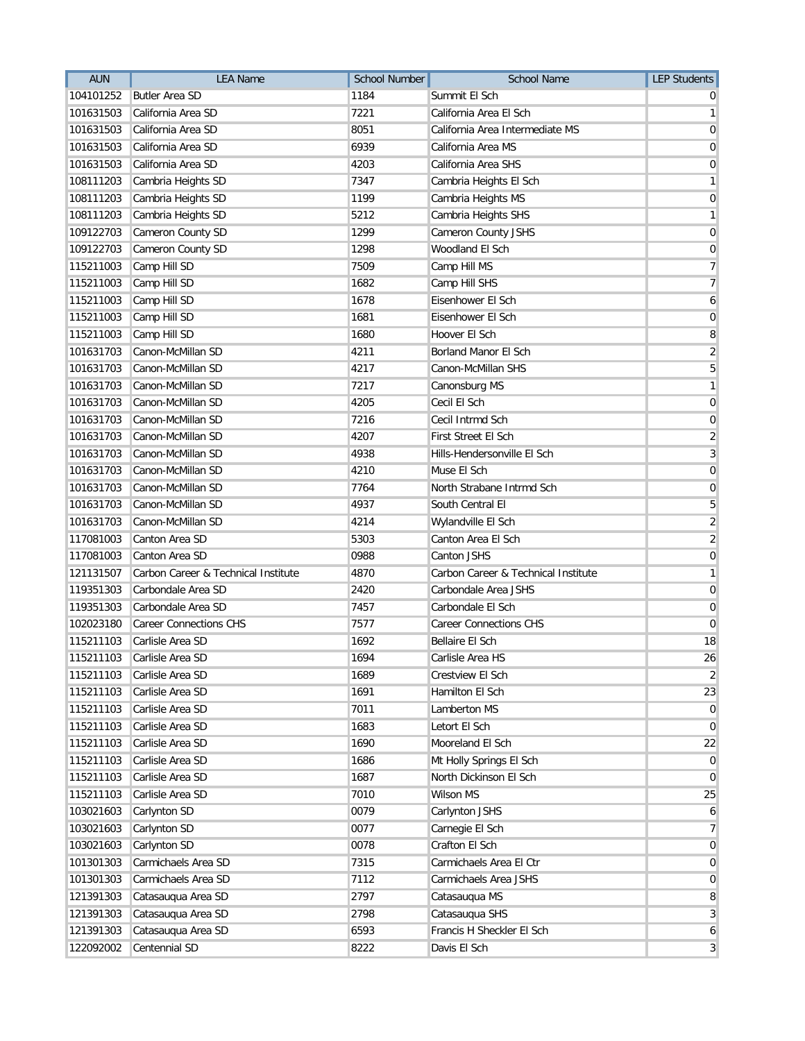| AUN | LEA Name | School Number | School Name | LEP Students |
|---|---|---|---|---|
| 104101252 | Butler Area SD | 1184 | Summit El Sch | 0 |
| 101631503 | California Area SD | 7221 | California Area El Sch | 1 |
| 101631503 | California Area SD | 8051 | California Area Intermediate MS | 0 |
| 101631503 | California Area SD | 6939 | California Area MS | 0 |
| 101631503 | California Area SD | 4203 | California Area SHS | 0 |
| 108111203 | Cambria Heights SD | 7347 | Cambria Heights El Sch | 1 |
| 108111203 | Cambria Heights SD | 1199 | Cambria Heights MS | 0 |
| 108111203 | Cambria Heights SD | 5212 | Cambria Heights SHS | 1 |
| 109122703 | Cameron County SD | 1299 | Cameron County JSHS | 0 |
| 109122703 | Cameron County SD | 1298 | Woodland El Sch | 0 |
| 115211003 | Camp Hill SD | 7509 | Camp Hill MS | 7 |
| 115211003 | Camp Hill SD | 1682 | Camp Hill SHS | 7 |
| 115211003 | Camp Hill SD | 1678 | Eisenhower El Sch | 6 |
| 115211003 | Camp Hill SD | 1681 | Eisenhower El Sch | 0 |
| 115211003 | Camp Hill SD | 1680 | Hoover El Sch | 8 |
| 101631703 | Canon-McMillan SD | 4211 | Borland Manor El Sch | 2 |
| 101631703 | Canon-McMillan SD | 4217 | Canon-McMillan SHS | 5 |
| 101631703 | Canon-McMillan SD | 7217 | Canonsburg MS | 1 |
| 101631703 | Canon-McMillan SD | 4205 | Cecil El Sch | 0 |
| 101631703 | Canon-McMillan SD | 7216 | Cecil Intrmd Sch | 0 |
| 101631703 | Canon-McMillan SD | 4207 | First Street El Sch | 2 |
| 101631703 | Canon-McMillan SD | 4938 | Hills-Hendersonville El Sch | 3 |
| 101631703 | Canon-McMillan SD | 4210 | Muse El Sch | 0 |
| 101631703 | Canon-McMillan SD | 7764 | North Strabane Intrmd Sch | 0 |
| 101631703 | Canon-McMillan SD | 4937 | South Central El | 5 |
| 101631703 | Canon-McMillan SD | 4214 | Wylandville El Sch | 2 |
| 117081003 | Canton Area SD | 5303 | Canton Area El Sch | 2 |
| 117081003 | Canton Area SD | 0988 | Canton JSHS | 0 |
| 121131507 | Carbon Career & Technical Institute | 4870 | Carbon Career & Technical Institute | 1 |
| 119351303 | Carbondale Area SD | 2420 | Carbondale Area JSHS | 0 |
| 119351303 | Carbondale Area SD | 7457 | Carbondale El Sch | 0 |
| 102023180 | Career Connections CHS | 7577 | Career Connections CHS | 0 |
| 115211103 | Carlisle Area SD | 1692 | Bellaire El Sch | 18 |
| 115211103 | Carlisle Area SD | 1694 | Carlisle Area HS | 26 |
| 115211103 | Carlisle Area SD | 1689 | Crestview El Sch | 2 |
| 115211103 | Carlisle Area SD | 1691 | Hamilton El Sch | 23 |
| 115211103 | Carlisle Area SD | 7011 | Lamberton MS | 0 |
| 115211103 | Carlisle Area SD | 1683 | Letort El Sch | 0 |
| 115211103 | Carlisle Area SD | 1690 | Mooreland El Sch | 22 |
| 115211103 | Carlisle Area SD | 1686 | Mt Holly Springs El Sch | 0 |
| 115211103 | Carlisle Area SD | 1687 | North Dickinson El Sch | 0 |
| 115211103 | Carlisle Area SD | 7010 | Wilson MS | 25 |
| 103021603 | Carlynton SD | 0079 | Carlynton JSHS | 6 |
| 103021603 | Carlynton SD | 0077 | Carnegie El Sch | 7 |
| 103021603 | Carlynton SD | 0078 | Crafton El Sch | 0 |
| 101301303 | Carmichaels Area SD | 7315 | Carmichaels Area El Ctr | 0 |
| 101301303 | Carmichaels Area SD | 7112 | Carmichaels Area JSHS | 0 |
| 121391303 | Catasauqua Area SD | 2797 | Catasauqua MS | 8 |
| 121391303 | Catasauqua Area SD | 2798 | Catasauqua SHS | 3 |
| 121391303 | Catasauqua Area SD | 6593 | Francis H Sheckler El Sch | 6 |
| 122092002 | Centennial SD | 8222 | Davis El Sch | 3 |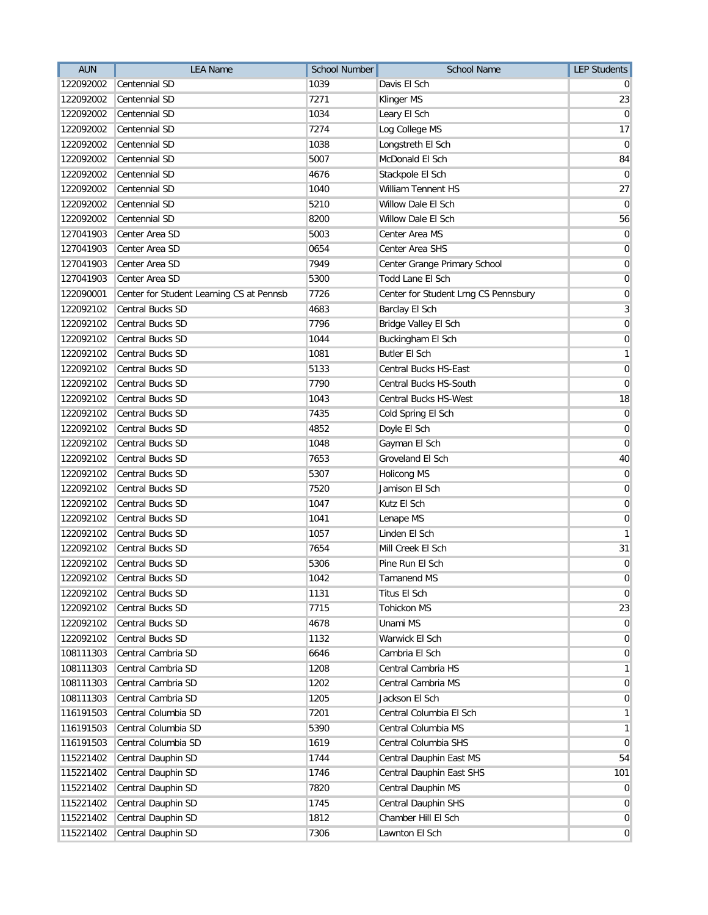| AUN | LEA Name | School Number | School Name | LEP Students |
|---|---|---|---|---|
| 122092002 | Centennial SD | 1039 | Davis El Sch | 0 |
| 122092002 | Centennial SD | 7271 | Klinger MS | 23 |
| 122092002 | Centennial SD | 1034 | Leary El Sch | 0 |
| 122092002 | Centennial SD | 7274 | Log College MS | 17 |
| 122092002 | Centennial SD | 1038 | Longstreth El Sch | 0 |
| 122092002 | Centennial SD | 5007 | McDonald El Sch | 84 |
| 122092002 | Centennial SD | 4676 | Stackpole El Sch | 0 |
| 122092002 | Centennial SD | 1040 | William Tennent HS | 27 |
| 122092002 | Centennial SD | 5210 | Willow Dale El Sch | 0 |
| 122092002 | Centennial SD | 8200 | Willow Dale El Sch | 56 |
| 127041903 | Center Area SD | 5003 | Center Area MS | 0 |
| 127041903 | Center Area SD | 0654 | Center Area SHS | 0 |
| 127041903 | Center Area SD | 7949 | Center Grange Primary School | 0 |
| 127041903 | Center Area SD | 5300 | Todd Lane El Sch | 0 |
| 122090001 | Center for Student Learning CS at Pennsb | 7726 | Center for Student Lrng CS Pennsbury | 0 |
| 122092102 | Central Bucks SD | 4683 | Barclay El Sch | 3 |
| 122092102 | Central Bucks SD | 7796 | Bridge Valley El Sch | 0 |
| 122092102 | Central Bucks SD | 1044 | Buckingham El Sch | 0 |
| 122092102 | Central Bucks SD | 1081 | Butler El Sch | 1 |
| 122092102 | Central Bucks SD | 5133 | Central Bucks HS-East | 0 |
| 122092102 | Central Bucks SD | 7790 | Central Bucks HS-South | 0 |
| 122092102 | Central Bucks SD | 1043 | Central Bucks HS-West | 18 |
| 122092102 | Central Bucks SD | 7435 | Cold Spring El Sch | 0 |
| 122092102 | Central Bucks SD | 4852 | Doyle El Sch | 0 |
| 122092102 | Central Bucks SD | 1048 | Gayman El Sch | 0 |
| 122092102 | Central Bucks SD | 7653 | Groveland El Sch | 40 |
| 122092102 | Central Bucks SD | 5307 | Holicong MS | 0 |
| 122092102 | Central Bucks SD | 7520 | Jamison El Sch | 0 |
| 122092102 | Central Bucks SD | 1047 | Kutz El Sch | 0 |
| 122092102 | Central Bucks SD | 1041 | Lenape MS | 0 |
| 122092102 | Central Bucks SD | 1057 | Linden El Sch | 1 |
| 122092102 | Central Bucks SD | 7654 | Mill Creek El Sch | 31 |
| 122092102 | Central Bucks SD | 5306 | Pine Run El Sch | 0 |
| 122092102 | Central Bucks SD | 1042 | Tamanend MS | 0 |
| 122092102 | Central Bucks SD | 1131 | Titus El Sch | 0 |
| 122092102 | Central Bucks SD | 7715 | Tohickon MS | 23 |
| 122092102 | Central Bucks SD | 4678 | Unami MS | 0 |
| 122092102 | Central Bucks SD | 1132 | Warwick El Sch | 0 |
| 108111303 | Central Cambria SD | 6646 | Cambria El Sch | 0 |
| 108111303 | Central Cambria SD | 1208 | Central Cambria HS | 1 |
| 108111303 | Central Cambria SD | 1202 | Central Cambria MS | 0 |
| 108111303 | Central Cambria SD | 1205 | Jackson El Sch | 0 |
| 116191503 | Central Columbia SD | 7201 | Central Columbia El Sch | 1 |
| 116191503 | Central Columbia SD | 5390 | Central Columbia MS | 1 |
| 116191503 | Central Columbia SD | 1619 | Central Columbia SHS | 0 |
| 115221402 | Central Dauphin SD | 1744 | Central Dauphin East MS | 54 |
| 115221402 | Central Dauphin SD | 1746 | Central Dauphin East SHS | 101 |
| 115221402 | Central Dauphin SD | 7820 | Central Dauphin MS | 0 |
| 115221402 | Central Dauphin SD | 1745 | Central Dauphin SHS | 0 |
| 115221402 | Central Dauphin SD | 1812 | Chamber Hill El Sch | 0 |
| 115221402 | Central Dauphin SD | 7306 | Lawnton El Sch | 0 |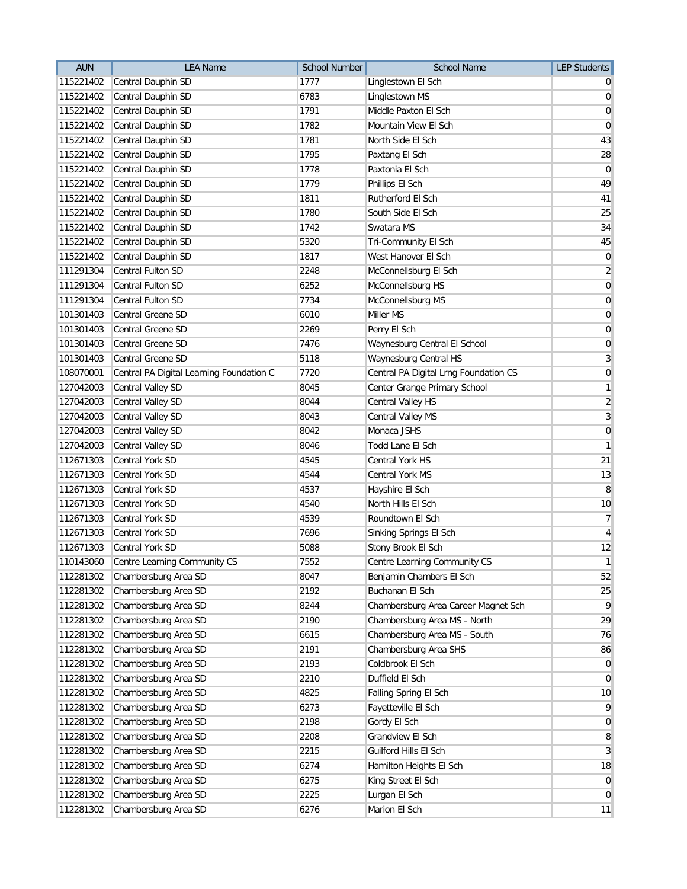| AUN | LEA Name | School Number | School Name | LEP Students |
|---|---|---|---|---|
| 115221402 | Central Dauphin SD | 1777 | Linglestown El Sch | 0 |
| 115221402 | Central Dauphin SD | 6783 | Linglestown MS | 0 |
| 115221402 | Central Dauphin SD | 1791 | Middle Paxton El Sch | 0 |
| 115221402 | Central Dauphin SD | 1782 | Mountain View El Sch | 0 |
| 115221402 | Central Dauphin SD | 1781 | North Side El Sch | 43 |
| 115221402 | Central Dauphin SD | 1795 | Paxtang El Sch | 28 |
| 115221402 | Central Dauphin SD | 1778 | Paxtonia El Sch | 0 |
| 115221402 | Central Dauphin SD | 1779 | Phillips El Sch | 49 |
| 115221402 | Central Dauphin SD | 1811 | Rutherford El Sch | 41 |
| 115221402 | Central Dauphin SD | 1780 | South Side El Sch | 25 |
| 115221402 | Central Dauphin SD | 1742 | Swatara MS | 34 |
| 115221402 | Central Dauphin SD | 5320 | Tri-Community El Sch | 45 |
| 115221402 | Central Dauphin SD | 1817 | West Hanover El Sch | 0 |
| 111291304 | Central Fulton SD | 2248 | McConnellsburg El Sch | 2 |
| 111291304 | Central Fulton SD | 6252 | McConnellsburg HS | 0 |
| 111291304 | Central Fulton SD | 7734 | McConnellsburg MS | 0 |
| 101301403 | Central Greene SD | 6010 | Miller MS | 0 |
| 101301403 | Central Greene SD | 2269 | Perry El Sch | 0 |
| 101301403 | Central Greene SD | 7476 | Waynesburg Central El School | 0 |
| 101301403 | Central Greene SD | 5118 | Waynesburg Central HS | 3 |
| 108070001 | Central PA Digital Learning Foundation C | 7720 | Central PA Digital Lrng Foundation CS | 0 |
| 127042003 | Central Valley SD | 8045 | Center Grange Primary School | 1 |
| 127042003 | Central Valley SD | 8044 | Central Valley HS | 2 |
| 127042003 | Central Valley SD | 8043 | Central Valley MS | 3 |
| 127042003 | Central Valley SD | 8042 | Monaca JSHS | 0 |
| 127042003 | Central Valley SD | 8046 | Todd Lane El Sch | 1 |
| 112671303 | Central York SD | 4545 | Central York HS | 21 |
| 112671303 | Central York SD | 4544 | Central York MS | 13 |
| 112671303 | Central York SD | 4537 | Hayshire El Sch | 8 |
| 112671303 | Central York SD | 4540 | North Hills El Sch | 10 |
| 112671303 | Central York SD | 4539 | Roundtown El Sch | 7 |
| 112671303 | Central York SD | 7696 | Sinking Springs El Sch | 4 |
| 112671303 | Central York SD | 5088 | Stony Brook El Sch | 12 |
| 110143060 | Centre Learning Community CS | 7552 | Centre Learning Community CS | 1 |
| 112281302 | Chambersburg Area SD | 8047 | Benjamin Chambers El Sch | 52 |
| 112281302 | Chambersburg Area SD | 2192 | Buchanan El Sch | 25 |
| 112281302 | Chambersburg Area SD | 8244 | Chambersburg Area Career Magnet Sch | 9 |
| 112281302 | Chambersburg Area SD | 2190 | Chambersburg Area MS - North | 29 |
| 112281302 | Chambersburg Area SD | 6615 | Chambersburg Area MS - South | 76 |
| 112281302 | Chambersburg Area SD | 2191 | Chambersburg Area SHS | 86 |
| 112281302 | Chambersburg Area SD | 2193 | Coldbrook El Sch | 0 |
| 112281302 | Chambersburg Area SD | 2210 | Duffield El Sch | 0 |
| 112281302 | Chambersburg Area SD | 4825 | Falling Spring El Sch | 10 |
| 112281302 | Chambersburg Area SD | 6273 | Fayetteville El Sch | 9 |
| 112281302 | Chambersburg Area SD | 2198 | Gordy El Sch | 0 |
| 112281302 | Chambersburg Area SD | 2208 | Grandview El Sch | 8 |
| 112281302 | Chambersburg Area SD | 2215 | Guilford Hills El Sch | 3 |
| 112281302 | Chambersburg Area SD | 6274 | Hamilton Heights El Sch | 18 |
| 112281302 | Chambersburg Area SD | 6275 | King Street El Sch | 0 |
| 112281302 | Chambersburg Area SD | 2225 | Lurgan El Sch | 0 |
| 112281302 | Chambersburg Area SD | 6276 | Marion El Sch | 11 |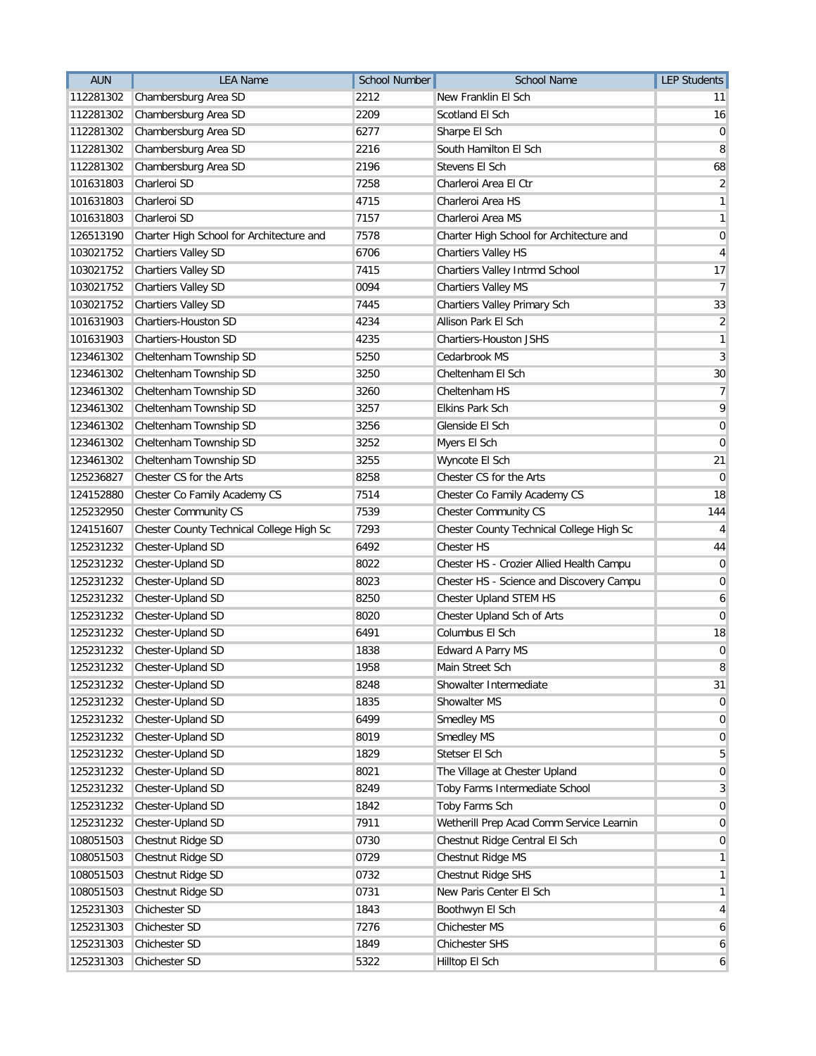| AUN | LEA Name | School Number | School Name | LEP Students |
|---|---|---|---|---|
| 112281302 | Chambersburg Area SD | 2212 | New Franklin El Sch | 11 |
| 112281302 | Chambersburg Area SD | 2209 | Scotland El Sch | 16 |
| 112281302 | Chambersburg Area SD | 6277 | Sharpe El Sch | 0 |
| 112281302 | Chambersburg Area SD | 2216 | South Hamilton El Sch | 8 |
| 112281302 | Chambersburg Area SD | 2196 | Stevens El Sch | 68 |
| 101631803 | Charleroi SD | 7258 | Charleroi Area El Ctr | 2 |
| 101631803 | Charleroi SD | 4715 | Charleroi Area HS | 1 |
| 101631803 | Charleroi SD | 7157 | Charleroi Area MS | 1 |
| 126513190 | Charter High School for Architecture and | 7578 | Charter High School for Architecture and | 0 |
| 103021752 | Chartiers Valley SD | 6706 | Chartiers Valley HS | 4 |
| 103021752 | Chartiers Valley SD | 7415 | Chartiers Valley Intrmd School | 17 |
| 103021752 | Chartiers Valley SD | 0094 | Chartiers Valley MS | 7 |
| 103021752 | Chartiers Valley SD | 7445 | Chartiers Valley Primary Sch | 33 |
| 101631903 | Chartiers-Houston SD | 4234 | Allison Park El Sch | 2 |
| 101631903 | Chartiers-Houston SD | 4235 | Chartiers-Houston JSHS | 1 |
| 123461302 | Cheltenham Township SD | 5250 | Cedarbrook MS | 3 |
| 123461302 | Cheltenham Township SD | 3250 | Cheltenham El Sch | 30 |
| 123461302 | Cheltenham Township SD | 3260 | Cheltenham HS | 7 |
| 123461302 | Cheltenham Township SD | 3257 | Elkins Park Sch | 9 |
| 123461302 | Cheltenham Township SD | 3256 | Glenside El Sch | 0 |
| 123461302 | Cheltenham Township SD | 3252 | Myers El Sch | 0 |
| 123461302 | Cheltenham Township SD | 3255 | Wyncote El Sch | 21 |
| 125236827 | Chester CS for the Arts | 8258 | Chester CS for the Arts | 0 |
| 124152880 | Chester Co Family Academy CS | 7514 | Chester Co Family Academy CS | 18 |
| 125232950 | Chester Community CS | 7539 | Chester Community CS | 144 |
| 124151607 | Chester County Technical College High Sc | 7293 | Chester County Technical College High Sc | 4 |
| 125231232 | Chester-Upland SD | 6492 | Chester HS | 44 |
| 125231232 | Chester-Upland SD | 8022 | Chester HS - Crozier Allied Health Campu | 0 |
| 125231232 | Chester-Upland SD | 8023 | Chester HS - Science and Discovery Campu | 0 |
| 125231232 | Chester-Upland SD | 8250 | Chester Upland STEM HS | 6 |
| 125231232 | Chester-Upland SD | 8020 | Chester Upland Sch of Arts | 0 |
| 125231232 | Chester-Upland SD | 6491 | Columbus El Sch | 18 |
| 125231232 | Chester-Upland SD | 1838 | Edward A Parry MS | 0 |
| 125231232 | Chester-Upland SD | 1958 | Main Street Sch | 8 |
| 125231232 | Chester-Upland SD | 8248 | Showalter Intermediate | 31 |
| 125231232 | Chester-Upland SD | 1835 | Showalter MS | 0 |
| 125231232 | Chester-Upland SD | 6499 | Smedley MS | 0 |
| 125231232 | Chester-Upland SD | 8019 | Smedley MS | 0 |
| 125231232 | Chester-Upland SD | 1829 | Stetser El Sch | 5 |
| 125231232 | Chester-Upland SD | 8021 | The Village at Chester Upland | 0 |
| 125231232 | Chester-Upland SD | 8249 | Toby Farms Intermediate School | 3 |
| 125231232 | Chester-Upland SD | 1842 | Toby Farms Sch | 0 |
| 125231232 | Chester-Upland SD | 7911 | Wetherill Prep Acad Comm Service Learnin | 0 |
| 108051503 | Chestnut Ridge SD | 0730 | Chestnut Ridge Central El Sch | 0 |
| 108051503 | Chestnut Ridge SD | 0729 | Chestnut Ridge MS | 1 |
| 108051503 | Chestnut Ridge SD | 0732 | Chestnut Ridge SHS | 1 |
| 108051503 | Chestnut Ridge SD | 0731 | New Paris Center El Sch | 1 |
| 125231303 | Chichester SD | 1843 | Boothwyn El Sch | 4 |
| 125231303 | Chichester SD | 7276 | Chichester MS | 6 |
| 125231303 | Chichester SD | 1849 | Chichester SHS | 6 |
| 125231303 | Chichester SD | 5322 | Hilltop El Sch | 6 |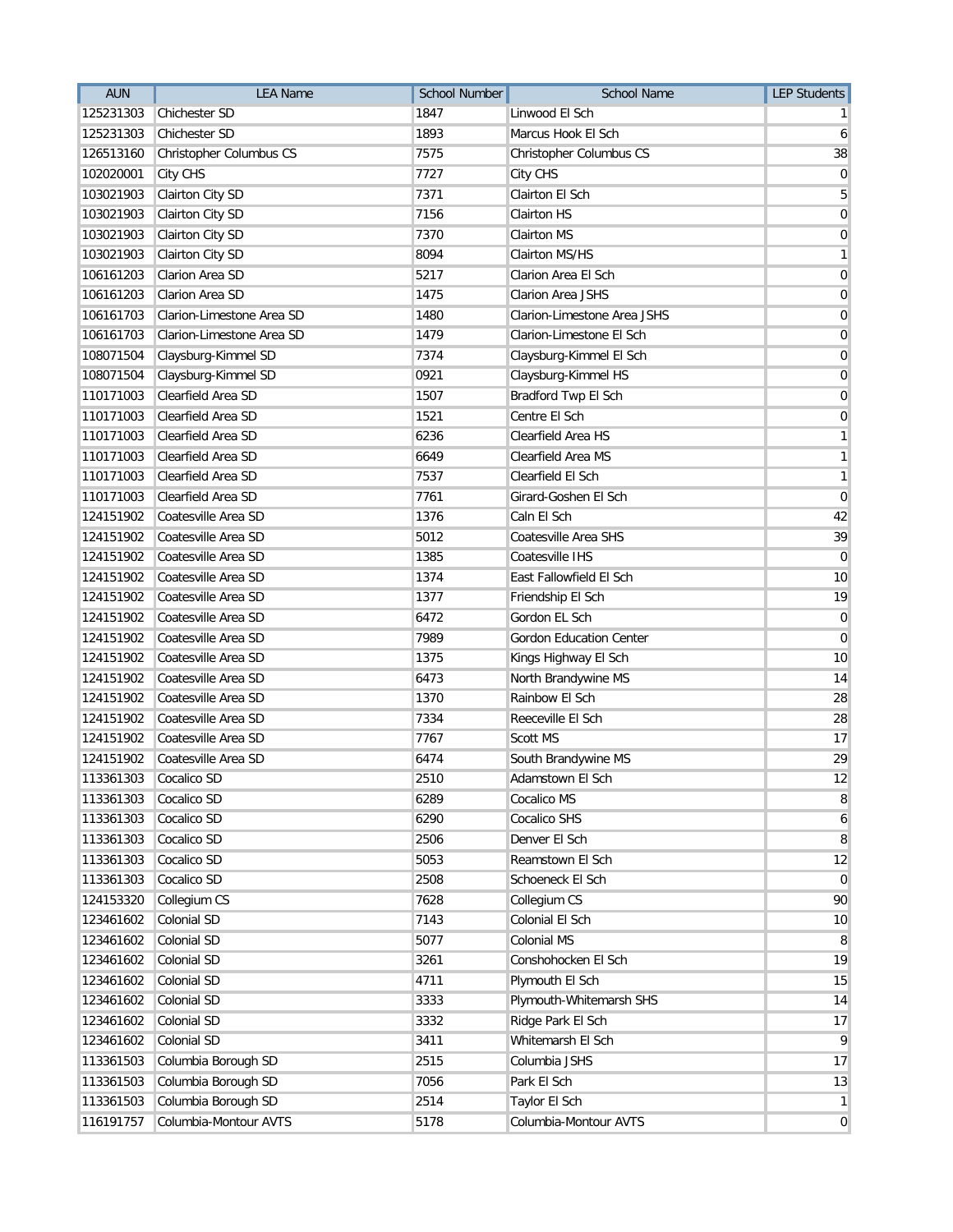| AUN | LEA Name | School Number | School Name | LEP Students |
|---|---|---|---|---|
| 125231303 | Chichester SD | 1847 | Linwood El Sch | 1 |
| 125231303 | Chichester SD | 1893 | Marcus Hook El Sch | 6 |
| 126513160 | Christopher Columbus CS | 7575 | Christopher Columbus CS | 38 |
| 102020001 | City CHS | 7727 | City CHS | 0 |
| 103021903 | Clairton City SD | 7371 | Clairton El Sch | 5 |
| 103021903 | Clairton City SD | 7156 | Clairton HS | 0 |
| 103021903 | Clairton City SD | 7370 | Clairton MS | 0 |
| 103021903 | Clairton City SD | 8094 | Clairton MS/HS | 1 |
| 106161203 | Clarion Area SD | 5217 | Clarion Area El Sch | 0 |
| 106161203 | Clarion Area SD | 1475 | Clarion Area JSHS | 0 |
| 106161703 | Clarion-Limestone Area SD | 1480 | Clarion-Limestone Area JSHS | 0 |
| 106161703 | Clarion-Limestone Area SD | 1479 | Clarion-Limestone El Sch | 0 |
| 108071504 | Claysburg-Kimmel SD | 7374 | Claysburg-Kimmel El Sch | 0 |
| 108071504 | Claysburg-Kimmel SD | 0921 | Claysburg-Kimmel HS | 0 |
| 110171003 | Clearfield Area SD | 1507 | Bradford Twp El Sch | 0 |
| 110171003 | Clearfield Area SD | 1521 | Centre El Sch | 0 |
| 110171003 | Clearfield Area SD | 6236 | Clearfield Area HS | 1 |
| 110171003 | Clearfield Area SD | 6649 | Clearfield Area MS | 1 |
| 110171003 | Clearfield Area SD | 7537 | Clearfield El Sch | 1 |
| 110171003 | Clearfield Area SD | 7761 | Girard-Goshen El Sch | 0 |
| 124151902 | Coatesville Area SD | 1376 | Caln El Sch | 42 |
| 124151902 | Coatesville Area SD | 5012 | Coatesville Area SHS | 39 |
| 124151902 | Coatesville Area SD | 1385 | Coatesville IHS | 0 |
| 124151902 | Coatesville Area SD | 1374 | East Fallowfield El Sch | 10 |
| 124151902 | Coatesville Area SD | 1377 | Friendship El Sch | 19 |
| 124151902 | Coatesville Area SD | 6472 | Gordon EL Sch | 0 |
| 124151902 | Coatesville Area SD | 7989 | Gordon Education Center | 0 |
| 124151902 | Coatesville Area SD | 1375 | Kings Highway El Sch | 10 |
| 124151902 | Coatesville Area SD | 6473 | North Brandywine MS | 14 |
| 124151902 | Coatesville Area SD | 1370 | Rainbow El Sch | 28 |
| 124151902 | Coatesville Area SD | 7334 | Reeceville El Sch | 28 |
| 124151902 | Coatesville Area SD | 7767 | Scott MS | 17 |
| 124151902 | Coatesville Area SD | 6474 | South Brandywine MS | 29 |
| 113361303 | Cocalico SD | 2510 | Adamstown El Sch | 12 |
| 113361303 | Cocalico SD | 6289 | Cocalico MS | 8 |
| 113361303 | Cocalico SD | 6290 | Cocalico SHS | 6 |
| 113361303 | Cocalico SD | 2506 | Denver El Sch | 8 |
| 113361303 | Cocalico SD | 5053 | Reamstown El Sch | 12 |
| 113361303 | Cocalico SD | 2508 | Schoeneck El Sch | 0 |
| 124153320 | Collegium CS | 7628 | Collegium CS | 90 |
| 123461602 | Colonial SD | 7143 | Colonial El Sch | 10 |
| 123461602 | Colonial SD | 5077 | Colonial MS | 8 |
| 123461602 | Colonial SD | 3261 | Conshohocken El Sch | 19 |
| 123461602 | Colonial SD | 4711 | Plymouth El Sch | 15 |
| 123461602 | Colonial SD | 3333 | Plymouth-Whitemarsh SHS | 14 |
| 123461602 | Colonial SD | 3332 | Ridge Park El Sch | 17 |
| 123461602 | Colonial SD | 3411 | Whitemarsh El Sch | 9 |
| 113361503 | Columbia Borough SD | 2515 | Columbia JSHS | 17 |
| 113361503 | Columbia Borough SD | 7056 | Park El Sch | 13 |
| 113361503 | Columbia Borough SD | 2514 | Taylor El Sch | 1 |
| 116191757 | Columbia-Montour AVTS | 5178 | Columbia-Montour AVTS | 0 |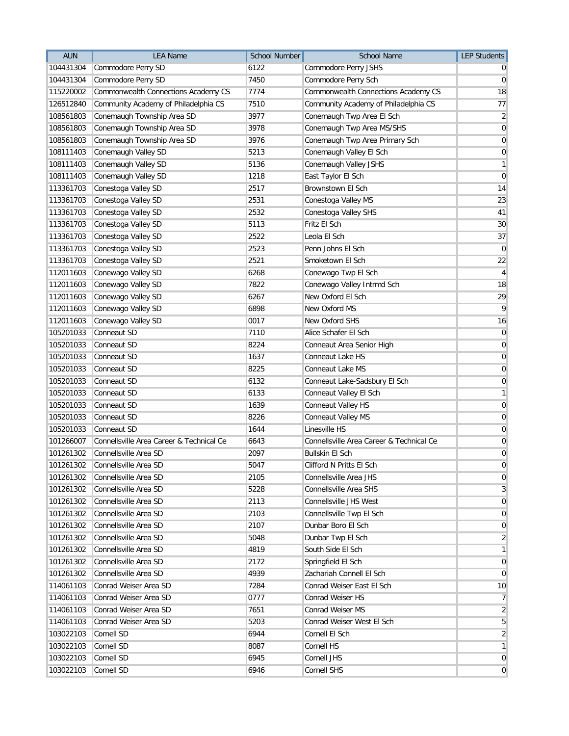| AUN | LEA Name | School Number | School Name | LEP Students |
|---|---|---|---|---|
| 104431304 | Commodore Perry SD | 6122 | Commodore Perry JSHS | 0 |
| 104431304 | Commodore Perry SD | 7450 | Commodore Perry Sch | 0 |
| 115220002 | Commonwealth Connections Academy CS | 7774 | Commonwealth Connections Academy CS | 18 |
| 126512840 | Community Academy of Philadelphia CS | 7510 | Community Academy of Philadelphia CS | 77 |
| 108561803 | Conemaugh Township Area SD | 3977 | Conemaugh Twp Area El Sch | 2 |
| 108561803 | Conemaugh Township Area SD | 3978 | Conemaugh Twp Area MS/SHS | 0 |
| 108561803 | Conemaugh Township Area SD | 3976 | Conemaugh Twp Area Primary Sch | 0 |
| 108111403 | Conemaugh Valley SD | 5213 | Conemaugh Valley El Sch | 0 |
| 108111403 | Conemaugh Valley SD | 5136 | Conemaugh Valley JSHS | 1 |
| 108111403 | Conemaugh Valley SD | 1218 | East Taylor El Sch | 0 |
| 113361703 | Conestoga Valley SD | 2517 | Brownstown El Sch | 14 |
| 113361703 | Conestoga Valley SD | 2531 | Conestoga Valley MS | 23 |
| 113361703 | Conestoga Valley SD | 2532 | Conestoga Valley SHS | 41 |
| 113361703 | Conestoga Valley SD | 5113 | Fritz El Sch | 30 |
| 113361703 | Conestoga Valley SD | 2522 | Leola El Sch | 37 |
| 113361703 | Conestoga Valley SD | 2523 | Penn Johns El Sch | 0 |
| 113361703 | Conestoga Valley SD | 2521 | Smoketown El Sch | 22 |
| 112011603 | Conewago Valley SD | 6268 | Conewago Twp El Sch | 4 |
| 112011603 | Conewago Valley SD | 7822 | Conewago Valley Intrmd Sch | 18 |
| 112011603 | Conewago Valley SD | 6267 | New Oxford El Sch | 29 |
| 112011603 | Conewago Valley SD | 6898 | New Oxford MS | 9 |
| 112011603 | Conewago Valley SD | 0017 | New Oxford SHS | 16 |
| 105201033 | Conneaut SD | 7110 | Alice Schafer El Sch | 0 |
| 105201033 | Conneaut SD | 8224 | Conneaut Area Senior High | 0 |
| 105201033 | Conneaut SD | 1637 | Conneaut Lake HS | 0 |
| 105201033 | Conneaut SD | 8225 | Conneaut Lake MS | 0 |
| 105201033 | Conneaut SD | 6132 | Conneaut Lake-Sadsbury El Sch | 0 |
| 105201033 | Conneaut SD | 6133 | Conneaut Valley El Sch | 1 |
| 105201033 | Conneaut SD | 1639 | Conneaut Valley HS | 0 |
| 105201033 | Conneaut SD | 8226 | Conneaut Valley MS | 0 |
| 105201033 | Conneaut SD | 1644 | Linesville HS | 0 |
| 101266007 | Connellsville Area Career & Technical Ce | 6643 | Connellsville Area Career & Technical Ce | 0 |
| 101261302 | Connellsville Area SD | 2097 | Bullskin El Sch | 0 |
| 101261302 | Connellsville Area SD | 5047 | Clifford N Pritts El Sch | 0 |
| 101261302 | Connellsville Area SD | 2105 | Connellsville Area JHS | 0 |
| 101261302 | Connellsville Area SD | 5228 | Connellsville Area SHS | 3 |
| 101261302 | Connellsville Area SD | 2113 | Connellsville JHS West | 0 |
| 101261302 | Connellsville Area SD | 2103 | Connellsville Twp El Sch | 0 |
| 101261302 | Connellsville Area SD | 2107 | Dunbar Boro El Sch | 0 |
| 101261302 | Connellsville Area SD | 5048 | Dunbar Twp El Sch | 2 |
| 101261302 | Connellsville Area SD | 4819 | South Side El Sch | 1 |
| 101261302 | Connellsville Area SD | 2172 | Springfield El Sch | 0 |
| 101261302 | Connellsville Area SD | 4939 | Zachariah Connell El Sch | 0 |
| 114061103 | Conrad Weiser Area SD | 7284 | Conrad Weiser East El Sch | 10 |
| 114061103 | Conrad Weiser Area SD | 0777 | Conrad Weiser HS | 7 |
| 114061103 | Conrad Weiser Area SD | 7651 | Conrad Weiser MS | 2 |
| 114061103 | Conrad Weiser Area SD | 5203 | Conrad Weiser West El Sch | 5 |
| 103022103 | Cornell SD | 6944 | Cornell El Sch | 2 |
| 103022103 | Cornell SD | 8087 | Cornell HS | 1 |
| 103022103 | Cornell SD | 6945 | Cornell JHS | 0 |
| 103022103 | Cornell SD | 6946 | Cornell SHS | 0 |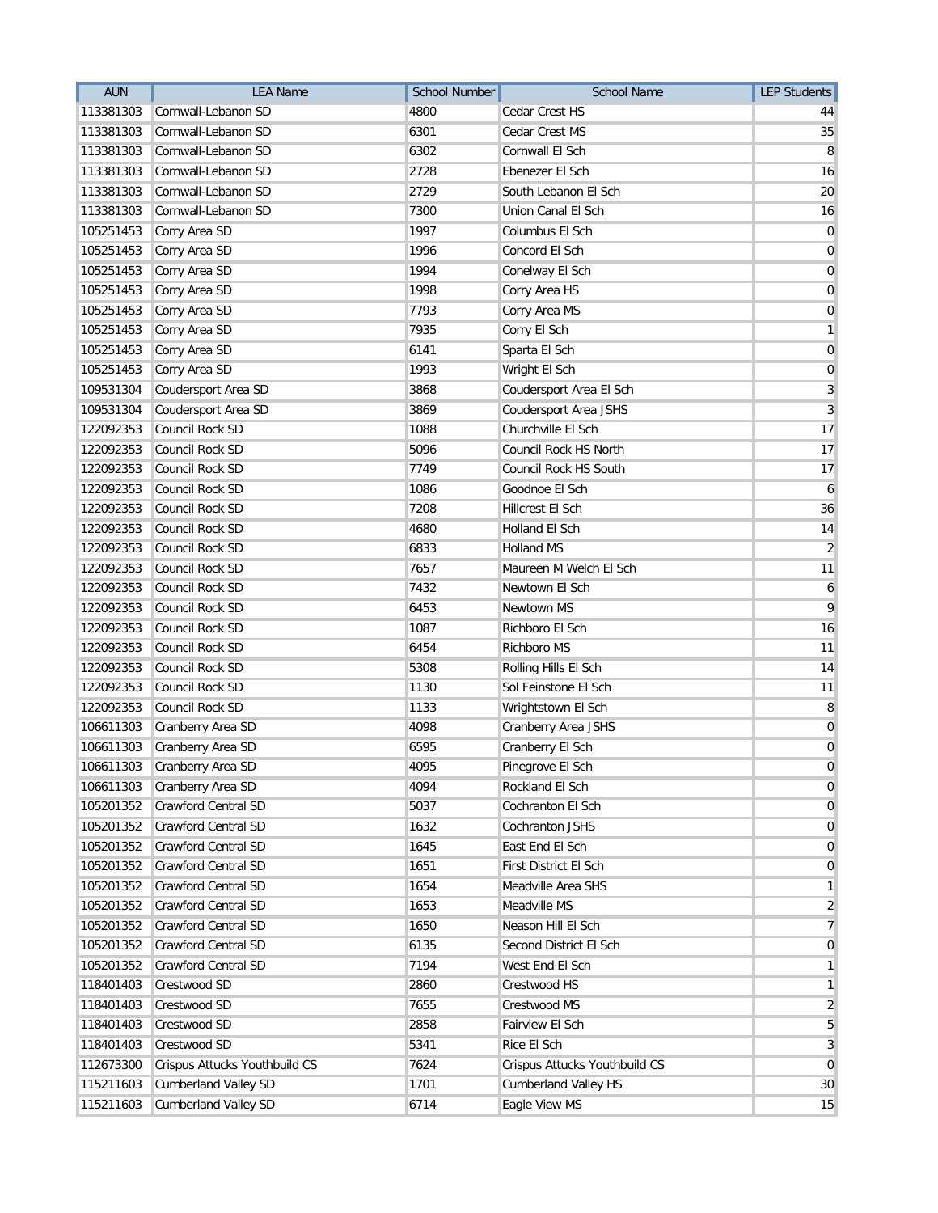| AUN | LEA Name | School Number | School Name | LEP Students |
|---|---|---|---|---|
| 113381303 | Cornwall-Lebanon SD | 4800 | Cedar Crest HS | 44 |
| 113381303 | Cornwall-Lebanon SD | 6301 | Cedar Crest MS | 35 |
| 113381303 | Cornwall-Lebanon SD | 6302 | Cornwall El Sch | 8 |
| 113381303 | Cornwall-Lebanon SD | 2728 | Ebenezer El Sch | 16 |
| 113381303 | Cornwall-Lebanon SD | 2729 | South Lebanon El Sch | 20 |
| 113381303 | Cornwall-Lebanon SD | 7300 | Union Canal El Sch | 16 |
| 105251453 | Corry Area SD | 1997 | Columbus El Sch | 0 |
| 105251453 | Corry Area SD | 1996 | Concord El Sch | 0 |
| 105251453 | Corry Area SD | 1994 | Conelway El Sch | 0 |
| 105251453 | Corry Area SD | 1998 | Corry Area HS | 0 |
| 105251453 | Corry Area SD | 7793 | Corry Area MS | 0 |
| 105251453 | Corry Area SD | 7935 | Corry El Sch | 1 |
| 105251453 | Corry Area SD | 6141 | Sparta El Sch | 0 |
| 105251453 | Corry Area SD | 1993 | Wright El Sch | 0 |
| 109531304 | Coudersport Area SD | 3868 | Coudersport Area El Sch | 3 |
| 109531304 | Coudersport Area SD | 3869 | Coudersport Area JSHS | 3 |
| 122092353 | Council Rock SD | 1088 | Churchville El Sch | 17 |
| 122092353 | Council Rock SD | 5096 | Council Rock HS North | 17 |
| 122092353 | Council Rock SD | 7749 | Council Rock HS South | 17 |
| 122092353 | Council Rock SD | 1086 | Goodnoe El Sch | 6 |
| 122092353 | Council Rock SD | 7208 | Hillcrest El Sch | 36 |
| 122092353 | Council Rock SD | 4680 | Holland El Sch | 14 |
| 122092353 | Council Rock SD | 6833 | Holland MS | 2 |
| 122092353 | Council Rock SD | 7657 | Maureen M Welch El Sch | 11 |
| 122092353 | Council Rock SD | 7432 | Newtown El Sch | 6 |
| 122092353 | Council Rock SD | 6453 | Newtown MS | 9 |
| 122092353 | Council Rock SD | 1087 | Richboro El Sch | 16 |
| 122092353 | Council Rock SD | 6454 | Richboro MS | 11 |
| 122092353 | Council Rock SD | 5308 | Rolling Hills El Sch | 14 |
| 122092353 | Council Rock SD | 1130 | Sol Feinstone El Sch | 11 |
| 122092353 | Council Rock SD | 1133 | Wrightstown El Sch | 8 |
| 106611303 | Cranberry Area SD | 4098 | Cranberry Area JSHS | 0 |
| 106611303 | Cranberry Area SD | 6595 | Cranberry El Sch | 0 |
| 106611303 | Cranberry Area SD | 4095 | Pinegrove El Sch | 0 |
| 106611303 | Cranberry Area SD | 4094 | Rockland El Sch | 0 |
| 105201352 | Crawford Central SD | 5037 | Cochranton El Sch | 0 |
| 105201352 | Crawford Central SD | 1632 | Cochranton JSHS | 0 |
| 105201352 | Crawford Central SD | 1645 | East End El Sch | 0 |
| 105201352 | Crawford Central SD | 1651 | First District El Sch | 0 |
| 105201352 | Crawford Central SD | 1654 | Meadville Area SHS | 1 |
| 105201352 | Crawford Central SD | 1653 | Meadville MS | 2 |
| 105201352 | Crawford Central SD | 1650 | Neason Hill El Sch | 7 |
| 105201352 | Crawford Central SD | 6135 | Second District El Sch | 0 |
| 105201352 | Crawford Central SD | 7194 | West End El Sch | 1 |
| 118401403 | Crestwood SD | 2860 | Crestwood HS | 1 |
| 118401403 | Crestwood SD | 7655 | Crestwood MS | 2 |
| 118401403 | Crestwood SD | 2858 | Fairview El Sch | 5 |
| 118401403 | Crestwood SD | 5341 | Rice El Sch | 3 |
| 112673300 | Crispus Attucks Youthbuild CS | 7624 | Crispus Attucks Youthbuild CS | 0 |
| 115211603 | Cumberland Valley SD | 1701 | Cumberland Valley HS | 30 |
| 115211603 | Cumberland Valley SD | 6714 | Eagle View MS | 15 |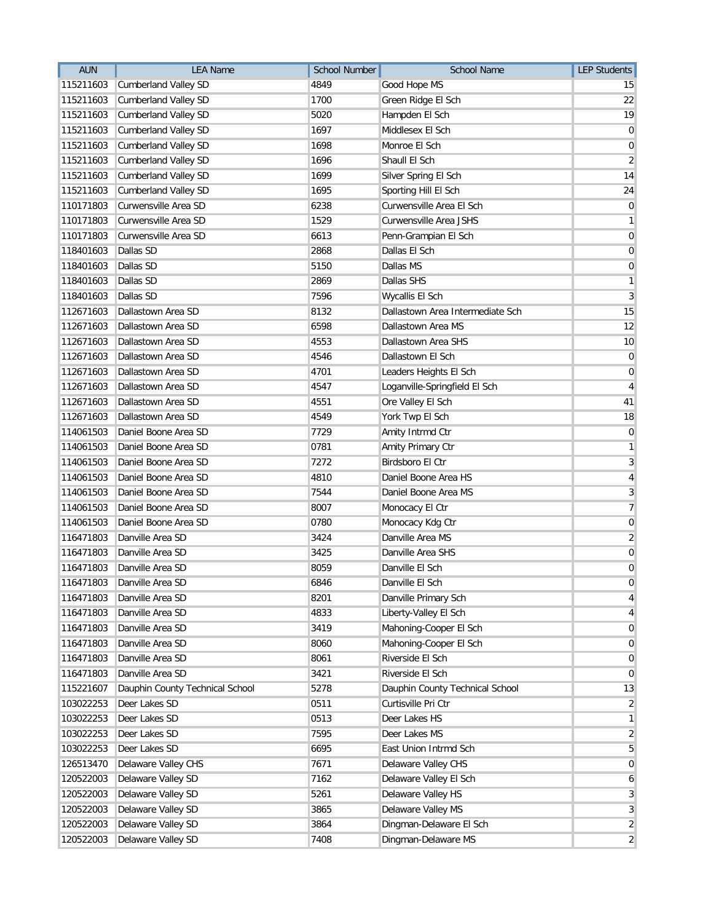| AUN | LEA Name | School Number | School Name | LEP Students |
|---|---|---|---|---|
| 115211603 | Cumberland Valley SD | 4849 | Good Hope MS | 15 |
| 115211603 | Cumberland Valley SD | 1700 | Green Ridge El Sch | 22 |
| 115211603 | Cumberland Valley SD | 5020 | Hampden El Sch | 19 |
| 115211603 | Cumberland Valley SD | 1697 | Middlesex El Sch | 0 |
| 115211603 | Cumberland Valley SD | 1698 | Monroe El Sch | 0 |
| 115211603 | Cumberland Valley SD | 1696 | Shaull El Sch | 2 |
| 115211603 | Cumberland Valley SD | 1699 | Silver Spring El Sch | 14 |
| 115211603 | Cumberland Valley SD | 1695 | Sporting Hill El Sch | 24 |
| 110171803 | Curwensville Area SD | 6238 | Curwensville Area El Sch | 0 |
| 110171803 | Curwensville Area SD | 1529 | Curwensville Area JSHS | 1 |
| 110171803 | Curwensville Area SD | 6613 | Penn-Grampian El Sch | 0 |
| 118401603 | Dallas SD | 2868 | Dallas El Sch | 0 |
| 118401603 | Dallas SD | 5150 | Dallas MS | 0 |
| 118401603 | Dallas SD | 2869 | Dallas SHS | 1 |
| 118401603 | Dallas SD | 7596 | Wycallis El Sch | 3 |
| 112671603 | Dallastown Area SD | 8132 | Dallastown Area Intermediate Sch | 15 |
| 112671603 | Dallastown Area SD | 6598 | Dallastown Area MS | 12 |
| 112671603 | Dallastown Area SD | 4553 | Dallastown Area SHS | 10 |
| 112671603 | Dallastown Area SD | 4546 | Dallastown El Sch | 0 |
| 112671603 | Dallastown Area SD | 4701 | Leaders Heights El Sch | 0 |
| 112671603 | Dallastown Area SD | 4547 | Loganville-Springfield El Sch | 4 |
| 112671603 | Dallastown Area SD | 4551 | Ore Valley El Sch | 41 |
| 112671603 | Dallastown Area SD | 4549 | York Twp El Sch | 18 |
| 114061503 | Daniel Boone Area SD | 7729 | Amity Intrmd Ctr | 0 |
| 114061503 | Daniel Boone Area SD | 0781 | Amity Primary Ctr | 1 |
| 114061503 | Daniel Boone Area SD | 7272 | Birdsboro El Ctr | 3 |
| 114061503 | Daniel Boone Area SD | 4810 | Daniel Boone Area HS | 4 |
| 114061503 | Daniel Boone Area SD | 7544 | Daniel Boone Area MS | 3 |
| 114061503 | Daniel Boone Area SD | 8007 | Monocacy El Ctr | 7 |
| 114061503 | Daniel Boone Area SD | 0780 | Monocacy Kdg Ctr | 0 |
| 116471803 | Danville Area SD | 3424 | Danville Area MS | 2 |
| 116471803 | Danville Area SD | 3425 | Danville Area SHS | 0 |
| 116471803 | Danville Area SD | 8059 | Danville El Sch | 0 |
| 116471803 | Danville Area SD | 6846 | Danville El Sch | 0 |
| 116471803 | Danville Area SD | 8201 | Danville Primary Sch | 4 |
| 116471803 | Danville Area SD | 4833 | Liberty-Valley El Sch | 4 |
| 116471803 | Danville Area SD | 3419 | Mahoning-Cooper El Sch | 0 |
| 116471803 | Danville Area SD | 8060 | Mahoning-Cooper El Sch | 0 |
| 116471803 | Danville Area SD | 8061 | Riverside El Sch | 0 |
| 116471803 | Danville Area SD | 3421 | Riverside El Sch | 0 |
| 115221607 | Dauphin County Technical School | 5278 | Dauphin County Technical School | 13 |
| 103022253 | Deer Lakes SD | 0511 | Curtisville Pri Ctr | 2 |
| 103022253 | Deer Lakes SD | 0513 | Deer Lakes HS | 1 |
| 103022253 | Deer Lakes SD | 7595 | Deer Lakes MS | 2 |
| 103022253 | Deer Lakes SD | 6695 | East Union Intrmd Sch | 5 |
| 126513470 | Delaware Valley CHS | 7671 | Delaware Valley CHS | 0 |
| 120522003 | Delaware Valley SD | 7162 | Delaware Valley El Sch | 6 |
| 120522003 | Delaware Valley SD | 5261 | Delaware Valley HS | 3 |
| 120522003 | Delaware Valley SD | 3865 | Delaware Valley MS | 3 |
| 120522003 | Delaware Valley SD | 3864 | Dingman-Delaware El Sch | 2 |
| 120522003 | Delaware Valley SD | 7408 | Dingman-Delaware MS | 2 |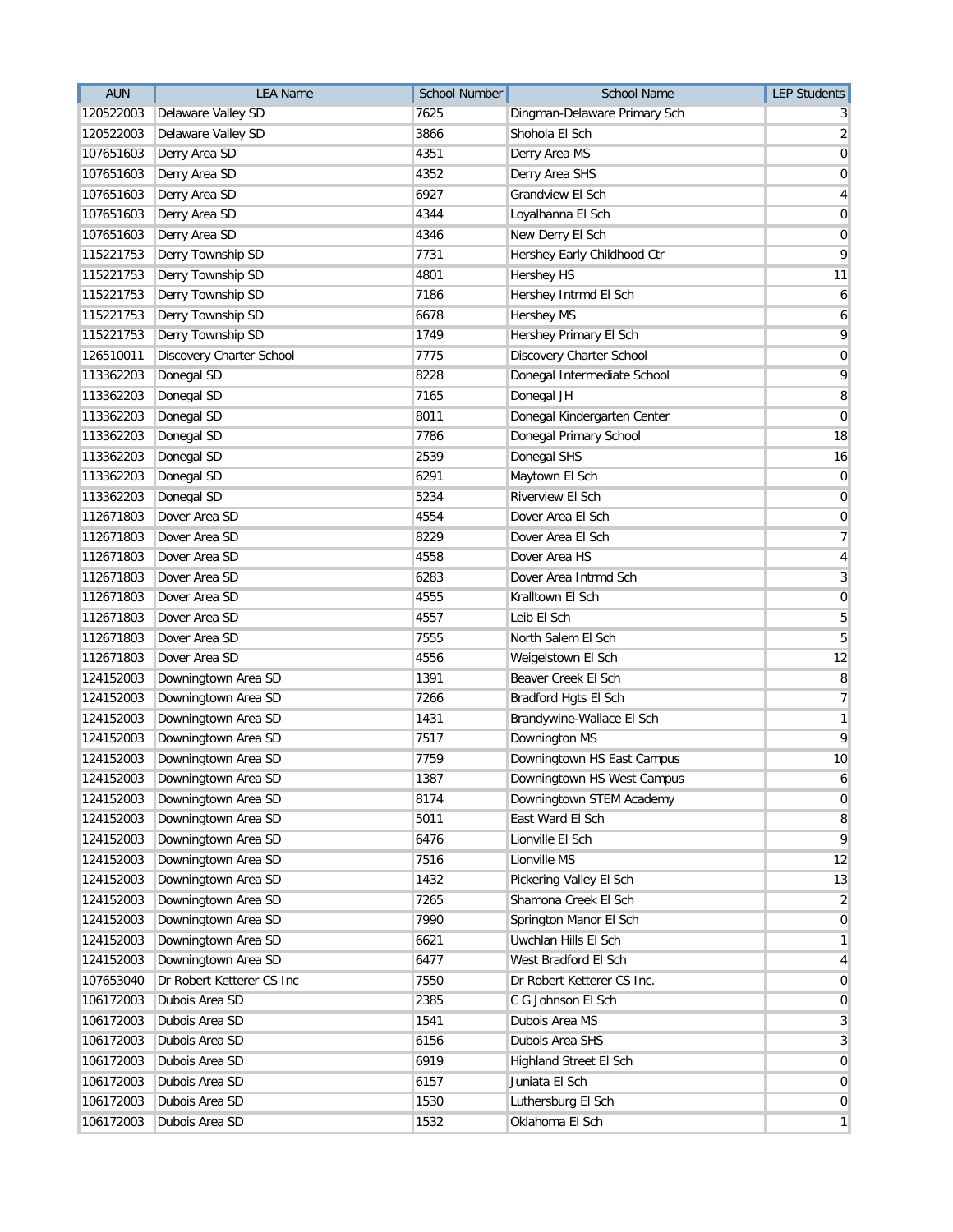| AUN | LEA Name | School Number | School Name | LEP Students |
|---|---|---|---|---|
| 120522003 | Delaware Valley SD | 7625 | Dingman-Delaware Primary Sch | 3 |
| 120522003 | Delaware Valley SD | 3866 | Shohola El Sch | 2 |
| 107651603 | Derry Area SD | 4351 | Derry Area MS | 0 |
| 107651603 | Derry Area SD | 4352 | Derry Area SHS | 0 |
| 107651603 | Derry Area SD | 6927 | Grandview El Sch | 4 |
| 107651603 | Derry Area SD | 4344 | Loyalhanna El Sch | 0 |
| 107651603 | Derry Area SD | 4346 | New Derry El Sch | 0 |
| 115221753 | Derry Township SD | 7731 | Hershey Early Childhood Ctr | 9 |
| 115221753 | Derry Township SD | 4801 | Hershey HS | 11 |
| 115221753 | Derry Township SD | 7186 | Hershey Intrmd El Sch | 6 |
| 115221753 | Derry Township SD | 6678 | Hershey MS | 6 |
| 115221753 | Derry Township SD | 1749 | Hershey Primary El Sch | 9 |
| 126510011 | Discovery Charter School | 7775 | Discovery Charter School | 0 |
| 113362203 | Donegal SD | 8228 | Donegal Intermediate School | 9 |
| 113362203 | Donegal SD | 7165 | Donegal JH | 8 |
| 113362203 | Donegal SD | 8011 | Donegal Kindergarten Center | 0 |
| 113362203 | Donegal SD | 7786 | Donegal Primary School | 18 |
| 113362203 | Donegal SD | 2539 | Donegal SHS | 16 |
| 113362203 | Donegal SD | 6291 | Maytown El Sch | 0 |
| 113362203 | Donegal SD | 5234 | Riverview El Sch | 0 |
| 112671803 | Dover Area SD | 4554 | Dover Area El Sch | 0 |
| 112671803 | Dover Area SD | 8229 | Dover Area El Sch | 7 |
| 112671803 | Dover Area SD | 4558 | Dover Area HS | 4 |
| 112671803 | Dover Area SD | 6283 | Dover Area Intrmd Sch | 3 |
| 112671803 | Dover Area SD | 4555 | Kralltown El Sch | 0 |
| 112671803 | Dover Area SD | 4557 | Leib El Sch | 5 |
| 112671803 | Dover Area SD | 7555 | North Salem El Sch | 5 |
| 112671803 | Dover Area SD | 4556 | Weigelstown El Sch | 12 |
| 124152003 | Downingtown Area SD | 1391 | Beaver Creek El Sch | 8 |
| 124152003 | Downingtown Area SD | 7266 | Bradford Hgts El Sch | 7 |
| 124152003 | Downingtown Area SD | 1431 | Brandywine-Wallace El Sch | 1 |
| 124152003 | Downingtown Area SD | 7517 | Downington MS | 9 |
| 124152003 | Downingtown Area SD | 7759 | Downingtown HS East Campus | 10 |
| 124152003 | Downingtown Area SD | 1387 | Downingtown HS West Campus | 6 |
| 124152003 | Downingtown Area SD | 8174 | Downingtown STEM Academy | 0 |
| 124152003 | Downingtown Area SD | 5011 | East Ward El Sch | 8 |
| 124152003 | Downingtown Area SD | 6476 | Lionville El Sch | 9 |
| 124152003 | Downingtown Area SD | 7516 | Lionville MS | 12 |
| 124152003 | Downingtown Area SD | 1432 | Pickering Valley El Sch | 13 |
| 124152003 | Downingtown Area SD | 7265 | Shamona Creek El Sch | 2 |
| 124152003 | Downingtown Area SD | 7990 | Springton Manor El Sch | 0 |
| 124152003 | Downingtown Area SD | 6621 | Uwchlan Hills El Sch | 1 |
| 124152003 | Downingtown Area SD | 6477 | West Bradford El Sch | 4 |
| 107653040 | Dr Robert Ketterer CS Inc | 7550 | Dr Robert Ketterer CS Inc. | 0 |
| 106172003 | Dubois Area SD | 2385 | C G Johnson El Sch | 0 |
| 106172003 | Dubois Area SD | 1541 | Dubois Area MS | 3 |
| 106172003 | Dubois Area SD | 6156 | Dubois Area SHS | 3 |
| 106172003 | Dubois Area SD | 6919 | Highland Street El Sch | 0 |
| 106172003 | Dubois Area SD | 6157 | Juniata El Sch | 0 |
| 106172003 | Dubois Area SD | 1530 | Luthersburg El Sch | 0 |
| 106172003 | Dubois Area SD | 1532 | Oklahoma El Sch | 1 |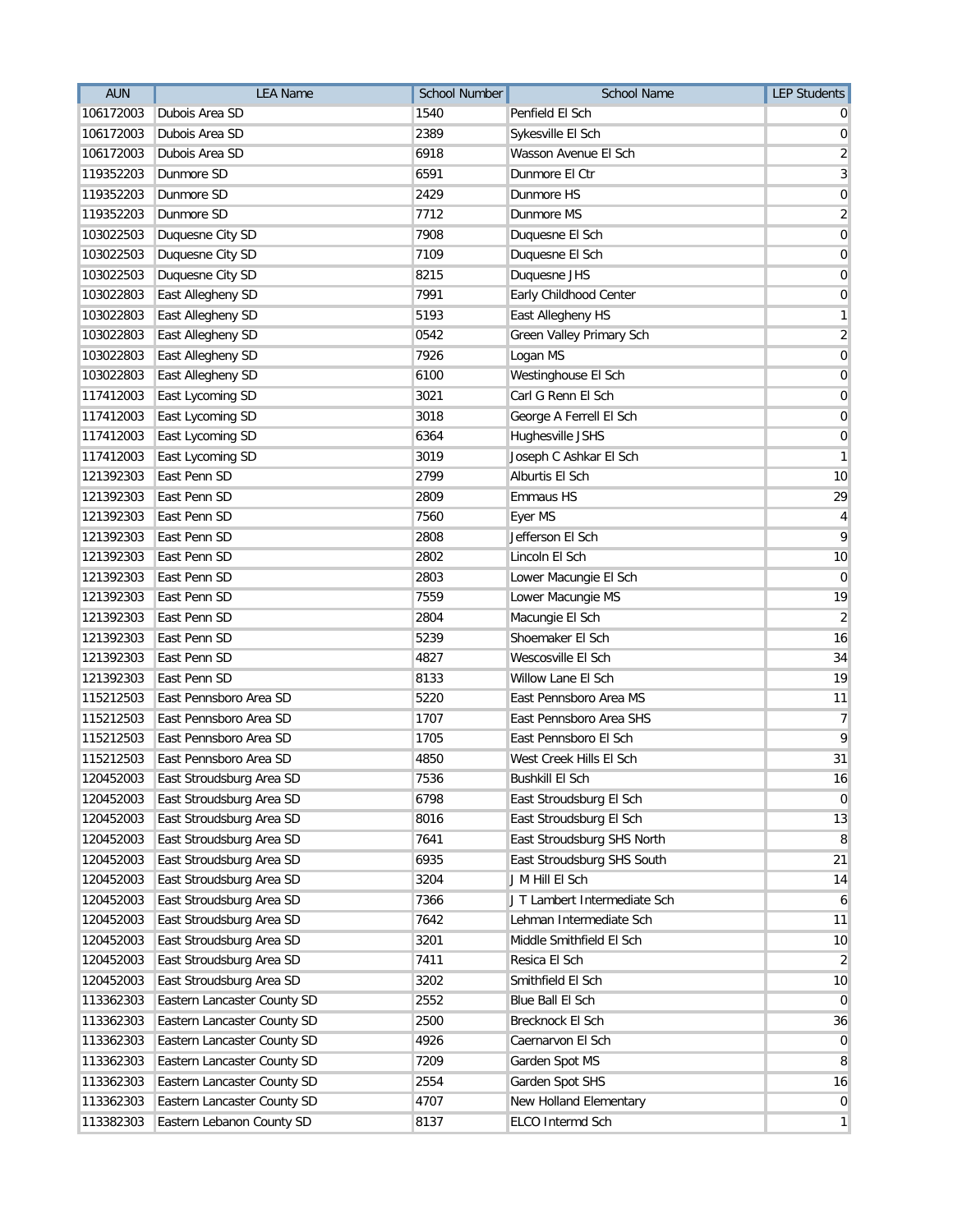| AUN | LEA Name | School Number | School Name | LEP Students |
|---|---|---|---|---|
| 106172003 | Dubois Area SD | 1540 | Penfield El Sch | 0 |
| 106172003 | Dubois Area SD | 2389 | Sykesville El Sch | 0 |
| 106172003 | Dubois Area SD | 6918 | Wasson Avenue El Sch | 2 |
| 119352203 | Dunmore SD | 6591 | Dunmore El Ctr | 3 |
| 119352203 | Dunmore SD | 2429 | Dunmore HS | 0 |
| 119352203 | Dunmore SD | 7712 | Dunmore MS | 2 |
| 103022503 | Duquesne City SD | 7908 | Duquesne El Sch | 0 |
| 103022503 | Duquesne City SD | 7109 | Duquesne El Sch | 0 |
| 103022503 | Duquesne City SD | 8215 | Duquesne JHS | 0 |
| 103022803 | East Allegheny SD | 7991 | Early Childhood Center | 0 |
| 103022803 | East Allegheny SD | 5193 | East Allegheny HS | 1 |
| 103022803 | East Allegheny SD | 0542 | Green Valley Primary Sch | 2 |
| 103022803 | East Allegheny SD | 7926 | Logan MS | 0 |
| 103022803 | East Allegheny SD | 6100 | Westinghouse El Sch | 0 |
| 117412003 | East Lycoming SD | 3021 | Carl G Renn El Sch | 0 |
| 117412003 | East Lycoming SD | 3018 | George A Ferrell El Sch | 0 |
| 117412003 | East Lycoming SD | 6364 | Hughesville JSHS | 0 |
| 117412003 | East Lycoming SD | 3019 | Joseph C Ashkar El Sch | 1 |
| 121392303 | East Penn SD | 2799 | Alburtis El Sch | 10 |
| 121392303 | East Penn SD | 2809 | Emmaus HS | 29 |
| 121392303 | East Penn SD | 7560 | Eyer MS | 4 |
| 121392303 | East Penn SD | 2808 | Jefferson El Sch | 9 |
| 121392303 | East Penn SD | 2802 | Lincoln El Sch | 10 |
| 121392303 | East Penn SD | 2803 | Lower Macungie El Sch | 0 |
| 121392303 | East Penn SD | 7559 | Lower Macungie MS | 19 |
| 121392303 | East Penn SD | 2804 | Macungie El Sch | 2 |
| 121392303 | East Penn SD | 5239 | Shoemaker El Sch | 16 |
| 121392303 | East Penn SD | 4827 | Wescosville El Sch | 34 |
| 121392303 | East Penn SD | 8133 | Willow Lane El Sch | 19 |
| 115212503 | East Pennsboro Area SD | 5220 | East Pennsboro Area MS | 11 |
| 115212503 | East Pennsboro Area SD | 1707 | East Pennsboro Area SHS | 7 |
| 115212503 | East Pennsboro Area SD | 1705 | East Pennsboro El Sch | 9 |
| 115212503 | East Pennsboro Area SD | 4850 | West Creek Hills El Sch | 31 |
| 120452003 | East Stroudsburg Area SD | 7536 | Bushkill El Sch | 16 |
| 120452003 | East Stroudsburg Area SD | 6798 | East Stroudsburg El Sch | 0 |
| 120452003 | East Stroudsburg Area SD | 8016 | East Stroudsburg El Sch | 13 |
| 120452003 | East Stroudsburg Area SD | 7641 | East Stroudsburg SHS North | 8 |
| 120452003 | East Stroudsburg Area SD | 6935 | East Stroudsburg SHS South | 21 |
| 120452003 | East Stroudsburg Area SD | 3204 | J M Hill El Sch | 14 |
| 120452003 | East Stroudsburg Area SD | 7366 | J T Lambert Intermediate Sch | 6 |
| 120452003 | East Stroudsburg Area SD | 7642 | Lehman Intermediate Sch | 11 |
| 120452003 | East Stroudsburg Area SD | 3201 | Middle Smithfield El Sch | 10 |
| 120452003 | East Stroudsburg Area SD | 7411 | Resica El Sch | 2 |
| 120452003 | East Stroudsburg Area SD | 3202 | Smithfield El Sch | 10 |
| 113362303 | Eastern Lancaster County SD | 2552 | Blue Ball El Sch | 0 |
| 113362303 | Eastern Lancaster County SD | 2500 | Brecknock El Sch | 36 |
| 113362303 | Eastern Lancaster County SD | 4926 | Caernarvon El Sch | 0 |
| 113362303 | Eastern Lancaster County SD | 7209 | Garden Spot MS | 8 |
| 113362303 | Eastern Lancaster County SD | 2554 | Garden Spot SHS | 16 |
| 113362303 | Eastern Lancaster County SD | 4707 | New Holland Elementary | 0 |
| 113382303 | Eastern Lebanon County SD | 8137 | ELCO Intermd Sch | 1 |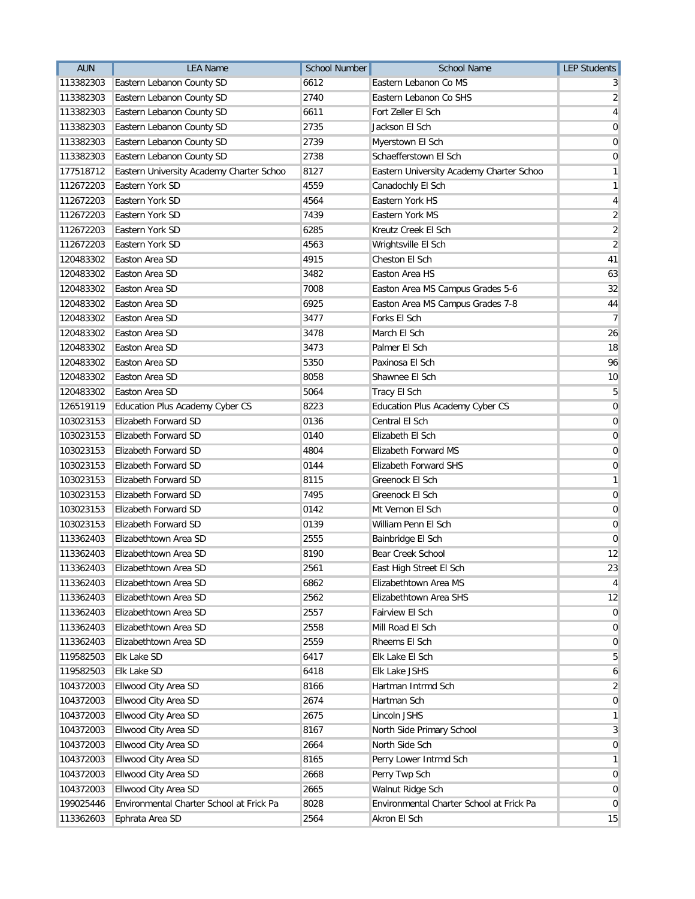| AUN | LEA Name | School Number | School Name | LEP Students |
|---|---|---|---|---|
| 113382303 | Eastern Lebanon County SD | 6612 | Eastern Lebanon Co MS | 3 |
| 113382303 | Eastern Lebanon County SD | 2740 | Eastern Lebanon Co SHS | 2 |
| 113382303 | Eastern Lebanon County SD | 6611 | Fort Zeller El Sch | 4 |
| 113382303 | Eastern Lebanon County SD | 2735 | Jackson El Sch | 0 |
| 113382303 | Eastern Lebanon County SD | 2739 | Myerstown El Sch | 0 |
| 113382303 | Eastern Lebanon County SD | 2738 | Schaefferstown El Sch | 0 |
| 177518712 | Eastern University Academy Charter Schoo | 8127 | Eastern University Academy Charter Schoo | 1 |
| 112672203 | Eastern York SD | 4559 | Canadochly El Sch | 1 |
| 112672203 | Eastern York SD | 4564 | Eastern York HS | 4 |
| 112672203 | Eastern York SD | 7439 | Eastern York MS | 2 |
| 112672203 | Eastern York SD | 6285 | Kreutz Creek El Sch | 2 |
| 112672203 | Eastern York SD | 4563 | Wrightsville El Sch | 2 |
| 120483302 | Easton Area SD | 4915 | Cheston El Sch | 41 |
| 120483302 | Easton Area SD | 3482 | Easton Area HS | 63 |
| 120483302 | Easton Area SD | 7008 | Easton Area MS Campus Grades 5-6 | 32 |
| 120483302 | Easton Area SD | 6925 | Easton Area MS Campus Grades 7-8 | 44 |
| 120483302 | Easton Area SD | 3477 | Forks El Sch | 7 |
| 120483302 | Easton Area SD | 3478 | March El Sch | 26 |
| 120483302 | Easton Area SD | 3473 | Palmer El Sch | 18 |
| 120483302 | Easton Area SD | 5350 | Paxinosa El Sch | 96 |
| 120483302 | Easton Area SD | 8058 | Shawnee El Sch | 10 |
| 120483302 | Easton Area SD | 5064 | Tracy El Sch | 5 |
| 126519119 | Education Plus Academy Cyber CS | 8223 | Education Plus Academy Cyber CS | 0 |
| 103023153 | Elizabeth Forward SD | 0136 | Central El Sch | 0 |
| 103023153 | Elizabeth Forward SD | 0140 | Elizabeth El Sch | 0 |
| 103023153 | Elizabeth Forward SD | 4804 | Elizabeth Forward MS | 0 |
| 103023153 | Elizabeth Forward SD | 0144 | Elizabeth Forward SHS | 0 |
| 103023153 | Elizabeth Forward SD | 8115 | Greenock El Sch | 1 |
| 103023153 | Elizabeth Forward SD | 7495 | Greenock El Sch | 0 |
| 103023153 | Elizabeth Forward SD | 0142 | Mt Vernon El Sch | 0 |
| 103023153 | Elizabeth Forward SD | 0139 | William Penn El Sch | 0 |
| 113362403 | Elizabethtown Area SD | 2555 | Bainbridge El Sch | 0 |
| 113362403 | Elizabethtown Area SD | 8190 | Bear Creek School | 12 |
| 113362403 | Elizabethtown Area SD | 2561 | East High Street El Sch | 23 |
| 113362403 | Elizabethtown Area SD | 6862 | Elizabethtown Area MS | 4 |
| 113362403 | Elizabethtown Area SD | 2562 | Elizabethtown Area SHS | 12 |
| 113362403 | Elizabethtown Area SD | 2557 | Fairview El Sch | 0 |
| 113362403 | Elizabethtown Area SD | 2558 | Mill Road El Sch | 0 |
| 113362403 | Elizabethtown Area SD | 2559 | Rheems El Sch | 0 |
| 119582503 | Elk Lake SD | 6417 | Elk Lake El Sch | 5 |
| 119582503 | Elk Lake SD | 6418 | Elk Lake JSHS | 6 |
| 104372003 | Ellwood City Area SD | 8166 | Hartman Intrmd Sch | 2 |
| 104372003 | Ellwood City Area SD | 2674 | Hartman Sch | 0 |
| 104372003 | Ellwood City Area SD | 2675 | Lincoln JSHS | 1 |
| 104372003 | Ellwood City Area SD | 8167 | North Side Primary School | 3 |
| 104372003 | Ellwood City Area SD | 2664 | North Side Sch | 0 |
| 104372003 | Ellwood City Area SD | 8165 | Perry Lower Intrmd Sch | 1 |
| 104372003 | Ellwood City Area SD | 2668 | Perry Twp Sch | 0 |
| 104372003 | Ellwood City Area SD | 2665 | Walnut Ridge Sch | 0 |
| 199025446 | Environmental Charter School at Frick Pa | 8028 | Environmental Charter School at Frick Pa | 0 |
| 113362603 | Ephrata Area SD | 2564 | Akron El Sch | 15 |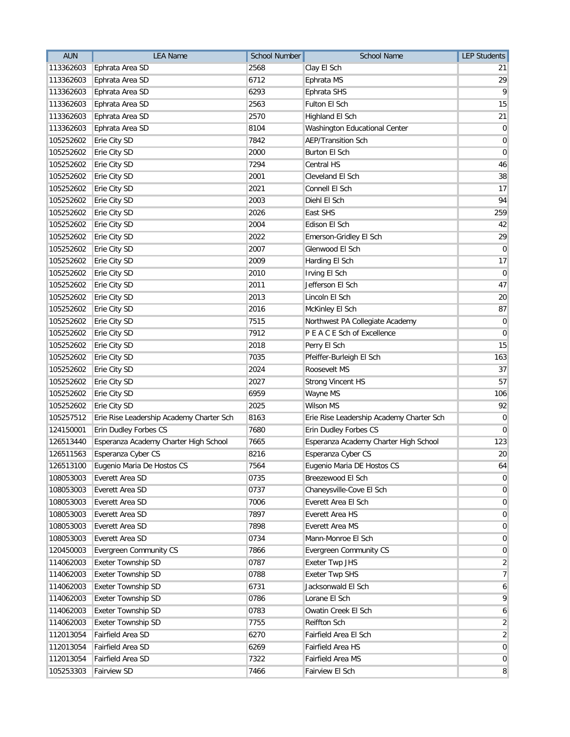| AUN | LEA Name | School Number | School Name | LEP Students |
|---|---|---|---|---|
| 113362603 | Ephrata Area SD | 2568 | Clay El Sch | 21 |
| 113362603 | Ephrata Area SD | 6712 | Ephrata MS | 29 |
| 113362603 | Ephrata Area SD | 6293 | Ephrata SHS | 9 |
| 113362603 | Ephrata Area SD | 2563 | Fulton El Sch | 15 |
| 113362603 | Ephrata Area SD | 2570 | Highland El Sch | 21 |
| 113362603 | Ephrata Area SD | 8104 | Washington Educational Center | 0 |
| 105252602 | Erie City SD | 7842 | AEP/Transition Sch | 0 |
| 105252602 | Erie City SD | 2000 | Burton El Sch | 0 |
| 105252602 | Erie City SD | 7294 | Central HS | 46 |
| 105252602 | Erie City SD | 2001 | Cleveland El Sch | 38 |
| 105252602 | Erie City SD | 2021 | Connell El Sch | 17 |
| 105252602 | Erie City SD | 2003 | Diehl El Sch | 94 |
| 105252602 | Erie City SD | 2026 | East SHS | 259 |
| 105252602 | Erie City SD | 2004 | Edison El Sch | 42 |
| 105252602 | Erie City SD | 2022 | Emerson-Gridley El Sch | 29 |
| 105252602 | Erie City SD | 2007 | Glenwood El Sch | 0 |
| 105252602 | Erie City SD | 2009 | Harding El Sch | 17 |
| 105252602 | Erie City SD | 2010 | Irving El Sch | 0 |
| 105252602 | Erie City SD | 2011 | Jefferson El Sch | 47 |
| 105252602 | Erie City SD | 2013 | Lincoln El Sch | 20 |
| 105252602 | Erie City SD | 2016 | McKinley El Sch | 87 |
| 105252602 | Erie City SD | 7515 | Northwest PA Collegiate Academy | 0 |
| 105252602 | Erie City SD | 7912 | P E A C E Sch of Excellence | 0 |
| 105252602 | Erie City SD | 2018 | Perry El Sch | 15 |
| 105252602 | Erie City SD | 7035 | Pfeiffer-Burleigh El Sch | 163 |
| 105252602 | Erie City SD | 2024 | Roosevelt MS | 37 |
| 105252602 | Erie City SD | 2027 | Strong Vincent HS | 57 |
| 105252602 | Erie City SD | 6959 | Wayne MS | 106 |
| 105252602 | Erie City SD | 2025 | Wilson MS | 92 |
| 105257512 | Erie Rise Leadership Academy Charter Sch | 8163 | Erie Rise Leadership Academy Charter Sch | 0 |
| 124150001 | Erin Dudley Forbes CS | 7680 | Erin Dudley Forbes CS | 0 |
| 126513440 | Esperanza Academy Charter High School | 7665 | Esperanza Academy Charter High School | 123 |
| 126511563 | Esperanza Cyber CS | 8216 | Esperanza Cyber CS | 20 |
| 126513100 | Eugenio Maria De Hostos CS | 7564 | Eugenio Maria DE Hostos CS | 64 |
| 108053003 | Everett Area SD | 0735 | Breezewood El Sch | 0 |
| 108053003 | Everett Area SD | 0737 | Chaneysville-Cove El Sch | 0 |
| 108053003 | Everett Area SD | 7006 | Everett Area El Sch | 0 |
| 108053003 | Everett Area SD | 7897 | Everett Area HS | 0 |
| 108053003 | Everett Area SD | 7898 | Everett Area MS | 0 |
| 108053003 | Everett Area SD | 0734 | Mann-Monroe El Sch | 0 |
| 120450003 | Evergreen Community CS | 7866 | Evergreen Community CS | 0 |
| 114062003 | Exeter Township SD | 0787 | Exeter Twp JHS | 2 |
| 114062003 | Exeter Township SD | 0788 | Exeter Twp SHS | 7 |
| 114062003 | Exeter Township SD | 6731 | Jacksonwald El Sch | 6 |
| 114062003 | Exeter Township SD | 0786 | Lorane El Sch | 9 |
| 114062003 | Exeter Township SD | 0783 | Owatin Creek El Sch | 6 |
| 114062003 | Exeter Township SD | 7755 | Reiffton Sch | 2 |
| 112013054 | Fairfield Area SD | 6270 | Fairfield Area El Sch | 2 |
| 112013054 | Fairfield Area SD | 6269 | Fairfield Area HS | 0 |
| 112013054 | Fairfield Area SD | 7322 | Fairfield Area MS | 0 |
| 105253303 | Fairview SD | 7466 | Fairview El Sch | 8 |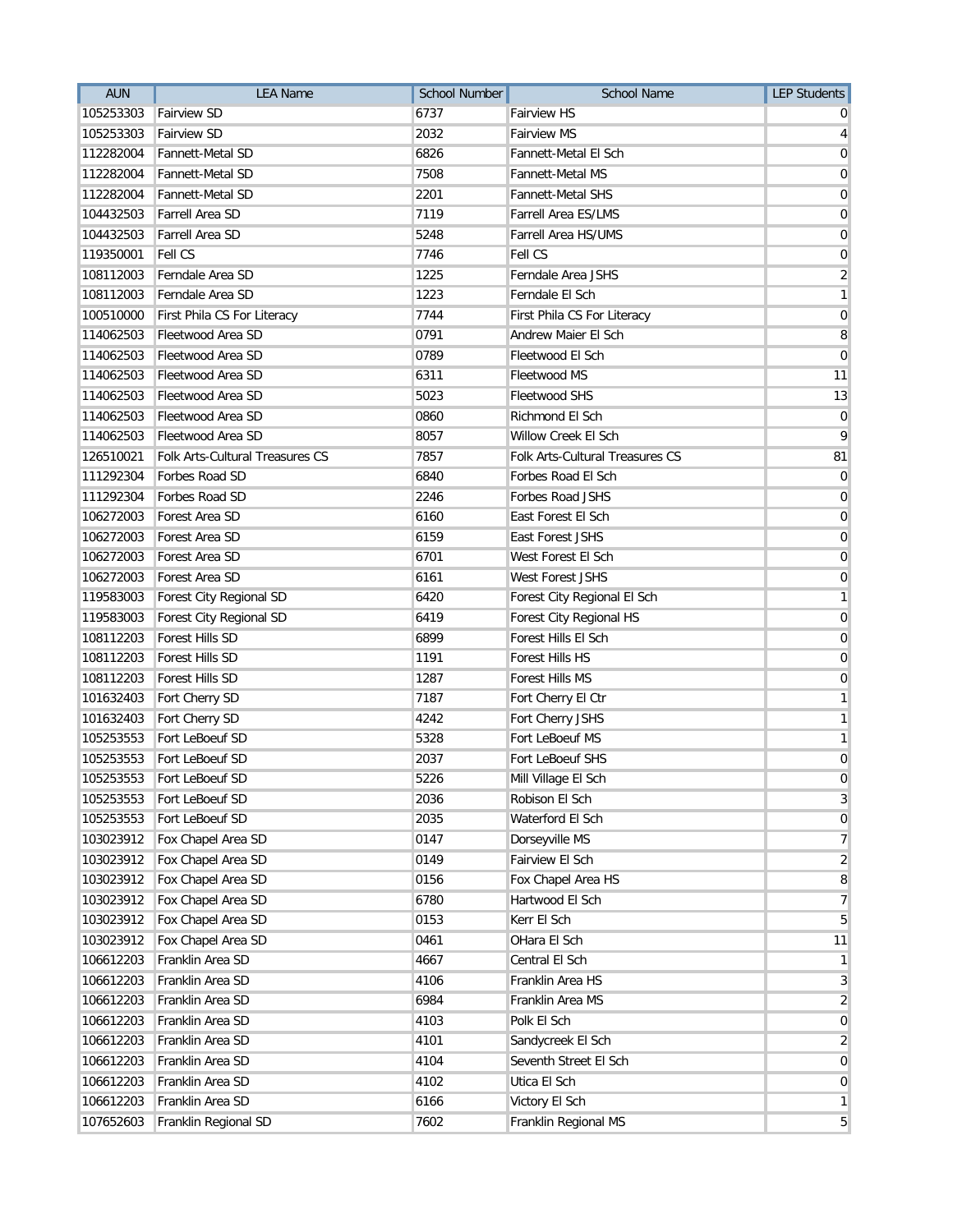| AUN | LEA Name | School Number | School Name | LEP Students |
|---|---|---|---|---|
| 105253303 | Fairview SD | 6737 | Fairview HS | 0 |
| 105253303 | Fairview SD | 2032 | Fairview MS | 4 |
| 112282004 | Fannett-Metal SD | 6826 | Fannett-Metal El Sch | 0 |
| 112282004 | Fannett-Metal SD | 7508 | Fannett-Metal MS | 0 |
| 112282004 | Fannett-Metal SD | 2201 | Fannett-Metal SHS | 0 |
| 104432503 | Farrell Area SD | 7119 | Farrell Area ES/LMS | 0 |
| 104432503 | Farrell Area SD | 5248 | Farrell Area HS/UMS | 0 |
| 119350001 | Fell CS | 7746 | Fell CS | 0 |
| 108112003 | Ferndale Area SD | 1225 | Ferndale Area JSHS | 2 |
| 108112003 | Ferndale Area SD | 1223 | Ferndale El Sch | 1 |
| 100510000 | First Phila CS For Literacy | 7744 | First Phila CS For Literacy | 0 |
| 114062503 | Fleetwood Area SD | 0791 | Andrew Maier El Sch | 8 |
| 114062503 | Fleetwood Area SD | 0789 | Fleetwood El Sch | 0 |
| 114062503 | Fleetwood Area SD | 6311 | Fleetwood MS | 11 |
| 114062503 | Fleetwood Area SD | 5023 | Fleetwood SHS | 13 |
| 114062503 | Fleetwood Area SD | 0860 | Richmond El Sch | 0 |
| 114062503 | Fleetwood Area SD | 8057 | Willow Creek El Sch | 9 |
| 126510021 | Folk Arts-Cultural Treasures CS | 7857 | Folk Arts-Cultural Treasures CS | 81 |
| 111292304 | Forbes Road SD | 6840 | Forbes Road El Sch | 0 |
| 111292304 | Forbes Road SD | 2246 | Forbes Road JSHS | 0 |
| 106272003 | Forest Area SD | 6160 | East Forest El Sch | 0 |
| 106272003 | Forest Area SD | 6159 | East Forest JSHS | 0 |
| 106272003 | Forest Area SD | 6701 | West Forest El Sch | 0 |
| 106272003 | Forest Area SD | 6161 | West Forest JSHS | 0 |
| 119583003 | Forest City Regional SD | 6420 | Forest City Regional El Sch | 1 |
| 119583003 | Forest City Regional SD | 6419 | Forest City Regional HS | 0 |
| 108112203 | Forest Hills SD | 6899 | Forest Hills El Sch | 0 |
| 108112203 | Forest Hills SD | 1191 | Forest Hills HS | 0 |
| 108112203 | Forest Hills SD | 1287 | Forest Hills MS | 0 |
| 101632403 | Fort Cherry SD | 7187 | Fort Cherry El Ctr | 1 |
| 101632403 | Fort Cherry SD | 4242 | Fort Cherry JSHS | 1 |
| 105253553 | Fort LeBoeuf SD | 5328 | Fort LeBoeuf MS | 1 |
| 105253553 | Fort LeBoeuf SD | 2037 | Fort LeBoeuf SHS | 0 |
| 105253553 | Fort LeBoeuf SD | 5226 | Mill Village El Sch | 0 |
| 105253553 | Fort LeBoeuf SD | 2036 | Robison El Sch | 3 |
| 105253553 | Fort LeBoeuf SD | 2035 | Waterford El Sch | 0 |
| 103023912 | Fox Chapel Area SD | 0147 | Dorseyville MS | 7 |
| 103023912 | Fox Chapel Area SD | 0149 | Fairview El Sch | 2 |
| 103023912 | Fox Chapel Area SD | 0156 | Fox Chapel Area HS | 8 |
| 103023912 | Fox Chapel Area SD | 6780 | Hartwood El Sch | 7 |
| 103023912 | Fox Chapel Area SD | 0153 | Kerr El Sch | 5 |
| 103023912 | Fox Chapel Area SD | 0461 | OHara El Sch | 11 |
| 106612203 | Franklin Area SD | 4667 | Central El Sch | 1 |
| 106612203 | Franklin Area SD | 4106 | Franklin Area HS | 3 |
| 106612203 | Franklin Area SD | 6984 | Franklin Area MS | 2 |
| 106612203 | Franklin Area SD | 4103 | Polk El Sch | 0 |
| 106612203 | Franklin Area SD | 4101 | Sandycreek El Sch | 2 |
| 106612203 | Franklin Area SD | 4104 | Seventh Street El Sch | 0 |
| 106612203 | Franklin Area SD | 4102 | Utica El Sch | 0 |
| 106612203 | Franklin Area SD | 6166 | Victory El Sch | 1 |
| 107652603 | Franklin Regional SD | 7602 | Franklin Regional MS | 5 |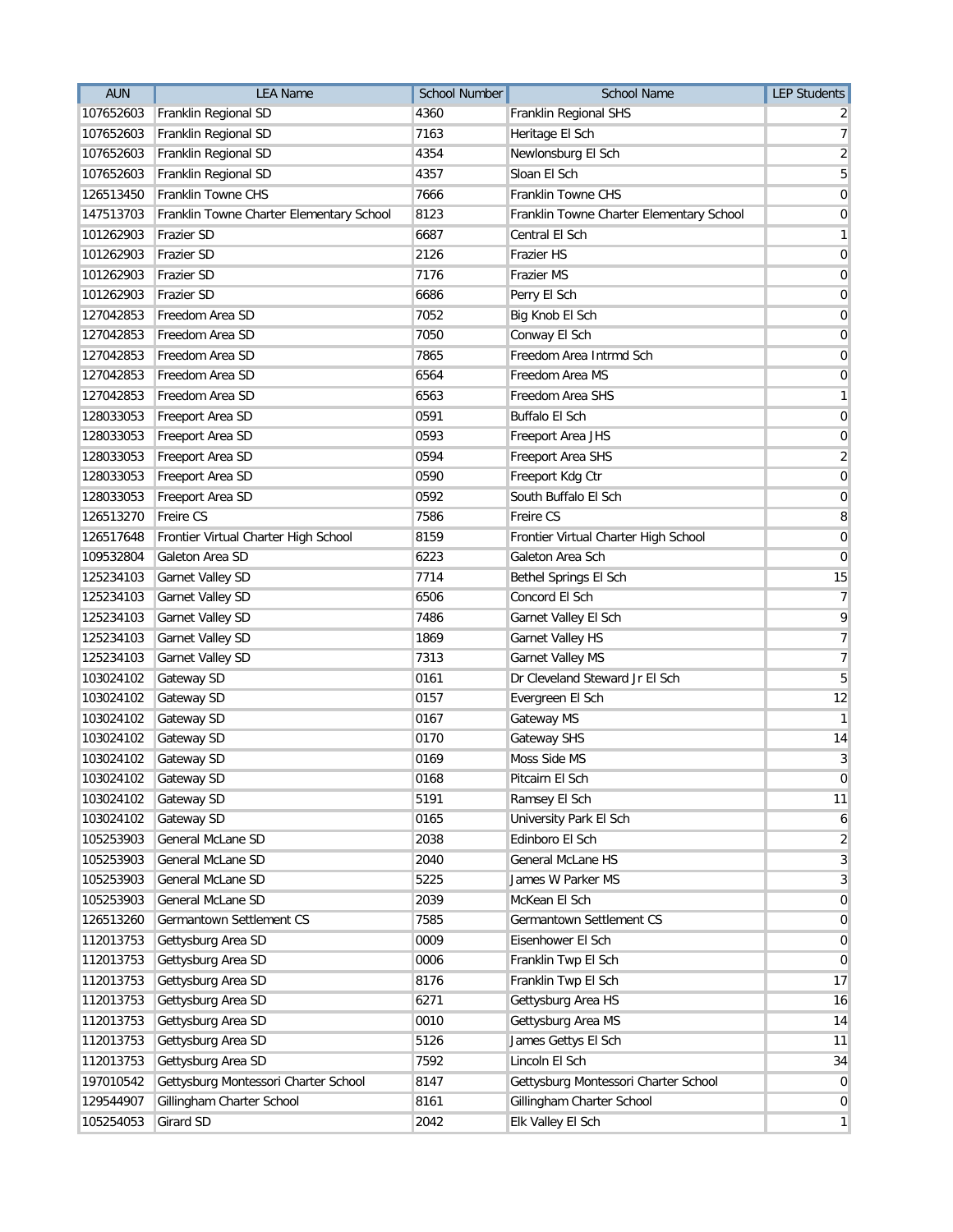| AUN | LEA Name | School Number | School Name | LEP Students |
|---|---|---|---|---|
| 107652603 | Franklin Regional SD | 4360 | Franklin Regional SHS | 2 |
| 107652603 | Franklin Regional SD | 7163 | Heritage El Sch | 7 |
| 107652603 | Franklin Regional SD | 4354 | Newlonsburg El Sch | 2 |
| 107652603 | Franklin Regional SD | 4357 | Sloan El Sch | 5 |
| 126513450 | Franklin Towne CHS | 7666 | Franklin Towne CHS | 0 |
| 147513703 | Franklin Towne Charter Elementary School | 8123 | Franklin Towne Charter Elementary School | 0 |
| 101262903 | Frazier SD | 6687 | Central El Sch | 1 |
| 101262903 | Frazier SD | 2126 | Frazier HS | 0 |
| 101262903 | Frazier SD | 7176 | Frazier MS | 0 |
| 101262903 | Frazier SD | 6686 | Perry El Sch | 0 |
| 127042853 | Freedom Area SD | 7052 | Big Knob El Sch | 0 |
| 127042853 | Freedom Area SD | 7050 | Conway El Sch | 0 |
| 127042853 | Freedom Area SD | 7865 | Freedom Area Intrmd Sch | 0 |
| 127042853 | Freedom Area SD | 6564 | Freedom Area MS | 0 |
| 127042853 | Freedom Area SD | 6563 | Freedom Area SHS | 1 |
| 128033053 | Freeport Area SD | 0591 | Buffalo El Sch | 0 |
| 128033053 | Freeport Area SD | 0593 | Freeport Area JHS | 0 |
| 128033053 | Freeport Area SD | 0594 | Freeport Area SHS | 2 |
| 128033053 | Freeport Area SD | 0590 | Freeport Kdg Ctr | 0 |
| 128033053 | Freeport Area SD | 0592 | South Buffalo El Sch | 0 |
| 126513270 | Freire CS | 7586 | Freire CS | 8 |
| 126517648 | Frontier Virtual Charter High School | 8159 | Frontier Virtual Charter High School | 0 |
| 109532804 | Galeton Area SD | 6223 | Galeton Area Sch | 0 |
| 125234103 | Garnet Valley SD | 7714 | Bethel Springs El Sch | 15 |
| 125234103 | Garnet Valley SD | 6506 | Concord El Sch | 7 |
| 125234103 | Garnet Valley SD | 7486 | Garnet Valley El Sch | 9 |
| 125234103 | Garnet Valley SD | 1869 | Garnet Valley HS | 7 |
| 125234103 | Garnet Valley SD | 7313 | Garnet Valley MS | 7 |
| 103024102 | Gateway SD | 0161 | Dr Cleveland Steward Jr El Sch | 5 |
| 103024102 | Gateway SD | 0157 | Evergreen El Sch | 12 |
| 103024102 | Gateway SD | 0167 | Gateway MS | 1 |
| 103024102 | Gateway SD | 0170 | Gateway SHS | 14 |
| 103024102 | Gateway SD | 0169 | Moss Side MS | 3 |
| 103024102 | Gateway SD | 0168 | Pitcairn El Sch | 0 |
| 103024102 | Gateway SD | 5191 | Ramsey El Sch | 11 |
| 103024102 | Gateway SD | 0165 | University Park El Sch | 6 |
| 105253903 | General McLane SD | 2038 | Edinboro El Sch | 2 |
| 105253903 | General McLane SD | 2040 | General McLane HS | 3 |
| 105253903 | General McLane SD | 5225 | James W Parker MS | 3 |
| 105253903 | General McLane SD | 2039 | McKean El Sch | 0 |
| 126513260 | Germantown Settlement CS | 7585 | Germantown Settlement CS | 0 |
| 112013753 | Gettysburg Area SD | 0009 | Eisenhower El Sch | 0 |
| 112013753 | Gettysburg Area SD | 0006 | Franklin Twp El Sch | 0 |
| 112013753 | Gettysburg Area SD | 8176 | Franklin Twp El Sch | 17 |
| 112013753 | Gettysburg Area SD | 6271 | Gettysburg Area HS | 16 |
| 112013753 | Gettysburg Area SD | 0010 | Gettysburg Area MS | 14 |
| 112013753 | Gettysburg Area SD | 5126 | James Gettys El Sch | 11 |
| 112013753 | Gettysburg Area SD | 7592 | Lincoln El Sch | 34 |
| 197010542 | Gettysburg Montessori Charter School | 8147 | Gettysburg Montessori Charter School | 0 |
| 129544907 | Gillingham Charter School | 8161 | Gillingham Charter School | 0 |
| 105254053 | Girard SD | 2042 | Elk Valley El Sch | 1 |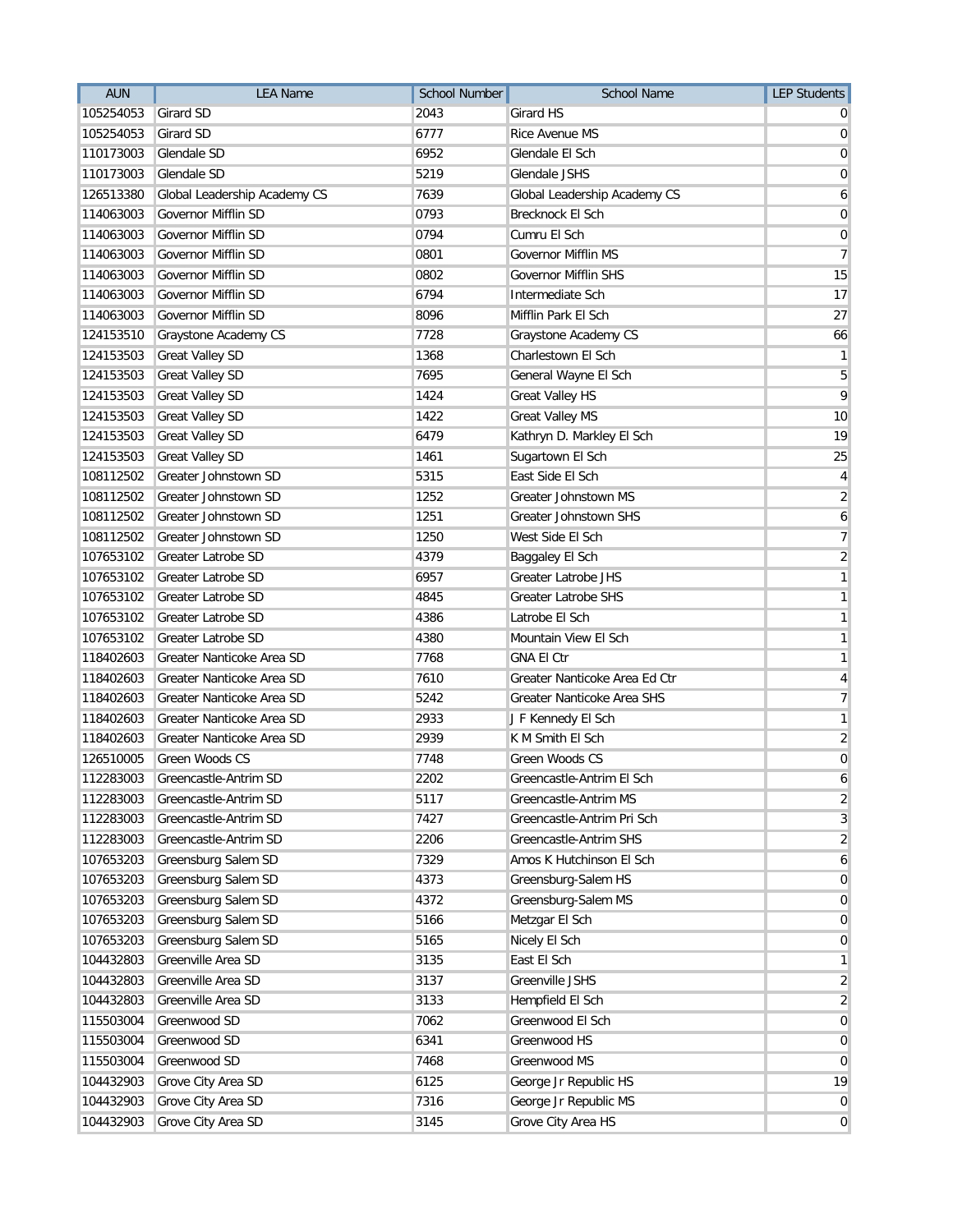| AUN | LEA Name | School Number | School Name | LEP Students |
|---|---|---|---|---|
| 105254053 | Girard SD | 2043 | Girard HS | 0 |
| 105254053 | Girard SD | 6777 | Rice Avenue MS | 0 |
| 110173003 | Glendale SD | 6952 | Glendale El Sch | 0 |
| 110173003 | Glendale SD | 5219 | Glendale JSHS | 0 |
| 126513380 | Global Leadership Academy CS | 7639 | Global Leadership Academy CS | 6 |
| 114063003 | Governor Mifflin SD | 0793 | Brecknock El Sch | 0 |
| 114063003 | Governor Mifflin SD | 0794 | Cumru El Sch | 0 |
| 114063003 | Governor Mifflin SD | 0801 | Governor Mifflin MS | 7 |
| 114063003 | Governor Mifflin SD | 0802 | Governor Mifflin SHS | 15 |
| 114063003 | Governor Mifflin SD | 6794 | Intermediate Sch | 17 |
| 114063003 | Governor Mifflin SD | 8096 | Mifflin Park El Sch | 27 |
| 124153510 | Graystone Academy CS | 7728 | Graystone Academy CS | 66 |
| 124153503 | Great Valley SD | 1368 | Charlestown El Sch | 1 |
| 124153503 | Great Valley SD | 7695 | General Wayne El Sch | 5 |
| 124153503 | Great Valley SD | 1424 | Great Valley HS | 9 |
| 124153503 | Great Valley SD | 1422 | Great Valley MS | 10 |
| 124153503 | Great Valley SD | 6479 | Kathryn D. Markley El Sch | 19 |
| 124153503 | Great Valley SD | 1461 | Sugartown El Sch | 25 |
| 108112502 | Greater Johnstown SD | 5315 | East Side El Sch | 4 |
| 108112502 | Greater Johnstown SD | 1252 | Greater Johnstown MS | 2 |
| 108112502 | Greater Johnstown SD | 1251 | Greater Johnstown SHS | 6 |
| 108112502 | Greater Johnstown SD | 1250 | West Side El Sch | 7 |
| 107653102 | Greater Latrobe SD | 4379 | Baggaley El Sch | 2 |
| 107653102 | Greater Latrobe SD | 6957 | Greater Latrobe JHS | 1 |
| 107653102 | Greater Latrobe SD | 4845 | Greater Latrobe SHS | 1 |
| 107653102 | Greater Latrobe SD | 4386 | Latrobe El Sch | 1 |
| 107653102 | Greater Latrobe SD | 4380 | Mountain View El Sch | 1 |
| 118402603 | Greater Nanticoke Area SD | 7768 | GNA El Ctr | 1 |
| 118402603 | Greater Nanticoke Area SD | 7610 | Greater Nanticoke Area Ed Ctr | 4 |
| 118402603 | Greater Nanticoke Area SD | 5242 | Greater Nanticoke Area SHS | 7 |
| 118402603 | Greater Nanticoke Area SD | 2933 | J F Kennedy El Sch | 1 |
| 118402603 | Greater Nanticoke Area SD | 2939 | K M Smith El Sch | 2 |
| 126510005 | Green Woods CS | 7748 | Green Woods CS | 0 |
| 112283003 | Greencastle-Antrim SD | 2202 | Greencastle-Antrim El Sch | 6 |
| 112283003 | Greencastle-Antrim SD | 5117 | Greencastle-Antrim MS | 2 |
| 112283003 | Greencastle-Antrim SD | 7427 | Greencastle-Antrim Pri Sch | 3 |
| 112283003 | Greencastle-Antrim SD | 2206 | Greencastle-Antrim SHS | 2 |
| 107653203 | Greensburg Salem SD | 7329 | Amos K Hutchinson El Sch | 6 |
| 107653203 | Greensburg Salem SD | 4373 | Greensburg-Salem HS | 0 |
| 107653203 | Greensburg Salem SD | 4372 | Greensburg-Salem MS | 0 |
| 107653203 | Greensburg Salem SD | 5166 | Metzgar El Sch | 0 |
| 107653203 | Greensburg Salem SD | 5165 | Nicely El Sch | 0 |
| 104432803 | Greenville Area SD | 3135 | East El Sch | 1 |
| 104432803 | Greenville Area SD | 3137 | Greenville JSHS | 2 |
| 104432803 | Greenville Area SD | 3133 | Hempfield El Sch | 2 |
| 115503004 | Greenwood SD | 7062 | Greenwood El Sch | 0 |
| 115503004 | Greenwood SD | 6341 | Greenwood HS | 0 |
| 115503004 | Greenwood SD | 7468 | Greenwood MS | 0 |
| 104432903 | Grove City Area SD | 6125 | George Jr Republic HS | 19 |
| 104432903 | Grove City Area SD | 7316 | George Jr Republic MS | 0 |
| 104432903 | Grove City Area SD | 3145 | Grove City Area HS | 0 |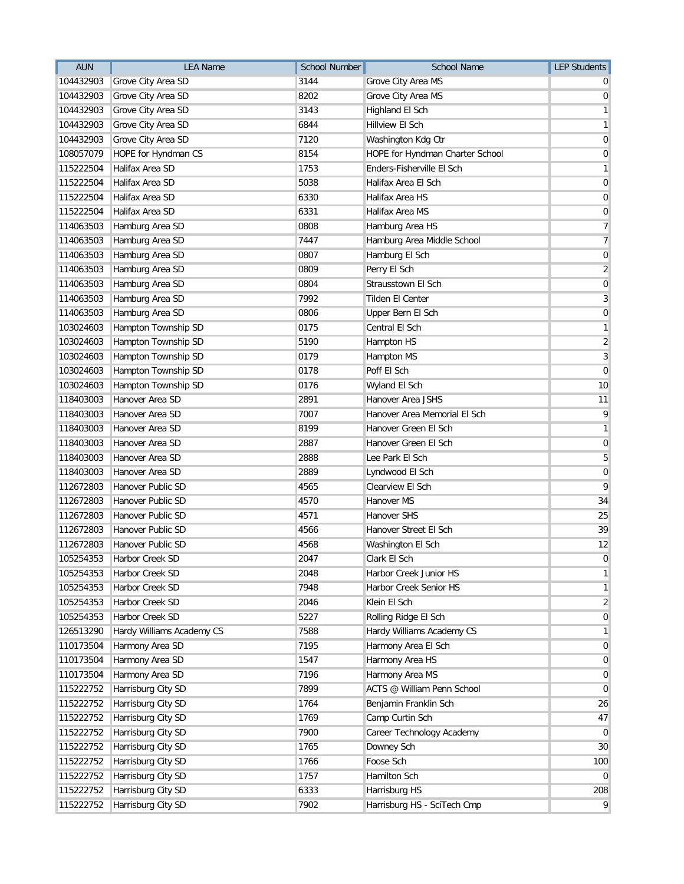| AUN | LEA Name | School Number | School Name | LEP Students |
|---|---|---|---|---|
| 104432903 | Grove City Area SD | 3144 | Grove City Area MS | 0 |
| 104432903 | Grove City Area SD | 8202 | Grove City Area MS | 0 |
| 104432903 | Grove City Area SD | 3143 | Highland El Sch | 1 |
| 104432903 | Grove City Area SD | 6844 | Hillview El Sch | 1 |
| 104432903 | Grove City Area SD | 7120 | Washington Kdg Ctr | 0 |
| 108057079 | HOPE for Hyndman CS | 8154 | HOPE for Hyndman Charter School | 0 |
| 115222504 | Halifax Area SD | 1753 | Enders-Fisherville El Sch | 1 |
| 115222504 | Halifax Area SD | 5038 | Halifax Area El Sch | 0 |
| 115222504 | Halifax Area SD | 6330 | Halifax Area HS | 0 |
| 115222504 | Halifax Area SD | 6331 | Halifax Area MS | 0 |
| 114063503 | Hamburg Area SD | 0808 | Hamburg Area HS | 7 |
| 114063503 | Hamburg Area SD | 7447 | Hamburg Area Middle School | 7 |
| 114063503 | Hamburg Area SD | 0807 | Hamburg El Sch | 0 |
| 114063503 | Hamburg Area SD | 0809 | Perry El Sch | 2 |
| 114063503 | Hamburg Area SD | 0804 | Strausstown El Sch | 0 |
| 114063503 | Hamburg Area SD | 7992 | Tilden El Center | 3 |
| 114063503 | Hamburg Area SD | 0806 | Upper Bern El Sch | 0 |
| 103024603 | Hampton Township SD | 0175 | Central El Sch | 1 |
| 103024603 | Hampton Township SD | 5190 | Hampton HS | 2 |
| 103024603 | Hampton Township SD | 0179 | Hampton MS | 3 |
| 103024603 | Hampton Township SD | 0178 | Poff El Sch | 0 |
| 103024603 | Hampton Township SD | 0176 | Wyland El Sch | 10 |
| 118403003 | Hanover Area SD | 2891 | Hanover Area JSHS | 11 |
| 118403003 | Hanover Area SD | 7007 | Hanover Area Memorial El Sch | 9 |
| 118403003 | Hanover Area SD | 8199 | Hanover Green El Sch | 1 |
| 118403003 | Hanover Area SD | 2887 | Hanover Green El Sch | 0 |
| 118403003 | Hanover Area SD | 2888 | Lee Park El Sch | 5 |
| 118403003 | Hanover Area SD | 2889 | Lyndwood El Sch | 0 |
| 112672803 | Hanover Public SD | 4565 | Clearview El Sch | 9 |
| 112672803 | Hanover Public SD | 4570 | Hanover MS | 34 |
| 112672803 | Hanover Public SD | 4571 | Hanover SHS | 25 |
| 112672803 | Hanover Public SD | 4566 | Hanover Street El Sch | 39 |
| 112672803 | Hanover Public SD | 4568 | Washington El Sch | 12 |
| 105254353 | Harbor Creek SD | 2047 | Clark El Sch | 0 |
| 105254353 | Harbor Creek SD | 2048 | Harbor Creek Junior HS | 1 |
| 105254353 | Harbor Creek SD | 7948 | Harbor Creek Senior HS | 1 |
| 105254353 | Harbor Creek SD | 2046 | Klein El Sch | 2 |
| 105254353 | Harbor Creek SD | 5227 | Rolling Ridge El Sch | 0 |
| 126513290 | Hardy Williams Academy CS | 7588 | Hardy Williams Academy CS | 1 |
| 110173504 | Harmony Area SD | 7195 | Harmony Area El Sch | 0 |
| 110173504 | Harmony Area SD | 1547 | Harmony Area HS | 0 |
| 110173504 | Harmony Area SD | 7196 | Harmony Area MS | 0 |
| 115222752 | Harrisburg City SD | 7899 | ACTS @ William Penn School | 0 |
| 115222752 | Harrisburg City SD | 1764 | Benjamin Franklin Sch | 26 |
| 115222752 | Harrisburg City SD | 1769 | Camp Curtin Sch | 47 |
| 115222752 | Harrisburg City SD | 7900 | Career Technology Academy | 0 |
| 115222752 | Harrisburg City SD | 1765 | Downey Sch | 30 |
| 115222752 | Harrisburg City SD | 1766 | Foose Sch | 100 |
| 115222752 | Harrisburg City SD | 1757 | Hamilton Sch | 0 |
| 115222752 | Harrisburg City SD | 6333 | Harrisburg HS | 208 |
| 115222752 | Harrisburg City SD | 7902 | Harrisburg HS - SciTech Cmp | 9 |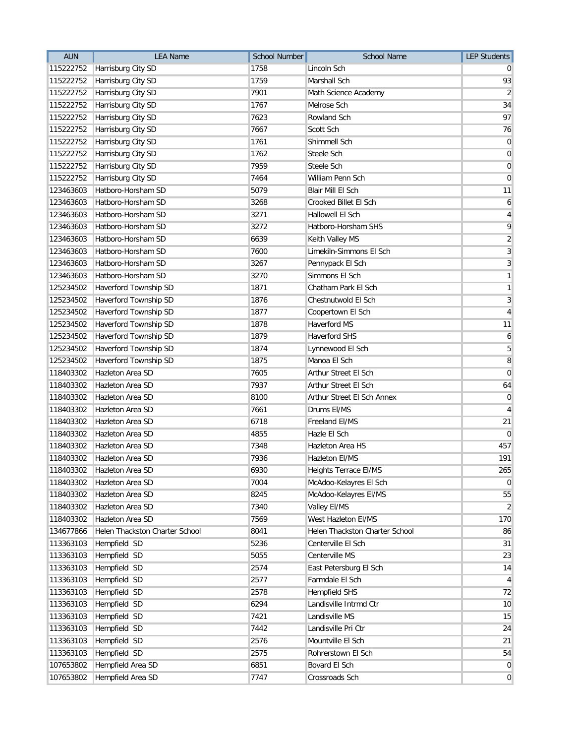| AUN | LEA Name | School Number | School Name | LEP Students |
|---|---|---|---|---|
| 115222752 | Harrisburg City SD | 1758 | Lincoln Sch | 0 |
| 115222752 | Harrisburg City SD | 1759 | Marshall Sch | 93 |
| 115222752 | Harrisburg City SD | 7901 | Math Science Academy | 2 |
| 115222752 | Harrisburg City SD | 1767 | Melrose Sch | 34 |
| 115222752 | Harrisburg City SD | 7623 | Rowland Sch | 97 |
| 115222752 | Harrisburg City SD | 7667 | Scott Sch | 76 |
| 115222752 | Harrisburg City SD | 1761 | Shimmell Sch | 0 |
| 115222752 | Harrisburg City SD | 1762 | Steele Sch | 0 |
| 115222752 | Harrisburg City SD | 7959 | Steele Sch | 0 |
| 115222752 | Harrisburg City SD | 7464 | William Penn Sch | 0 |
| 123463603 | Hatboro-Horsham SD | 5079 | Blair Mill El Sch | 11 |
| 123463603 | Hatboro-Horsham SD | 3268 | Crooked Billet El Sch | 6 |
| 123463603 | Hatboro-Horsham SD | 3271 | Hallowell El Sch | 4 |
| 123463603 | Hatboro-Horsham SD | 3272 | Hatboro-Horsham SHS | 9 |
| 123463603 | Hatboro-Horsham SD | 6639 | Keith Valley MS | 2 |
| 123463603 | Hatboro-Horsham SD | 7600 | Limekiln-Simmons El Sch | 3 |
| 123463603 | Hatboro-Horsham SD | 3267 | Pennypack El Sch | 3 |
| 123463603 | Hatboro-Horsham SD | 3270 | Simmons El Sch | 1 |
| 125234502 | Haverford Township SD | 1871 | Chatham Park El Sch | 1 |
| 125234502 | Haverford Township SD | 1876 | Chestnutwold El Sch | 3 |
| 125234502 | Haverford Township SD | 1877 | Coopertown El Sch | 4 |
| 125234502 | Haverford Township SD | 1878 | Haverford MS | 11 |
| 125234502 | Haverford Township SD | 1879 | Haverford SHS | 6 |
| 125234502 | Haverford Township SD | 1874 | Lynnewood El Sch | 5 |
| 125234502 | Haverford Township SD | 1875 | Manoa El Sch | 8 |
| 118403302 | Hazleton Area SD | 7605 | Arthur Street El Sch | 0 |
| 118403302 | Hazleton Area SD | 7937 | Arthur Street El Sch | 64 |
| 118403302 | Hazleton Area SD | 8100 | Arthur Street El Sch Annex | 0 |
| 118403302 | Hazleton Area SD | 7661 | Drums El/MS | 4 |
| 118403302 | Hazleton Area SD | 6718 | Freeland El/MS | 21 |
| 118403302 | Hazleton Area SD | 4855 | Hazle El Sch | 0 |
| 118403302 | Hazleton Area SD | 7348 | Hazleton Area HS | 457 |
| 118403302 | Hazleton Area SD | 7936 | Hazleton El/MS | 191 |
| 118403302 | Hazleton Area SD | 6930 | Heights Terrace El/MS | 265 |
| 118403302 | Hazleton Area SD | 7004 | McAdoo-Kelayres El Sch | 0 |
| 118403302 | Hazleton Area SD | 8245 | McAdoo-Kelayres El/MS | 55 |
| 118403302 | Hazleton Area SD | 7340 | Valley El/MS | 2 |
| 118403302 | Hazleton Area SD | 7569 | West Hazleton El/MS | 170 |
| 134677866 | Helen Thackston Charter School | 8041 | Helen Thackston Charter School | 86 |
| 113363103 | Hempfield SD | 5236 | Centerville El Sch | 31 |
| 113363103 | Hempfield SD | 5055 | Centerville MS | 23 |
| 113363103 | Hempfield SD | 2574 | East Petersburg El Sch | 14 |
| 113363103 | Hempfield SD | 2577 | Farmdale El Sch | 4 |
| 113363103 | Hempfield SD | 2578 | Hempfield SHS | 72 |
| 113363103 | Hempfield SD | 6294 | Landisville Intrmd Ctr | 10 |
| 113363103 | Hempfield SD | 7421 | Landisville MS | 15 |
| 113363103 | Hempfield SD | 7442 | Landisville Pri Ctr | 24 |
| 113363103 | Hempfield SD | 2576 | Mountville El Sch | 21 |
| 113363103 | Hempfield SD | 2575 | Rohrerstown El Sch | 54 |
| 107653802 | Hempfield Area SD | 6851 | Bovard El Sch | 0 |
| 107653802 | Hempfield Area SD | 7747 | Crossroads Sch | 0 |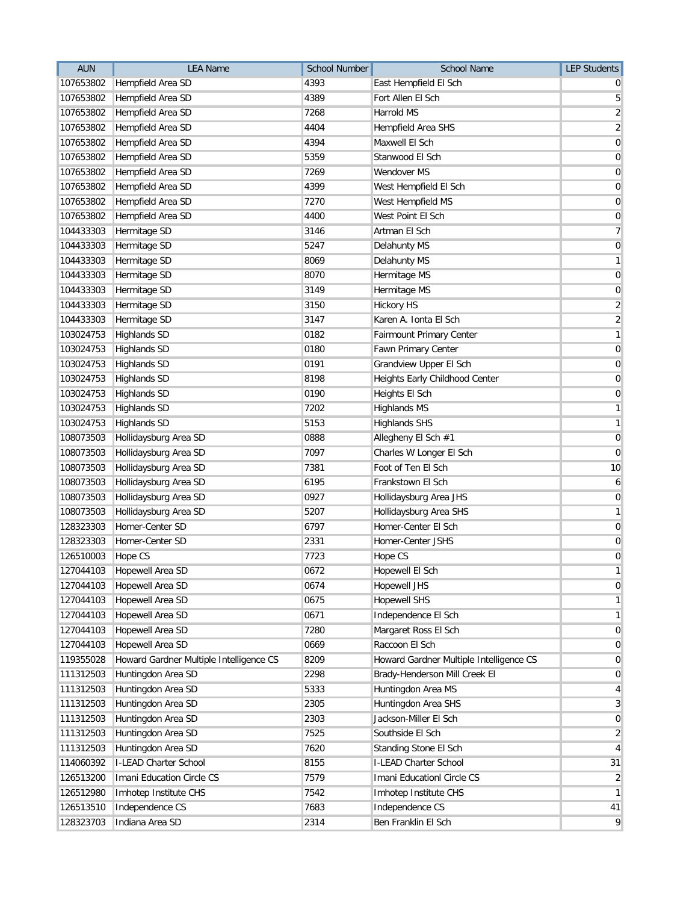| AUN | LEA Name | School Number | School Name | LEP Students |
|---|---|---|---|---|
| 107653802 | Hempfield Area SD | 4393 | East Hempfield El Sch | 0 |
| 107653802 | Hempfield Area SD | 4389 | Fort Allen El Sch | 5 |
| 107653802 | Hempfield Area SD | 7268 | Harrold MS | 2 |
| 107653802 | Hempfield Area SD | 4404 | Hempfield Area SHS | 2 |
| 107653802 | Hempfield Area SD | 4394 | Maxwell El Sch | 0 |
| 107653802 | Hempfield Area SD | 5359 | Stanwood El Sch | 0 |
| 107653802 | Hempfield Area SD | 7269 | Wendover MS | 0 |
| 107653802 | Hempfield Area SD | 4399 | West Hempfield El Sch | 0 |
| 107653802 | Hempfield Area SD | 7270 | West Hempfield MS | 0 |
| 107653802 | Hempfield Area SD | 4400 | West Point El Sch | 0 |
| 104433303 | Hermitage SD | 3146 | Artman El Sch | 7 |
| 104433303 | Hermitage SD | 5247 | Delahunty MS | 0 |
| 104433303 | Hermitage SD | 8069 | Delahunty MS | 1 |
| 104433303 | Hermitage SD | 8070 | Hermitage MS | 0 |
| 104433303 | Hermitage SD | 3149 | Hermitage MS | 0 |
| 104433303 | Hermitage SD | 3150 | Hickory HS | 2 |
| 104433303 | Hermitage SD | 3147 | Karen A. Ionta El Sch | 2 |
| 103024753 | Highlands SD | 0182 | Fairmount Primary Center | 1 |
| 103024753 | Highlands SD | 0180 | Fawn Primary Center | 0 |
| 103024753 | Highlands SD | 0191 | Grandview Upper El Sch | 0 |
| 103024753 | Highlands SD | 8198 | Heights Early Childhood Center | 0 |
| 103024753 | Highlands SD | 0190 | Heights El Sch | 0 |
| 103024753 | Highlands SD | 7202 | Highlands MS | 1 |
| 103024753 | Highlands SD | 5153 | Highlands SHS | 1 |
| 108073503 | Hollidaysburg Area SD | 0888 | Allegheny El Sch #1 | 0 |
| 108073503 | Hollidaysburg Area SD | 7097 | Charles W Longer El Sch | 0 |
| 108073503 | Hollidaysburg Area SD | 7381 | Foot of Ten El Sch | 10 |
| 108073503 | Hollidaysburg Area SD | 6195 | Frankstown El Sch | 6 |
| 108073503 | Hollidaysburg Area SD | 0927 | Hollidaysburg Area JHS | 0 |
| 108073503 | Hollidaysburg Area SD | 5207 | Hollidaysburg Area SHS | 1 |
| 128323303 | Homer-Center SD | 6797 | Homer-Center El Sch | 0 |
| 128323303 | Homer-Center SD | 2331 | Homer-Center JSHS | 0 |
| 126510003 | Hope CS | 7723 | Hope CS | 0 |
| 127044103 | Hopewell Area SD | 0672 | Hopewell El Sch | 1 |
| 127044103 | Hopewell Area SD | 0674 | Hopewell JHS | 0 |
| 127044103 | Hopewell Area SD | 0675 | Hopewell SHS | 1 |
| 127044103 | Hopewell Area SD | 0671 | Independence El Sch | 1 |
| 127044103 | Hopewell Area SD | 7280 | Margaret Ross El Sch | 0 |
| 127044103 | Hopewell Area SD | 0669 | Raccoon El Sch | 0 |
| 119355028 | Howard Gardner Multiple Intelligence CS | 8209 | Howard Gardner Multiple Intelligence CS | 0 |
| 111312503 | Huntingdon Area SD | 2298 | Brady-Henderson Mill Creek El | 0 |
| 111312503 | Huntingdon Area SD | 5333 | Huntingdon Area MS | 4 |
| 111312503 | Huntingdon Area SD | 2305 | Huntingdon Area SHS | 3 |
| 111312503 | Huntingdon Area SD | 2303 | Jackson-Miller El Sch | 0 |
| 111312503 | Huntingdon Area SD | 7525 | Southside El Sch | 2 |
| 111312503 | Huntingdon Area SD | 7620 | Standing Stone El Sch | 4 |
| 114060392 | I-LEAD Charter School | 8155 | I-LEAD Charter School | 31 |
| 126513200 | Imani Education Circle CS | 7579 | Imani Educationl Circle CS | 2 |
| 126512980 | Imhotep Institute CHS | 7542 | Imhotep Institute CHS | 1 |
| 126513510 | Independence CS | 7683 | Independence CS | 41 |
| 128323703 | Indiana Area SD | 2314 | Ben Franklin El Sch | 9 |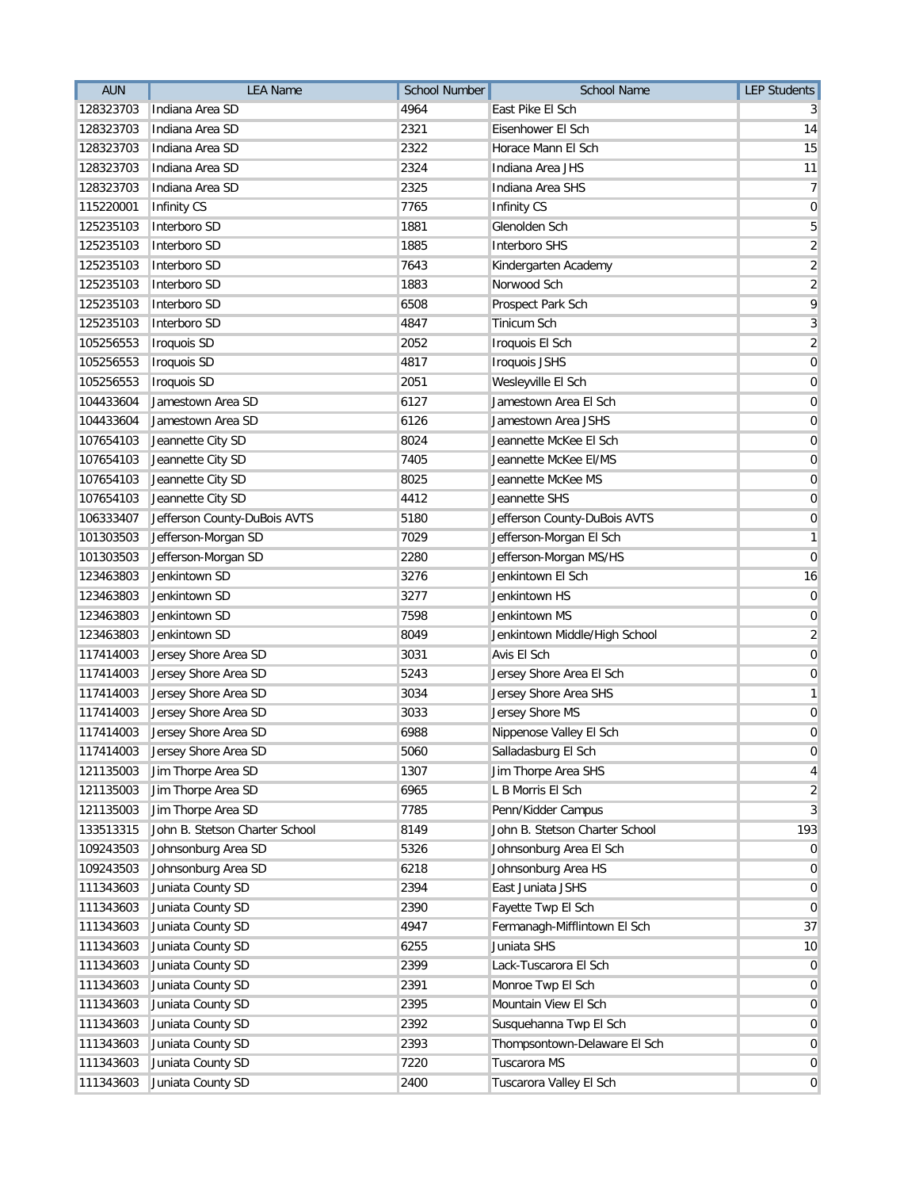| AUN | LEA Name | School Number | School Name | LEP Students |
|---|---|---|---|---|
| 128323703 | Indiana Area SD | 4964 | East Pike El Sch | 3 |
| 128323703 | Indiana Area SD | 2321 | Eisenhower El Sch | 14 |
| 128323703 | Indiana Area SD | 2322 | Horace Mann El Sch | 15 |
| 128323703 | Indiana Area SD | 2324 | Indiana Area JHS | 11 |
| 128323703 | Indiana Area SD | 2325 | Indiana Area SHS | 7 |
| 115220001 | Infinity CS | 7765 | Infinity CS | 0 |
| 125235103 | Interboro SD | 1881 | Glenolden Sch | 5 |
| 125235103 | Interboro SD | 1885 | Interboro SHS | 2 |
| 125235103 | Interboro SD | 7643 | Kindergarten Academy | 2 |
| 125235103 | Interboro SD | 1883 | Norwood Sch | 2 |
| 125235103 | Interboro SD | 6508 | Prospect Park Sch | 9 |
| 125235103 | Interboro SD | 4847 | Tinicum Sch | 3 |
| 105256553 | Iroquois SD | 2052 | Iroquois El Sch | 2 |
| 105256553 | Iroquois SD | 4817 | Iroquois JSHS | 0 |
| 105256553 | Iroquois SD | 2051 | Wesleyville El Sch | 0 |
| 104433604 | Jamestown Area SD | 6127 | Jamestown Area El Sch | 0 |
| 104433604 | Jamestown Area SD | 6126 | Jamestown Area JSHS | 0 |
| 107654103 | Jeannette City SD | 8024 | Jeannette McKee El Sch | 0 |
| 107654103 | Jeannette City SD | 7405 | Jeannette McKee El/MS | 0 |
| 107654103 | Jeannette City SD | 8025 | Jeannette McKee MS | 0 |
| 107654103 | Jeannette City SD | 4412 | Jeannette SHS | 0 |
| 106333407 | Jefferson County-DuBois AVTS | 5180 | Jefferson County-DuBois AVTS | 0 |
| 101303503 | Jefferson-Morgan SD | 7029 | Jefferson-Morgan El Sch | 1 |
| 101303503 | Jefferson-Morgan SD | 2280 | Jefferson-Morgan MS/HS | 0 |
| 123463803 | Jenkintown SD | 3276 | Jenkintown El Sch | 16 |
| 123463803 | Jenkintown SD | 3277 | Jenkintown HS | 0 |
| 123463803 | Jenkintown SD | 7598 | Jenkintown MS | 0 |
| 123463803 | Jenkintown SD | 8049 | Jenkintown Middle/High School | 2 |
| 117414003 | Jersey Shore Area SD | 3031 | Avis El Sch | 0 |
| 117414003 | Jersey Shore Area SD | 5243 | Jersey Shore Area El Sch | 0 |
| 117414003 | Jersey Shore Area SD | 3034 | Jersey Shore Area SHS | 1 |
| 117414003 | Jersey Shore Area SD | 3033 | Jersey Shore MS | 0 |
| 117414003 | Jersey Shore Area SD | 6988 | Nippenose Valley El Sch | 0 |
| 117414003 | Jersey Shore Area SD | 5060 | Salladasburg El Sch | 0 |
| 121135003 | Jim Thorpe Area SD | 1307 | Jim Thorpe Area SHS | 4 |
| 121135003 | Jim Thorpe Area SD | 6965 | L B Morris El Sch | 2 |
| 121135003 | Jim Thorpe Area SD | 7785 | Penn/Kidder Campus | 3 |
| 133513315 | John B. Stetson Charter School | 8149 | John B. Stetson Charter School | 193 |
| 109243503 | Johnsonburg Area SD | 5326 | Johnsonburg Area El Sch | 0 |
| 109243503 | Johnsonburg Area SD | 6218 | Johnsonburg Area HS | 0 |
| 111343603 | Juniata County SD | 2394 | East Juniata JSHS | 0 |
| 111343603 | Juniata County SD | 2390 | Fayette Twp El Sch | 0 |
| 111343603 | Juniata County SD | 4947 | Fermanagh-Mifflintown El Sch | 37 |
| 111343603 | Juniata County SD | 6255 | Juniata SHS | 10 |
| 111343603 | Juniata County SD | 2399 | Lack-Tuscarora El Sch | 0 |
| 111343603 | Juniata County SD | 2391 | Monroe Twp El Sch | 0 |
| 111343603 | Juniata County SD | 2395 | Mountain View El Sch | 0 |
| 111343603 | Juniata County SD | 2392 | Susquehanna Twp El Sch | 0 |
| 111343603 | Juniata County SD | 2393 | Thompsontown-Delaware El Sch | 0 |
| 111343603 | Juniata County SD | 7220 | Tuscarora MS | 0 |
| 111343603 | Juniata County SD | 2400 | Tuscarora Valley El Sch | 0 |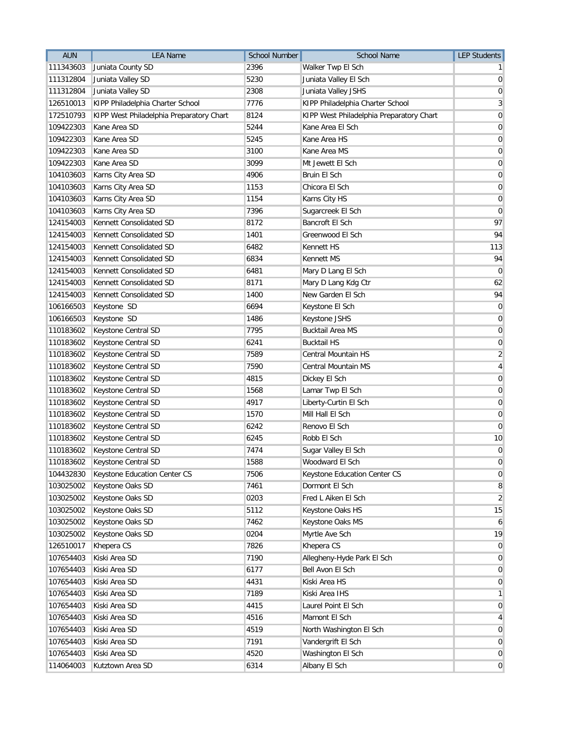| AUN | LEA Name | School Number | School Name | LEP Students |
|---|---|---|---|---|
| 111343603 | Juniata County SD | 2396 | Walker Twp El Sch | 1 |
| 111312804 | Juniata Valley SD | 5230 | Juniata Valley El Sch | 0 |
| 111312804 | Juniata Valley SD | 2308 | Juniata Valley JSHS | 0 |
| 126510013 | KIPP Philadelphia Charter School | 7776 | KIPP Philadelphia Charter School | 3 |
| 172510793 | KIPP West Philadelphia Preparatory Chart | 8124 | KIPP West Philadelphia Preparatory Chart | 0 |
| 109422303 | Kane Area SD | 5244 | Kane Area El Sch | 0 |
| 109422303 | Kane Area SD | 5245 | Kane Area HS | 0 |
| 109422303 | Kane Area SD | 3100 | Kane Area MS | 0 |
| 109422303 | Kane Area SD | 3099 | Mt Jewett El Sch | 0 |
| 104103603 | Karns City Area SD | 4906 | Bruin El Sch | 0 |
| 104103603 | Karns City Area SD | 1153 | Chicora El Sch | 0 |
| 104103603 | Karns City Area SD | 1154 | Karns City HS | 0 |
| 104103603 | Karns City Area SD | 7396 | Sugarcreek El Sch | 0 |
| 124154003 | Kennett Consolidated SD | 8172 | Bancroft El Sch | 97 |
| 124154003 | Kennett Consolidated SD | 1401 | Greenwood El Sch | 94 |
| 124154003 | Kennett Consolidated SD | 6482 | Kennett HS | 113 |
| 124154003 | Kennett Consolidated SD | 6834 | Kennett MS | 94 |
| 124154003 | Kennett Consolidated SD | 6481 | Mary D Lang El Sch | 0 |
| 124154003 | Kennett Consolidated SD | 8171 | Mary D Lang Kdg Ctr | 62 |
| 124154003 | Kennett Consolidated SD | 1400 | New Garden El Sch | 94 |
| 106166503 | Keystone SD | 6694 | Keystone El Sch | 0 |
| 106166503 | Keystone SD | 1486 | Keystone JSHS | 0 |
| 110183602 | Keystone Central SD | 7795 | Bucktail Area MS | 0 |
| 110183602 | Keystone Central SD | 6241 | Bucktail HS | 0 |
| 110183602 | Keystone Central SD | 7589 | Central Mountain HS | 2 |
| 110183602 | Keystone Central SD | 7590 | Central Mountain MS | 4 |
| 110183602 | Keystone Central SD | 4815 | Dickey El Sch | 0 |
| 110183602 | Keystone Central SD | 1568 | Lamar Twp El Sch | 0 |
| 110183602 | Keystone Central SD | 4917 | Liberty-Curtin El Sch | 0 |
| 110183602 | Keystone Central SD | 1570 | Mill Hall El Sch | 0 |
| 110183602 | Keystone Central SD | 6242 | Renovo El Sch | 0 |
| 110183602 | Keystone Central SD | 6245 | Robb El Sch | 10 |
| 110183602 | Keystone Central SD | 7474 | Sugar Valley El Sch | 0 |
| 110183602 | Keystone Central SD | 1588 | Woodward El Sch | 0 |
| 104432830 | Keystone Education Center CS | 7506 | Keystone Education Center CS | 0 |
| 103025002 | Keystone Oaks SD | 7461 | Dormont El Sch | 8 |
| 103025002 | Keystone Oaks SD | 0203 | Fred L Aiken El Sch | 2 |
| 103025002 | Keystone Oaks SD | 5112 | Keystone Oaks HS | 15 |
| 103025002 | Keystone Oaks SD | 7462 | Keystone Oaks MS | 6 |
| 103025002 | Keystone Oaks SD | 0204 | Myrtle Ave Sch | 19 |
| 126510017 | Khepera CS | 7826 | Khepera CS | 0 |
| 107654403 | Kiski Area SD | 7190 | Allegheny-Hyde Park El Sch | 0 |
| 107654403 | Kiski Area SD | 6177 | Bell Avon El Sch | 0 |
| 107654403 | Kiski Area SD | 4431 | Kiski Area HS | 0 |
| 107654403 | Kiski Area SD | 7189 | Kiski Area IHS | 1 |
| 107654403 | Kiski Area SD | 4415 | Laurel Point El Sch | 0 |
| 107654403 | Kiski Area SD | 4516 | Mamont El Sch | 4 |
| 107654403 | Kiski Area SD | 4519 | North Washington El Sch | 0 |
| 107654403 | Kiski Area SD | 7191 | Vandergrift El Sch | 0 |
| 107654403 | Kiski Area SD | 4520 | Washington El Sch | 0 |
| 114064003 | Kutztown Area SD | 6314 | Albany El Sch | 0 |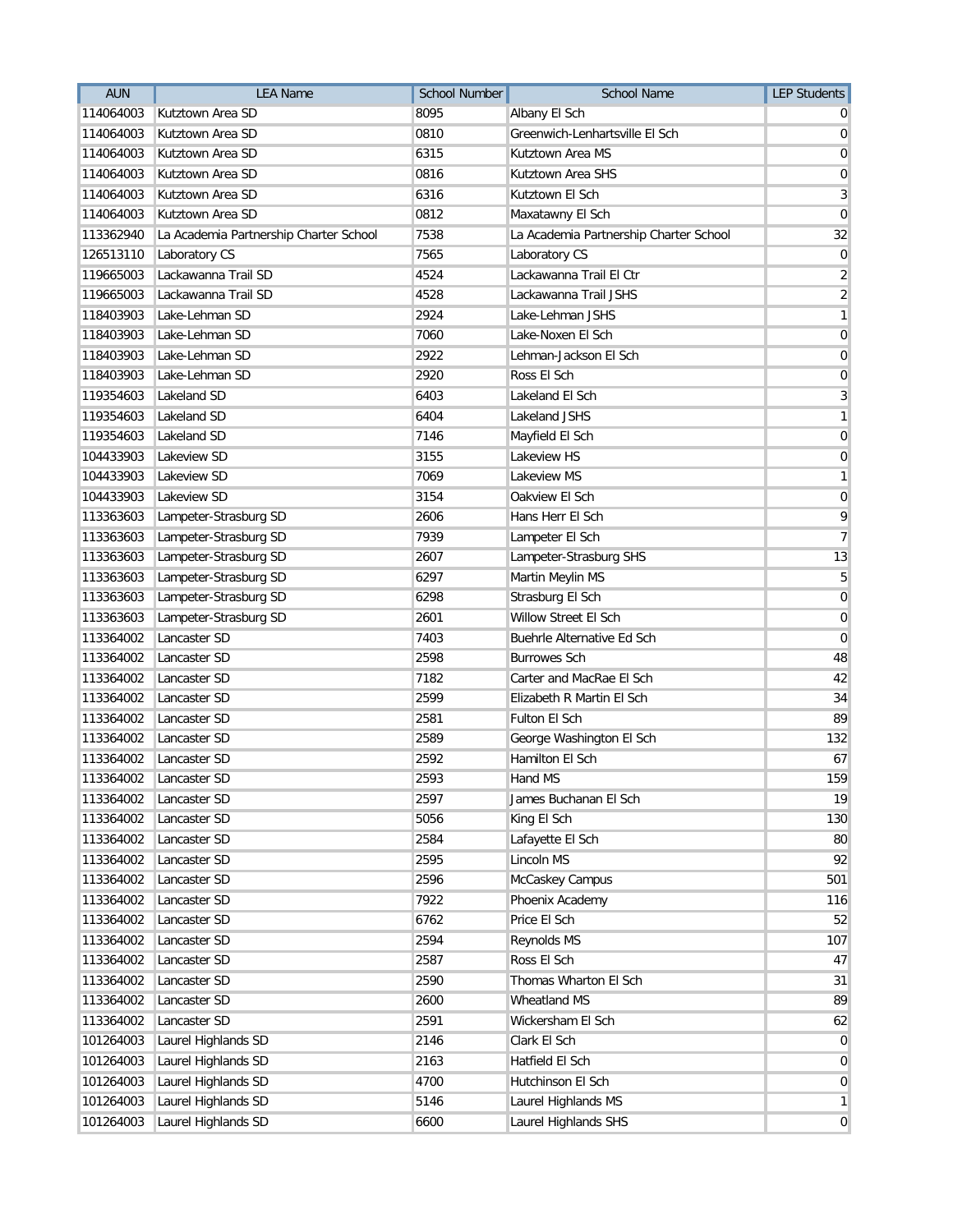| AUN | LEA Name | School Number | School Name | LEP Students |
|---|---|---|---|---|
| 114064003 | Kutztown Area SD | 8095 | Albany El Sch | 0 |
| 114064003 | Kutztown Area SD | 0810 | Greenwich-Lenhartsville El Sch | 0 |
| 114064003 | Kutztown Area SD | 6315 | Kutztown Area MS | 0 |
| 114064003 | Kutztown Area SD | 0816 | Kutztown Area SHS | 0 |
| 114064003 | Kutztown Area SD | 6316 | Kutztown El Sch | 3 |
| 114064003 | Kutztown Area SD | 0812 | Maxatawny El Sch | 0 |
| 113362940 | La Academia Partnership Charter School | 7538 | La Academia Partnership Charter School | 32 |
| 126513110 | Laboratory CS | 7565 | Laboratory CS | 0 |
| 119665003 | Lackawanna Trail SD | 4524 | Lackawanna Trail El Ctr | 2 |
| 119665003 | Lackawanna Trail SD | 4528 | Lackawanna Trail JSHS | 2 |
| 118403903 | Lake-Lehman SD | 2924 | Lake-Lehman JSHS | 1 |
| 118403903 | Lake-Lehman SD | 7060 | Lake-Noxen El Sch | 0 |
| 118403903 | Lake-Lehman SD | 2922 | Lehman-Jackson El Sch | 0 |
| 118403903 | Lake-Lehman SD | 2920 | Ross El Sch | 0 |
| 119354603 | Lakeland SD | 6403 | Lakeland El Sch | 3 |
| 119354603 | Lakeland SD | 6404 | Lakeland JSHS | 1 |
| 119354603 | Lakeland SD | 7146 | Mayfield El Sch | 0 |
| 104433903 | Lakeview SD | 3155 | Lakeview HS | 0 |
| 104433903 | Lakeview SD | 7069 | Lakeview MS | 1 |
| 104433903 | Lakeview SD | 3154 | Oakview El Sch | 0 |
| 113363603 | Lampeter-Strasburg SD | 2606 | Hans Herr El Sch | 9 |
| 113363603 | Lampeter-Strasburg SD | 7939 | Lampeter El Sch | 7 |
| 113363603 | Lampeter-Strasburg SD | 2607 | Lampeter-Strasburg SHS | 13 |
| 113363603 | Lampeter-Strasburg SD | 6297 | Martin Meylin MS | 5 |
| 113363603 | Lampeter-Strasburg SD | 6298 | Strasburg El Sch | 0 |
| 113363603 | Lampeter-Strasburg SD | 2601 | Willow Street El Sch | 0 |
| 113364002 | Lancaster SD | 7403 | Buehrle Alternative Ed Sch | 0 |
| 113364002 | Lancaster SD | 2598 | Burrowes Sch | 48 |
| 113364002 | Lancaster SD | 7182 | Carter and MacRae El Sch | 42 |
| 113364002 | Lancaster SD | 2599 | Elizabeth R Martin El Sch | 34 |
| 113364002 | Lancaster SD | 2581 | Fulton El Sch | 89 |
| 113364002 | Lancaster SD | 2589 | George Washington El Sch | 132 |
| 113364002 | Lancaster SD | 2592 | Hamilton El Sch | 67 |
| 113364002 | Lancaster SD | 2593 | Hand MS | 159 |
| 113364002 | Lancaster SD | 2597 | James Buchanan El Sch | 19 |
| 113364002 | Lancaster SD | 5056 | King El Sch | 130 |
| 113364002 | Lancaster SD | 2584 | Lafayette El Sch | 80 |
| 113364002 | Lancaster SD | 2595 | Lincoln MS | 92 |
| 113364002 | Lancaster SD | 2596 | McCaskey Campus | 501 |
| 113364002 | Lancaster SD | 7922 | Phoenix Academy | 116 |
| 113364002 | Lancaster SD | 6762 | Price El Sch | 52 |
| 113364002 | Lancaster SD | 2594 | Reynolds MS | 107 |
| 113364002 | Lancaster SD | 2587 | Ross El Sch | 47 |
| 113364002 | Lancaster SD | 2590 | Thomas Wharton El Sch | 31 |
| 113364002 | Lancaster SD | 2600 | Wheatland MS | 89 |
| 113364002 | Lancaster SD | 2591 | Wickersham El Sch | 62 |
| 101264003 | Laurel Highlands SD | 2146 | Clark El Sch | 0 |
| 101264003 | Laurel Highlands SD | 2163 | Hatfield El Sch | 0 |
| 101264003 | Laurel Highlands SD | 4700 | Hutchinson El Sch | 0 |
| 101264003 | Laurel Highlands SD | 5146 | Laurel Highlands MS | 1 |
| 101264003 | Laurel Highlands SD | 6600 | Laurel Highlands SHS | 0 |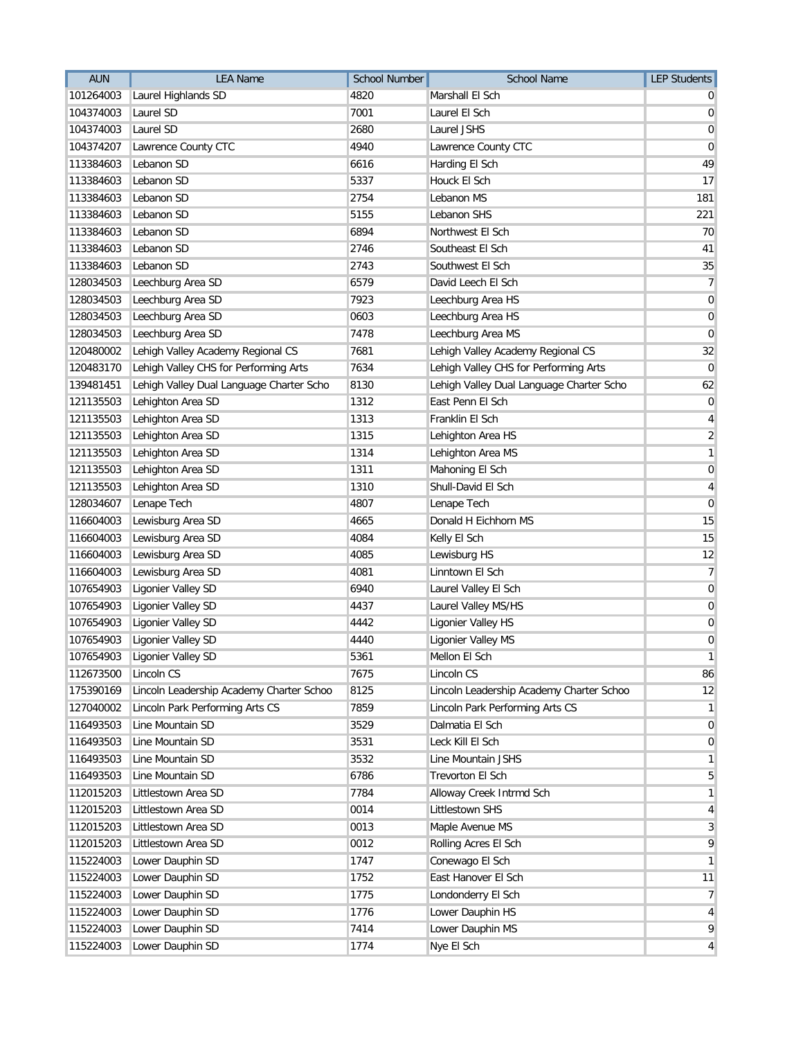| AUN | LEA Name | School Number | School Name | LEP Students |
|---|---|---|---|---|
| 101264003 | Laurel Highlands SD | 4820 | Marshall El Sch | 0 |
| 104374003 | Laurel SD | 7001 | Laurel El Sch | 0 |
| 104374003 | Laurel SD | 2680 | Laurel JSHS | 0 |
| 104374207 | Lawrence County CTC | 4940 | Lawrence County CTC | 0 |
| 113384603 | Lebanon SD | 6616 | Harding El Sch | 49 |
| 113384603 | Lebanon SD | 5337 | Houck El Sch | 17 |
| 113384603 | Lebanon SD | 2754 | Lebanon MS | 181 |
| 113384603 | Lebanon SD | 5155 | Lebanon SHS | 221 |
| 113384603 | Lebanon SD | 6894 | Northwest El Sch | 70 |
| 113384603 | Lebanon SD | 2746 | Southeast El Sch | 41 |
| 113384603 | Lebanon SD | 2743 | Southwest El Sch | 35 |
| 128034503 | Leechburg Area SD | 6579 | David Leech El Sch | 7 |
| 128034503 | Leechburg Area SD | 7923 | Leechburg Area HS | 0 |
| 128034503 | Leechburg Area SD | 0603 | Leechburg Area HS | 0 |
| 128034503 | Leechburg Area SD | 7478 | Leechburg Area MS | 0 |
| 120480002 | Lehigh Valley Academy Regional CS | 7681 | Lehigh Valley Academy Regional CS | 32 |
| 120483170 | Lehigh Valley CHS for Performing Arts | 7634 | Lehigh Valley CHS for Performing Arts | 0 |
| 139481451 | Lehigh Valley Dual Language Charter Scho | 8130 | Lehigh Valley Dual Language Charter Scho | 62 |
| 121135503 | Lehighton Area SD | 1312 | East Penn El Sch | 0 |
| 121135503 | Lehighton Area SD | 1313 | Franklin El Sch | 4 |
| 121135503 | Lehighton Area SD | 1315 | Lehighton Area HS | 2 |
| 121135503 | Lehighton Area SD | 1314 | Lehighton Area MS | 1 |
| 121135503 | Lehighton Area SD | 1311 | Mahoning El Sch | 0 |
| 121135503 | Lehighton Area SD | 1310 | Shull-David El Sch | 4 |
| 128034607 | Lenape Tech | 4807 | Lenape Tech | 0 |
| 116604003 | Lewisburg Area SD | 4665 | Donald H Eichhorn MS | 15 |
| 116604003 | Lewisburg Area SD | 4084 | Kelly El Sch | 15 |
| 116604003 | Lewisburg Area SD | 4085 | Lewisburg HS | 12 |
| 116604003 | Lewisburg Area SD | 4081 | Linntown El Sch | 7 |
| 107654903 | Ligonier Valley SD | 6940 | Laurel Valley El Sch | 0 |
| 107654903 | Ligonier Valley SD | 4437 | Laurel Valley MS/HS | 0 |
| 107654903 | Ligonier Valley SD | 4442 | Ligonier Valley HS | 0 |
| 107654903 | Ligonier Valley SD | 4440 | Ligonier Valley MS | 0 |
| 107654903 | Ligonier Valley SD | 5361 | Mellon El Sch | 1 |
| 112673500 | Lincoln CS | 7675 | Lincoln CS | 86 |
| 175390169 | Lincoln Leadership Academy Charter Schoo | 8125 | Lincoln Leadership Academy Charter Schoo | 12 |
| 127040002 | Lincoln Park Performing Arts CS | 7859 | Lincoln Park Performing Arts CS | 1 |
| 116493503 | Line Mountain SD | 3529 | Dalmatia El Sch | 0 |
| 116493503 | Line Mountain SD | 3531 | Leck Kill El Sch | 0 |
| 116493503 | Line Mountain SD | 3532 | Line Mountain JSHS | 1 |
| 116493503 | Line Mountain SD | 6786 | Trevorton El Sch | 5 |
| 112015203 | Littlestown Area SD | 7784 | Alloway Creek Intrmd Sch | 1 |
| 112015203 | Littlestown Area SD | 0014 | Littlestown SHS | 4 |
| 112015203 | Littlestown Area SD | 0013 | Maple Avenue MS | 3 |
| 112015203 | Littlestown Area SD | 0012 | Rolling Acres El Sch | 9 |
| 115224003 | Lower Dauphin SD | 1747 | Conewago El Sch | 1 |
| 115224003 | Lower Dauphin SD | 1752 | East Hanover El Sch | 11 |
| 115224003 | Lower Dauphin SD | 1775 | Londonderry El Sch | 7 |
| 115224003 | Lower Dauphin SD | 1776 | Lower Dauphin HS | 4 |
| 115224003 | Lower Dauphin SD | 7414 | Lower Dauphin MS | 9 |
| 115224003 | Lower Dauphin SD | 1774 | Nye El Sch | 4 |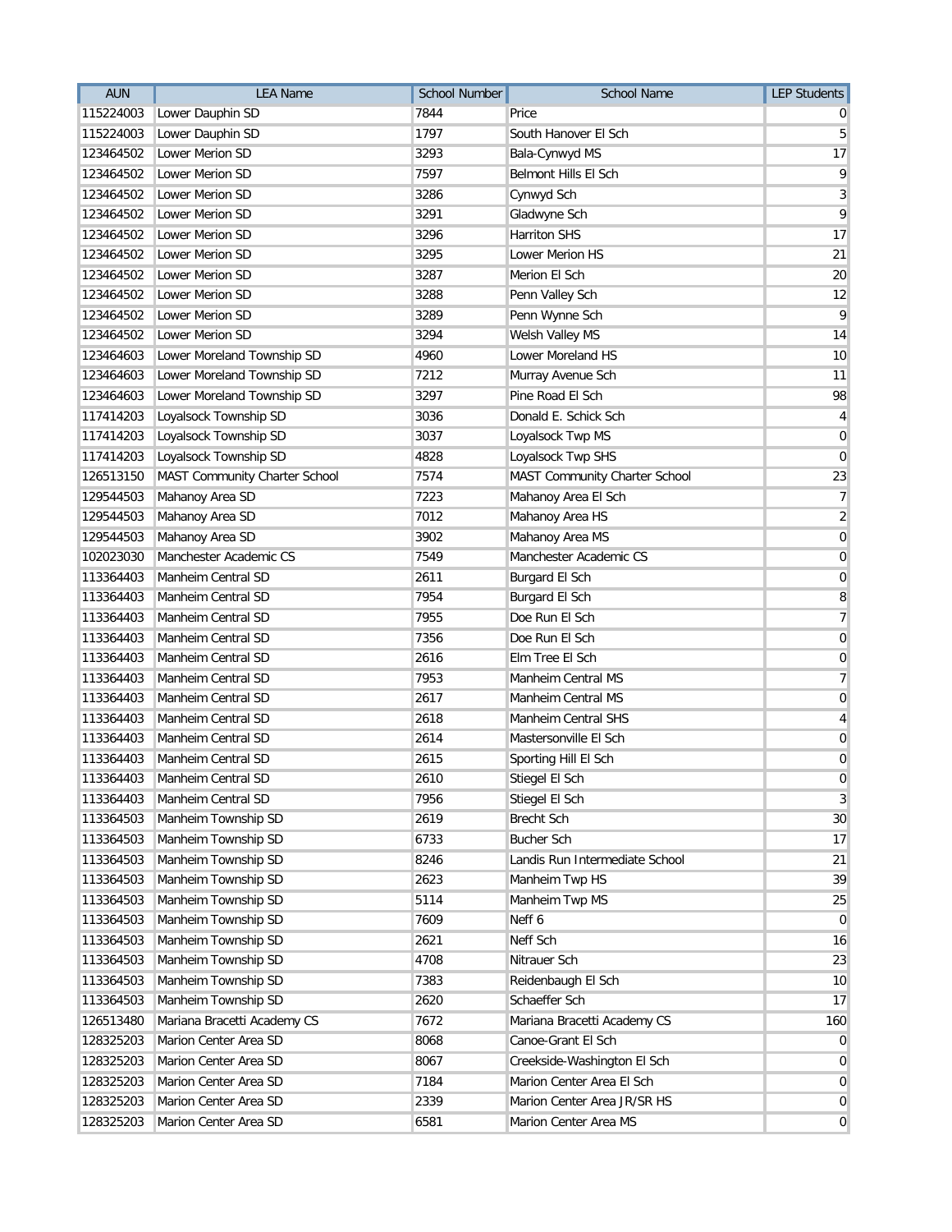| AUN | LEA Name | School Number | School Name | LEP Students |
| --- | --- | --- | --- | --- |
| 115224003 | Lower Dauphin SD | 7844 | Price | 0 |
| 115224003 | Lower Dauphin SD | 1797 | South Hanover El Sch | 5 |
| 123464502 | Lower Merion SD | 3293 | Bala-Cynwyd MS | 17 |
| 123464502 | Lower Merion SD | 7597 | Belmont Hills El Sch | 9 |
| 123464502 | Lower Merion SD | 3286 | Cynwyd Sch | 3 |
| 123464502 | Lower Merion SD | 3291 | Gladwyne Sch | 9 |
| 123464502 | Lower Merion SD | 3296 | Harriton SHS | 17 |
| 123464502 | Lower Merion SD | 3295 | Lower Merion HS | 21 |
| 123464502 | Lower Merion SD | 3287 | Merion El Sch | 20 |
| 123464502 | Lower Merion SD | 3288 | Penn Valley Sch | 12 |
| 123464502 | Lower Merion SD | 3289 | Penn Wynne Sch | 9 |
| 123464502 | Lower Merion SD | 3294 | Welsh Valley MS | 14 |
| 123464603 | Lower Moreland Township SD | 4960 | Lower Moreland HS | 10 |
| 123464603 | Lower Moreland Township SD | 7212 | Murray Avenue Sch | 11 |
| 123464603 | Lower Moreland Township SD | 3297 | Pine Road El Sch | 98 |
| 117414203 | Loyalsock Township SD | 3036 | Donald E. Schick Sch | 4 |
| 117414203 | Loyalsock Township SD | 3037 | Loyalsock Twp MS | 0 |
| 117414203 | Loyalsock Township SD | 4828 | Loyalsock Twp SHS | 0 |
| 126513150 | MAST Community Charter School | 7574 | MAST Community Charter School | 23 |
| 129544503 | Mahanoy Area SD | 7223 | Mahanoy Area El Sch | 7 |
| 129544503 | Mahanoy Area SD | 7012 | Mahanoy Area HS | 2 |
| 129544503 | Mahanoy Area SD | 3902 | Mahanoy Area MS | 0 |
| 102023030 | Manchester Academic CS | 7549 | Manchester Academic CS | 0 |
| 113364403 | Manheim Central SD | 2611 | Burgard El Sch | 0 |
| 113364403 | Manheim Central SD | 7954 | Burgard El Sch | 8 |
| 113364403 | Manheim Central SD | 7955 | Doe Run El Sch | 7 |
| 113364403 | Manheim Central SD | 7356 | Doe Run El Sch | 0 |
| 113364403 | Manheim Central SD | 2616 | Elm Tree El Sch | 0 |
| 113364403 | Manheim Central SD | 7953 | Manheim Central MS | 7 |
| 113364403 | Manheim Central SD | 2617 | Manheim Central MS | 0 |
| 113364403 | Manheim Central SD | 2618 | Manheim Central SHS | 4 |
| 113364403 | Manheim Central SD | 2614 | Mastersonville El Sch | 0 |
| 113364403 | Manheim Central SD | 2615 | Sporting Hill El Sch | 0 |
| 113364403 | Manheim Central SD | 2610 | Stiegel El Sch | 0 |
| 113364403 | Manheim Central SD | 7956 | Stiegel El Sch | 3 |
| 113364503 | Manheim Township SD | 2619 | Brecht Sch | 30 |
| 113364503 | Manheim Township SD | 6733 | Bucher Sch | 17 |
| 113364503 | Manheim Township SD | 8246 | Landis Run Intermediate School | 21 |
| 113364503 | Manheim Township SD | 2623 | Manheim Twp HS | 39 |
| 113364503 | Manheim Township SD | 5114 | Manheim Twp MS | 25 |
| 113364503 | Manheim Township SD | 7609 | Neff 6 | 0 |
| 113364503 | Manheim Township SD | 2621 | Neff Sch | 16 |
| 113364503 | Manheim Township SD | 4708 | Nitrauer Sch | 23 |
| 113364503 | Manheim Township SD | 7383 | Reidenbaugh El Sch | 10 |
| 113364503 | Manheim Township SD | 2620 | Schaeffer Sch | 17 |
| 126513480 | Mariana Bracetti Academy CS | 7672 | Mariana Bracetti Academy CS | 160 |
| 128325203 | Marion Center Area SD | 8068 | Canoe-Grant El Sch | 0 |
| 128325203 | Marion Center Area SD | 8067 | Creekside-Washington El Sch | 0 |
| 128325203 | Marion Center Area SD | 7184 | Marion Center Area El Sch | 0 |
| 128325203 | Marion Center Area SD | 2339 | Marion Center Area JR/SR HS | 0 |
| 128325203 | Marion Center Area SD | 6581 | Marion Center Area MS | 0 |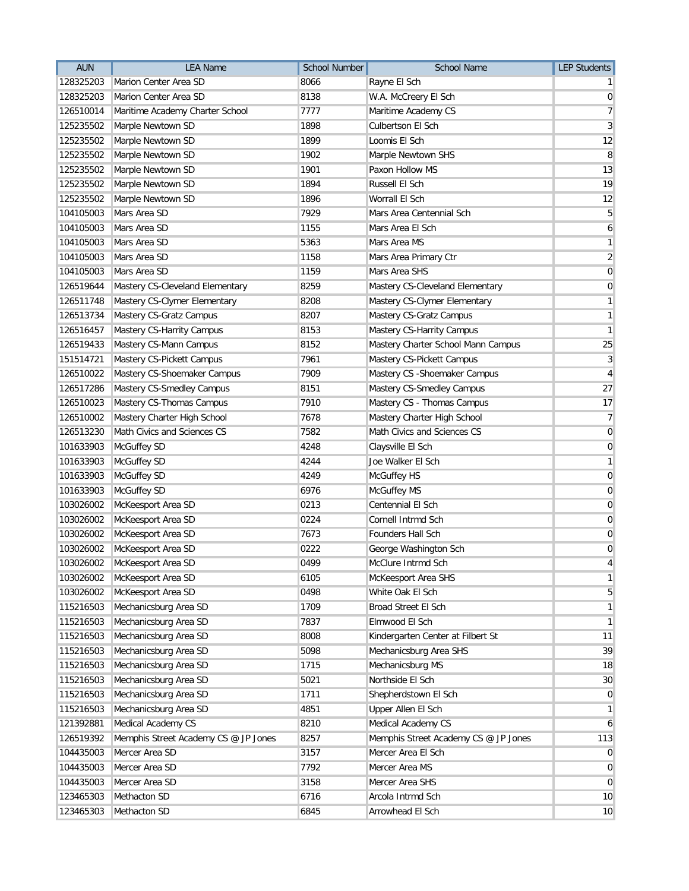| AUN | LEA Name | School Number | School Name | LEP Students |
| --- | --- | --- | --- | --- |
| 128325203 | Marion Center Area SD | 8066 | Rayne El Sch | 1 |
| 128325203 | Marion Center Area SD | 8138 | W.A. McCreery El Sch | 0 |
| 126510014 | Maritime Academy Charter School | 7777 | Maritime Academy CS | 7 |
| 125235502 | Marple Newtown SD | 1898 | Culbertson El Sch | 3 |
| 125235502 | Marple Newtown SD | 1899 | Loomis El Sch | 12 |
| 125235502 | Marple Newtown SD | 1902 | Marple Newtown SHS | 8 |
| 125235502 | Marple Newtown SD | 1901 | Paxon Hollow MS | 13 |
| 125235502 | Marple Newtown SD | 1894 | Russell El Sch | 19 |
| 125235502 | Marple Newtown SD | 1896 | Worrall El Sch | 12 |
| 104105003 | Mars Area SD | 7929 | Mars Area Centennial Sch | 5 |
| 104105003 | Mars Area SD | 1155 | Mars Area El Sch | 6 |
| 104105003 | Mars Area SD | 5363 | Mars Area MS | 1 |
| 104105003 | Mars Area SD | 1158 | Mars Area Primary Ctr | 2 |
| 104105003 | Mars Area SD | 1159 | Mars Area SHS | 0 |
| 126519644 | Mastery CS-Cleveland Elementary | 8259 | Mastery CS-Cleveland Elementary | 0 |
| 126511748 | Mastery CS-Clymer Elementary | 8208 | Mastery CS-Clymer Elementary | 1 |
| 126513734 | Mastery CS-Gratz Campus | 8207 | Mastery CS-Gratz Campus | 1 |
| 126516457 | Mastery CS-Harrity Campus | 8153 | Mastery CS-Harrity Campus | 1 |
| 126519433 | Mastery CS-Mann Campus | 8152 | Mastery Charter School Mann Campus | 25 |
| 151514721 | Mastery CS-Pickett Campus | 7961 | Mastery CS-Pickett Campus | 3 |
| 126510022 | Mastery CS-Shoemaker Campus | 7909 | Mastery CS -Shoemaker Campus | 4 |
| 126517286 | Mastery CS-Smedley Campus | 8151 | Mastery CS-Smedley Campus | 27 |
| 126510023 | Mastery CS-Thomas Campus | 7910 | Mastery CS - Thomas Campus | 17 |
| 126510002 | Mastery Charter High School | 7678 | Mastery Charter High School | 7 |
| 126513230 | Math Civics and Sciences CS | 7582 | Math Civics and Sciences CS | 0 |
| 101633903 | McGuffey SD | 4248 | Claysville El Sch | 0 |
| 101633903 | McGuffey SD | 4244 | Joe Walker El Sch | 1 |
| 101633903 | McGuffey SD | 4249 | McGuffey HS | 0 |
| 101633903 | McGuffey SD | 6976 | McGuffey MS | 0 |
| 103026002 | McKeesport Area SD | 0213 | Centennial El Sch | 0 |
| 103026002 | McKeesport Area SD | 0224 | Cornell Intrmd Sch | 0 |
| 103026002 | McKeesport Area SD | 7673 | Founders Hall Sch | 0 |
| 103026002 | McKeesport Area SD | 0222 | George Washington Sch | 0 |
| 103026002 | McKeesport Area SD | 0499 | McClure Intrmd Sch | 4 |
| 103026002 | McKeesport Area SD | 6105 | McKeesport Area SHS | 1 |
| 103026002 | McKeesport Area SD | 0498 | White Oak El Sch | 5 |
| 115216503 | Mechanicsburg Area SD | 1709 | Broad Street El Sch | 1 |
| 115216503 | Mechanicsburg Area SD | 7837 | Elmwood El Sch | 1 |
| 115216503 | Mechanicsburg Area SD | 8008 | Kindergarten Center at Filbert St | 11 |
| 115216503 | Mechanicsburg Area SD | 5098 | Mechanicsburg Area SHS | 39 |
| 115216503 | Mechanicsburg Area SD | 1715 | Mechanicsburg MS | 18 |
| 115216503 | Mechanicsburg Area SD | 5021 | Northside El Sch | 30 |
| 115216503 | Mechanicsburg Area SD | 1711 | Shepherdstown El Sch | 0 |
| 115216503 | Mechanicsburg Area SD | 4851 | Upper Allen El Sch | 1 |
| 121392881 | Medical Academy CS | 8210 | Medical Academy CS | 6 |
| 126519392 | Memphis Street Academy CS @ JP Jones | 8257 | Memphis Street Academy CS @ JP Jones | 113 |
| 104435003 | Mercer Area SD | 3157 | Mercer Area El Sch | 0 |
| 104435003 | Mercer Area SD | 7792 | Mercer Area MS | 0 |
| 104435003 | Mercer Area SD | 3158 | Mercer Area SHS | 0 |
| 123465303 | Methacton SD | 6716 | Arcola Intrmd Sch | 10 |
| 123465303 | Methacton SD | 6845 | Arrowhead El Sch | 10 |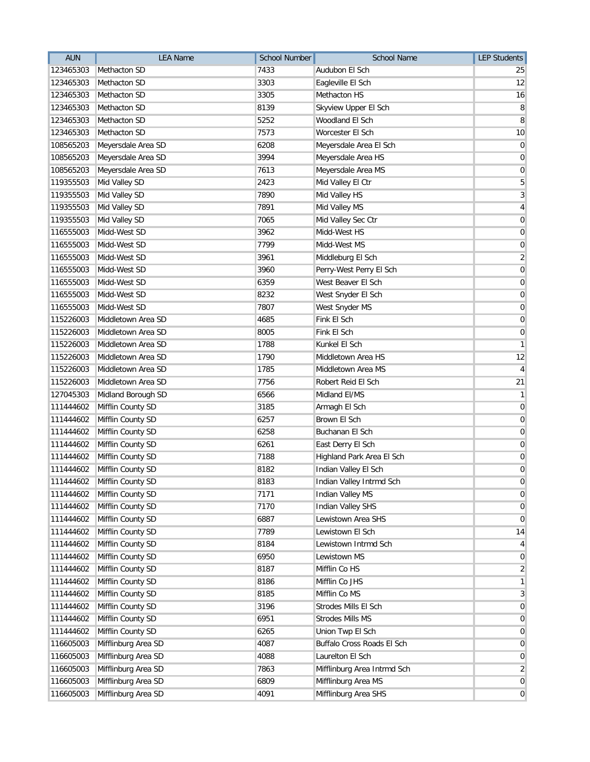| AUN | LEA Name | School Number | School Name | LEP Students |
|---|---|---|---|---|
| 123465303 | Methacton SD | 7433 | Audubon El Sch | 25 |
| 123465303 | Methacton SD | 3303 | Eagleville El Sch | 12 |
| 123465303 | Methacton SD | 3305 | Methacton HS | 16 |
| 123465303 | Methacton SD | 8139 | Skyview Upper El Sch | 8 |
| 123465303 | Methacton SD | 5252 | Woodland El Sch | 8 |
| 123465303 | Methacton SD | 7573 | Worcester El Sch | 10 |
| 108565203 | Meyersdale Area SD | 6208 | Meyersdale Area El Sch | 0 |
| 108565203 | Meyersdale Area SD | 3994 | Meyersdale Area HS | 0 |
| 108565203 | Meyersdale Area SD | 7613 | Meyersdale Area MS | 0 |
| 119355503 | Mid Valley SD | 2423 | Mid Valley El Ctr | 5 |
| 119355503 | Mid Valley SD | 7890 | Mid Valley HS | 3 |
| 119355503 | Mid Valley SD | 7891 | Mid Valley MS | 4 |
| 119355503 | Mid Valley SD | 7065 | Mid Valley Sec Ctr | 0 |
| 116555003 | Midd-West SD | 3962 | Midd-West HS | 0 |
| 116555003 | Midd-West SD | 7799 | Midd-West MS | 0 |
| 116555003 | Midd-West SD | 3961 | Middleburg El Sch | 2 |
| 116555003 | Midd-West SD | 3960 | Perry-West Perry El Sch | 0 |
| 116555003 | Midd-West SD | 6359 | West Beaver El Sch | 0 |
| 116555003 | Midd-West SD | 8232 | West Snyder El Sch | 0 |
| 116555003 | Midd-West SD | 7807 | West Snyder MS | 0 |
| 115226003 | Middletown Area SD | 4685 | Fink El Sch | 0 |
| 115226003 | Middletown Area SD | 8005 | Fink El Sch | 0 |
| 115226003 | Middletown Area SD | 1788 | Kunkel El Sch | 1 |
| 115226003 | Middletown Area SD | 1790 | Middletown Area HS | 12 |
| 115226003 | Middletown Area SD | 1785 | Middletown Area MS | 4 |
| 115226003 | Middletown Area SD | 7756 | Robert Reid El Sch | 21 |
| 127045303 | Midland Borough SD | 6566 | Midland El/MS | 1 |
| 111444602 | Mifflin County SD | 3185 | Armagh El Sch | 0 |
| 111444602 | Mifflin County SD | 6257 | Brown El Sch | 0 |
| 111444602 | Mifflin County SD | 6258 | Buchanan El Sch | 0 |
| 111444602 | Mifflin County SD | 6261 | East Derry El Sch | 0 |
| 111444602 | Mifflin County SD | 7188 | Highland Park Area El Sch | 0 |
| 111444602 | Mifflin County SD | 8182 | Indian Valley El Sch | 0 |
| 111444602 | Mifflin County SD | 8183 | Indian Valley Intrmd Sch | 0 |
| 111444602 | Mifflin County SD | 7171 | Indian Valley MS | 0 |
| 111444602 | Mifflin County SD | 7170 | Indian Valley SHS | 0 |
| 111444602 | Mifflin County SD | 6887 | Lewistown Area SHS | 0 |
| 111444602 | Mifflin County SD | 7789 | Lewistown El Sch | 14 |
| 111444602 | Mifflin County SD | 8184 | Lewistown Intrmd Sch | 4 |
| 111444602 | Mifflin County SD | 6950 | Lewistown MS | 0 |
| 111444602 | Mifflin County SD | 8187 | Mifflin Co HS | 2 |
| 111444602 | Mifflin County SD | 8186 | Mifflin Co JHS | 1 |
| 111444602 | Mifflin County SD | 8185 | Mifflin Co MS | 3 |
| 111444602 | Mifflin County SD | 3196 | Strodes Mills El Sch | 0 |
| 111444602 | Mifflin County SD | 6951 | Strodes Mills MS | 0 |
| 111444602 | Mifflin County SD | 6265 | Union Twp El Sch | 0 |
| 116605003 | Mifflinburg Area SD | 4087 | Buffalo Cross Roads El Sch | 0 |
| 116605003 | Mifflinburg Area SD | 4088 | Laurelton El Sch | 0 |
| 116605003 | Mifflinburg Area SD | 7863 | Mifflinburg Area Intrmd Sch | 2 |
| 116605003 | Mifflinburg Area SD | 6809 | Mifflinburg Area MS | 0 |
| 116605003 | Mifflinburg Area SD | 4091 | Mifflinburg Area SHS | 0 |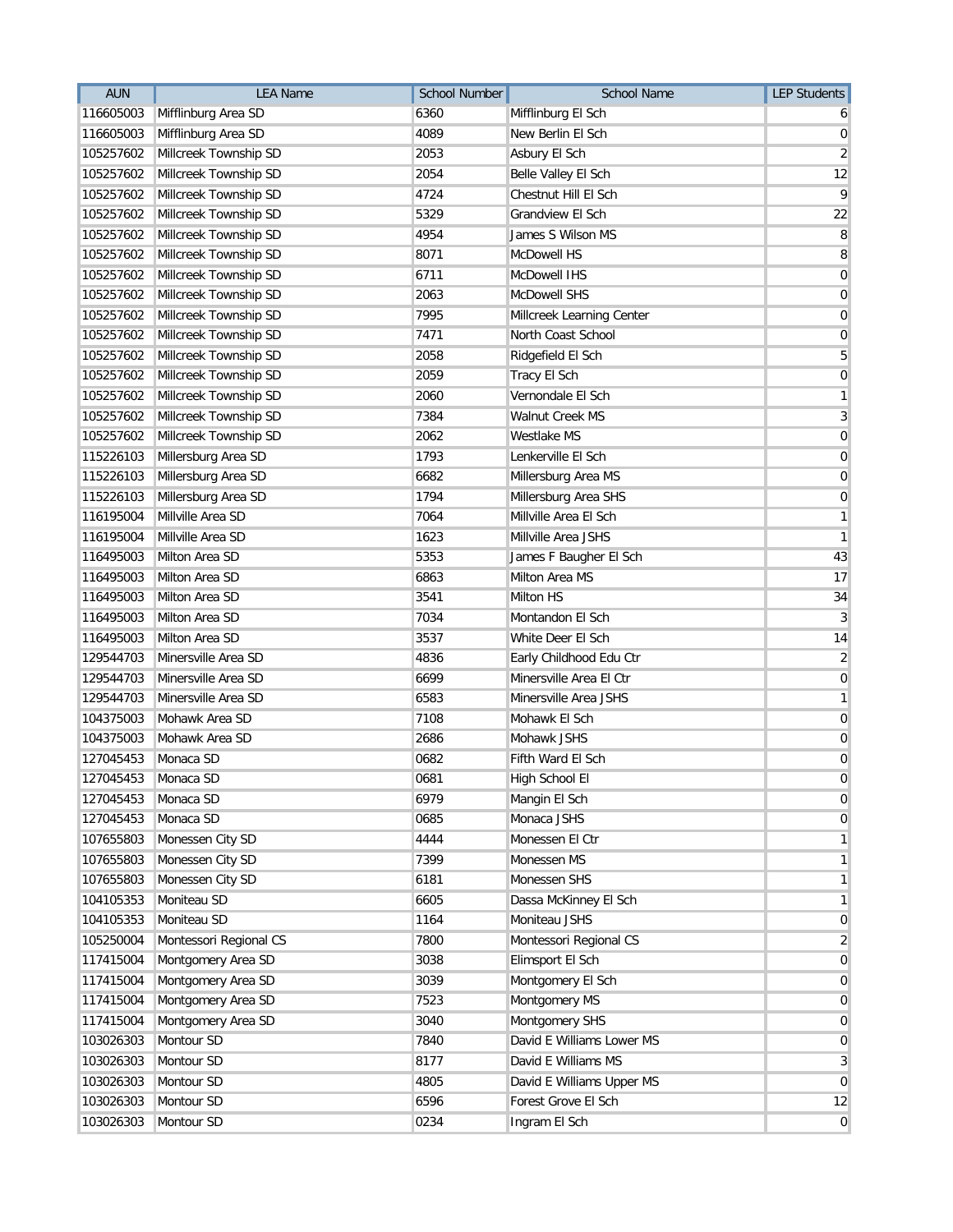| AUN | LEA Name | School Number | School Name | LEP Students |
|---|---|---|---|---|
| 116605003 | Mifflinburg Area SD | 6360 | Mifflinburg El Sch | 6 |
| 116605003 | Mifflinburg Area SD | 4089 | New Berlin El Sch | 0 |
| 105257602 | Millcreek Township SD | 2053 | Asbury El Sch | 2 |
| 105257602 | Millcreek Township SD | 2054 | Belle Valley El Sch | 12 |
| 105257602 | Millcreek Township SD | 4724 | Chestnut Hill El Sch | 9 |
| 105257602 | Millcreek Township SD | 5329 | Grandview El Sch | 22 |
| 105257602 | Millcreek Township SD | 4954 | James S Wilson MS | 8 |
| 105257602 | Millcreek Township SD | 8071 | McDowell HS | 8 |
| 105257602 | Millcreek Township SD | 6711 | McDowell IHS | 0 |
| 105257602 | Millcreek Township SD | 2063 | McDowell SHS | 0 |
| 105257602 | Millcreek Township SD | 7995 | Millcreek Learning Center | 0 |
| 105257602 | Millcreek Township SD | 7471 | North Coast School | 0 |
| 105257602 | Millcreek Township SD | 2058 | Ridgefield El Sch | 5 |
| 105257602 | Millcreek Township SD | 2059 | Tracy El Sch | 0 |
| 105257602 | Millcreek Township SD | 2060 | Vernondale El Sch | 1 |
| 105257602 | Millcreek Township SD | 7384 | Walnut Creek MS | 3 |
| 105257602 | Millcreek Township SD | 2062 | Westlake MS | 0 |
| 115226103 | Millersburg Area SD | 1793 | Lenkerville El Sch | 0 |
| 115226103 | Millersburg Area SD | 6682 | Millersburg Area MS | 0 |
| 115226103 | Millersburg Area SD | 1794 | Millersburg Area SHS | 0 |
| 116195004 | Millville Area SD | 7064 | Millville Area El Sch | 1 |
| 116195004 | Millville Area SD | 1623 | Millville Area JSHS | 1 |
| 116495003 | Milton Area SD | 5353 | James F Baugher El Sch | 43 |
| 116495003 | Milton Area SD | 6863 | Milton Area MS | 17 |
| 116495003 | Milton Area SD | 3541 | Milton HS | 34 |
| 116495003 | Milton Area SD | 7034 | Montandon El Sch | 3 |
| 116495003 | Milton Area SD | 3537 | White Deer El Sch | 14 |
| 129544703 | Minersville Area SD | 4836 | Early Childhood Edu Ctr | 2 |
| 129544703 | Minersville Area SD | 6699 | Minersville Area El Ctr | 0 |
| 129544703 | Minersville Area SD | 6583 | Minersville Area JSHS | 1 |
| 104375003 | Mohawk Area SD | 7108 | Mohawk El Sch | 0 |
| 104375003 | Mohawk Area SD | 2686 | Mohawk JSHS | 0 |
| 127045453 | Monaca SD | 0682 | Fifth Ward El Sch | 0 |
| 127045453 | Monaca SD | 0681 | High School El | 0 |
| 127045453 | Monaca SD | 6979 | Mangin El Sch | 0 |
| 127045453 | Monaca SD | 0685 | Monaca JSHS | 0 |
| 107655803 | Monessen City SD | 4444 | Monessen El Ctr | 1 |
| 107655803 | Monessen City SD | 7399 | Monessen MS | 1 |
| 107655803 | Monessen City SD | 6181 | Monessen SHS | 1 |
| 104105353 | Moniteau SD | 6605 | Dassa McKinney El Sch | 1 |
| 104105353 | Moniteau SD | 1164 | Moniteau JSHS | 0 |
| 105250004 | Montessori Regional CS | 7800 | Montessori Regional CS | 2 |
| 117415004 | Montgomery Area SD | 3038 | Elimsport El Sch | 0 |
| 117415004 | Montgomery Area SD | 3039 | Montgomery El Sch | 0 |
| 117415004 | Montgomery Area SD | 7523 | Montgomery MS | 0 |
| 117415004 | Montgomery Area SD | 3040 | Montgomery SHS | 0 |
| 103026303 | Montour SD | 7840 | David E Williams Lower MS | 0 |
| 103026303 | Montour SD | 8177 | David E Williams MS | 3 |
| 103026303 | Montour SD | 4805 | David E Williams Upper MS | 0 |
| 103026303 | Montour SD | 6596 | Forest Grove El Sch | 12 |
| 103026303 | Montour SD | 0234 | Ingram El Sch | 0 |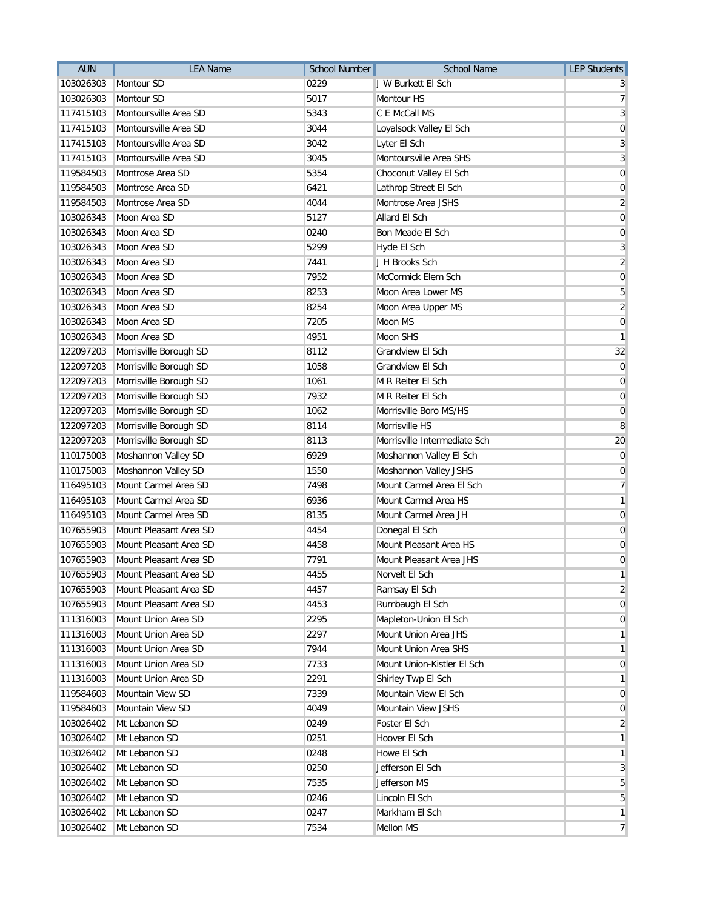| AUN | LEA Name | School Number | School Name | LEP Students |
|---|---|---|---|---|
| 103026303 | Montour SD | 0229 | J W Burkett El Sch | 3 |
| 103026303 | Montour SD | 5017 | Montour HS | 7 |
| 117415103 | Montoursville Area SD | 5343 | C E McCall MS | 3 |
| 117415103 | Montoursville Area SD | 3044 | Loyalsock Valley El Sch | 0 |
| 117415103 | Montoursville Area SD | 3042 | Lyter El Sch | 3 |
| 117415103 | Montoursville Area SD | 3045 | Montoursville Area SHS | 3 |
| 119584503 | Montrose Area SD | 5354 | Choconut Valley El Sch | 0 |
| 119584503 | Montrose Area SD | 6421 | Lathrop Street El Sch | 0 |
| 119584503 | Montrose Area SD | 4044 | Montrose Area JSHS | 2 |
| 103026343 | Moon Area SD | 5127 | Allard El Sch | 0 |
| 103026343 | Moon Area SD | 0240 | Bon Meade El Sch | 0 |
| 103026343 | Moon Area SD | 5299 | Hyde El Sch | 3 |
| 103026343 | Moon Area SD | 7441 | J H Brooks Sch | 2 |
| 103026343 | Moon Area SD | 7952 | McCormick Elem Sch | 0 |
| 103026343 | Moon Area SD | 8253 | Moon Area Lower MS | 5 |
| 103026343 | Moon Area SD | 8254 | Moon Area Upper MS | 2 |
| 103026343 | Moon Area SD | 7205 | Moon MS | 0 |
| 103026343 | Moon Area SD | 4951 | Moon SHS | 1 |
| 122097203 | Morrisville Borough SD | 8112 | Grandview El Sch | 32 |
| 122097203 | Morrisville Borough SD | 1058 | Grandview El Sch | 0 |
| 122097203 | Morrisville Borough SD | 1061 | M R Reiter El Sch | 0 |
| 122097203 | Morrisville Borough SD | 7932 | M R Reiter El Sch | 0 |
| 122097203 | Morrisville Borough SD | 1062 | Morrisville Boro MS/HS | 0 |
| 122097203 | Morrisville Borough SD | 8114 | Morrisville HS | 8 |
| 122097203 | Morrisville Borough SD | 8113 | Morrisville Intermediate Sch | 20 |
| 110175003 | Moshannon Valley SD | 6929 | Moshannon Valley El Sch | 0 |
| 110175003 | Moshannon Valley SD | 1550 | Moshannon Valley JSHS | 0 |
| 116495103 | Mount Carmel Area SD | 7498 | Mount Carmel Area El Sch | 7 |
| 116495103 | Mount Carmel Area SD | 6936 | Mount Carmel Area HS | 1 |
| 116495103 | Mount Carmel Area SD | 8135 | Mount Carmel Area JH | 0 |
| 107655903 | Mount Pleasant Area SD | 4454 | Donegal El Sch | 0 |
| 107655903 | Mount Pleasant Area SD | 4458 | Mount Pleasant Area HS | 0 |
| 107655903 | Mount Pleasant Area SD | 7791 | Mount Pleasant Area JHS | 0 |
| 107655903 | Mount Pleasant Area SD | 4455 | Norvelt El Sch | 1 |
| 107655903 | Mount Pleasant Area SD | 4457 | Ramsay El Sch | 2 |
| 107655903 | Mount Pleasant Area SD | 4453 | Rumbaugh El Sch | 0 |
| 111316003 | Mount Union Area SD | 2295 | Mapleton-Union El Sch | 0 |
| 111316003 | Mount Union Area SD | 2297 | Mount Union Area JHS | 1 |
| 111316003 | Mount Union Area SD | 7944 | Mount Union Area SHS | 1 |
| 111316003 | Mount Union Area SD | 7733 | Mount Union-Kistler El Sch | 0 |
| 111316003 | Mount Union Area SD | 2291 | Shirley Twp El Sch | 1 |
| 119584603 | Mountain View SD | 7339 | Mountain View El Sch | 0 |
| 119584603 | Mountain View SD | 4049 | Mountain View JSHS | 0 |
| 103026402 | Mt Lebanon SD | 0249 | Foster El Sch | 2 |
| 103026402 | Mt Lebanon SD | 0251 | Hoover El Sch | 1 |
| 103026402 | Mt Lebanon SD | 0248 | Howe El Sch | 1 |
| 103026402 | Mt Lebanon SD | 0250 | Jefferson El Sch | 3 |
| 103026402 | Mt Lebanon SD | 7535 | Jefferson MS | 5 |
| 103026402 | Mt Lebanon SD | 0246 | Lincoln El Sch | 5 |
| 103026402 | Mt Lebanon SD | 0247 | Markham El Sch | 1 |
| 103026402 | Mt Lebanon SD | 7534 | Mellon MS | 7 |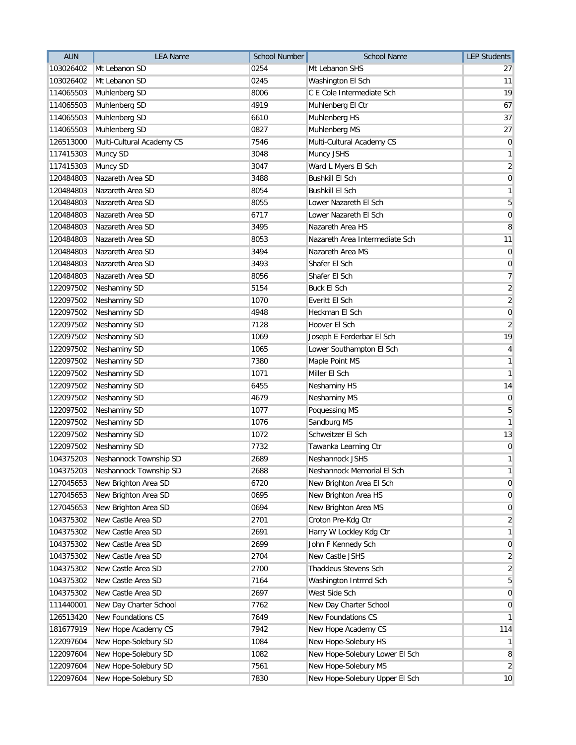| AUN | LEA Name | School Number | School Name | LEP Students |
|---|---|---|---|---|
| 103026402 | Mt Lebanon SD | 0254 | Mt Lebanon SHS | 27 |
| 103026402 | Mt Lebanon SD | 0245 | Washington El Sch | 11 |
| 114065503 | Muhlenberg SD | 8006 | C E Cole Intermediate Sch | 19 |
| 114065503 | Muhlenberg SD | 4919 | Muhlenberg El Ctr | 67 |
| 114065503 | Muhlenberg SD | 6610 | Muhlenberg HS | 37 |
| 114065503 | Muhlenberg SD | 0827 | Muhlenberg MS | 27 |
| 126513000 | Multi-Cultural Academy CS | 7546 | Multi-Cultural Academy CS | 0 |
| 117415303 | Muncy SD | 3048 | Muncy JSHS | 1 |
| 117415303 | Muncy SD | 3047 | Ward L Myers El Sch | 2 |
| 120484803 | Nazareth Area SD | 3488 | Bushkill El Sch | 0 |
| 120484803 | Nazareth Area SD | 8054 | Bushkill El Sch | 1 |
| 120484803 | Nazareth Area SD | 8055 | Lower Nazareth El Sch | 5 |
| 120484803 | Nazareth Area SD | 6717 | Lower Nazareth El Sch | 0 |
| 120484803 | Nazareth Area SD | 3495 | Nazareth Area HS | 8 |
| 120484803 | Nazareth Area SD | 8053 | Nazareth Area Intermediate Sch | 11 |
| 120484803 | Nazareth Area SD | 3494 | Nazareth Area MS | 0 |
| 120484803 | Nazareth Area SD | 3493 | Shafer El Sch | 0 |
| 120484803 | Nazareth Area SD | 8056 | Shafer El Sch | 7 |
| 122097502 | Neshaminy SD | 5154 | Buck El Sch | 2 |
| 122097502 | Neshaminy SD | 1070 | Everitt El Sch | 2 |
| 122097502 | Neshaminy SD | 4948 | Heckman El Sch | 0 |
| 122097502 | Neshaminy SD | 7128 | Hoover El Sch | 2 |
| 122097502 | Neshaminy SD | 1069 | Joseph E Ferderbar El Sch | 19 |
| 122097502 | Neshaminy SD | 1065 | Lower Southampton El Sch | 4 |
| 122097502 | Neshaminy SD | 7380 | Maple Point MS | 1 |
| 122097502 | Neshaminy SD | 1071 | Miller El Sch | 1 |
| 122097502 | Neshaminy SD | 6455 | Neshaminy HS | 14 |
| 122097502 | Neshaminy SD | 4679 | Neshaminy MS | 0 |
| 122097502 | Neshaminy SD | 1077 | Poquessing MS | 5 |
| 122097502 | Neshaminy SD | 1076 | Sandburg MS | 1 |
| 122097502 | Neshaminy SD | 1072 | Schweitzer El Sch | 13 |
| 122097502 | Neshaminy SD | 7732 | Tawanka Learning Ctr | 0 |
| 104375203 | Neshannock Township SD | 2689 | Neshannock JSHS | 1 |
| 104375203 | Neshannock Township SD | 2688 | Neshannock Memorial El Sch | 1 |
| 127045653 | New Brighton Area SD | 6720 | New Brighton Area El Sch | 0 |
| 127045653 | New Brighton Area SD | 0695 | New Brighton Area HS | 0 |
| 127045653 | New Brighton Area SD | 0694 | New Brighton Area MS | 0 |
| 104375302 | New Castle Area SD | 2701 | Croton Pre-Kdg Ctr | 2 |
| 104375302 | New Castle Area SD | 2691 | Harry W Lockley Kdg Ctr | 1 |
| 104375302 | New Castle Area SD | 2699 | John F Kennedy Sch | 0 |
| 104375302 | New Castle Area SD | 2704 | New Castle JSHS | 2 |
| 104375302 | New Castle Area SD | 2700 | Thaddeus Stevens Sch | 2 |
| 104375302 | New Castle Area SD | 7164 | Washington Intrmd Sch | 5 |
| 104375302 | New Castle Area SD | 2697 | West Side Sch | 0 |
| 111440001 | New Day Charter School | 7762 | New Day Charter School | 0 |
| 126513420 | New Foundations CS | 7649 | New Foundations CS | 1 |
| 181677919 | New Hope Academy CS | 7942 | New Hope Academy CS | 114 |
| 122097604 | New Hope-Solebury SD | 1084 | New Hope-Solebury HS | 1 |
| 122097604 | New Hope-Solebury SD | 1082 | New Hope-Solebury Lower El Sch | 8 |
| 122097604 | New Hope-Solebury SD | 7561 | New Hope-Solebury MS | 2 |
| 122097604 | New Hope-Solebury SD | 7830 | New Hope-Solebury Upper El Sch | 10 |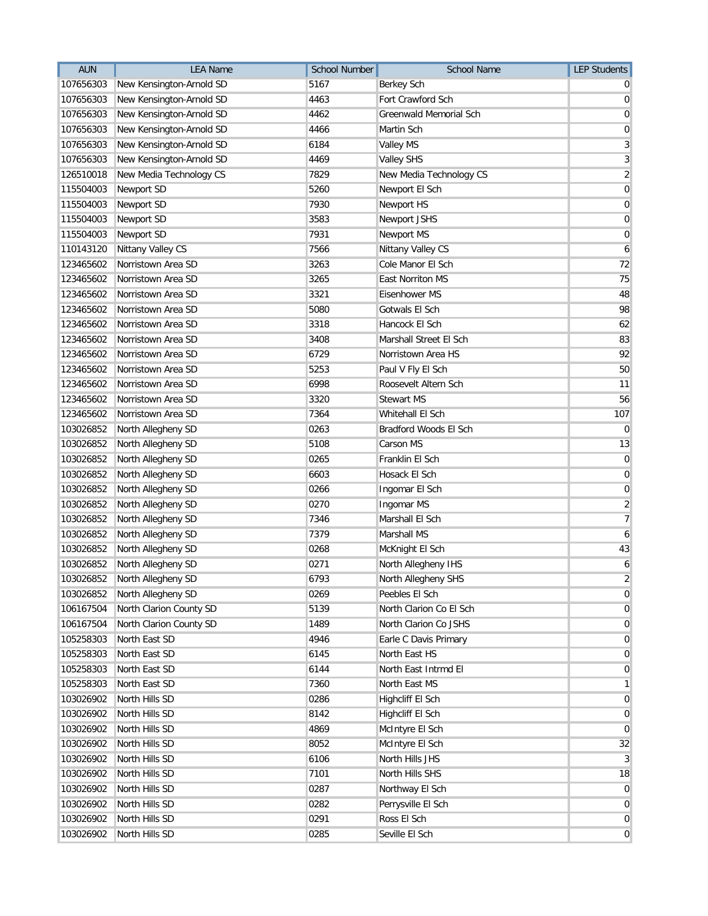| AUN | LEA Name | School Number | School Name | LEP Students |
|---|---|---|---|---|
| 107656303 | New Kensington-Arnold SD | 5167 | Berkey Sch | 0 |
| 107656303 | New Kensington-Arnold SD | 4463 | Fort Crawford Sch | 0 |
| 107656303 | New Kensington-Arnold SD | 4462 | Greenwald Memorial Sch | 0 |
| 107656303 | New Kensington-Arnold SD | 4466 | Martin Sch | 0 |
| 107656303 | New Kensington-Arnold SD | 6184 | Valley MS | 3 |
| 107656303 | New Kensington-Arnold SD | 4469 | Valley SHS | 3 |
| 126510018 | New Media Technology CS | 7829 | New Media Technology CS | 2 |
| 115504003 | Newport SD | 5260 | Newport El Sch | 0 |
| 115504003 | Newport SD | 7930 | Newport HS | 0 |
| 115504003 | Newport SD | 3583 | Newport JSHS | 0 |
| 115504003 | Newport SD | 7931 | Newport MS | 0 |
| 110143120 | Nittany Valley CS | 7566 | Nittany Valley CS | 6 |
| 123465602 | Norristown Area SD | 3263 | Cole Manor El Sch | 72 |
| 123465602 | Norristown Area SD | 3265 | East Norriton MS | 75 |
| 123465602 | Norristown Area SD | 3321 | Eisenhower MS | 48 |
| 123465602 | Norristown Area SD | 5080 | Gotwals El Sch | 98 |
| 123465602 | Norristown Area SD | 3318 | Hancock El Sch | 62 |
| 123465602 | Norristown Area SD | 3408 | Marshall Street El Sch | 83 |
| 123465602 | Norristown Area SD | 6729 | Norristown Area HS | 92 |
| 123465602 | Norristown Area SD | 5253 | Paul V Fly El Sch | 50 |
| 123465602 | Norristown Area SD | 6998 | Roosevelt Altern Sch | 11 |
| 123465602 | Norristown Area SD | 3320 | Stewart MS | 56 |
| 123465602 | Norristown Area SD | 7364 | Whitehall El Sch | 107 |
| 103026852 | North Allegheny SD | 0263 | Bradford Woods El Sch | 0 |
| 103026852 | North Allegheny SD | 5108 | Carson MS | 13 |
| 103026852 | North Allegheny SD | 0265 | Franklin El Sch | 0 |
| 103026852 | North Allegheny SD | 6603 | Hosack El Sch | 0 |
| 103026852 | North Allegheny SD | 0266 | Ingomar El Sch | 0 |
| 103026852 | North Allegheny SD | 0270 | Ingomar MS | 2 |
| 103026852 | North Allegheny SD | 7346 | Marshall El Sch | 7 |
| 103026852 | North Allegheny SD | 7379 | Marshall MS | 6 |
| 103026852 | North Allegheny SD | 0268 | McKnight El Sch | 43 |
| 103026852 | North Allegheny SD | 0271 | North Allegheny IHS | 6 |
| 103026852 | North Allegheny SD | 6793 | North Allegheny SHS | 2 |
| 103026852 | North Allegheny SD | 0269 | Peebles El Sch | 0 |
| 106167504 | North Clarion County SD | 5139 | North Clarion Co El Sch | 0 |
| 106167504 | North Clarion County SD | 1489 | North Clarion Co JSHS | 0 |
| 105258303 | North East SD | 4946 | Earle C Davis Primary | 0 |
| 105258303 | North East SD | 6145 | North East HS | 0 |
| 105258303 | North East SD | 6144 | North East Intrmd El | 0 |
| 105258303 | North East SD | 7360 | North East MS | 1 |
| 103026902 | North Hills SD | 0286 | Highcliff El Sch | 0 |
| 103026902 | North Hills SD | 8142 | Highcliff El Sch | 0 |
| 103026902 | North Hills SD | 4869 | McIntyre El Sch | 0 |
| 103026902 | North Hills SD | 8052 | McIntyre El Sch | 32 |
| 103026902 | North Hills SD | 6106 | North Hills JHS | 3 |
| 103026902 | North Hills SD | 7101 | North Hills SHS | 18 |
| 103026902 | North Hills SD | 0287 | Northway El Sch | 0 |
| 103026902 | North Hills SD | 0282 | Perrysville El Sch | 0 |
| 103026902 | North Hills SD | 0291 | Ross El Sch | 0 |
| 103026902 | North Hills SD | 0285 | Seville El Sch | 0 |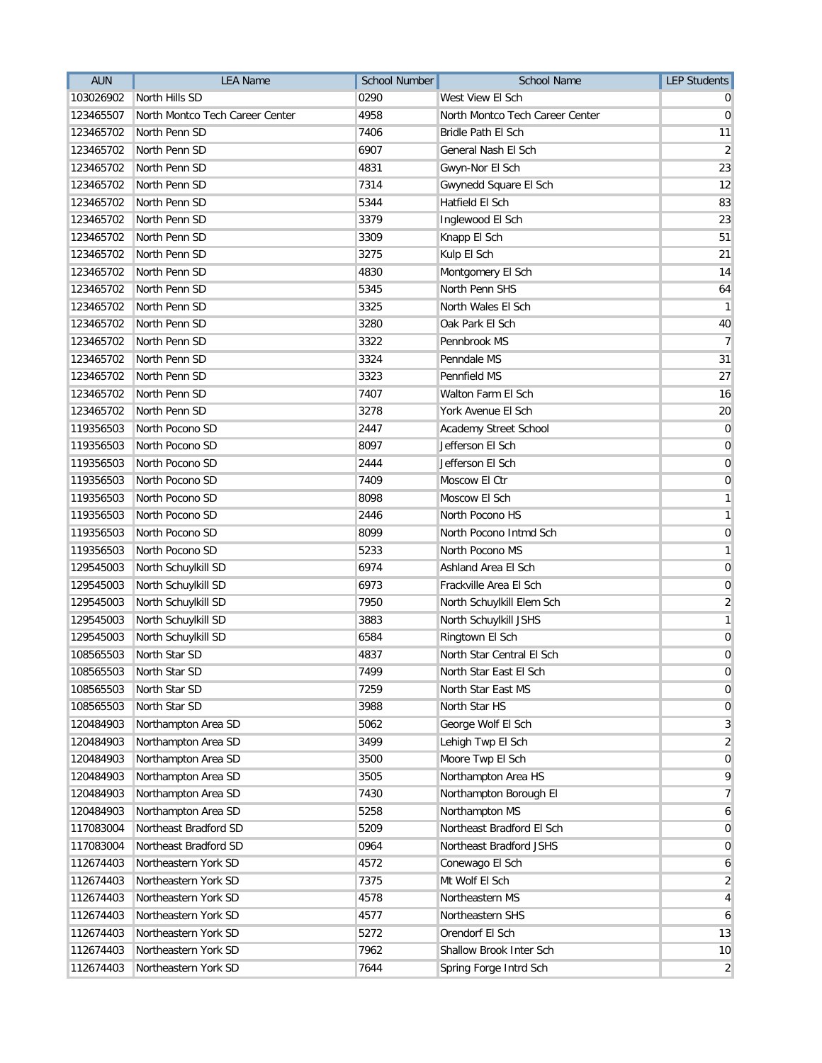| AUN | LEA Name | School Number | School Name | LEP Students |
|---|---|---|---|---|
| 103026902 | North Hills SD | 0290 | West View El Sch | 0 |
| 123465507 | North Montco Tech Career Center | 4958 | North Montco Tech Career Center | 0 |
| 123465702 | North Penn SD | 7406 | Bridle Path El Sch | 11 |
| 123465702 | North Penn SD | 6907 | General Nash El Sch | 2 |
| 123465702 | North Penn SD | 4831 | Gwyn-Nor El Sch | 23 |
| 123465702 | North Penn SD | 7314 | Gwynedd Square El Sch | 12 |
| 123465702 | North Penn SD | 5344 | Hatfield El Sch | 83 |
| 123465702 | North Penn SD | 3379 | Inglewood El Sch | 23 |
| 123465702 | North Penn SD | 3309 | Knapp El Sch | 51 |
| 123465702 | North Penn SD | 3275 | Kulp El Sch | 21 |
| 123465702 | North Penn SD | 4830 | Montgomery El Sch | 14 |
| 123465702 | North Penn SD | 5345 | North Penn SHS | 64 |
| 123465702 | North Penn SD | 3325 | North Wales El Sch | 1 |
| 123465702 | North Penn SD | 3280 | Oak Park El Sch | 40 |
| 123465702 | North Penn SD | 3322 | Pennbrook MS | 7 |
| 123465702 | North Penn SD | 3324 | Penndale MS | 31 |
| 123465702 | North Penn SD | 3323 | Pennfield MS | 27 |
| 123465702 | North Penn SD | 7407 | Walton Farm El Sch | 16 |
| 123465702 | North Penn SD | 3278 | York Avenue El Sch | 20 |
| 119356503 | North Pocono SD | 2447 | Academy Street School | 0 |
| 119356503 | North Pocono SD | 8097 | Jefferson El Sch | 0 |
| 119356503 | North Pocono SD | 2444 | Jefferson El Sch | 0 |
| 119356503 | North Pocono SD | 7409 | Moscow El Ctr | 0 |
| 119356503 | North Pocono SD | 8098 | Moscow El Sch | 1 |
| 119356503 | North Pocono SD | 2446 | North Pocono HS | 1 |
| 119356503 | North Pocono SD | 8099 | North Pocono Intmd Sch | 0 |
| 119356503 | North Pocono SD | 5233 | North Pocono MS | 1 |
| 129545003 | North Schuylkill SD | 6974 | Ashland Area El Sch | 0 |
| 129545003 | North Schuylkill SD | 6973 | Frackville Area El Sch | 0 |
| 129545003 | North Schuylkill SD | 7950 | North Schuylkill Elem Sch | 2 |
| 129545003 | North Schuylkill SD | 3883 | North Schuylkill JSHS | 1 |
| 129545003 | North Schuylkill SD | 6584 | Ringtown El Sch | 0 |
| 108565503 | North Star SD | 4837 | North Star Central El Sch | 0 |
| 108565503 | North Star SD | 7499 | North Star East El Sch | 0 |
| 108565503 | North Star SD | 7259 | North Star East MS | 0 |
| 108565503 | North Star SD | 3988 | North Star HS | 0 |
| 120484903 | Northampton Area SD | 5062 | George Wolf El Sch | 3 |
| 120484903 | Northampton Area SD | 3499 | Lehigh Twp El Sch | 2 |
| 120484903 | Northampton Area SD | 3500 | Moore Twp El Sch | 0 |
| 120484903 | Northampton Area SD | 3505 | Northampton Area HS | 9 |
| 120484903 | Northampton Area SD | 7430 | Northampton Borough El | 7 |
| 120484903 | Northampton Area SD | 5258 | Northampton MS | 6 |
| 117083004 | Northeast Bradford SD | 5209 | Northeast Bradford El Sch | 0 |
| 117083004 | Northeast Bradford SD | 0964 | Northeast Bradford JSHS | 0 |
| 112674403 | Northeastern York SD | 4572 | Conewago El Sch | 6 |
| 112674403 | Northeastern York SD | 7375 | Mt Wolf El Sch | 2 |
| 112674403 | Northeastern York SD | 4578 | Northeastern MS | 4 |
| 112674403 | Northeastern York SD | 4577 | Northeastern SHS | 6 |
| 112674403 | Northeastern York SD | 5272 | Orendorf El Sch | 13 |
| 112674403 | Northeastern York SD | 7962 | Shallow Brook Inter Sch | 10 |
| 112674403 | Northeastern York SD | 7644 | Spring Forge Intrd Sch | 2 |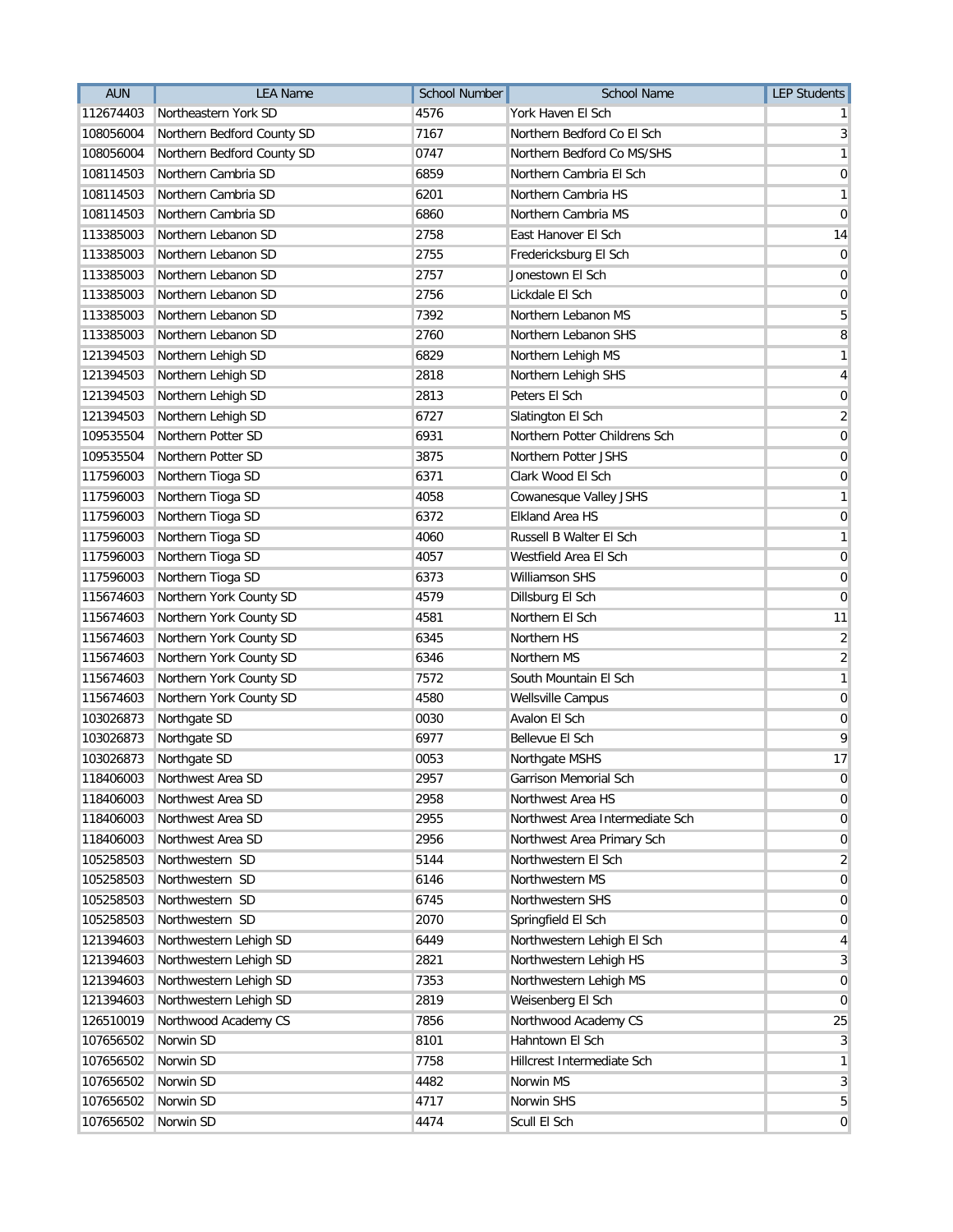| AUN | LEA Name | School Number | School Name | LEP Students |
|---|---|---|---|---|
| 112674403 | Northeastern York SD | 4576 | York Haven El Sch | 1 |
| 108056004 | Northern Bedford County SD | 7167 | Northern Bedford Co El Sch | 3 |
| 108056004 | Northern Bedford County SD | 0747 | Northern Bedford Co MS/SHS | 1 |
| 108114503 | Northern Cambria SD | 6859 | Northern Cambria El Sch | 0 |
| 108114503 | Northern Cambria SD | 6201 | Northern Cambria HS | 1 |
| 108114503 | Northern Cambria SD | 6860 | Northern Cambria MS | 0 |
| 113385003 | Northern Lebanon SD | 2758 | East Hanover El Sch | 14 |
| 113385003 | Northern Lebanon SD | 2755 | Fredericksburg El Sch | 0 |
| 113385003 | Northern Lebanon SD | 2757 | Jonestown El Sch | 0 |
| 113385003 | Northern Lebanon SD | 2756 | Lickdale El Sch | 0 |
| 113385003 | Northern Lebanon SD | 7392 | Northern Lebanon MS | 5 |
| 113385003 | Northern Lebanon SD | 2760 | Northern Lebanon SHS | 8 |
| 121394503 | Northern Lehigh SD | 6829 | Northern Lehigh MS | 1 |
| 121394503 | Northern Lehigh SD | 2818 | Northern Lehigh SHS | 4 |
| 121394503 | Northern Lehigh SD | 2813 | Peters El Sch | 0 |
| 121394503 | Northern Lehigh SD | 6727 | Slatington El Sch | 2 |
| 109535504 | Northern Potter SD | 6931 | Northern Potter Childrens Sch | 0 |
| 109535504 | Northern Potter SD | 3875 | Northern Potter JSHS | 0 |
| 117596003 | Northern Tioga SD | 6371 | Clark Wood El Sch | 0 |
| 117596003 | Northern Tioga SD | 4058 | Cowanesque Valley JSHS | 1 |
| 117596003 | Northern Tioga SD | 6372 | Elkland Area HS | 0 |
| 117596003 | Northern Tioga SD | 4060 | Russell B Walter El Sch | 1 |
| 117596003 | Northern Tioga SD | 4057 | Westfield Area El Sch | 0 |
| 117596003 | Northern Tioga SD | 6373 | Williamson SHS | 0 |
| 115674603 | Northern York County SD | 4579 | Dillsburg El Sch | 0 |
| 115674603 | Northern York County SD | 4581 | Northern El Sch | 11 |
| 115674603 | Northern York County SD | 6345 | Northern HS | 2 |
| 115674603 | Northern York County SD | 6346 | Northern MS | 2 |
| 115674603 | Northern York County SD | 7572 | South Mountain El Sch | 1 |
| 115674603 | Northern York County SD | 4580 | Wellsville Campus | 0 |
| 103026873 | Northgate SD | 0030 | Avalon El Sch | 0 |
| 103026873 | Northgate SD | 6977 | Bellevue El Sch | 9 |
| 103026873 | Northgate SD | 0053 | Northgate MSHS | 17 |
| 118406003 | Northwest Area SD | 2957 | Garrison Memorial Sch | 0 |
| 118406003 | Northwest Area SD | 2958 | Northwest Area HS | 0 |
| 118406003 | Northwest Area SD | 2955 | Northwest Area Intermediate Sch | 0 |
| 118406003 | Northwest Area SD | 2956 | Northwest Area Primary Sch | 0 |
| 105258503 | Northwestern SD | 5144 | Northwestern El Sch | 2 |
| 105258503 | Northwestern SD | 6146 | Northwestern MS | 0 |
| 105258503 | Northwestern SD | 6745 | Northwestern SHS | 0 |
| 105258503 | Northwestern SD | 2070 | Springfield El Sch | 0 |
| 121394603 | Northwestern Lehigh SD | 6449 | Northwestern Lehigh El Sch | 4 |
| 121394603 | Northwestern Lehigh SD | 2821 | Northwestern Lehigh HS | 3 |
| 121394603 | Northwestern Lehigh SD | 7353 | Northwestern Lehigh MS | 0 |
| 121394603 | Northwestern Lehigh SD | 2819 | Weisenberg El Sch | 0 |
| 126510019 | Northwood Academy CS | 7856 | Northwood Academy CS | 25 |
| 107656502 | Norwin SD | 8101 | Hahntown El Sch | 3 |
| 107656502 | Norwin SD | 7758 | Hillcrest Intermediate Sch | 1 |
| 107656502 | Norwin SD | 4482 | Norwin MS | 3 |
| 107656502 | Norwin SD | 4717 | Norwin SHS | 5 |
| 107656502 | Norwin SD | 4474 | Scull El Sch | 0 |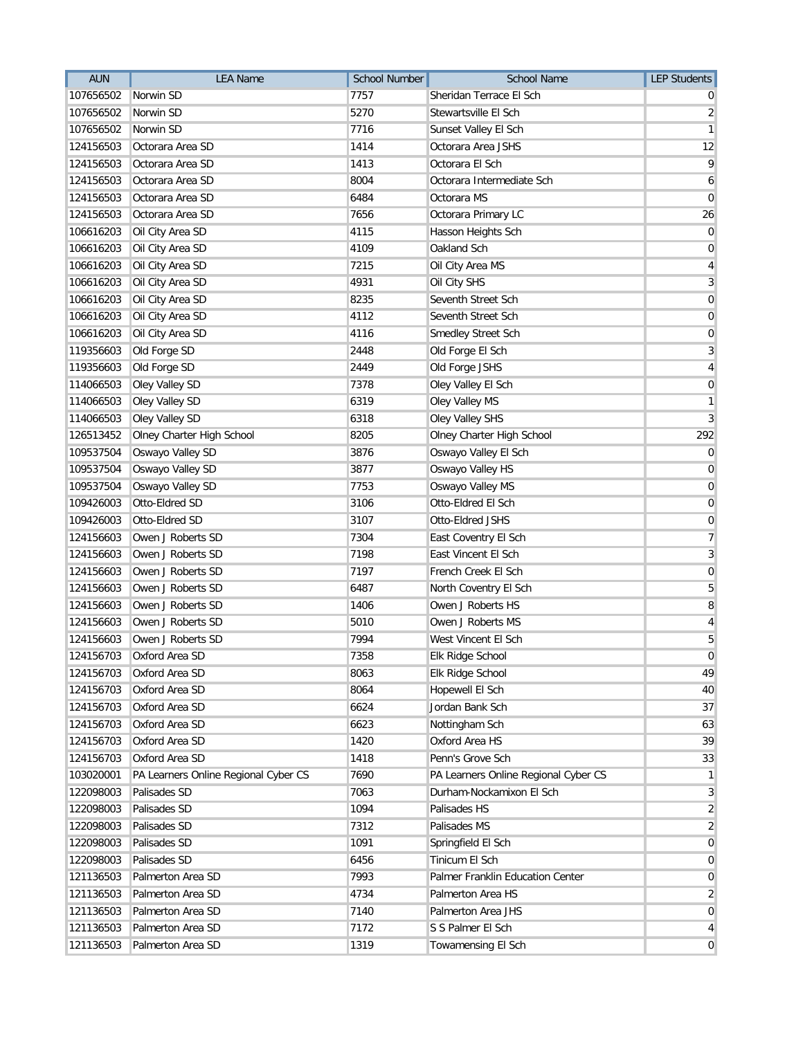| AUN | LEA Name | School Number | School Name | LEP Students |
|---|---|---|---|---|
| 107656502 | Norwin SD | 7757 | Sheridan Terrace El Sch | 0 |
| 107656502 | Norwin SD | 5270 | Stewartsville El Sch | 2 |
| 107656502 | Norwin SD | 7716 | Sunset Valley El Sch | 1 |
| 124156503 | Octorara Area SD | 1414 | Octorara Area JSHS | 12 |
| 124156503 | Octorara Area SD | 1413 | Octorara El Sch | 9 |
| 124156503 | Octorara Area SD | 8004 | Octorara Intermediate Sch | 6 |
| 124156503 | Octorara Area SD | 6484 | Octorara MS | 0 |
| 124156503 | Octorara Area SD | 7656 | Octorara Primary LC | 26 |
| 106616203 | Oil City Area SD | 4115 | Hasson Heights Sch | 0 |
| 106616203 | Oil City Area SD | 4109 | Oakland Sch | 0 |
| 106616203 | Oil City Area SD | 7215 | Oil City Area MS | 4 |
| 106616203 | Oil City Area SD | 4931 | Oil City SHS | 3 |
| 106616203 | Oil City Area SD | 8235 | Seventh Street Sch | 0 |
| 106616203 | Oil City Area SD | 4112 | Seventh Street Sch | 0 |
| 106616203 | Oil City Area SD | 4116 | Smedley Street Sch | 0 |
| 119356603 | Old Forge SD | 2448 | Old Forge El Sch | 3 |
| 119356603 | Old Forge SD | 2449 | Old Forge JSHS | 4 |
| 114066503 | Oley Valley SD | 7378 | Oley Valley El Sch | 0 |
| 114066503 | Oley Valley SD | 6319 | Oley Valley MS | 1 |
| 114066503 | Oley Valley SD | 6318 | Oley Valley SHS | 3 |
| 126513452 | Olney Charter High School | 8205 | Olney Charter High School | 292 |
| 109537504 | Oswayo Valley SD | 3876 | Oswayo Valley El Sch | 0 |
| 109537504 | Oswayo Valley SD | 3877 | Oswayo Valley HS | 0 |
| 109537504 | Oswayo Valley SD | 7753 | Oswayo Valley MS | 0 |
| 109426003 | Otto-Eldred SD | 3106 | Otto-Eldred El Sch | 0 |
| 109426003 | Otto-Eldred SD | 3107 | Otto-Eldred JSHS | 0 |
| 124156603 | Owen J Roberts SD | 7304 | East Coventry El Sch | 7 |
| 124156603 | Owen J Roberts SD | 7198 | East Vincent El Sch | 3 |
| 124156603 | Owen J Roberts SD | 7197 | French Creek El Sch | 0 |
| 124156603 | Owen J Roberts SD | 6487 | North Coventry El Sch | 5 |
| 124156603 | Owen J Roberts SD | 1406 | Owen J Roberts HS | 8 |
| 124156603 | Owen J Roberts SD | 5010 | Owen J Roberts MS | 4 |
| 124156603 | Owen J Roberts SD | 7994 | West Vincent El Sch | 5 |
| 124156703 | Oxford Area SD | 7358 | Elk Ridge School | 0 |
| 124156703 | Oxford Area SD | 8063 | Elk Ridge School | 49 |
| 124156703 | Oxford Area SD | 8064 | Hopewell El Sch | 40 |
| 124156703 | Oxford Area SD | 6624 | Jordan Bank Sch | 37 |
| 124156703 | Oxford Area SD | 6623 | Nottingham Sch | 63 |
| 124156703 | Oxford Area SD | 1420 | Oxford Area HS | 39 |
| 124156703 | Oxford Area SD | 1418 | Penn's Grove Sch | 33 |
| 103020001 | PA Learners Online Regional Cyber CS | 7690 | PA Learners Online Regional Cyber CS | 1 |
| 122098003 | Palisades SD | 7063 | Durham-Nockamixon El Sch | 3 |
| 122098003 | Palisades SD | 1094 | Palisades HS | 2 |
| 122098003 | Palisades SD | 7312 | Palisades MS | 2 |
| 122098003 | Palisades SD | 1091 | Springfield El Sch | 0 |
| 122098003 | Palisades SD | 6456 | Tinicum El Sch | 0 |
| 121136503 | Palmerton Area SD | 7993 | Palmer Franklin Education Center | 0 |
| 121136503 | Palmerton Area SD | 4734 | Palmerton Area HS | 2 |
| 121136503 | Palmerton Area SD | 7140 | Palmerton Area JHS | 0 |
| 121136503 | Palmerton Area SD | 7172 | S S Palmer El Sch | 4 |
| 121136503 | Palmerton Area SD | 1319 | Towamensing El Sch | 0 |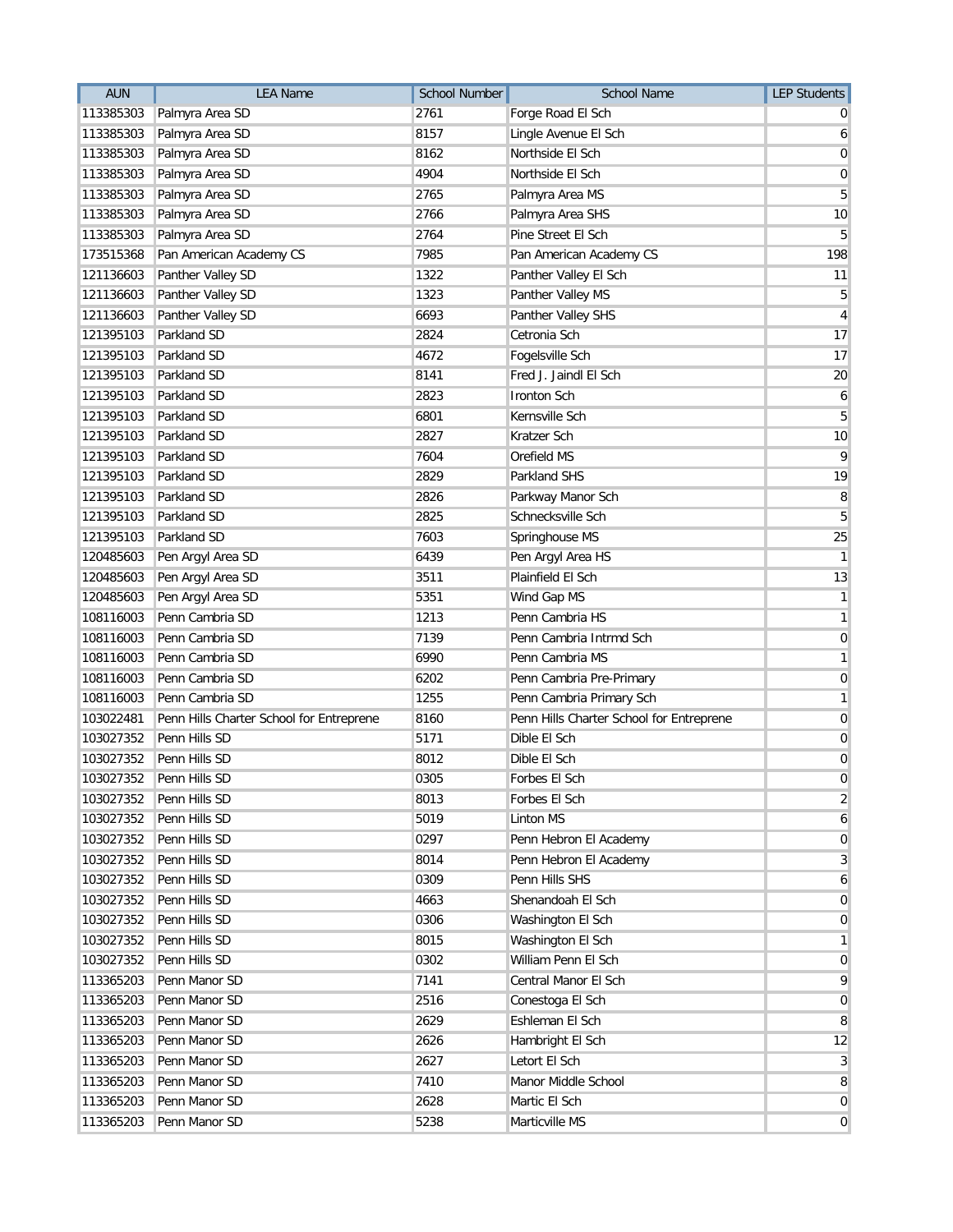| AUN | LEA Name | School Number | School Name | LEP Students |
|---|---|---|---|---|
| 113385303 | Palmyra Area SD | 2761 | Forge Road El Sch | 0 |
| 113385303 | Palmyra Area SD | 8157 | Lingle Avenue El Sch | 6 |
| 113385303 | Palmyra Area SD | 8162 | Northside El Sch | 0 |
| 113385303 | Palmyra Area SD | 4904 | Northside El Sch | 0 |
| 113385303 | Palmyra Area SD | 2765 | Palmyra Area MS | 5 |
| 113385303 | Palmyra Area SD | 2766 | Palmyra Area SHS | 10 |
| 113385303 | Palmyra Area SD | 2764 | Pine Street El Sch | 5 |
| 173515368 | Pan American Academy CS | 7985 | Pan American Academy CS | 198 |
| 121136603 | Panther Valley SD | 1322 | Panther Valley El Sch | 11 |
| 121136603 | Panther Valley SD | 1323 | Panther Valley MS | 5 |
| 121136603 | Panther Valley SD | 6693 | Panther Valley SHS | 4 |
| 121395103 | Parkland SD | 2824 | Cetronia Sch | 17 |
| 121395103 | Parkland SD | 4672 | Fogelsville Sch | 17 |
| 121395103 | Parkland SD | 8141 | Fred J. Jaindl El Sch | 20 |
| 121395103 | Parkland SD | 2823 | Ironton Sch | 6 |
| 121395103 | Parkland SD | 6801 | Kernsville Sch | 5 |
| 121395103 | Parkland SD | 2827 | Kratzer Sch | 10 |
| 121395103 | Parkland SD | 7604 | Orefield MS | 9 |
| 121395103 | Parkland SD | 2829 | Parkland SHS | 19 |
| 121395103 | Parkland SD | 2826 | Parkway Manor Sch | 8 |
| 121395103 | Parkland SD | 2825 | Schnecksville Sch | 5 |
| 121395103 | Parkland SD | 7603 | Springhouse MS | 25 |
| 120485603 | Pen Argyl Area SD | 6439 | Pen Argyl Area HS | 1 |
| 120485603 | Pen Argyl Area SD | 3511 | Plainfield El Sch | 13 |
| 120485603 | Pen Argyl Area SD | 5351 | Wind Gap MS | 1 |
| 108116003 | Penn Cambria SD | 1213 | Penn Cambria HS | 1 |
| 108116003 | Penn Cambria SD | 7139 | Penn Cambria Intrmd Sch | 0 |
| 108116003 | Penn Cambria SD | 6990 | Penn Cambria MS | 1 |
| 108116003 | Penn Cambria SD | 6202 | Penn Cambria Pre-Primary | 0 |
| 108116003 | Penn Cambria SD | 1255 | Penn Cambria Primary Sch | 1 |
| 103022481 | Penn Hills Charter School for Entreprene | 8160 | Penn Hills Charter School for Entreprene | 0 |
| 103027352 | Penn Hills SD | 5171 | Dible El Sch | 0 |
| 103027352 | Penn Hills SD | 8012 | Dible El Sch | 0 |
| 103027352 | Penn Hills SD | 0305 | Forbes El Sch | 0 |
| 103027352 | Penn Hills SD | 8013 | Forbes El Sch | 2 |
| 103027352 | Penn Hills SD | 5019 | Linton MS | 6 |
| 103027352 | Penn Hills SD | 0297 | Penn Hebron El Academy | 0 |
| 103027352 | Penn Hills SD | 8014 | Penn Hebron El Academy | 3 |
| 103027352 | Penn Hills SD | 0309 | Penn Hills SHS | 6 |
| 103027352 | Penn Hills SD | 4663 | Shenandoah El Sch | 0 |
| 103027352 | Penn Hills SD | 0306 | Washington El Sch | 0 |
| 103027352 | Penn Hills SD | 8015 | Washington El Sch | 1 |
| 103027352 | Penn Hills SD | 0302 | William Penn El Sch | 0 |
| 113365203 | Penn Manor SD | 7141 | Central Manor El Sch | 9 |
| 113365203 | Penn Manor SD | 2516 | Conestoga El Sch | 0 |
| 113365203 | Penn Manor SD | 2629 | Eshleman El Sch | 8 |
| 113365203 | Penn Manor SD | 2626 | Hambright El Sch | 12 |
| 113365203 | Penn Manor SD | 2627 | Letort El Sch | 3 |
| 113365203 | Penn Manor SD | 7410 | Manor Middle School | 8 |
| 113365203 | Penn Manor SD | 2628 | Martic El Sch | 0 |
| 113365203 | Penn Manor SD | 5238 | Marticville MS | 0 |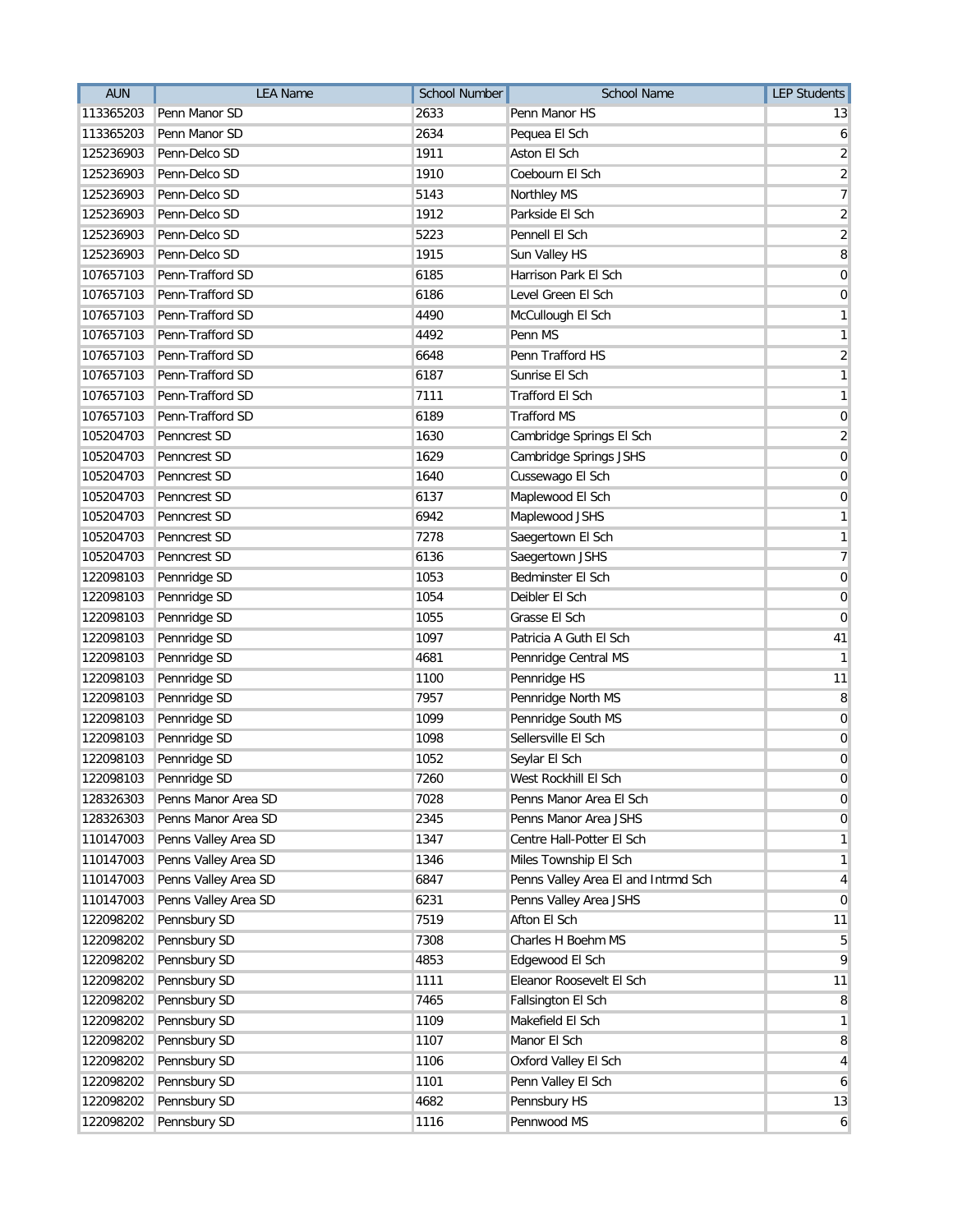| AUN | LEA Name | School Number | School Name | LEP Students |
|---|---|---|---|---|
| 113365203 | Penn Manor SD | 2633 | Penn Manor HS | 13 |
| 113365203 | Penn Manor SD | 2634 | Pequea El Sch | 6 |
| 125236903 | Penn-Delco SD | 1911 | Aston El Sch | 2 |
| 125236903 | Penn-Delco SD | 1910 | Coebourn El Sch | 2 |
| 125236903 | Penn-Delco SD | 5143 | Northley MS | 7 |
| 125236903 | Penn-Delco SD | 1912 | Parkside El Sch | 2 |
| 125236903 | Penn-Delco SD | 5223 | Pennell El Sch | 2 |
| 125236903 | Penn-Delco SD | 1915 | Sun Valley HS | 8 |
| 107657103 | Penn-Trafford SD | 6185 | Harrison Park El Sch | 0 |
| 107657103 | Penn-Trafford SD | 6186 | Level Green El Sch | 0 |
| 107657103 | Penn-Trafford SD | 4490 | McCullough El Sch | 1 |
| 107657103 | Penn-Trafford SD | 4492 | Penn MS | 1 |
| 107657103 | Penn-Trafford SD | 6648 | Penn Trafford HS | 2 |
| 107657103 | Penn-Trafford SD | 6187 | Sunrise El Sch | 1 |
| 107657103 | Penn-Trafford SD | 7111 | Trafford El Sch | 1 |
| 107657103 | Penn-Trafford SD | 6189 | Trafford MS | 0 |
| 105204703 | Penncrest SD | 1630 | Cambridge Springs El Sch | 2 |
| 105204703 | Penncrest SD | 1629 | Cambridge Springs JSHS | 0 |
| 105204703 | Penncrest SD | 1640 | Cussewago El Sch | 0 |
| 105204703 | Penncrest SD | 6137 | Maplewood El Sch | 0 |
| 105204703 | Penncrest SD | 6942 | Maplewood JSHS | 1 |
| 105204703 | Penncrest SD | 7278 | Saegertown El Sch | 1 |
| 105204703 | Penncrest SD | 6136 | Saegertown JSHS | 7 |
| 122098103 | Pennridge SD | 1053 | Bedminster El Sch | 0 |
| 122098103 | Pennridge SD | 1054 | Deibler El Sch | 0 |
| 122098103 | Pennridge SD | 1055 | Grasse El Sch | 0 |
| 122098103 | Pennridge SD | 1097 | Patricia A Guth El Sch | 41 |
| 122098103 | Pennridge SD | 4681 | Pennridge Central MS | 1 |
| 122098103 | Pennridge SD | 1100 | Pennridge HS | 11 |
| 122098103 | Pennridge SD | 7957 | Pennridge North MS | 8 |
| 122098103 | Pennridge SD | 1099 | Pennridge South MS | 0 |
| 122098103 | Pennridge SD | 1098 | Sellersville El Sch | 0 |
| 122098103 | Pennridge SD | 1052 | Seylar El Sch | 0 |
| 122098103 | Pennridge SD | 7260 | West Rockhill El Sch | 0 |
| 128326303 | Penns Manor Area SD | 7028 | Penns Manor Area El Sch | 0 |
| 128326303 | Penns Manor Area SD | 2345 | Penns Manor Area JSHS | 0 |
| 110147003 | Penns Valley Area SD | 1347 | Centre Hall-Potter El Sch | 1 |
| 110147003 | Penns Valley Area SD | 1346 | Miles Township El Sch | 1 |
| 110147003 | Penns Valley Area SD | 6847 | Penns Valley Area El and Intrmd Sch | 4 |
| 110147003 | Penns Valley Area SD | 6231 | Penns Valley Area JSHS | 0 |
| 122098202 | Pennsbury SD | 7519 | Afton El Sch | 11 |
| 122098202 | Pennsbury SD | 7308 | Charles H Boehm MS | 5 |
| 122098202 | Pennsbury SD | 4853 | Edgewood El Sch | 9 |
| 122098202 | Pennsbury SD | 1111 | Eleanor Roosevelt El Sch | 11 |
| 122098202 | Pennsbury SD | 7465 | Fallsington El Sch | 8 |
| 122098202 | Pennsbury SD | 1109 | Makefield El Sch | 1 |
| 122098202 | Pennsbury SD | 1107 | Manor El Sch | 8 |
| 122098202 | Pennsbury SD | 1106 | Oxford Valley El Sch | 4 |
| 122098202 | Pennsbury SD | 1101 | Penn Valley El Sch | 6 |
| 122098202 | Pennsbury SD | 4682 | Pennsbury HS | 13 |
| 122098202 | Pennsbury SD | 1116 | Pennwood MS | 6 |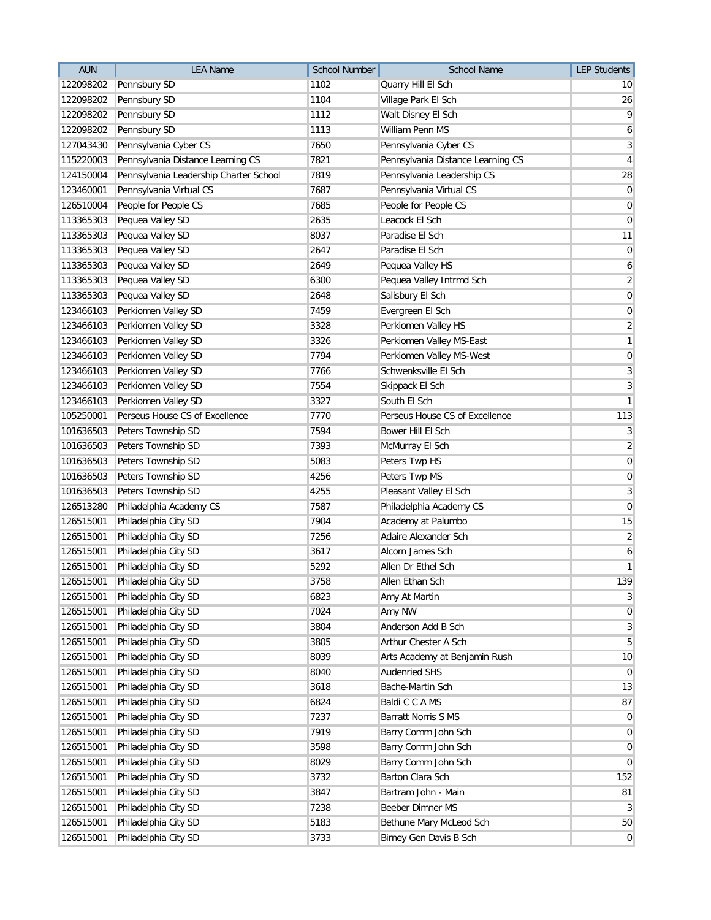| AUN | LEA Name | School Number | School Name | LEP Students |
| --- | --- | --- | --- | --- |
| 122098202 | Pennsbury SD | 1102 | Quarry Hill El Sch | 10 |
| 122098202 | Pennsbury SD | 1104 | Village Park El Sch | 26 |
| 122098202 | Pennsbury SD | 1112 | Walt Disney El Sch | 9 |
| 122098202 | Pennsbury SD | 1113 | William Penn MS | 6 |
| 127043430 | Pennsylvania Cyber CS | 7650 | Pennsylvania Cyber CS | 3 |
| 115220003 | Pennsylvania Distance Learning CS | 7821 | Pennsylvania Distance Learning CS | 4 |
| 124150004 | Pennsylvania Leadership Charter School | 7819 | Pennsylvania Leadership CS | 28 |
| 123460001 | Pennsylvania Virtual CS | 7687 | Pennsylvania Virtual CS | 0 |
| 126510004 | People for People CS | 7685 | People for People CS | 0 |
| 113365303 | Pequea Valley SD | 2635 | Leacock El Sch | 0 |
| 113365303 | Pequea Valley SD | 8037 | Paradise El Sch | 11 |
| 113365303 | Pequea Valley SD | 2647 | Paradise El Sch | 0 |
| 113365303 | Pequea Valley SD | 2649 | Pequea Valley HS | 6 |
| 113365303 | Pequea Valley SD | 6300 | Pequea Valley Intrmd Sch | 2 |
| 113365303 | Pequea Valley SD | 2648 | Salisbury El Sch | 0 |
| 123466103 | Perkiomen Valley SD | 7459 | Evergreen El Sch | 0 |
| 123466103 | Perkiomen Valley SD | 3328 | Perkiomen Valley HS | 2 |
| 123466103 | Perkiomen Valley SD | 3326 | Perkiomen Valley MS-East | 1 |
| 123466103 | Perkiomen Valley SD | 7794 | Perkiomen Valley MS-West | 0 |
| 123466103 | Perkiomen Valley SD | 7766 | Schwenksville El Sch | 3 |
| 123466103 | Perkiomen Valley SD | 7554 | Skippack El Sch | 3 |
| 123466103 | Perkiomen Valley SD | 3327 | South El Sch | 1 |
| 105250001 | Perseus House CS of Excellence | 7770 | Perseus House CS of Excellence | 113 |
| 101636503 | Peters Township SD | 7594 | Bower Hill El Sch | 3 |
| 101636503 | Peters Township SD | 7393 | McMurray El Sch | 2 |
| 101636503 | Peters Township SD | 5083 | Peters Twp HS | 0 |
| 101636503 | Peters Township SD | 4256 | Peters Twp MS | 0 |
| 101636503 | Peters Township SD | 4255 | Pleasant Valley El Sch | 3 |
| 126513280 | Philadelphia Academy CS | 7587 | Philadelphia Academy CS | 0 |
| 126515001 | Philadelphia City SD | 7904 | Academy at Palumbo | 15 |
| 126515001 | Philadelphia City SD | 7256 | Adaire Alexander Sch | 2 |
| 126515001 | Philadelphia City SD | 3617 | Alcorn James Sch | 6 |
| 126515001 | Philadelphia City SD | 5292 | Allen Dr Ethel Sch | 1 |
| 126515001 | Philadelphia City SD | 3758 | Allen Ethan Sch | 139 |
| 126515001 | Philadelphia City SD | 6823 | Amy At Martin | 3 |
| 126515001 | Philadelphia City SD | 7024 | Amy NW | 0 |
| 126515001 | Philadelphia City SD | 3804 | Anderson Add B Sch | 3 |
| 126515001 | Philadelphia City SD | 3805 | Arthur Chester A Sch | 5 |
| 126515001 | Philadelphia City SD | 8039 | Arts Academy at Benjamin Rush | 10 |
| 126515001 | Philadelphia City SD | 8040 | Audenried SHS | 0 |
| 126515001 | Philadelphia City SD | 3618 | Bache-Martin Sch | 13 |
| 126515001 | Philadelphia City SD | 6824 | Baldi C C A MS | 87 |
| 126515001 | Philadelphia City SD | 7237 | Barratt Norris S MS | 0 |
| 126515001 | Philadelphia City SD | 7919 | Barry Comm John Sch | 0 |
| 126515001 | Philadelphia City SD | 3598 | Barry Comm John Sch | 0 |
| 126515001 | Philadelphia City SD | 8029 | Barry Comm John Sch | 0 |
| 126515001 | Philadelphia City SD | 3732 | Barton Clara Sch | 152 |
| 126515001 | Philadelphia City SD | 3847 | Bartram John - Main | 81 |
| 126515001 | Philadelphia City SD | 7238 | Beeber Dimner MS | 3 |
| 126515001 | Philadelphia City SD | 5183 | Bethune Mary McLeod Sch | 50 |
| 126515001 | Philadelphia City SD | 3733 | Birney Gen Davis B Sch | 0 |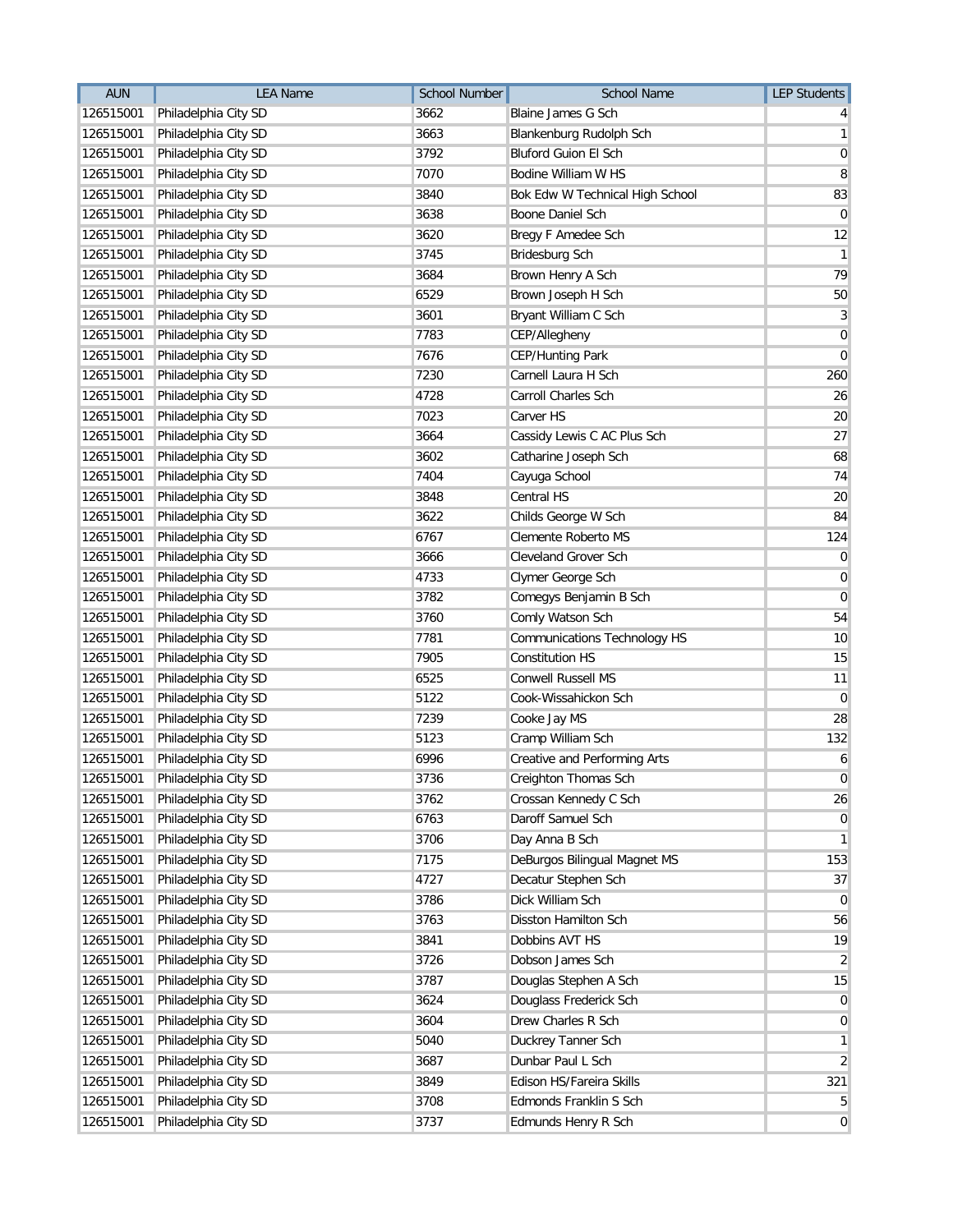| AUN | LEA Name | School Number | School Name | LEP Students |
|---|---|---|---|---|
| 126515001 | Philadelphia City SD | 3662 | Blaine James G Sch | 4 |
| 126515001 | Philadelphia City SD | 3663 | Blankenburg Rudolph Sch | 1 |
| 126515001 | Philadelphia City SD | 3792 | Bluford Guion El Sch | 0 |
| 126515001 | Philadelphia City SD | 7070 | Bodine William W HS | 8 |
| 126515001 | Philadelphia City SD | 3840 | Bok Edw W Technical High School | 83 |
| 126515001 | Philadelphia City SD | 3638 | Boone Daniel Sch | 0 |
| 126515001 | Philadelphia City SD | 3620 | Bregy F Amedee Sch | 12 |
| 126515001 | Philadelphia City SD | 3745 | Bridesburg Sch | 1 |
| 126515001 | Philadelphia City SD | 3684 | Brown Henry A Sch | 79 |
| 126515001 | Philadelphia City SD | 6529 | Brown Joseph H Sch | 50 |
| 126515001 | Philadelphia City SD | 3601 | Bryant William C Sch | 3 |
| 126515001 | Philadelphia City SD | 7783 | CEP/Allegheny | 0 |
| 126515001 | Philadelphia City SD | 7676 | CEP/Hunting Park | 0 |
| 126515001 | Philadelphia City SD | 7230 | Carnell Laura H Sch | 260 |
| 126515001 | Philadelphia City SD | 4728 | Carroll Charles Sch | 26 |
| 126515001 | Philadelphia City SD | 7023 | Carver HS | 20 |
| 126515001 | Philadelphia City SD | 3664 | Cassidy Lewis C AC Plus Sch | 27 |
| 126515001 | Philadelphia City SD | 3602 | Catharine Joseph Sch | 68 |
| 126515001 | Philadelphia City SD | 7404 | Cayuga School | 74 |
| 126515001 | Philadelphia City SD | 3848 | Central HS | 20 |
| 126515001 | Philadelphia City SD | 3622 | Childs George W Sch | 84 |
| 126515001 | Philadelphia City SD | 6767 | Clemente Roberto MS | 124 |
| 126515001 | Philadelphia City SD | 3666 | Cleveland Grover Sch | 0 |
| 126515001 | Philadelphia City SD | 4733 | Clymer George Sch | 0 |
| 126515001 | Philadelphia City SD | 3782 | Comegys Benjamin B Sch | 0 |
| 126515001 | Philadelphia City SD | 3760 | Comly Watson Sch | 54 |
| 126515001 | Philadelphia City SD | 7781 | Communications Technology HS | 10 |
| 126515001 | Philadelphia City SD | 7905 | Constitution HS | 15 |
| 126515001 | Philadelphia City SD | 6525 | Conwell Russell MS | 11 |
| 126515001 | Philadelphia City SD | 5122 | Cook-Wissahickon Sch | 0 |
| 126515001 | Philadelphia City SD | 7239 | Cooke Jay MS | 28 |
| 126515001 | Philadelphia City SD | 5123 | Cramp William Sch | 132 |
| 126515001 | Philadelphia City SD | 6996 | Creative and Performing Arts | 6 |
| 126515001 | Philadelphia City SD | 3736 | Creighton Thomas Sch | 0 |
| 126515001 | Philadelphia City SD | 3762 | Crossan Kennedy C Sch | 26 |
| 126515001 | Philadelphia City SD | 6763 | Daroff Samuel Sch | 0 |
| 126515001 | Philadelphia City SD | 3706 | Day Anna B Sch | 1 |
| 126515001 | Philadelphia City SD | 7175 | DeBurgos Bilingual Magnet MS | 153 |
| 126515001 | Philadelphia City SD | 4727 | Decatur Stephen Sch | 37 |
| 126515001 | Philadelphia City SD | 3786 | Dick William Sch | 0 |
| 126515001 | Philadelphia City SD | 3763 | Disston Hamilton Sch | 56 |
| 126515001 | Philadelphia City SD | 3841 | Dobbins AVT HS | 19 |
| 126515001 | Philadelphia City SD | 3726 | Dobson James Sch | 2 |
| 126515001 | Philadelphia City SD | 3787 | Douglas Stephen A Sch | 15 |
| 126515001 | Philadelphia City SD | 3624 | Douglass Frederick Sch | 0 |
| 126515001 | Philadelphia City SD | 3604 | Drew Charles R Sch | 0 |
| 126515001 | Philadelphia City SD | 5040 | Duckrey Tanner Sch | 1 |
| 126515001 | Philadelphia City SD | 3687 | Dunbar Paul L Sch | 2 |
| 126515001 | Philadelphia City SD | 3849 | Edison HS/Fareira Skills | 321 |
| 126515001 | Philadelphia City SD | 3708 | Edmonds Franklin S Sch | 5 |
| 126515001 | Philadelphia City SD | 3737 | Edmunds Henry R Sch | 0 |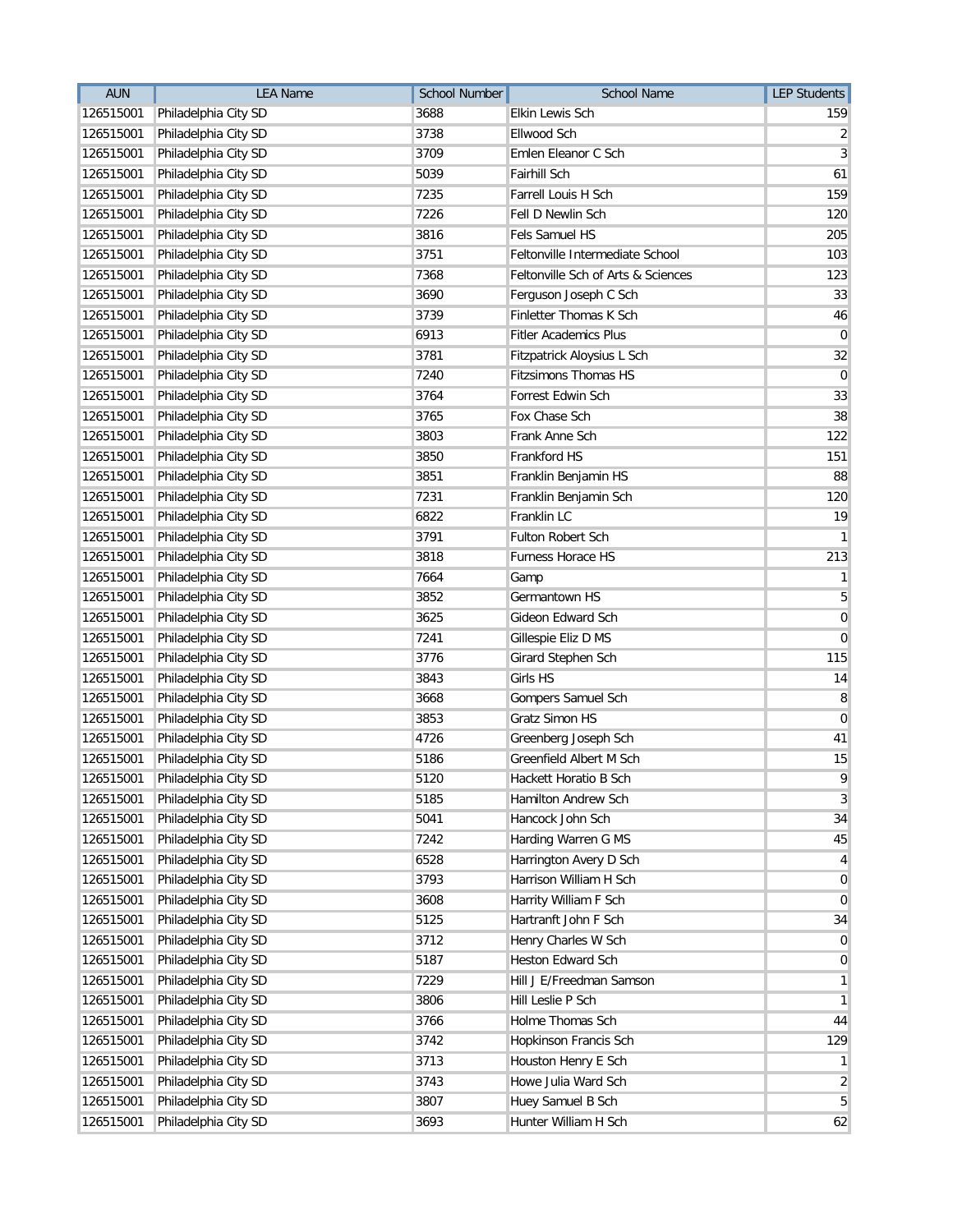| AUN | LEA Name | School Number | School Name | LEP Students |
|---|---|---|---|---|
| 126515001 | Philadelphia City SD | 3688 | Elkin Lewis Sch | 159 |
| 126515001 | Philadelphia City SD | 3738 | Ellwood Sch | 2 |
| 126515001 | Philadelphia City SD | 3709 | Emlen Eleanor C Sch | 3 |
| 126515001 | Philadelphia City SD | 5039 | Fairhill Sch | 61 |
| 126515001 | Philadelphia City SD | 7235 | Farrell Louis H Sch | 159 |
| 126515001 | Philadelphia City SD | 7226 | Fell D Newlin Sch | 120 |
| 126515001 | Philadelphia City SD | 3816 | Fels Samuel HS | 205 |
| 126515001 | Philadelphia City SD | 3751 | Feltonville Intermediate School | 103 |
| 126515001 | Philadelphia City SD | 7368 | Feltonville Sch of Arts & Sciences | 123 |
| 126515001 | Philadelphia City SD | 3690 | Ferguson Joseph C Sch | 33 |
| 126515001 | Philadelphia City SD | 3739 | Finletter Thomas K Sch | 46 |
| 126515001 | Philadelphia City SD | 6913 | Fitler Academics Plus | 0 |
| 126515001 | Philadelphia City SD | 3781 | Fitzpatrick Aloysius L Sch | 32 |
| 126515001 | Philadelphia City SD | 7240 | Fitzsimons Thomas HS | 0 |
| 126515001 | Philadelphia City SD | 3764 | Forrest Edwin Sch | 33 |
| 126515001 | Philadelphia City SD | 3765 | Fox Chase Sch | 38 |
| 126515001 | Philadelphia City SD | 3803 | Frank Anne Sch | 122 |
| 126515001 | Philadelphia City SD | 3850 | Frankford HS | 151 |
| 126515001 | Philadelphia City SD | 3851 | Franklin Benjamin HS | 88 |
| 126515001 | Philadelphia City SD | 7231 | Franklin Benjamin Sch | 120 |
| 126515001 | Philadelphia City SD | 6822 | Franklin LC | 19 |
| 126515001 | Philadelphia City SD | 3791 | Fulton Robert Sch | 1 |
| 126515001 | Philadelphia City SD | 3818 | Furness Horace HS | 213 |
| 126515001 | Philadelphia City SD | 7664 | Gamp | 1 |
| 126515001 | Philadelphia City SD | 3852 | Germantown HS | 5 |
| 126515001 | Philadelphia City SD | 3625 | Gideon Edward Sch | 0 |
| 126515001 | Philadelphia City SD | 7241 | Gillespie Eliz D MS | 0 |
| 126515001 | Philadelphia City SD | 3776 | Girard Stephen Sch | 115 |
| 126515001 | Philadelphia City SD | 3843 | Girls HS | 14 |
| 126515001 | Philadelphia City SD | 3668 | Gompers Samuel Sch | 8 |
| 126515001 | Philadelphia City SD | 3853 | Gratz Simon HS | 0 |
| 126515001 | Philadelphia City SD | 4726 | Greenberg Joseph Sch | 41 |
| 126515001 | Philadelphia City SD | 5186 | Greenfield Albert M Sch | 15 |
| 126515001 | Philadelphia City SD | 5120 | Hackett Horatio B Sch | 9 |
| 126515001 | Philadelphia City SD | 5185 | Hamilton Andrew Sch | 3 |
| 126515001 | Philadelphia City SD | 5041 | Hancock John Sch | 34 |
| 126515001 | Philadelphia City SD | 7242 | Harding Warren G MS | 45 |
| 126515001 | Philadelphia City SD | 6528 | Harrington Avery D Sch | 4 |
| 126515001 | Philadelphia City SD | 3793 | Harrison William H Sch | 0 |
| 126515001 | Philadelphia City SD | 3608 | Harrity William F Sch | 0 |
| 126515001 | Philadelphia City SD | 5125 | Hartranft John F Sch | 34 |
| 126515001 | Philadelphia City SD | 3712 | Henry Charles W Sch | 0 |
| 126515001 | Philadelphia City SD | 5187 | Heston Edward Sch | 0 |
| 126515001 | Philadelphia City SD | 7229 | Hill J E/Freedman Samson | 1 |
| 126515001 | Philadelphia City SD | 3806 | Hill Leslie P Sch | 1 |
| 126515001 | Philadelphia City SD | 3766 | Holme Thomas Sch | 44 |
| 126515001 | Philadelphia City SD | 3742 | Hopkinson Francis Sch | 129 |
| 126515001 | Philadelphia City SD | 3713 | Houston Henry E Sch | 1 |
| 126515001 | Philadelphia City SD | 3743 | Howe Julia Ward Sch | 2 |
| 126515001 | Philadelphia City SD | 3807 | Huey Samuel B Sch | 5 |
| 126515001 | Philadelphia City SD | 3693 | Hunter William H Sch | 62 |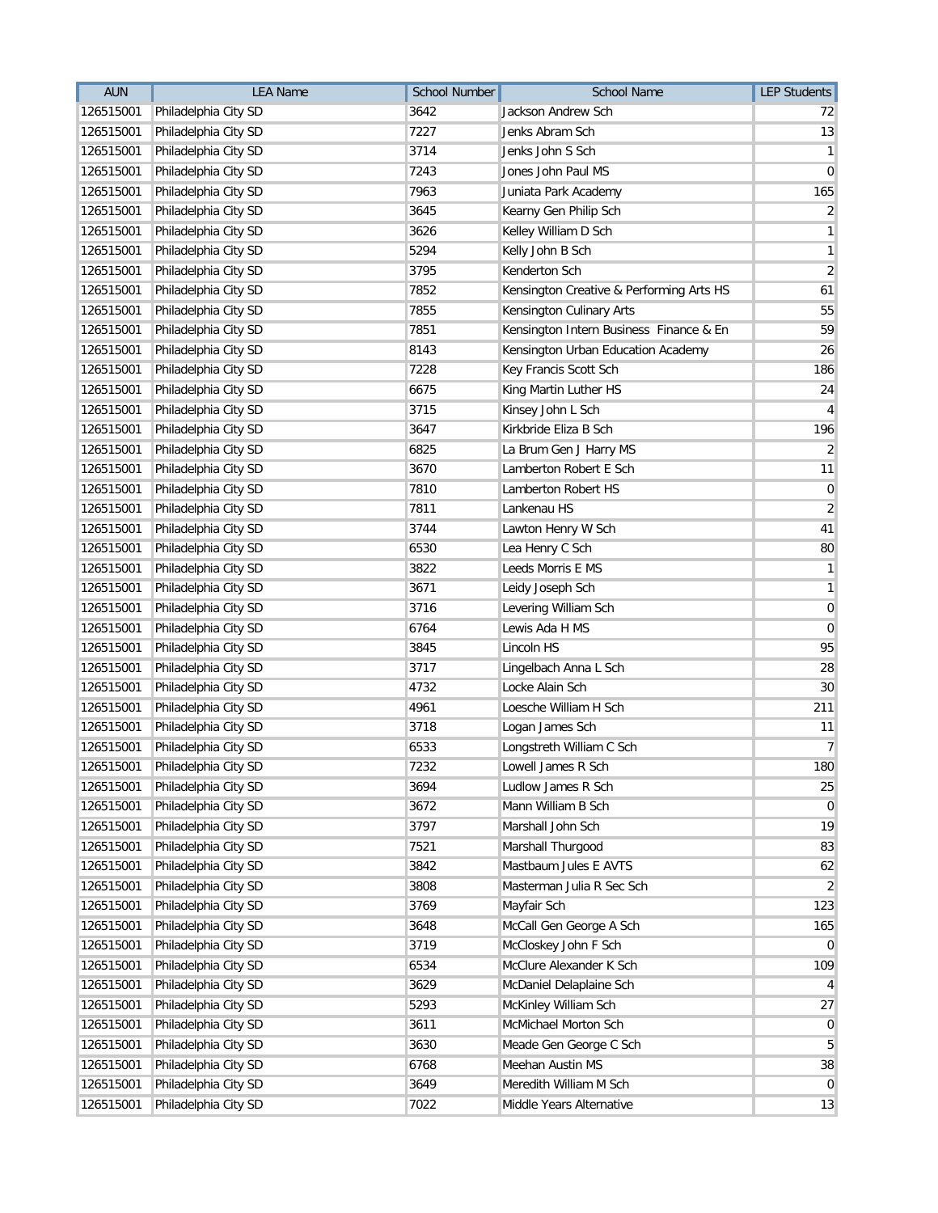| AUN | LEA Name | School Number | School Name | LEP Students |
|---|---|---|---|---|
| 126515001 | Philadelphia City SD | 3642 | Jackson Andrew Sch | 72 |
| 126515001 | Philadelphia City SD | 7227 | Jenks Abram Sch | 13 |
| 126515001 | Philadelphia City SD | 3714 | Jenks John S Sch | 1 |
| 126515001 | Philadelphia City SD | 7243 | Jones John Paul MS | 0 |
| 126515001 | Philadelphia City SD | 7963 | Juniata Park Academy | 165 |
| 126515001 | Philadelphia City SD | 3645 | Kearny Gen Philip Sch | 2 |
| 126515001 | Philadelphia City SD | 3626 | Kelley William D Sch | 1 |
| 126515001 | Philadelphia City SD | 5294 | Kelly John B Sch | 1 |
| 126515001 | Philadelphia City SD | 3795 | Kenderton Sch | 2 |
| 126515001 | Philadelphia City SD | 7852 | Kensington Creative & Performing Arts HS | 61 |
| 126515001 | Philadelphia City SD | 7855 | Kensington Culinary Arts | 55 |
| 126515001 | Philadelphia City SD | 7851 | Kensington Intern Business  Finance & En | 59 |
| 126515001 | Philadelphia City SD | 8143 | Kensington Urban Education Academy | 26 |
| 126515001 | Philadelphia City SD | 7228 | Key Francis Scott Sch | 186 |
| 126515001 | Philadelphia City SD | 6675 | King Martin Luther HS | 24 |
| 126515001 | Philadelphia City SD | 3715 | Kinsey John L Sch | 4 |
| 126515001 | Philadelphia City SD | 3647 | Kirkbride Eliza B Sch | 196 |
| 126515001 | Philadelphia City SD | 6825 | La Brum Gen J Harry MS | 2 |
| 126515001 | Philadelphia City SD | 3670 | Lamberton Robert E Sch | 11 |
| 126515001 | Philadelphia City SD | 7810 | Lamberton Robert HS | 0 |
| 126515001 | Philadelphia City SD | 7811 | Lankenau HS | 2 |
| 126515001 | Philadelphia City SD | 3744 | Lawton Henry W Sch | 41 |
| 126515001 | Philadelphia City SD | 6530 | Lea Henry C Sch | 80 |
| 126515001 | Philadelphia City SD | 3822 | Leeds Morris E MS | 1 |
| 126515001 | Philadelphia City SD | 3671 | Leidy Joseph Sch | 1 |
| 126515001 | Philadelphia City SD | 3716 | Levering William Sch | 0 |
| 126515001 | Philadelphia City SD | 6764 | Lewis Ada H MS | 0 |
| 126515001 | Philadelphia City SD | 3845 | Lincoln HS | 95 |
| 126515001 | Philadelphia City SD | 3717 | Lingelbach Anna L Sch | 28 |
| 126515001 | Philadelphia City SD | 4732 | Locke Alain Sch | 30 |
| 126515001 | Philadelphia City SD | 4961 | Loesche William H Sch | 211 |
| 126515001 | Philadelphia City SD | 3718 | Logan James Sch | 11 |
| 126515001 | Philadelphia City SD | 6533 | Longstreth William C Sch | 7 |
| 126515001 | Philadelphia City SD | 7232 | Lowell James R Sch | 180 |
| 126515001 | Philadelphia City SD | 3694 | Ludlow James R Sch | 25 |
| 126515001 | Philadelphia City SD | 3672 | Mann William B Sch | 0 |
| 126515001 | Philadelphia City SD | 3797 | Marshall John Sch | 19 |
| 126515001 | Philadelphia City SD | 7521 | Marshall Thurgood | 83 |
| 126515001 | Philadelphia City SD | 3842 | Mastbaum Jules E AVTS | 62 |
| 126515001 | Philadelphia City SD | 3808 | Masterman Julia R Sec Sch | 2 |
| 126515001 | Philadelphia City SD | 3769 | Mayfair Sch | 123 |
| 126515001 | Philadelphia City SD | 3648 | McCall Gen George A Sch | 165 |
| 126515001 | Philadelphia City SD | 3719 | McCloskey John F Sch | 0 |
| 126515001 | Philadelphia City SD | 6534 | McClure Alexander K Sch | 109 |
| 126515001 | Philadelphia City SD | 3629 | McDaniel Delaplaine Sch | 4 |
| 126515001 | Philadelphia City SD | 5293 | McKinley William Sch | 27 |
| 126515001 | Philadelphia City SD | 3611 | McMichael Morton Sch | 0 |
| 126515001 | Philadelphia City SD | 3630 | Meade Gen George C Sch | 5 |
| 126515001 | Philadelphia City SD | 6768 | Meehan Austin MS | 38 |
| 126515001 | Philadelphia City SD | 3649 | Meredith William M Sch | 0 |
| 126515001 | Philadelphia City SD | 7022 | Middle Years Alternative | 13 |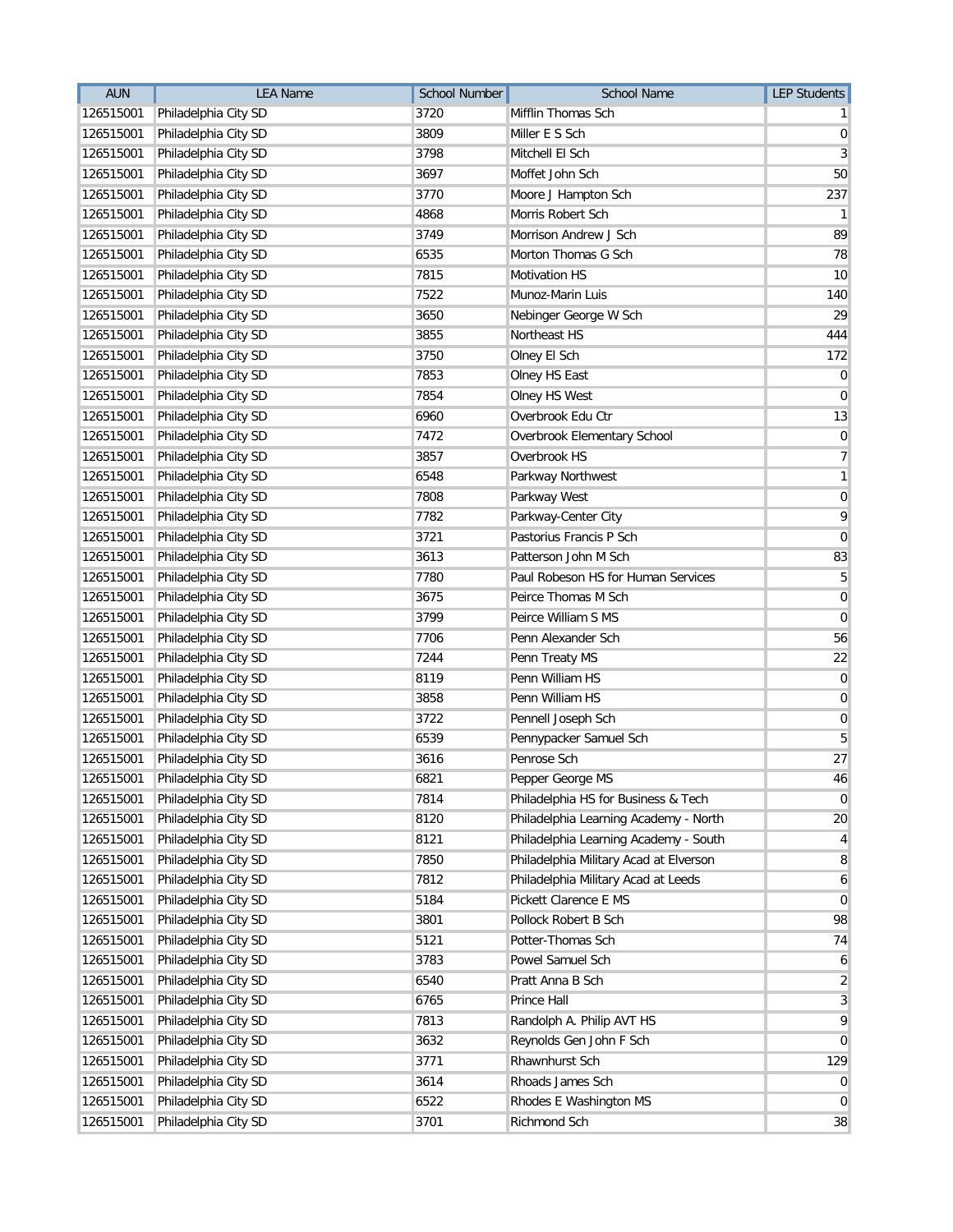| AUN | LEA Name | School Number | School Name | LEP Students |
|---|---|---|---|---|
| 126515001 | Philadelphia City SD | 3720 | Mifflin Thomas Sch | 1 |
| 126515001 | Philadelphia City SD | 3809 | Miller E S Sch | 0 |
| 126515001 | Philadelphia City SD | 3798 | Mitchell El Sch | 3 |
| 126515001 | Philadelphia City SD | 3697 | Moffet John Sch | 50 |
| 126515001 | Philadelphia City SD | 3770 | Moore J Hampton Sch | 237 |
| 126515001 | Philadelphia City SD | 4868 | Morris Robert Sch | 1 |
| 126515001 | Philadelphia City SD | 3749 | Morrison Andrew J Sch | 89 |
| 126515001 | Philadelphia City SD | 6535 | Morton Thomas G Sch | 78 |
| 126515001 | Philadelphia City SD | 7815 | Motivation HS | 10 |
| 126515001 | Philadelphia City SD | 7522 | Munoz-Marin Luis | 140 |
| 126515001 | Philadelphia City SD | 3650 | Nebinger George W Sch | 29 |
| 126515001 | Philadelphia City SD | 3855 | Northeast HS | 444 |
| 126515001 | Philadelphia City SD | 3750 | Olney El Sch | 172 |
| 126515001 | Philadelphia City SD | 7853 | Olney HS East | 0 |
| 126515001 | Philadelphia City SD | 7854 | Olney HS West | 0 |
| 126515001 | Philadelphia City SD | 6960 | Overbrook Edu Ctr | 13 |
| 126515001 | Philadelphia City SD | 7472 | Overbrook Elementary School | 0 |
| 126515001 | Philadelphia City SD | 3857 | Overbrook HS | 7 |
| 126515001 | Philadelphia City SD | 6548 | Parkway Northwest | 1 |
| 126515001 | Philadelphia City SD | 7808 | Parkway West | 0 |
| 126515001 | Philadelphia City SD | 7782 | Parkway-Center City | 9 |
| 126515001 | Philadelphia City SD | 3721 | Pastorius Francis P Sch | 0 |
| 126515001 | Philadelphia City SD | 3613 | Patterson John M Sch | 83 |
| 126515001 | Philadelphia City SD | 7780 | Paul Robeson HS for Human Services | 5 |
| 126515001 | Philadelphia City SD | 3675 | Peirce Thomas M Sch | 0 |
| 126515001 | Philadelphia City SD | 3799 | Peirce William S MS | 0 |
| 126515001 | Philadelphia City SD | 7706 | Penn Alexander Sch | 56 |
| 126515001 | Philadelphia City SD | 7244 | Penn Treaty MS | 22 |
| 126515001 | Philadelphia City SD | 8119 | Penn William HS | 0 |
| 126515001 | Philadelphia City SD | 3858 | Penn William HS | 0 |
| 126515001 | Philadelphia City SD | 3722 | Pennell Joseph Sch | 0 |
| 126515001 | Philadelphia City SD | 6539 | Pennypacker Samuel Sch | 5 |
| 126515001 | Philadelphia City SD | 3616 | Penrose Sch | 27 |
| 126515001 | Philadelphia City SD | 6821 | Pepper George MS | 46 |
| 126515001 | Philadelphia City SD | 7814 | Philadelphia HS for Business & Tech | 0 |
| 126515001 | Philadelphia City SD | 8120 | Philadelphia Learning Academy - North | 20 |
| 126515001 | Philadelphia City SD | 8121 | Philadelphia Learning Academy - South | 4 |
| 126515001 | Philadelphia City SD | 7850 | Philadelphia Military Acad at Elverson | 8 |
| 126515001 | Philadelphia City SD | 7812 | Philadelphia Military Acad at Leeds | 6 |
| 126515001 | Philadelphia City SD | 5184 | Pickett Clarence E MS | 0 |
| 126515001 | Philadelphia City SD | 3801 | Pollock Robert B Sch | 98 |
| 126515001 | Philadelphia City SD | 5121 | Potter-Thomas Sch | 74 |
| 126515001 | Philadelphia City SD | 3783 | Powel Samuel Sch | 6 |
| 126515001 | Philadelphia City SD | 6540 | Pratt Anna B Sch | 2 |
| 126515001 | Philadelphia City SD | 6765 | Prince Hall | 3 |
| 126515001 | Philadelphia City SD | 7813 | Randolph A. Philip AVT HS | 9 |
| 126515001 | Philadelphia City SD | 3632 | Reynolds Gen John F Sch | 0 |
| 126515001 | Philadelphia City SD | 3771 | Rhawnhurst Sch | 129 |
| 126515001 | Philadelphia City SD | 3614 | Rhoads James Sch | 0 |
| 126515001 | Philadelphia City SD | 6522 | Rhodes E Washington MS | 0 |
| 126515001 | Philadelphia City SD | 3701 | Richmond Sch | 38 |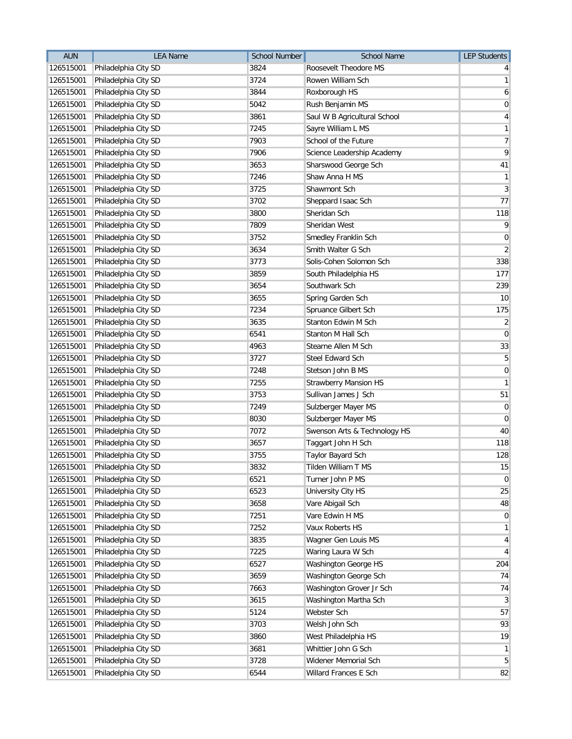| AUN | LEA Name | School Number | School Name | LEP Students |
|---|---|---|---|---|
| 126515001 | Philadelphia City SD | 3824 | Roosevelt Theodore MS | 4 |
| 126515001 | Philadelphia City SD | 3724 | Rowen William Sch | 1 |
| 126515001 | Philadelphia City SD | 3844 | Roxborough HS | 6 |
| 126515001 | Philadelphia City SD | 5042 | Rush Benjamin MS | 0 |
| 126515001 | Philadelphia City SD | 3861 | Saul W B Agricultural School | 4 |
| 126515001 | Philadelphia City SD | 7245 | Sayre William L MS | 1 |
| 126515001 | Philadelphia City SD | 7903 | School of the Future | 7 |
| 126515001 | Philadelphia City SD | 7906 | Science Leadership Academy | 9 |
| 126515001 | Philadelphia City SD | 3653 | Sharswood George Sch | 41 |
| 126515001 | Philadelphia City SD | 7246 | Shaw Anna H MS | 1 |
| 126515001 | Philadelphia City SD | 3725 | Shawmont Sch | 3 |
| 126515001 | Philadelphia City SD | 3702 | Sheppard Isaac Sch | 77 |
| 126515001 | Philadelphia City SD | 3800 | Sheridan Sch | 118 |
| 126515001 | Philadelphia City SD | 7809 | Sheridan West | 9 |
| 126515001 | Philadelphia City SD | 3752 | Smedley Franklin Sch | 0 |
| 126515001 | Philadelphia City SD | 3634 | Smith Walter G Sch | 2 |
| 126515001 | Philadelphia City SD | 3773 | Solis-Cohen Solomon Sch | 338 |
| 126515001 | Philadelphia City SD | 3859 | South Philadelphia HS | 177 |
| 126515001 | Philadelphia City SD | 3654 | Southwark Sch | 239 |
| 126515001 | Philadelphia City SD | 3655 | Spring Garden Sch | 10 |
| 126515001 | Philadelphia City SD | 7234 | Spruance Gilbert Sch | 175 |
| 126515001 | Philadelphia City SD | 3635 | Stanton Edwin M Sch | 2 |
| 126515001 | Philadelphia City SD | 6541 | Stanton M Hall Sch | 0 |
| 126515001 | Philadelphia City SD | 4963 | Stearne Allen M Sch | 33 |
| 126515001 | Philadelphia City SD | 3727 | Steel Edward Sch | 5 |
| 126515001 | Philadelphia City SD | 7248 | Stetson John B MS | 0 |
| 126515001 | Philadelphia City SD | 7255 | Strawberry Mansion HS | 1 |
| 126515001 | Philadelphia City SD | 3753 | Sullivan James J Sch | 51 |
| 126515001 | Philadelphia City SD | 7249 | Sulzberger Mayer MS | 0 |
| 126515001 | Philadelphia City SD | 8030 | Sulzberger Mayer MS | 0 |
| 126515001 | Philadelphia City SD | 7072 | Swenson Arts & Technology HS | 40 |
| 126515001 | Philadelphia City SD | 3657 | Taggart John H Sch | 118 |
| 126515001 | Philadelphia City SD | 3755 | Taylor Bayard Sch | 128 |
| 126515001 | Philadelphia City SD | 3832 | Tilden William T MS | 15 |
| 126515001 | Philadelphia City SD | 6521 | Turner John P MS | 0 |
| 126515001 | Philadelphia City SD | 6523 | University City HS | 25 |
| 126515001 | Philadelphia City SD | 3658 | Vare Abigail Sch | 48 |
| 126515001 | Philadelphia City SD | 7251 | Vare Edwin H MS | 0 |
| 126515001 | Philadelphia City SD | 7252 | Vaux Roberts HS | 1 |
| 126515001 | Philadelphia City SD | 3835 | Wagner Gen Louis MS | 4 |
| 126515001 | Philadelphia City SD | 7225 | Waring Laura W Sch | 4 |
| 126515001 | Philadelphia City SD | 6527 | Washington George HS | 204 |
| 126515001 | Philadelphia City SD | 3659 | Washington George Sch | 74 |
| 126515001 | Philadelphia City SD | 7663 | Washington Grover Jr Sch | 74 |
| 126515001 | Philadelphia City SD | 3615 | Washington Martha Sch | 3 |
| 126515001 | Philadelphia City SD | 5124 | Webster Sch | 57 |
| 126515001 | Philadelphia City SD | 3703 | Welsh John Sch | 93 |
| 126515001 | Philadelphia City SD | 3860 | West Philadelphia HS | 19 |
| 126515001 | Philadelphia City SD | 3681 | Whittier John G Sch | 1 |
| 126515001 | Philadelphia City SD | 3728 | Widener Memorial Sch | 5 |
| 126515001 | Philadelphia City SD | 6544 | Willard Frances E Sch | 82 |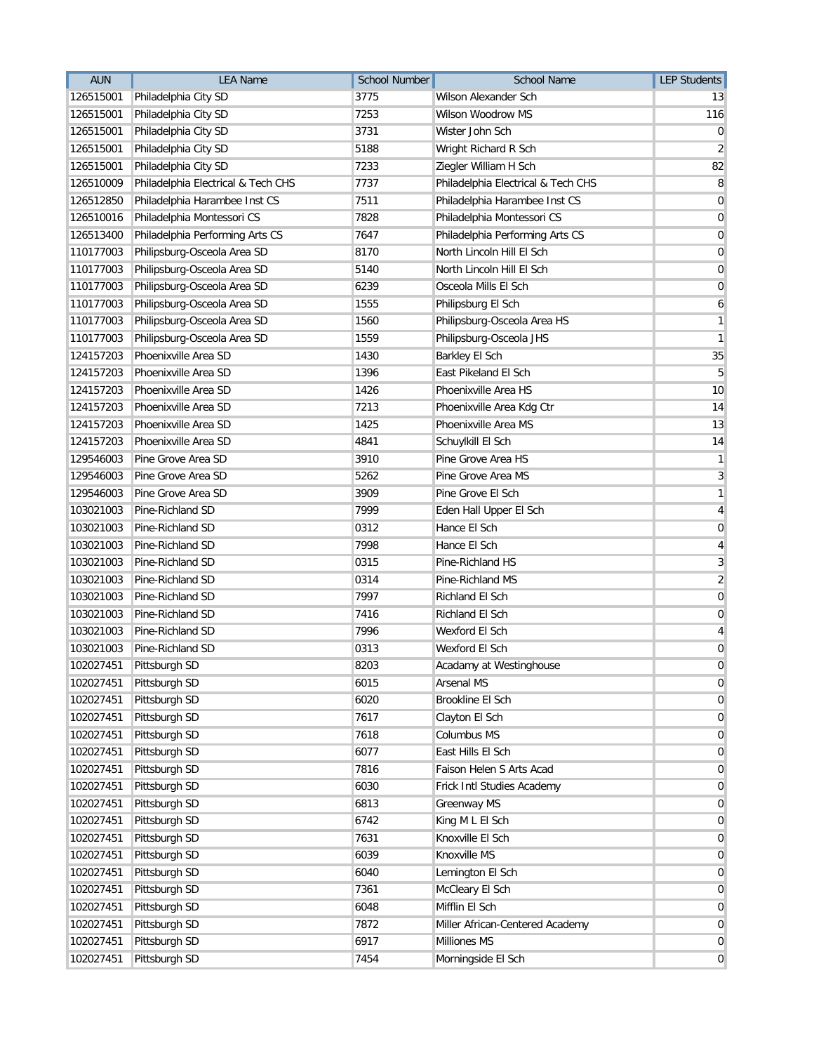| AUN | LEA Name | School Number | School Name | LEP Students |
| --- | --- | --- | --- | --- |
| 126515001 | Philadelphia City SD | 3775 | Wilson Alexander Sch | 13 |
| 126515001 | Philadelphia City SD | 7253 | Wilson Woodrow MS | 116 |
| 126515001 | Philadelphia City SD | 3731 | Wister John Sch | 0 |
| 126515001 | Philadelphia City SD | 5188 | Wright Richard R Sch | 2 |
| 126515001 | Philadelphia City SD | 7233 | Ziegler William H Sch | 82 |
| 126510009 | Philadelphia Electrical & Tech CHS | 7737 | Philadelphia Electrical & Tech CHS | 8 |
| 126512850 | Philadelphia Harambee Inst CS | 7511 | Philadelphia Harambee Inst CS | 0 |
| 126510016 | Philadelphia Montessori CS | 7828 | Philadelphia Montessori CS | 0 |
| 126513400 | Philadelphia Performing Arts CS | 7647 | Philadelphia Performing Arts CS | 0 |
| 110177003 | Philipsburg-Osceola Area SD | 8170 | North Lincoln Hill El Sch | 0 |
| 110177003 | Philipsburg-Osceola Area SD | 5140 | North Lincoln Hill El Sch | 0 |
| 110177003 | Philipsburg-Osceola Area SD | 6239 | Osceola Mills El Sch | 0 |
| 110177003 | Philipsburg-Osceola Area SD | 1555 | Philipsburg El Sch | 6 |
| 110177003 | Philipsburg-Osceola Area SD | 1560 | Philipsburg-Osceola Area HS | 1 |
| 110177003 | Philipsburg-Osceola Area SD | 1559 | Philipsburg-Osceola JHS | 1 |
| 124157203 | Phoenixville Area SD | 1430 | Barkley El Sch | 35 |
| 124157203 | Phoenixville Area SD | 1396 | East Pikeland El Sch | 5 |
| 124157203 | Phoenixville Area SD | 1426 | Phoenixville Area HS | 10 |
| 124157203 | Phoenixville Area SD | 7213 | Phoenixville Area Kdg Ctr | 14 |
| 124157203 | Phoenixville Area SD | 1425 | Phoenixville Area MS | 13 |
| 124157203 | Phoenixville Area SD | 4841 | Schuylkill El Sch | 14 |
| 129546003 | Pine Grove Area SD | 3910 | Pine Grove Area HS | 1 |
| 129546003 | Pine Grove Area SD | 5262 | Pine Grove Area MS | 3 |
| 129546003 | Pine Grove Area SD | 3909 | Pine Grove El Sch | 1 |
| 103021003 | Pine-Richland SD | 7999 | Eden Hall Upper El Sch | 4 |
| 103021003 | Pine-Richland SD | 0312 | Hance El Sch | 0 |
| 103021003 | Pine-Richland SD | 7998 | Hance El Sch | 4 |
| 103021003 | Pine-Richland SD | 0315 | Pine-Richland HS | 3 |
| 103021003 | Pine-Richland SD | 0314 | Pine-Richland MS | 2 |
| 103021003 | Pine-Richland SD | 7997 | Richland El Sch | 0 |
| 103021003 | Pine-Richland SD | 7416 | Richland El Sch | 0 |
| 103021003 | Pine-Richland SD | 7996 | Wexford El Sch | 4 |
| 103021003 | Pine-Richland SD | 0313 | Wexford El Sch | 0 |
| 102027451 | Pittsburgh SD | 8203 | Acadamy at Westinghouse | 0 |
| 102027451 | Pittsburgh SD | 6015 | Arsenal MS | 0 |
| 102027451 | Pittsburgh SD | 6020 | Brookline El Sch | 0 |
| 102027451 | Pittsburgh SD | 7617 | Clayton El Sch | 0 |
| 102027451 | Pittsburgh SD | 7618 | Columbus MS | 0 |
| 102027451 | Pittsburgh SD | 6077 | East Hills El Sch | 0 |
| 102027451 | Pittsburgh SD | 7816 | Faison Helen S Arts Acad | 0 |
| 102027451 | Pittsburgh SD | 6030 | Frick Intl Studies Academy | 0 |
| 102027451 | Pittsburgh SD | 6813 | Greenway MS | 0 |
| 102027451 | Pittsburgh SD | 6742 | King M L El Sch | 0 |
| 102027451 | Pittsburgh SD | 7631 | Knoxville El Sch | 0 |
| 102027451 | Pittsburgh SD | 6039 | Knoxville MS | 0 |
| 102027451 | Pittsburgh SD | 6040 | Lemington El Sch | 0 |
| 102027451 | Pittsburgh SD | 7361 | McCleary El Sch | 0 |
| 102027451 | Pittsburgh SD | 6048 | Mifflin El Sch | 0 |
| 102027451 | Pittsburgh SD | 7872 | Miller African-Centered Academy | 0 |
| 102027451 | Pittsburgh SD | 6917 | Milliones MS | 0 |
| 102027451 | Pittsburgh SD | 7454 | Morningside El Sch | 0 |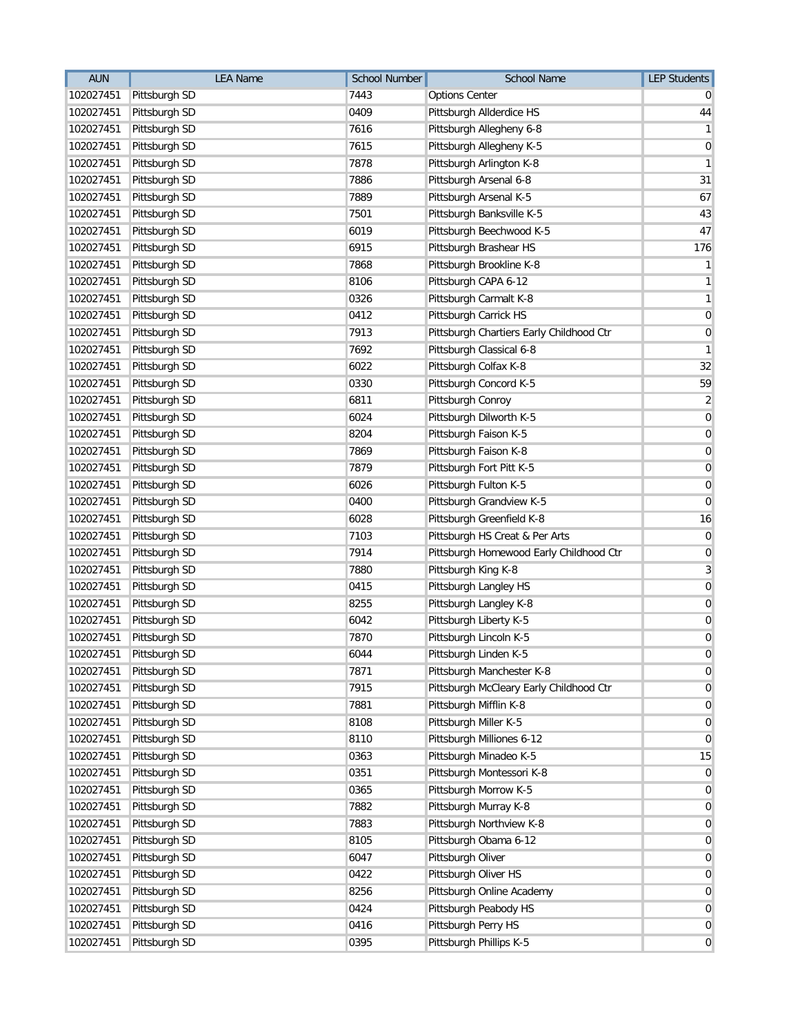| AUN | LEA Name | School Number | School Name | LEP Students |
|---|---|---|---|---|
| 102027451 | Pittsburgh SD | 7443 | Options Center | 0 |
| 102027451 | Pittsburgh SD | 0409 | Pittsburgh Allderdice HS | 44 |
| 102027451 | Pittsburgh SD | 7616 | Pittsburgh Allegheny 6-8 | 1 |
| 102027451 | Pittsburgh SD | 7615 | Pittsburgh Allegheny K-5 | 0 |
| 102027451 | Pittsburgh SD | 7878 | Pittsburgh Arlington K-8 | 1 |
| 102027451 | Pittsburgh SD | 7886 | Pittsburgh Arsenal 6-8 | 31 |
| 102027451 | Pittsburgh SD | 7889 | Pittsburgh Arsenal K-5 | 67 |
| 102027451 | Pittsburgh SD | 7501 | Pittsburgh Banksville K-5 | 43 |
| 102027451 | Pittsburgh SD | 6019 | Pittsburgh Beechwood K-5 | 47 |
| 102027451 | Pittsburgh SD | 6915 | Pittsburgh Brashear HS | 176 |
| 102027451 | Pittsburgh SD | 7868 | Pittsburgh Brookline K-8 | 1 |
| 102027451 | Pittsburgh SD | 8106 | Pittsburgh CAPA 6-12 | 1 |
| 102027451 | Pittsburgh SD | 0326 | Pittsburgh Carmalt K-8 | 1 |
| 102027451 | Pittsburgh SD | 0412 | Pittsburgh Carrick HS | 0 |
| 102027451 | Pittsburgh SD | 7913 | Pittsburgh Chartiers Early Childhood Ctr | 0 |
| 102027451 | Pittsburgh SD | 7692 | Pittsburgh Classical 6-8 | 1 |
| 102027451 | Pittsburgh SD | 6022 | Pittsburgh Colfax K-8 | 32 |
| 102027451 | Pittsburgh SD | 0330 | Pittsburgh Concord K-5 | 59 |
| 102027451 | Pittsburgh SD | 6811 | Pittsburgh Conroy | 2 |
| 102027451 | Pittsburgh SD | 6024 | Pittsburgh Dilworth K-5 | 0 |
| 102027451 | Pittsburgh SD | 8204 | Pittsburgh Faison K-5 | 0 |
| 102027451 | Pittsburgh SD | 7869 | Pittsburgh Faison K-8 | 0 |
| 102027451 | Pittsburgh SD | 7879 | Pittsburgh Fort Pitt K-5 | 0 |
| 102027451 | Pittsburgh SD | 6026 | Pittsburgh Fulton K-5 | 0 |
| 102027451 | Pittsburgh SD | 0400 | Pittsburgh Grandview K-5 | 0 |
| 102027451 | Pittsburgh SD | 6028 | Pittsburgh Greenfield K-8 | 16 |
| 102027451 | Pittsburgh SD | 7103 | Pittsburgh HS Creat & Per Arts | 0 |
| 102027451 | Pittsburgh SD | 7914 | Pittsburgh Homewood Early Childhood Ctr | 0 |
| 102027451 | Pittsburgh SD | 7880 | Pittsburgh King K-8 | 3 |
| 102027451 | Pittsburgh SD | 0415 | Pittsburgh Langley HS | 0 |
| 102027451 | Pittsburgh SD | 8255 | Pittsburgh Langley K-8 | 0 |
| 102027451 | Pittsburgh SD | 6042 | Pittsburgh Liberty K-5 | 0 |
| 102027451 | Pittsburgh SD | 7870 | Pittsburgh Lincoln K-5 | 0 |
| 102027451 | Pittsburgh SD | 6044 | Pittsburgh Linden K-5 | 0 |
| 102027451 | Pittsburgh SD | 7871 | Pittsburgh Manchester K-8 | 0 |
| 102027451 | Pittsburgh SD | 7915 | Pittsburgh McCleary Early Childhood Ctr | 0 |
| 102027451 | Pittsburgh SD | 7881 | Pittsburgh Mifflin K-8 | 0 |
| 102027451 | Pittsburgh SD | 8108 | Pittsburgh Miller K-5 | 0 |
| 102027451 | Pittsburgh SD | 8110 | Pittsburgh Milliones 6-12 | 0 |
| 102027451 | Pittsburgh SD | 0363 | Pittsburgh Minadeo K-5 | 15 |
| 102027451 | Pittsburgh SD | 0351 | Pittsburgh Montessori K-8 | 0 |
| 102027451 | Pittsburgh SD | 0365 | Pittsburgh Morrow K-5 | 0 |
| 102027451 | Pittsburgh SD | 7882 | Pittsburgh Murray K-8 | 0 |
| 102027451 | Pittsburgh SD | 7883 | Pittsburgh Northview K-8 | 0 |
| 102027451 | Pittsburgh SD | 8105 | Pittsburgh Obama 6-12 | 0 |
| 102027451 | Pittsburgh SD | 6047 | Pittsburgh Oliver | 0 |
| 102027451 | Pittsburgh SD | 0422 | Pittsburgh Oliver HS | 0 |
| 102027451 | Pittsburgh SD | 8256 | Pittsburgh Online Academy | 0 |
| 102027451 | Pittsburgh SD | 0424 | Pittsburgh Peabody HS | 0 |
| 102027451 | Pittsburgh SD | 0416 | Pittsburgh Perry HS | 0 |
| 102027451 | Pittsburgh SD | 0395 | Pittsburgh Phillips K-5 | 0 |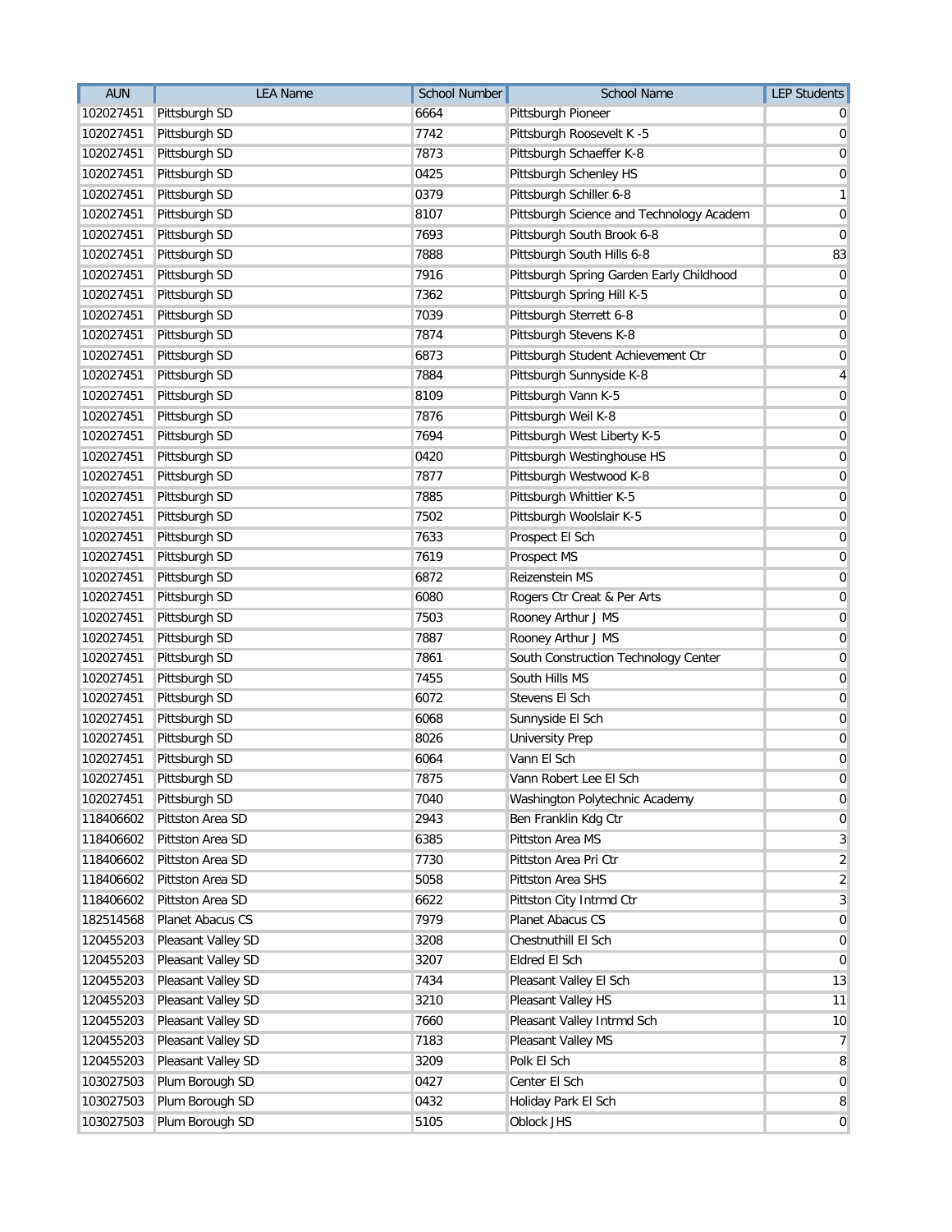| AUN | LEA Name | School Number | School Name | LEP Students |
|---|---|---|---|---|
| 102027451 | Pittsburgh SD | 6664 | Pittsburgh Pioneer | 0 |
| 102027451 | Pittsburgh SD | 7742 | Pittsburgh Roosevelt K -5 | 0 |
| 102027451 | Pittsburgh SD | 7873 | Pittsburgh Schaeffer K-8 | 0 |
| 102027451 | Pittsburgh SD | 0425 | Pittsburgh Schenley HS | 0 |
| 102027451 | Pittsburgh SD | 0379 | Pittsburgh Schiller 6-8 | 1 |
| 102027451 | Pittsburgh SD | 8107 | Pittsburgh Science and Technology Academ | 0 |
| 102027451 | Pittsburgh SD | 7693 | Pittsburgh South Brook 6-8 | 0 |
| 102027451 | Pittsburgh SD | 7888 | Pittsburgh South Hills 6-8 | 83 |
| 102027451 | Pittsburgh SD | 7916 | Pittsburgh Spring Garden Early Childhood | 0 |
| 102027451 | Pittsburgh SD | 7362 | Pittsburgh Spring Hill K-5 | 0 |
| 102027451 | Pittsburgh SD | 7039 | Pittsburgh Sterrett 6-8 | 0 |
| 102027451 | Pittsburgh SD | 7874 | Pittsburgh Stevens K-8 | 0 |
| 102027451 | Pittsburgh SD | 6873 | Pittsburgh Student Achievement Ctr | 0 |
| 102027451 | Pittsburgh SD | 7884 | Pittsburgh Sunnyside K-8 | 4 |
| 102027451 | Pittsburgh SD | 8109 | Pittsburgh Vann K-5 | 0 |
| 102027451 | Pittsburgh SD | 7876 | Pittsburgh Weil K-8 | 0 |
| 102027451 | Pittsburgh SD | 7694 | Pittsburgh West Liberty K-5 | 0 |
| 102027451 | Pittsburgh SD | 0420 | Pittsburgh Westinghouse HS | 0 |
| 102027451 | Pittsburgh SD | 7877 | Pittsburgh Westwood K-8 | 0 |
| 102027451 | Pittsburgh SD | 7885 | Pittsburgh Whittier K-5 | 0 |
| 102027451 | Pittsburgh SD | 7502 | Pittsburgh Woolslair K-5 | 0 |
| 102027451 | Pittsburgh SD | 7633 | Prospect El Sch | 0 |
| 102027451 | Pittsburgh SD | 7619 | Prospect MS | 0 |
| 102027451 | Pittsburgh SD | 6872 | Reizenstein MS | 0 |
| 102027451 | Pittsburgh SD | 6080 | Rogers Ctr Creat & Per Arts | 0 |
| 102027451 | Pittsburgh SD | 7503 | Rooney Arthur J MS | 0 |
| 102027451 | Pittsburgh SD | 7887 | Rooney Arthur J MS | 0 |
| 102027451 | Pittsburgh SD | 7861 | South Construction Technology Center | 0 |
| 102027451 | Pittsburgh SD | 7455 | South Hills MS | 0 |
| 102027451 | Pittsburgh SD | 6072 | Stevens El Sch | 0 |
| 102027451 | Pittsburgh SD | 6068 | Sunnyside El Sch | 0 |
| 102027451 | Pittsburgh SD | 8026 | University Prep | 0 |
| 102027451 | Pittsburgh SD | 6064 | Vann El Sch | 0 |
| 102027451 | Pittsburgh SD | 7875 | Vann Robert Lee El Sch | 0 |
| 102027451 | Pittsburgh SD | 7040 | Washington Polytechnic Academy | 0 |
| 118406602 | Pittston Area SD | 2943 | Ben Franklin Kdg Ctr | 0 |
| 118406602 | Pittston Area SD | 6385 | Pittston Area MS | 3 |
| 118406602 | Pittston Area SD | 7730 | Pittston Area Pri Ctr | 2 |
| 118406602 | Pittston Area SD | 5058 | Pittston Area SHS | 2 |
| 118406602 | Pittston Area SD | 6622 | Pittston City Intrmd Ctr | 3 |
| 182514568 | Planet Abacus CS | 7979 | Planet Abacus CS | 0 |
| 120455203 | Pleasant Valley SD | 3208 | Chestnuthill El Sch | 0 |
| 120455203 | Pleasant Valley SD | 3207 | Eldred El Sch | 0 |
| 120455203 | Pleasant Valley SD | 7434 | Pleasant Valley El Sch | 13 |
| 120455203 | Pleasant Valley SD | 3210 | Pleasant Valley HS | 11 |
| 120455203 | Pleasant Valley SD | 7660 | Pleasant Valley Intrmd Sch | 10 |
| 120455203 | Pleasant Valley SD | 7183 | Pleasant Valley MS | 7 |
| 120455203 | Pleasant Valley SD | 3209 | Polk El Sch | 8 |
| 103027503 | Plum Borough SD | 0427 | Center El Sch | 0 |
| 103027503 | Plum Borough SD | 0432 | Holiday Park El Sch | 8 |
| 103027503 | Plum Borough SD | 5105 | Oblock JHS | 0 |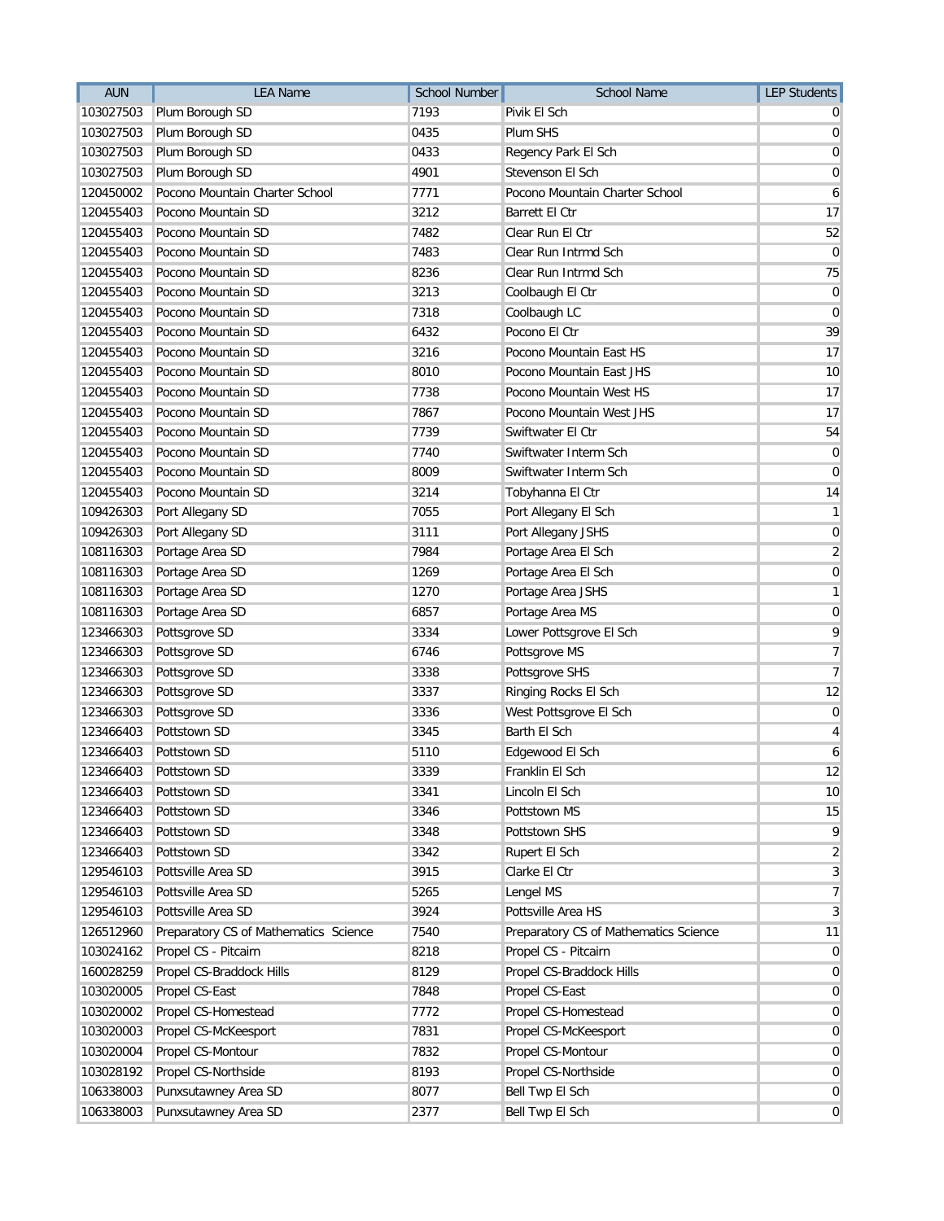| AUN | LEA Name | School Number | School Name | LEP Students |
|---|---|---|---|---|
| 103027503 | Plum Borough SD | 7193 | Pivik El Sch | 0 |
| 103027503 | Plum Borough SD | 0435 | Plum SHS | 0 |
| 103027503 | Plum Borough SD | 0433 | Regency Park El Sch | 0 |
| 103027503 | Plum Borough SD | 4901 | Stevenson El Sch | 0 |
| 120450002 | Pocono Mountain Charter School | 7771 | Pocono Mountain Charter School | 6 |
| 120455403 | Pocono Mountain SD | 3212 | Barrett El Ctr | 17 |
| 120455403 | Pocono Mountain SD | 7482 | Clear Run El Ctr | 52 |
| 120455403 | Pocono Mountain SD | 7483 | Clear Run Intrmd Sch | 0 |
| 120455403 | Pocono Mountain SD | 8236 | Clear Run Intrmd Sch | 75 |
| 120455403 | Pocono Mountain SD | 3213 | Coolbaugh El Ctr | 0 |
| 120455403 | Pocono Mountain SD | 7318 | Coolbaugh LC | 0 |
| 120455403 | Pocono Mountain SD | 6432 | Pocono El Ctr | 39 |
| 120455403 | Pocono Mountain SD | 3216 | Pocono Mountain East HS | 17 |
| 120455403 | Pocono Mountain SD | 8010 | Pocono Mountain East JHS | 10 |
| 120455403 | Pocono Mountain SD | 7738 | Pocono Mountain West HS | 17 |
| 120455403 | Pocono Mountain SD | 7867 | Pocono Mountain West JHS | 17 |
| 120455403 | Pocono Mountain SD | 7739 | Swiftwater El Ctr | 54 |
| 120455403 | Pocono Mountain SD | 7740 | Swiftwater Interm Sch | 0 |
| 120455403 | Pocono Mountain SD | 8009 | Swiftwater Interm Sch | 0 |
| 120455403 | Pocono Mountain SD | 3214 | Tobyhanna El Ctr | 14 |
| 109426303 | Port Allegany SD | 7055 | Port Allegany El Sch | 1 |
| 109426303 | Port Allegany SD | 3111 | Port Allegany JSHS | 0 |
| 108116303 | Portage Area SD | 7984 | Portage Area El Sch | 2 |
| 108116303 | Portage Area SD | 1269 | Portage Area El Sch | 0 |
| 108116303 | Portage Area SD | 1270 | Portage Area JSHS | 1 |
| 108116303 | Portage Area SD | 6857 | Portage Area MS | 0 |
| 123466303 | Pottsgrove SD | 3334 | Lower Pottsgrove El Sch | 9 |
| 123466303 | Pottsgrove SD | 6746 | Pottsgrove MS | 7 |
| 123466303 | Pottsgrove SD | 3338 | Pottsgrove SHS | 7 |
| 123466303 | Pottsgrove SD | 3337 | Ringing Rocks El Sch | 12 |
| 123466303 | Pottsgrove SD | 3336 | West Pottsgrove El Sch | 0 |
| 123466403 | Pottstown SD | 3345 | Barth El Sch | 4 |
| 123466403 | Pottstown SD | 5110 | Edgewood El Sch | 6 |
| 123466403 | Pottstown SD | 3339 | Franklin El Sch | 12 |
| 123466403 | Pottstown SD | 3341 | Lincoln El Sch | 10 |
| 123466403 | Pottstown SD | 3346 | Pottstown MS | 15 |
| 123466403 | Pottstown SD | 3348 | Pottstown SHS | 9 |
| 123466403 | Pottstown SD | 3342 | Rupert El Sch | 2 |
| 129546103 | Pottsville Area SD | 3915 | Clarke El Ctr | 3 |
| 129546103 | Pottsville Area SD | 5265 | Lengel MS | 7 |
| 129546103 | Pottsville Area SD | 3924 | Pottsville Area HS | 3 |
| 126512960 | Preparatory CS of Mathematics Science | 7540 | Preparatory CS of Mathematics Science | 11 |
| 103024162 | Propel CS - Pitcairn | 8218 | Propel CS - Pitcairn | 0 |
| 160028259 | Propel CS-Braddock Hills | 8129 | Propel CS-Braddock Hills | 0 |
| 103020005 | Propel CS-East | 7848 | Propel CS-East | 0 |
| 103020002 | Propel CS-Homestead | 7772 | Propel CS-Homestead | 0 |
| 103020003 | Propel CS-McKeesport | 7831 | Propel CS-McKeesport | 0 |
| 103020004 | Propel CS-Montour | 7832 | Propel CS-Montour | 0 |
| 103028192 | Propel CS-Northside | 8193 | Propel CS-Northside | 0 |
| 106338003 | Punxsutawney Area SD | 8077 | Bell Twp El Sch | 0 |
| 106338003 | Punxsutawney Area SD | 2377 | Bell Twp El Sch | 0 |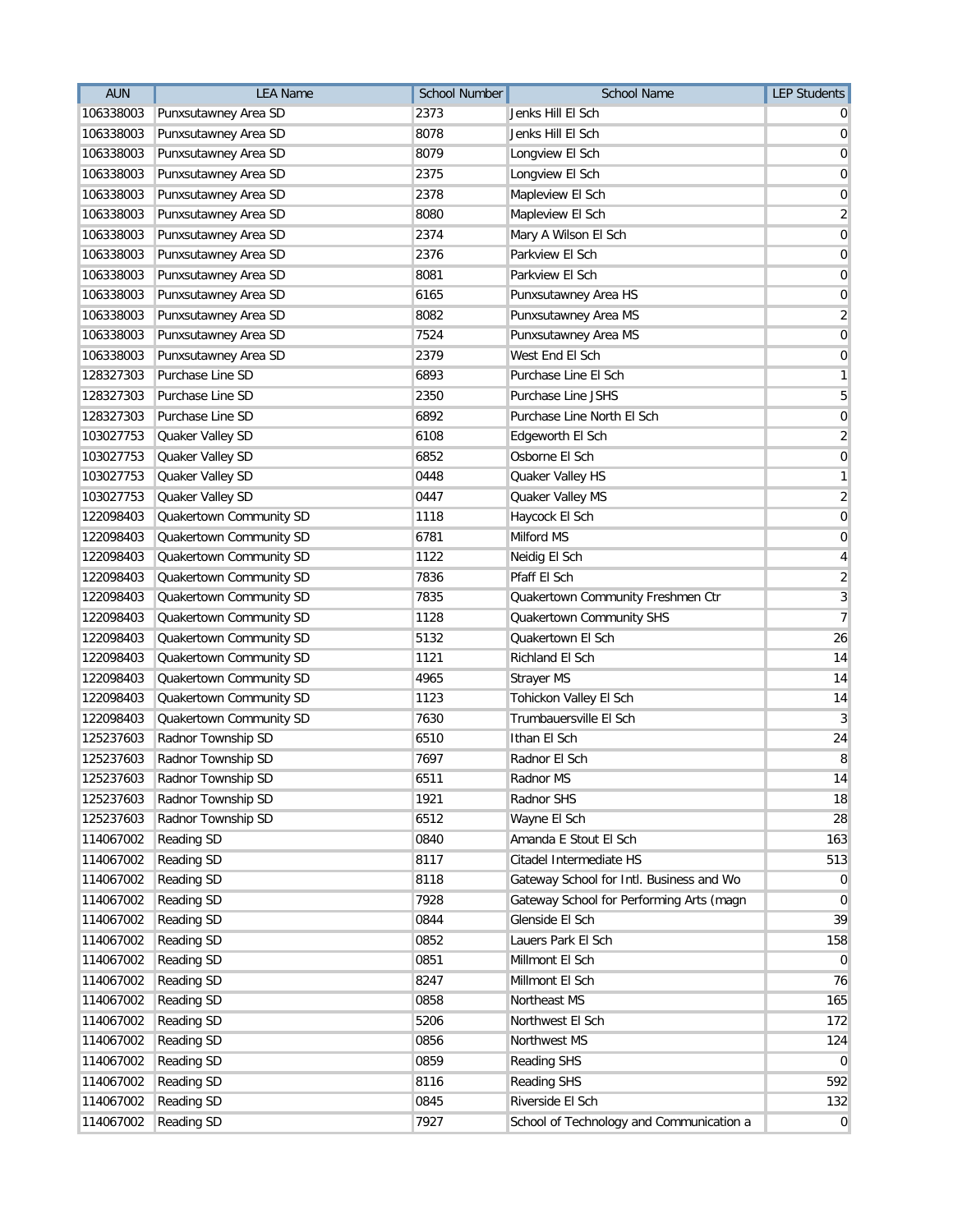| AUN | LEA Name | School Number | School Name | LEP Students |
|---|---|---|---|---|
| 106338003 | Punxsutawney Area SD | 2373 | Jenks Hill El Sch | 0 |
| 106338003 | Punxsutawney Area SD | 8078 | Jenks Hill El Sch | 0 |
| 106338003 | Punxsutawney Area SD | 8079 | Longview El Sch | 0 |
| 106338003 | Punxsutawney Area SD | 2375 | Longview El Sch | 0 |
| 106338003 | Punxsutawney Area SD | 2378 | Mapleview El Sch | 0 |
| 106338003 | Punxsutawney Area SD | 8080 | Mapleview El Sch | 2 |
| 106338003 | Punxsutawney Area SD | 2374 | Mary A Wilson El Sch | 0 |
| 106338003 | Punxsutawney Area SD | 2376 | Parkview El Sch | 0 |
| 106338003 | Punxsutawney Area SD | 8081 | Parkview El Sch | 0 |
| 106338003 | Punxsutawney Area SD | 6165 | Punxsutawney Area HS | 0 |
| 106338003 | Punxsutawney Area SD | 8082 | Punxsutawney Area MS | 2 |
| 106338003 | Punxsutawney Area SD | 7524 | Punxsutawney Area MS | 0 |
| 106338003 | Punxsutawney Area SD | 2379 | West End El Sch | 0 |
| 128327303 | Purchase Line SD | 6893 | Purchase Line El Sch | 1 |
| 128327303 | Purchase Line SD | 2350 | Purchase Line JSHS | 5 |
| 128327303 | Purchase Line SD | 6892 | Purchase Line North El Sch | 0 |
| 103027753 | Quaker Valley SD | 6108 | Edgeworth El Sch | 2 |
| 103027753 | Quaker Valley SD | 6852 | Osborne El Sch | 0 |
| 103027753 | Quaker Valley SD | 0448 | Quaker Valley HS | 1 |
| 103027753 | Quaker Valley SD | 0447 | Quaker Valley MS | 2 |
| 122098403 | Quakertown Community SD | 1118 | Haycock El Sch | 0 |
| 122098403 | Quakertown Community SD | 6781 | Milford MS | 0 |
| 122098403 | Quakertown Community SD | 1122 | Neidig El Sch | 4 |
| 122098403 | Quakertown Community SD | 7836 | Pfaff El Sch | 2 |
| 122098403 | Quakertown Community SD | 7835 | Quakertown Community Freshmen Ctr | 3 |
| 122098403 | Quakertown Community SD | 1128 | Quakertown Community SHS | 7 |
| 122098403 | Quakertown Community SD | 5132 | Quakertown El Sch | 26 |
| 122098403 | Quakertown Community SD | 1121 | Richland El Sch | 14 |
| 122098403 | Quakertown Community SD | 4965 | Strayer MS | 14 |
| 122098403 | Quakertown Community SD | 1123 | Tohickon Valley El Sch | 14 |
| 122098403 | Quakertown Community SD | 7630 | Trumbauersville El Sch | 3 |
| 125237603 | Radnor Township SD | 6510 | Ithan El Sch | 24 |
| 125237603 | Radnor Township SD | 7697 | Radnor El Sch | 8 |
| 125237603 | Radnor Township SD | 6511 | Radnor MS | 14 |
| 125237603 | Radnor Township SD | 1921 | Radnor SHS | 18 |
| 125237603 | Radnor Township SD | 6512 | Wayne El Sch | 28 |
| 114067002 | Reading SD | 0840 | Amanda E Stout El Sch | 163 |
| 114067002 | Reading SD | 8117 | Citadel Intermediate HS | 513 |
| 114067002 | Reading SD | 8118 | Gateway School for Intl. Business and Wo | 0 |
| 114067002 | Reading SD | 7928 | Gateway School for Performing Arts (magn | 0 |
| 114067002 | Reading SD | 0844 | Glenside El Sch | 39 |
| 114067002 | Reading SD | 0852 | Lauers Park El Sch | 158 |
| 114067002 | Reading SD | 0851 | Millmont El Sch | 0 |
| 114067002 | Reading SD | 8247 | Millmont El Sch | 76 |
| 114067002 | Reading SD | 0858 | Northeast MS | 165 |
| 114067002 | Reading SD | 5206 | Northwest El Sch | 172 |
| 114067002 | Reading SD | 0856 | Northwest MS | 124 |
| 114067002 | Reading SD | 0859 | Reading SHS | 0 |
| 114067002 | Reading SD | 8116 | Reading SHS | 592 |
| 114067002 | Reading SD | 0845 | Riverside El Sch | 132 |
| 114067002 | Reading SD | 7927 | School of Technology and Communication a | 0 |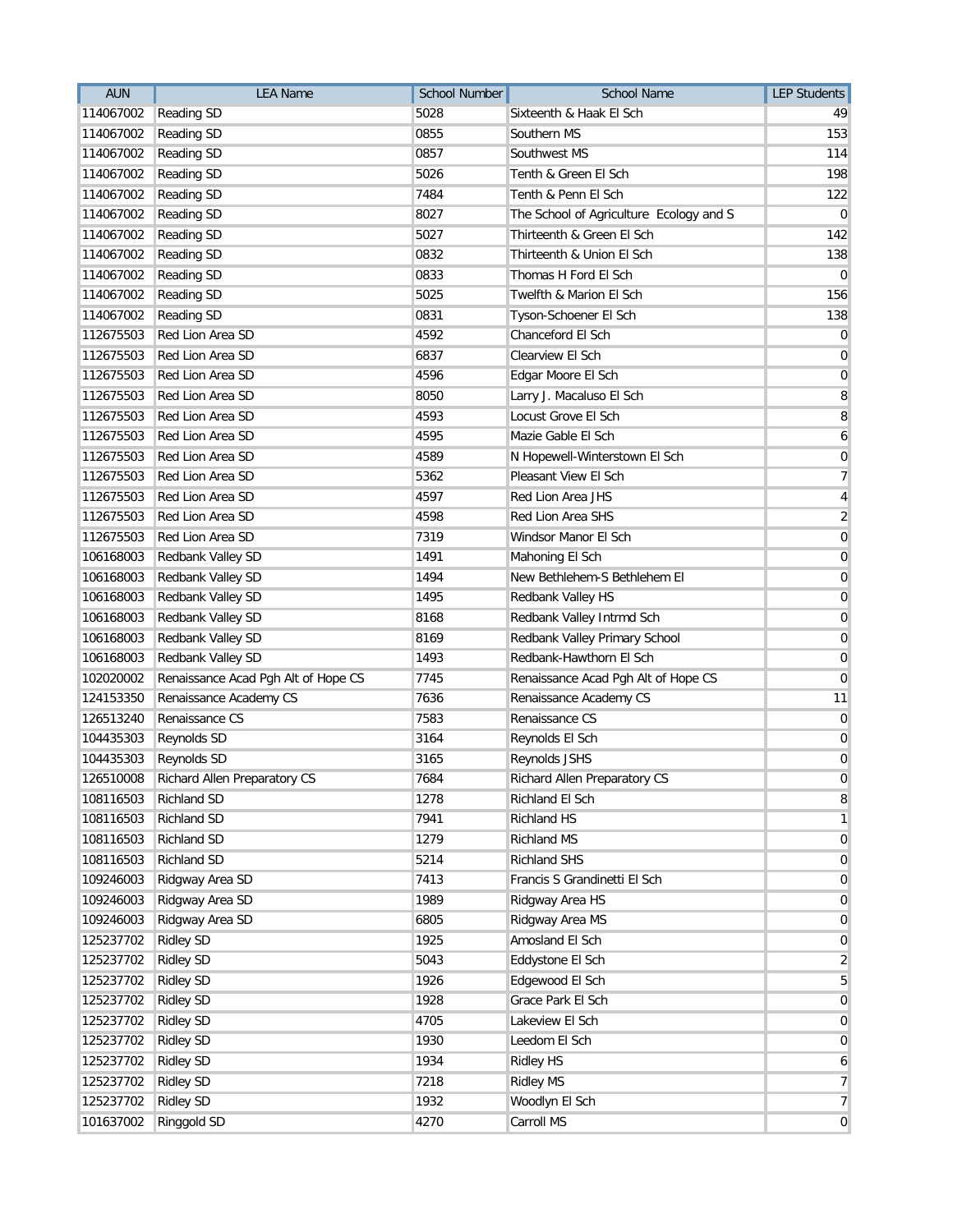| AUN | LEA Name | School Number | School Name | LEP Students |
| --- | --- | --- | --- | --- |
| 114067002 | Reading SD | 5028 | Sixteenth & Haak El Sch | 49 |
| 114067002 | Reading SD | 0855 | Southern MS | 153 |
| 114067002 | Reading SD | 0857 | Southwest MS | 114 |
| 114067002 | Reading SD | 5026 | Tenth & Green El Sch | 198 |
| 114067002 | Reading SD | 7484 | Tenth & Penn El Sch | 122 |
| 114067002 | Reading SD | 8027 | The School of Agriculture  Ecology and S | 0 |
| 114067002 | Reading SD | 5027 | Thirteenth & Green El Sch | 142 |
| 114067002 | Reading SD | 0832 | Thirteenth & Union El Sch | 138 |
| 114067002 | Reading SD | 0833 | Thomas H Ford El Sch | 0 |
| 114067002 | Reading SD | 5025 | Twelfth & Marion El Sch | 156 |
| 114067002 | Reading SD | 0831 | Tyson-Schoener El Sch | 138 |
| 112675503 | Red Lion Area SD | 4592 | Chanceford El Sch | 0 |
| 112675503 | Red Lion Area SD | 6837 | Clearview El Sch | 0 |
| 112675503 | Red Lion Area SD | 4596 | Edgar Moore El Sch | 0 |
| 112675503 | Red Lion Area SD | 8050 | Larry J. Macaluso El Sch | 8 |
| 112675503 | Red Lion Area SD | 4593 | Locust Grove El Sch | 8 |
| 112675503 | Red Lion Area SD | 4595 | Mazie Gable El Sch | 6 |
| 112675503 | Red Lion Area SD | 4589 | N Hopewell-Winterstown El Sch | 0 |
| 112675503 | Red Lion Area SD | 5362 | Pleasant View El Sch | 7 |
| 112675503 | Red Lion Area SD | 4597 | Red Lion Area JHS | 4 |
| 112675503 | Red Lion Area SD | 4598 | Red Lion Area SHS | 2 |
| 112675503 | Red Lion Area SD | 7319 | Windsor Manor El Sch | 0 |
| 106168003 | Redbank Valley SD | 1491 | Mahoning El Sch | 0 |
| 106168003 | Redbank Valley SD | 1494 | New Bethlehem-S Bethlehem El | 0 |
| 106168003 | Redbank Valley SD | 1495 | Redbank Valley HS | 0 |
| 106168003 | Redbank Valley SD | 8168 | Redbank Valley Intrmd Sch | 0 |
| 106168003 | Redbank Valley SD | 8169 | Redbank Valley Primary School | 0 |
| 106168003 | Redbank Valley SD | 1493 | Redbank-Hawthorn El Sch | 0 |
| 102020002 | Renaissance Acad Pgh Alt of Hope CS | 7745 | Renaissance Acad Pgh Alt of Hope CS | 0 |
| 124153350 | Renaissance Academy CS | 7636 | Renaissance Academy CS | 11 |
| 126513240 | Renaissance CS | 7583 | Renaissance CS | 0 |
| 104435303 | Reynolds SD | 3164 | Reynolds El Sch | 0 |
| 104435303 | Reynolds SD | 3165 | Reynolds JSHS | 0 |
| 126510008 | Richard Allen Preparatory CS | 7684 | Richard Allen Preparatory CS | 0 |
| 108116503 | Richland SD | 1278 | Richland El Sch | 8 |
| 108116503 | Richland SD | 7941 | Richland HS | 1 |
| 108116503 | Richland SD | 1279 | Richland MS | 0 |
| 108116503 | Richland SD | 5214 | Richland SHS | 0 |
| 109246003 | Ridgway Area SD | 7413 | Francis S Grandinetti El Sch | 0 |
| 109246003 | Ridgway Area SD | 1989 | Ridgway Area HS | 0 |
| 109246003 | Ridgway Area SD | 6805 | Ridgway Area MS | 0 |
| 125237702 | Ridley SD | 1925 | Amosland El Sch | 0 |
| 125237702 | Ridley SD | 5043 | Eddystone El Sch | 2 |
| 125237702 | Ridley SD | 1926 | Edgewood El Sch | 5 |
| 125237702 | Ridley SD | 1928 | Grace Park El Sch | 0 |
| 125237702 | Ridley SD | 4705 | Lakeview El Sch | 0 |
| 125237702 | Ridley SD | 1930 | Leedom El Sch | 0 |
| 125237702 | Ridley SD | 1934 | Ridley HS | 6 |
| 125237702 | Ridley SD | 7218 | Ridley MS | 7 |
| 125237702 | Ridley SD | 1932 | Woodlyn El Sch | 7 |
| 101637002 | Ringgold SD | 4270 | Carroll MS | 0 |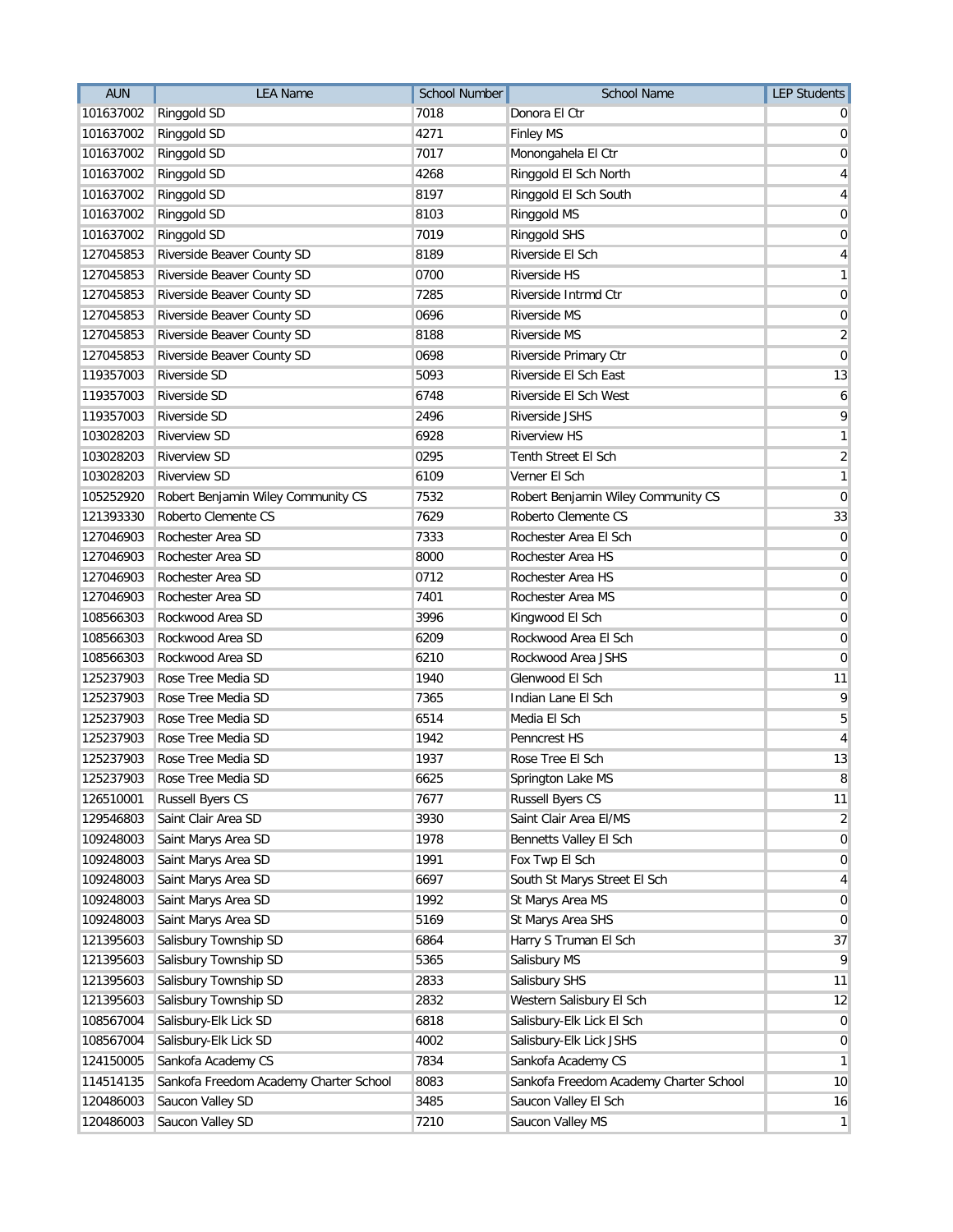| AUN | LEA Name | School Number | School Name | LEP Students |
| --- | --- | --- | --- | --- |
| 101637002 | Ringgold SD | 7018 | Donora El Ctr | 0 |
| 101637002 | Ringgold SD | 4271 | Finley MS | 0 |
| 101637002 | Ringgold SD | 7017 | Monongahela El Ctr | 0 |
| 101637002 | Ringgold SD | 4268 | Ringgold El Sch North | 4 |
| 101637002 | Ringgold SD | 8197 | Ringgold El Sch South | 4 |
| 101637002 | Ringgold SD | 8103 | Ringgold MS | 0 |
| 101637002 | Ringgold SD | 7019 | Ringgold SHS | 0 |
| 127045853 | Riverside Beaver County SD | 8189 | Riverside El Sch | 4 |
| 127045853 | Riverside Beaver County SD | 0700 | Riverside HS | 1 |
| 127045853 | Riverside Beaver County SD | 7285 | Riverside Intrmd Ctr | 0 |
| 127045853 | Riverside Beaver County SD | 0696 | Riverside MS | 0 |
| 127045853 | Riverside Beaver County SD | 8188 | Riverside MS | 2 |
| 127045853 | Riverside Beaver County SD | 0698 | Riverside Primary Ctr | 0 |
| 119357003 | Riverside SD | 5093 | Riverside El Sch East | 13 |
| 119357003 | Riverside SD | 6748 | Riverside El Sch West | 6 |
| 119357003 | Riverside SD | 2496 | Riverside JSHS | 9 |
| 103028203 | Riverview SD | 6928 | Riverview HS | 1 |
| 103028203 | Riverview SD | 0295 | Tenth Street El Sch | 2 |
| 103028203 | Riverview SD | 6109 | Verner El Sch | 1 |
| 105252920 | Robert Benjamin Wiley Community CS | 7532 | Robert Benjamin Wiley Community CS | 0 |
| 121393330 | Roberto Clemente CS | 7629 | Roberto Clemente CS | 33 |
| 127046903 | Rochester Area SD | 7333 | Rochester Area El Sch | 0 |
| 127046903 | Rochester Area SD | 8000 | Rochester Area HS | 0 |
| 127046903 | Rochester Area SD | 0712 | Rochester Area HS | 0 |
| 127046903 | Rochester Area SD | 7401 | Rochester Area MS | 0 |
| 108566303 | Rockwood Area SD | 3996 | Kingwood El Sch | 0 |
| 108566303 | Rockwood Area SD | 6209 | Rockwood Area El Sch | 0 |
| 108566303 | Rockwood Area SD | 6210 | Rockwood Area JSHS | 0 |
| 125237903 | Rose Tree Media SD | 1940 | Glenwood El Sch | 11 |
| 125237903 | Rose Tree Media SD | 7365 | Indian Lane El Sch | 9 |
| 125237903 | Rose Tree Media SD | 6514 | Media El Sch | 5 |
| 125237903 | Rose Tree Media SD | 1942 | Penncrest HS | 4 |
| 125237903 | Rose Tree Media SD | 1937 | Rose Tree El Sch | 13 |
| 125237903 | Rose Tree Media SD | 6625 | Springton Lake MS | 8 |
| 126510001 | Russell Byers CS | 7677 | Russell Byers CS | 11 |
| 129546803 | Saint Clair Area SD | 3930 | Saint Clair Area El/MS | 2 |
| 109248003 | Saint Marys Area SD | 1978 | Bennetts Valley El Sch | 0 |
| 109248003 | Saint Marys Area SD | 1991 | Fox Twp El Sch | 0 |
| 109248003 | Saint Marys Area SD | 6697 | South St Marys Street El Sch | 4 |
| 109248003 | Saint Marys Area SD | 1992 | St Marys Area MS | 0 |
| 109248003 | Saint Marys Area SD | 5169 | St Marys Area SHS | 0 |
| 121395603 | Salisbury Township SD | 6864 | Harry S Truman El Sch | 37 |
| 121395603 | Salisbury Township SD | 5365 | Salisbury MS | 9 |
| 121395603 | Salisbury Township SD | 2833 | Salisbury SHS | 11 |
| 121395603 | Salisbury Township SD | 2832 | Western Salisbury El Sch | 12 |
| 108567004 | Salisbury-Elk Lick SD | 6818 | Salisbury-Elk Lick El Sch | 0 |
| 108567004 | Salisbury-Elk Lick SD | 4002 | Salisbury-Elk Lick JSHS | 0 |
| 124150005 | Sankofa Academy CS | 7834 | Sankofa Academy CS | 1 |
| 114514135 | Sankofa Freedom Academy Charter School | 8083 | Sankofa Freedom Academy Charter School | 10 |
| 120486003 | Saucon Valley SD | 3485 | Saucon Valley El Sch | 16 |
| 120486003 | Saucon Valley SD | 7210 | Saucon Valley MS | 1 |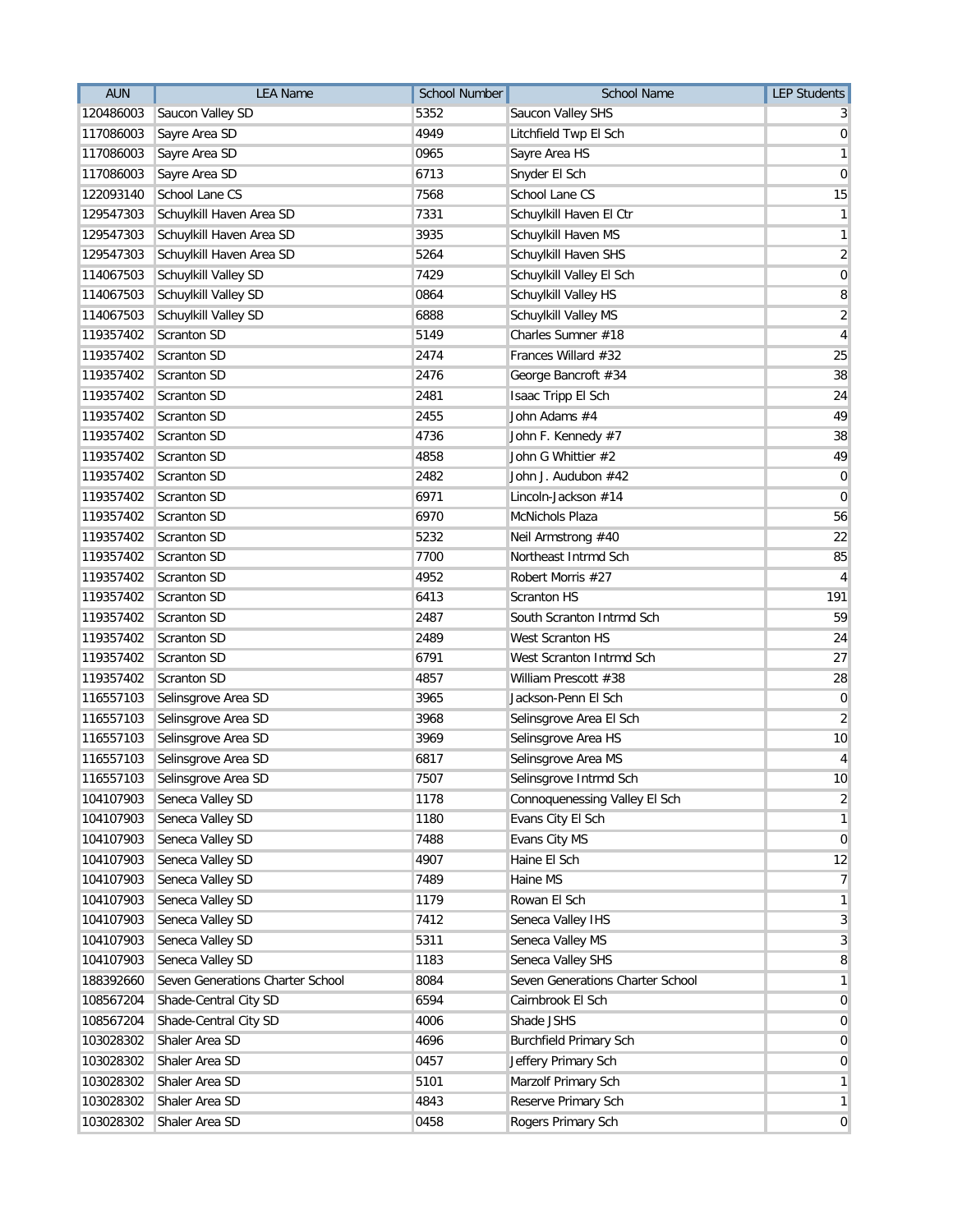| AUN | LEA Name | School Number | School Name | LEP Students |
|---|---|---|---|---|
| 120486003 | Saucon Valley SD | 5352 | Saucon Valley SHS | 3 |
| 117086003 | Sayre Area SD | 4949 | Litchfield Twp El Sch | 0 |
| 117086003 | Sayre Area SD | 0965 | Sayre Area HS | 1 |
| 117086003 | Sayre Area SD | 6713 | Snyder El Sch | 0 |
| 122093140 | School Lane CS | 7568 | School Lane CS | 15 |
| 129547303 | Schuylkill Haven Area SD | 7331 | Schuylkill Haven El Ctr | 1 |
| 129547303 | Schuylkill Haven Area SD | 3935 | Schuylkill Haven MS | 1 |
| 129547303 | Schuylkill Haven Area SD | 5264 | Schuylkill Haven SHS | 2 |
| 114067503 | Schuylkill Valley SD | 7429 | Schuylkill Valley El Sch | 0 |
| 114067503 | Schuylkill Valley SD | 0864 | Schuylkill Valley HS | 8 |
| 114067503 | Schuylkill Valley SD | 6888 | Schuylkill Valley MS | 2 |
| 119357402 | Scranton SD | 5149 | Charles Sumner #18 | 4 |
| 119357402 | Scranton SD | 2474 | Frances Willard #32 | 25 |
| 119357402 | Scranton SD | 2476 | George Bancroft #34 | 38 |
| 119357402 | Scranton SD | 2481 | Isaac Tripp El Sch | 24 |
| 119357402 | Scranton SD | 2455 | John Adams #4 | 49 |
| 119357402 | Scranton SD | 4736 | John F. Kennedy #7 | 38 |
| 119357402 | Scranton SD | 4858 | John G Whittier #2 | 49 |
| 119357402 | Scranton SD | 2482 | John J. Audubon #42 | 0 |
| 119357402 | Scranton SD | 6971 | Lincoln-Jackson #14 | 0 |
| 119357402 | Scranton SD | 6970 | McNichols Plaza | 56 |
| 119357402 | Scranton SD | 5232 | Neil Armstrong #40 | 22 |
| 119357402 | Scranton SD | 7700 | Northeast Intrmd Sch | 85 |
| 119357402 | Scranton SD | 4952 | Robert Morris #27 | 4 |
| 119357402 | Scranton SD | 6413 | Scranton HS | 191 |
| 119357402 | Scranton SD | 2487 | South Scranton Intrmd Sch | 59 |
| 119357402 | Scranton SD | 2489 | West Scranton HS | 24 |
| 119357402 | Scranton SD | 6791 | West Scranton Intrmd Sch | 27 |
| 119357402 | Scranton SD | 4857 | William Prescott #38 | 28 |
| 116557103 | Selinsgrove Area SD | 3965 | Jackson-Penn El Sch | 0 |
| 116557103 | Selinsgrove Area SD | 3968 | Selinsgrove Area El Sch | 2 |
| 116557103 | Selinsgrove Area SD | 3969 | Selinsgrove Area HS | 10 |
| 116557103 | Selinsgrove Area SD | 6817 | Selinsgrove Area MS | 4 |
| 116557103 | Selinsgrove Area SD | 7507 | Selinsgrove Intrmd Sch | 10 |
| 104107903 | Seneca Valley SD | 1178 | Connoquenessing Valley El Sch | 2 |
| 104107903 | Seneca Valley SD | 1180 | Evans City El Sch | 1 |
| 104107903 | Seneca Valley SD | 7488 | Evans City MS | 0 |
| 104107903 | Seneca Valley SD | 4907 | Haine El Sch | 12 |
| 104107903 | Seneca Valley SD | 7489 | Haine MS | 7 |
| 104107903 | Seneca Valley SD | 1179 | Rowan El Sch | 1 |
| 104107903 | Seneca Valley SD | 7412 | Seneca Valley IHS | 3 |
| 104107903 | Seneca Valley SD | 5311 | Seneca Valley MS | 3 |
| 104107903 | Seneca Valley SD | 1183 | Seneca Valley SHS | 8 |
| 188392660 | Seven Generations Charter School | 8084 | Seven Generations Charter School | 1 |
| 108567204 | Shade-Central City SD | 6594 | Cairnbrook El Sch | 0 |
| 108567204 | Shade-Central City SD | 4006 | Shade JSHS | 0 |
| 103028302 | Shaler Area SD | 4696 | Burchfield Primary Sch | 0 |
| 103028302 | Shaler Area SD | 0457 | Jeffery Primary Sch | 0 |
| 103028302 | Shaler Area SD | 5101 | Marzolf Primary Sch | 1 |
| 103028302 | Shaler Area SD | 4843 | Reserve Primary Sch | 1 |
| 103028302 | Shaler Area SD | 0458 | Rogers Primary Sch | 0 |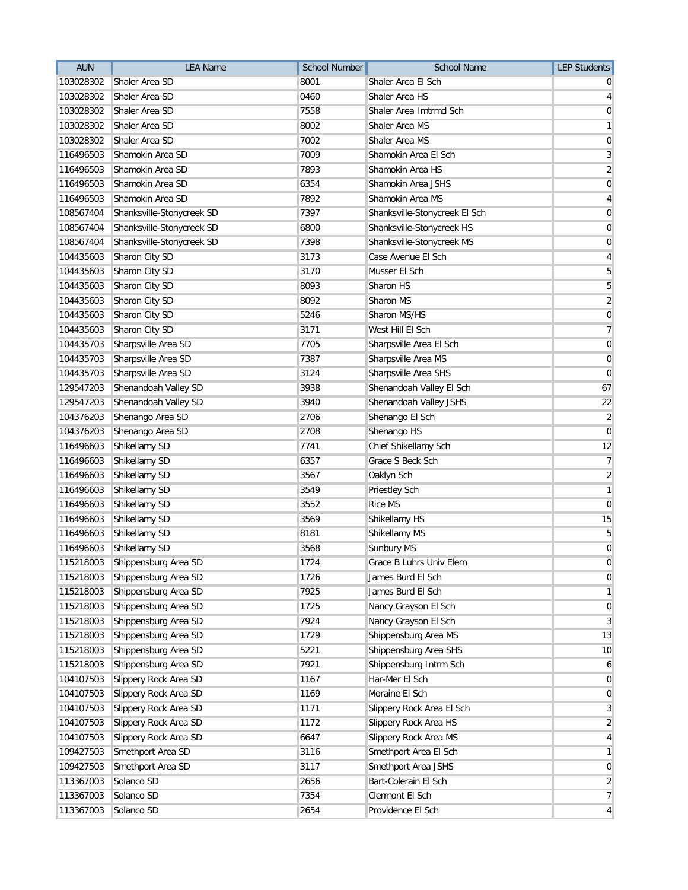| AUN | LEA Name | School Number | School Name | LEP Students |
|---|---|---|---|---|
| 103028302 | Shaler Area SD | 8001 | Shaler Area El Sch | 0 |
| 103028302 | Shaler Area SD | 0460 | Shaler Area HS | 4 |
| 103028302 | Shaler Area SD | 7558 | Shaler Area Imtrmd Sch | 0 |
| 103028302 | Shaler Area SD | 8002 | Shaler Area MS | 1 |
| 103028302 | Shaler Area SD | 7002 | Shaler Area MS | 0 |
| 116496503 | Shamokin Area SD | 7009 | Shamokin Area El Sch | 3 |
| 116496503 | Shamokin Area SD | 7893 | Shamokin Area HS | 2 |
| 116496503 | Shamokin Area SD | 6354 | Shamokin Area JSHS | 0 |
| 116496503 | Shamokin Area SD | 7892 | Shamokin Area MS | 4 |
| 108567404 | Shanksville-Stonycreek SD | 7397 | Shanksville-Stonycreek El Sch | 0 |
| 108567404 | Shanksville-Stonycreek SD | 6800 | Shanksville-Stonycreek HS | 0 |
| 108567404 | Shanksville-Stonycreek SD | 7398 | Shanksville-Stonycreek MS | 0 |
| 104435603 | Sharon City SD | 3173 | Case Avenue El Sch | 4 |
| 104435603 | Sharon City SD | 3170 | Musser El Sch | 5 |
| 104435603 | Sharon City SD | 8093 | Sharon HS | 5 |
| 104435603 | Sharon City SD | 8092 | Sharon MS | 2 |
| 104435603 | Sharon City SD | 5246 | Sharon MS/HS | 0 |
| 104435603 | Sharon City SD | 3171 | West Hill El Sch | 7 |
| 104435703 | Sharpsville Area SD | 7705 | Sharpsville Area El Sch | 0 |
| 104435703 | Sharpsville Area SD | 7387 | Sharpsville Area MS | 0 |
| 104435703 | Sharpsville Area SD | 3124 | Sharpsville Area SHS | 0 |
| 129547203 | Shenandoah Valley SD | 3938 | Shenandoah Valley El Sch | 67 |
| 129547203 | Shenandoah Valley SD | 3940 | Shenandoah Valley JSHS | 22 |
| 104376203 | Shenango Area SD | 2706 | Shenango El Sch | 2 |
| 104376203 | Shenango Area SD | 2708 | Shenango HS | 0 |
| 116496603 | Shikellamy SD | 7741 | Chief Shikellamy Sch | 12 |
| 116496603 | Shikellamy SD | 6357 | Grace S Beck Sch | 7 |
| 116496603 | Shikellamy SD | 3567 | Oaklyn Sch | 2 |
| 116496603 | Shikellamy SD | 3549 | Priestley Sch | 1 |
| 116496603 | Shikellamy SD | 3552 | Rice MS | 0 |
| 116496603 | Shikellamy SD | 3569 | Shikellamy HS | 15 |
| 116496603 | Shikellamy SD | 8181 | Shikellamy MS | 5 |
| 116496603 | Shikellamy SD | 3568 | Sunbury MS | 0 |
| 115218003 | Shippensburg Area SD | 1724 | Grace B Luhrs Univ Elem | 0 |
| 115218003 | Shippensburg Area SD | 1726 | James Burd El Sch | 0 |
| 115218003 | Shippensburg Area SD | 7925 | James Burd El Sch | 1 |
| 115218003 | Shippensburg Area SD | 1725 | Nancy Grayson El Sch | 0 |
| 115218003 | Shippensburg Area SD | 7924 | Nancy Grayson El Sch | 3 |
| 115218003 | Shippensburg Area SD | 1729 | Shippensburg Area MS | 13 |
| 115218003 | Shippensburg Area SD | 5221 | Shippensburg Area SHS | 10 |
| 115218003 | Shippensburg Area SD | 7921 | Shippensburg Intrm Sch | 6 |
| 104107503 | Slippery Rock Area SD | 1167 | Har-Mer El Sch | 0 |
| 104107503 | Slippery Rock Area SD | 1169 | Moraine El Sch | 0 |
| 104107503 | Slippery Rock Area SD | 1171 | Slippery Rock Area El Sch | 3 |
| 104107503 | Slippery Rock Area SD | 1172 | Slippery Rock Area HS | 2 |
| 104107503 | Slippery Rock Area SD | 6647 | Slippery Rock Area MS | 4 |
| 109427503 | Smethport Area SD | 3116 | Smethport Area El Sch | 1 |
| 109427503 | Smethport Area SD | 3117 | Smethport Area JSHS | 0 |
| 113367003 | Solanco SD | 2656 | Bart-Colerain El Sch | 2 |
| 113367003 | Solanco SD | 7354 | Clermont El Sch | 7 |
| 113367003 | Solanco SD | 2654 | Providence El Sch | 4 |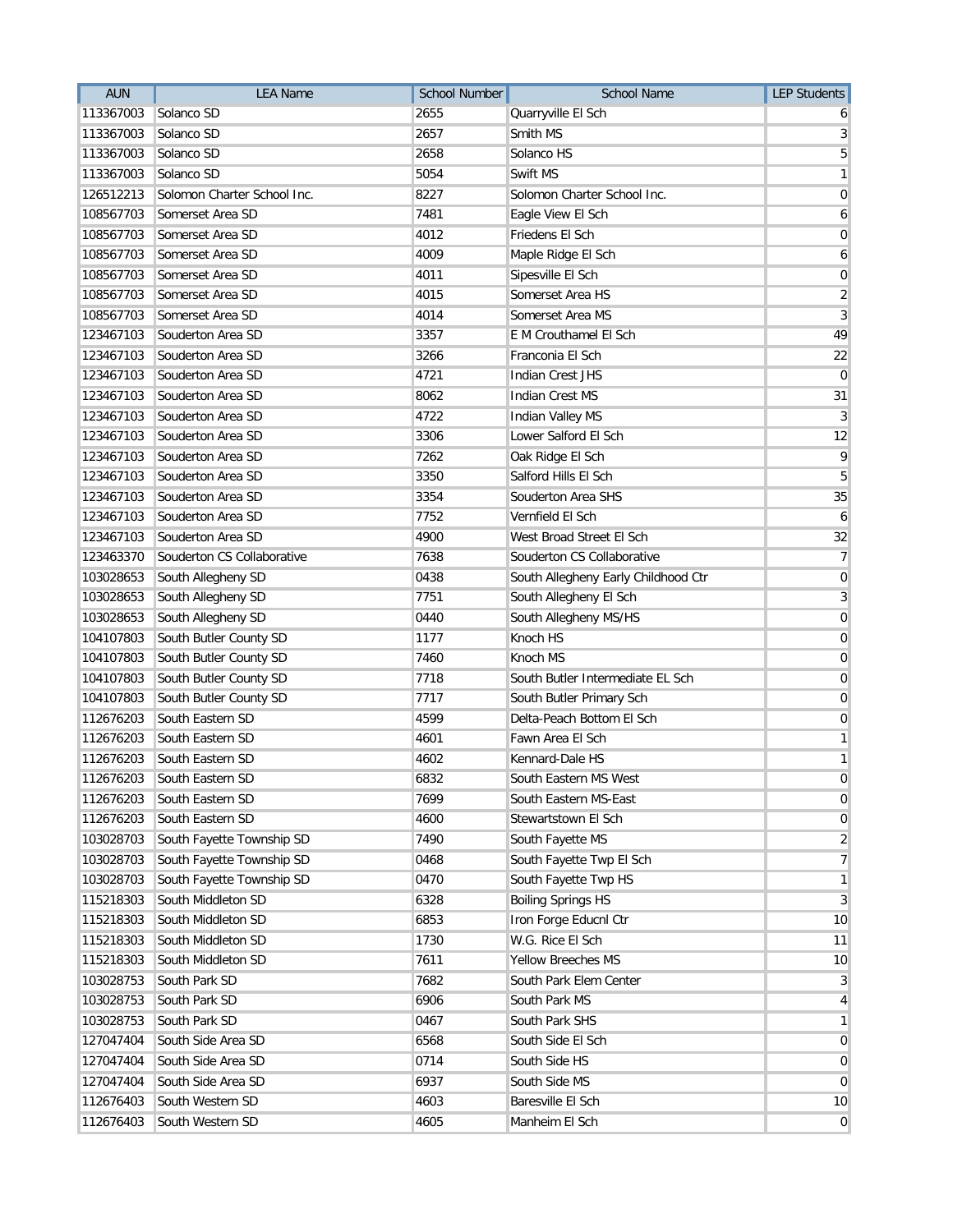| AUN | LEA Name | School Number | School Name | LEP Students |
|---|---|---|---|---|
| 113367003 | Solanco SD | 2655 | Quarryville El Sch | 6 |
| 113367003 | Solanco SD | 2657 | Smith MS | 3 |
| 113367003 | Solanco SD | 2658 | Solanco HS | 5 |
| 113367003 | Solanco SD | 5054 | Swift MS | 1 |
| 126512213 | Solomon Charter School Inc. | 8227 | Solomon Charter School Inc. | 0 |
| 108567703 | Somerset Area SD | 7481 | Eagle View El Sch | 6 |
| 108567703 | Somerset Area SD | 4012 | Friedens El Sch | 0 |
| 108567703 | Somerset Area SD | 4009 | Maple Ridge El Sch | 6 |
| 108567703 | Somerset Area SD | 4011 | Sipesville El Sch | 0 |
| 108567703 | Somerset Area SD | 4015 | Somerset Area HS | 2 |
| 108567703 | Somerset Area SD | 4014 | Somerset Area MS | 3 |
| 123467103 | Souderton Area SD | 3357 | E M Crouthamel El Sch | 49 |
| 123467103 | Souderton Area SD | 3266 | Franconia El Sch | 22 |
| 123467103 | Souderton Area SD | 4721 | Indian Crest JHS | 0 |
| 123467103 | Souderton Area SD | 8062 | Indian Crest MS | 31 |
| 123467103 | Souderton Area SD | 4722 | Indian Valley MS | 3 |
| 123467103 | Souderton Area SD | 3306 | Lower Salford El Sch | 12 |
| 123467103 | Souderton Area SD | 7262 | Oak Ridge El Sch | 9 |
| 123467103 | Souderton Area SD | 3350 | Salford Hills El Sch | 5 |
| 123467103 | Souderton Area SD | 3354 | Souderton Area SHS | 35 |
| 123467103 | Souderton Area SD | 7752 | Vernfield El Sch | 6 |
| 123467103 | Souderton Area SD | 4900 | West Broad Street El Sch | 32 |
| 123463370 | Souderton CS Collaborative | 7638 | Souderton CS Collaborative | 7 |
| 103028653 | South Allegheny SD | 0438 | South Allegheny Early Childhood Ctr | 0 |
| 103028653 | South Allegheny SD | 7751 | South Allegheny El Sch | 3 |
| 103028653 | South Allegheny SD | 0440 | South Allegheny MS/HS | 0 |
| 104107803 | South Butler County SD | 1177 | Knoch HS | 0 |
| 104107803 | South Butler County SD | 7460 | Knoch MS | 0 |
| 104107803 | South Butler County SD | 7718 | South Butler Intermediate EL Sch | 0 |
| 104107803 | South Butler County SD | 7717 | South Butler Primary Sch | 0 |
| 112676203 | South Eastern SD | 4599 | Delta-Peach Bottom El Sch | 0 |
| 112676203 | South Eastern SD | 4601 | Fawn Area El Sch | 1 |
| 112676203 | South Eastern SD | 4602 | Kennard-Dale HS | 1 |
| 112676203 | South Eastern SD | 6832 | South Eastern MS West | 0 |
| 112676203 | South Eastern SD | 7699 | South Eastern MS-East | 0 |
| 112676203 | South Eastern SD | 4600 | Stewartstown El Sch | 0 |
| 103028703 | South Fayette Township SD | 7490 | South Fayette MS | 2 |
| 103028703 | South Fayette Township SD | 0468 | South Fayette Twp El Sch | 7 |
| 103028703 | South Fayette Township SD | 0470 | South Fayette Twp HS | 1 |
| 115218303 | South Middleton SD | 6328 | Boiling Springs HS | 3 |
| 115218303 | South Middleton SD | 6853 | Iron Forge Educnl Ctr | 10 |
| 115218303 | South Middleton SD | 1730 | W.G. Rice El Sch | 11 |
| 115218303 | South Middleton SD | 7611 | Yellow Breeches MS | 10 |
| 103028753 | South Park SD | 7682 | South Park Elem Center | 3 |
| 103028753 | South Park SD | 6906 | South Park MS | 4 |
| 103028753 | South Park SD | 0467 | South Park SHS | 1 |
| 127047404 | South Side Area SD | 6568 | South Side El Sch | 0 |
| 127047404 | South Side Area SD | 0714 | South Side HS | 0 |
| 127047404 | South Side Area SD | 6937 | South Side MS | 0 |
| 112676403 | South Western SD | 4603 | Baresville El Sch | 10 |
| 112676403 | South Western SD | 4605 | Manheim El Sch | 0 |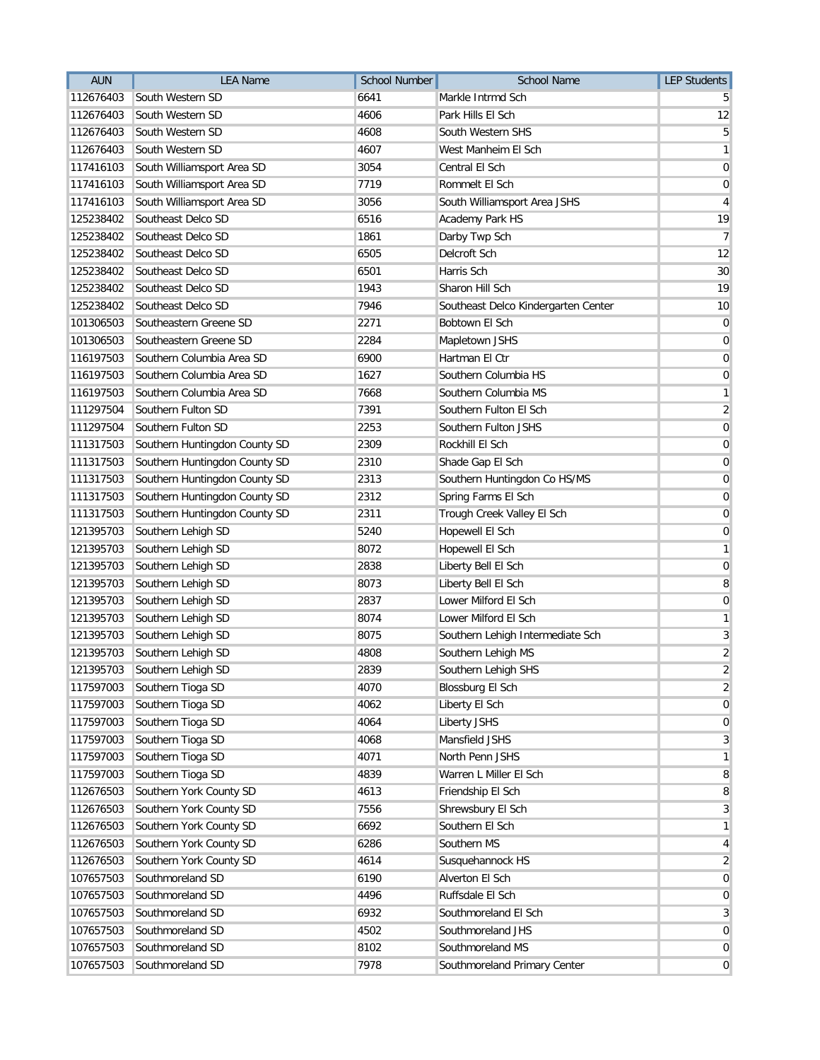| AUN | LEA Name | School Number | School Name | LEP Students |
|---|---|---|---|---|
| 112676403 | South Western SD | 6641 | Markle Intrmd Sch | 5 |
| 112676403 | South Western SD | 4606 | Park Hills El Sch | 12 |
| 112676403 | South Western SD | 4608 | South Western SHS | 5 |
| 112676403 | South Western SD | 4607 | West Manheim El Sch | 1 |
| 117416103 | South Williamsport Area SD | 3054 | Central El Sch | 0 |
| 117416103 | South Williamsport Area SD | 7719 | Rommelt El Sch | 0 |
| 117416103 | South Williamsport Area SD | 3056 | South Williamsport Area JSHS | 4 |
| 125238402 | Southeast Delco SD | 6516 | Academy Park HS | 19 |
| 125238402 | Southeast Delco SD | 1861 | Darby Twp Sch | 7 |
| 125238402 | Southeast Delco SD | 6505 | Delcroft Sch | 12 |
| 125238402 | Southeast Delco SD | 6501 | Harris Sch | 30 |
| 125238402 | Southeast Delco SD | 1943 | Sharon Hill Sch | 19 |
| 125238402 | Southeast Delco SD | 7946 | Southeast Delco Kindergarten Center | 10 |
| 101306503 | Southeastern Greene SD | 2271 | Bobtown El Sch | 0 |
| 101306503 | Southeastern Greene SD | 2284 | Mapletown JSHS | 0 |
| 116197503 | Southern Columbia Area SD | 6900 | Hartman El Ctr | 0 |
| 116197503 | Southern Columbia Area SD | 1627 | Southern Columbia HS | 0 |
| 116197503 | Southern Columbia Area SD | 7668 | Southern Columbia MS | 1 |
| 111297504 | Southern Fulton SD | 7391 | Southern Fulton El Sch | 2 |
| 111297504 | Southern Fulton SD | 2253 | Southern Fulton JSHS | 0 |
| 111317503 | Southern Huntingdon County SD | 2309 | Rockhill El Sch | 0 |
| 111317503 | Southern Huntingdon County SD | 2310 | Shade Gap El Sch | 0 |
| 111317503 | Southern Huntingdon County SD | 2313 | Southern Huntingdon Co HS/MS | 0 |
| 111317503 | Southern Huntingdon County SD | 2312 | Spring Farms El Sch | 0 |
| 111317503 | Southern Huntingdon County SD | 2311 | Trough Creek Valley El Sch | 0 |
| 121395703 | Southern Lehigh SD | 5240 | Hopewell El Sch | 0 |
| 121395703 | Southern Lehigh SD | 8072 | Hopewell El Sch | 1 |
| 121395703 | Southern Lehigh SD | 2838 | Liberty Bell El Sch | 0 |
| 121395703 | Southern Lehigh SD | 8073 | Liberty Bell El Sch | 8 |
| 121395703 | Southern Lehigh SD | 2837 | Lower Milford El Sch | 0 |
| 121395703 | Southern Lehigh SD | 8074 | Lower Milford El Sch | 1 |
| 121395703 | Southern Lehigh SD | 8075 | Southern Lehigh Intermediate Sch | 3 |
| 121395703 | Southern Lehigh SD | 4808 | Southern Lehigh MS | 2 |
| 121395703 | Southern Lehigh SD | 2839 | Southern Lehigh SHS | 2 |
| 117597003 | Southern Tioga SD | 4070 | Blossburg El Sch | 2 |
| 117597003 | Southern Tioga SD | 4062 | Liberty El Sch | 0 |
| 117597003 | Southern Tioga SD | 4064 | Liberty JSHS | 0 |
| 117597003 | Southern Tioga SD | 4068 | Mansfield JSHS | 3 |
| 117597003 | Southern Tioga SD | 4071 | North Penn JSHS | 1 |
| 117597003 | Southern Tioga SD | 4839 | Warren L Miller El Sch | 8 |
| 112676503 | Southern York County SD | 4613 | Friendship El Sch | 8 |
| 112676503 | Southern York County SD | 7556 | Shrewsbury El Sch | 3 |
| 112676503 | Southern York County SD | 6692 | Southern El Sch | 1 |
| 112676503 | Southern York County SD | 6286 | Southern MS | 4 |
| 112676503 | Southern York County SD | 4614 | Susquehannock HS | 2 |
| 107657503 | Southmoreland SD | 6190 | Alverton El Sch | 0 |
| 107657503 | Southmoreland SD | 4496 | Ruffsdale El Sch | 0 |
| 107657503 | Southmoreland SD | 6932 | Southmoreland El Sch | 3 |
| 107657503 | Southmoreland SD | 4502 | Southmoreland JHS | 0 |
| 107657503 | Southmoreland SD | 8102 | Southmoreland MS | 0 |
| 107657503 | Southmoreland SD | 7978 | Southmoreland Primary Center | 0 |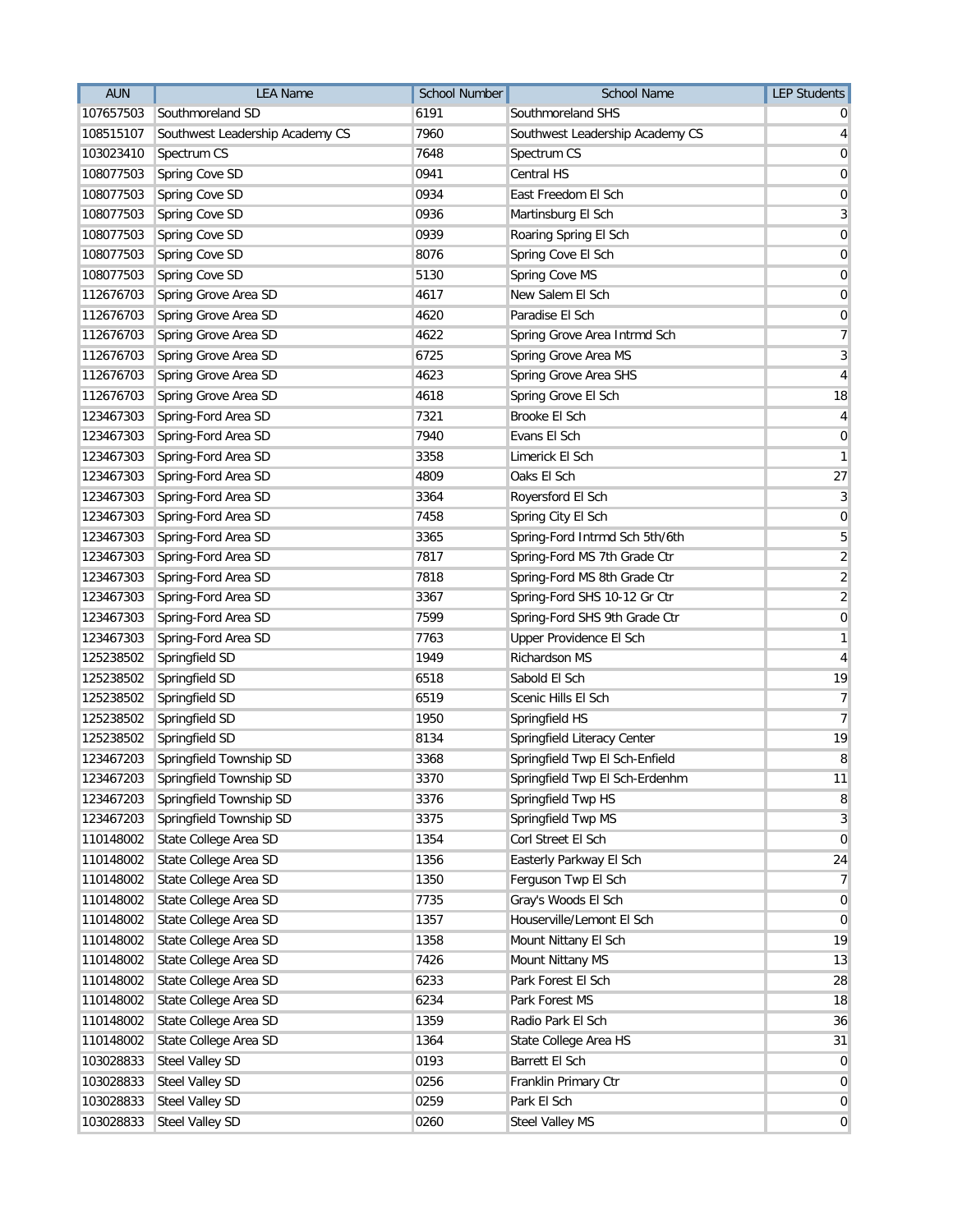| AUN | LEA Name | School Number | School Name | LEP Students |
|---|---|---|---|---|
| 107657503 | Southmoreland SD | 6191 | Southmoreland SHS | 0 |
| 108515107 | Southwest Leadership Academy CS | 7960 | Southwest Leadership Academy CS | 4 |
| 103023410 | Spectrum CS | 7648 | Spectrum CS | 0 |
| 108077503 | Spring Cove SD | 0941 | Central HS | 0 |
| 108077503 | Spring Cove SD | 0934 | East Freedom El Sch | 0 |
| 108077503 | Spring Cove SD | 0936 | Martinsburg El Sch | 3 |
| 108077503 | Spring Cove SD | 0939 | Roaring Spring El Sch | 0 |
| 108077503 | Spring Cove SD | 8076 | Spring Cove El Sch | 0 |
| 108077503 | Spring Cove SD | 5130 | Spring Cove MS | 0 |
| 112676703 | Spring Grove Area SD | 4617 | New Salem El Sch | 0 |
| 112676703 | Spring Grove Area SD | 4620 | Paradise El Sch | 0 |
| 112676703 | Spring Grove Area SD | 4622 | Spring Grove Area Intrmd Sch | 7 |
| 112676703 | Spring Grove Area SD | 6725 | Spring Grove Area MS | 3 |
| 112676703 | Spring Grove Area SD | 4623 | Spring Grove Area SHS | 4 |
| 112676703 | Spring Grove Area SD | 4618 | Spring Grove El Sch | 18 |
| 123467303 | Spring-Ford Area SD | 7321 | Brooke El Sch | 4 |
| 123467303 | Spring-Ford Area SD | 7940 | Evans El Sch | 0 |
| 123467303 | Spring-Ford Area SD | 3358 | Limerick El Sch | 1 |
| 123467303 | Spring-Ford Area SD | 4809 | Oaks El Sch | 27 |
| 123467303 | Spring-Ford Area SD | 3364 | Royersford El Sch | 3 |
| 123467303 | Spring-Ford Area SD | 7458 | Spring City El Sch | 0 |
| 123467303 | Spring-Ford Area SD | 3365 | Spring-Ford Intrmd Sch 5th/6th | 5 |
| 123467303 | Spring-Ford Area SD | 7817 | Spring-Ford MS 7th Grade Ctr | 2 |
| 123467303 | Spring-Ford Area SD | 7818 | Spring-Ford MS 8th Grade Ctr | 2 |
| 123467303 | Spring-Ford Area SD | 3367 | Spring-Ford SHS 10-12 Gr Ctr | 2 |
| 123467303 | Spring-Ford Area SD | 7599 | Spring-Ford SHS 9th Grade Ctr | 0 |
| 123467303 | Spring-Ford Area SD | 7763 | Upper Providence El Sch | 1 |
| 125238502 | Springfield SD | 1949 | Richardson MS | 4 |
| 125238502 | Springfield SD | 6518 | Sabold El Sch | 19 |
| 125238502 | Springfield SD | 6519 | Scenic Hills El Sch | 7 |
| 125238502 | Springfield SD | 1950 | Springfield HS | 7 |
| 125238502 | Springfield SD | 8134 | Springfield Literacy Center | 19 |
| 123467203 | Springfield Township SD | 3368 | Springfield Twp El Sch-Enfield | 8 |
| 123467203 | Springfield Township SD | 3370 | Springfield Twp El Sch-Erdenhm | 11 |
| 123467203 | Springfield Township SD | 3376 | Springfield Twp HS | 8 |
| 123467203 | Springfield Township SD | 3375 | Springfield Twp MS | 3 |
| 110148002 | State College Area SD | 1354 | Corl Street El Sch | 0 |
| 110148002 | State College Area SD | 1356 | Easterly Parkway El Sch | 24 |
| 110148002 | State College Area SD | 1350 | Ferguson Twp El Sch | 7 |
| 110148002 | State College Area SD | 7735 | Gray's Woods El Sch | 0 |
| 110148002 | State College Area SD | 1357 | Houserville/Lemont El Sch | 0 |
| 110148002 | State College Area SD | 1358 | Mount Nittany El Sch | 19 |
| 110148002 | State College Area SD | 7426 | Mount Nittany MS | 13 |
| 110148002 | State College Area SD | 6233 | Park Forest El Sch | 28 |
| 110148002 | State College Area SD | 6234 | Park Forest MS | 18 |
| 110148002 | State College Area SD | 1359 | Radio Park El Sch | 36 |
| 110148002 | State College Area SD | 1364 | State College Area HS | 31 |
| 103028833 | Steel Valley SD | 0193 | Barrett El Sch | 0 |
| 103028833 | Steel Valley SD | 0256 | Franklin Primary Ctr | 0 |
| 103028833 | Steel Valley SD | 0259 | Park El Sch | 0 |
| 103028833 | Steel Valley SD | 0260 | Steel Valley MS | 0 |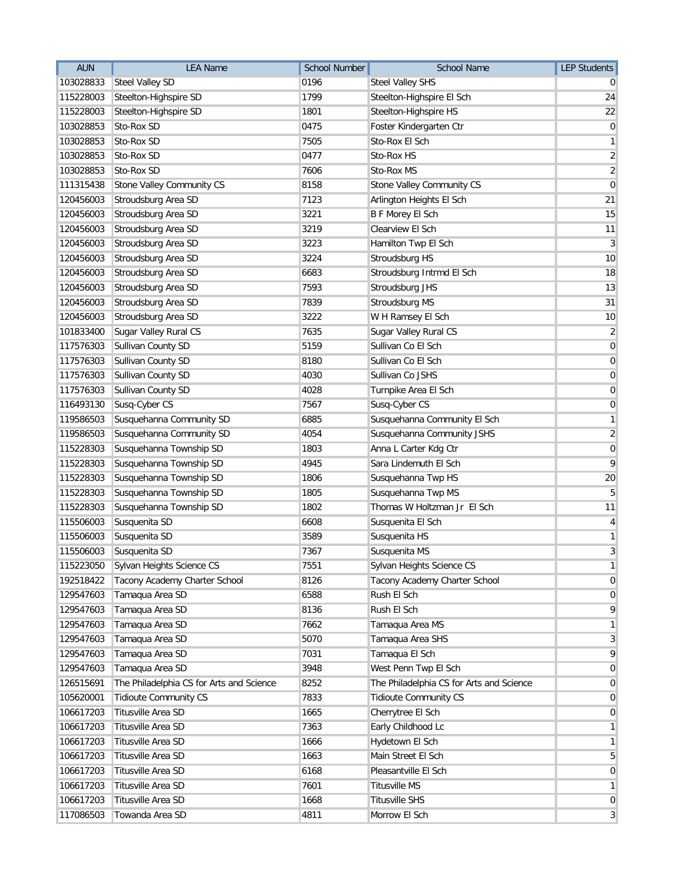| AUN | LEA Name | School Number | School Name | LEP Students |
|---|---|---|---|---|
| 103028833 | Steel Valley SD | 0196 | Steel Valley SHS | 0 |
| 115228003 | Steelton-Highspire SD | 1799 | Steelton-Highspire El Sch | 24 |
| 115228003 | Steelton-Highspire SD | 1801 | Steelton-Highspire HS | 22 |
| 103028853 | Sto-Rox SD | 0475 | Foster Kindergarten Ctr | 0 |
| 103028853 | Sto-Rox SD | 7505 | Sto-Rox El Sch | 1 |
| 103028853 | Sto-Rox SD | 0477 | Sto-Rox HS | 2 |
| 103028853 | Sto-Rox SD | 7606 | Sto-Rox MS | 2 |
| 111315438 | Stone Valley Community CS | 8158 | Stone Valley Community CS | 0 |
| 120456003 | Stroudsburg Area SD | 7123 | Arlington Heights El Sch | 21 |
| 120456003 | Stroudsburg Area SD | 3221 | B F Morey El Sch | 15 |
| 120456003 | Stroudsburg Area SD | 3219 | Clearview El Sch | 11 |
| 120456003 | Stroudsburg Area SD | 3223 | Hamilton Twp El Sch | 3 |
| 120456003 | Stroudsburg Area SD | 3224 | Stroudsburg HS | 10 |
| 120456003 | Stroudsburg Area SD | 6683 | Stroudsburg Intrmd El Sch | 18 |
| 120456003 | Stroudsburg Area SD | 7593 | Stroudsburg JHS | 13 |
| 120456003 | Stroudsburg Area SD | 7839 | Stroudsburg MS | 31 |
| 120456003 | Stroudsburg Area SD | 3222 | W H Ramsey El Sch | 10 |
| 101833400 | Sugar Valley Rural CS | 7635 | Sugar Valley Rural CS | 2 |
| 117576303 | Sullivan County SD | 5159 | Sullivan Co El Sch | 0 |
| 117576303 | Sullivan County SD | 8180 | Sullivan Co El Sch | 0 |
| 117576303 | Sullivan County SD | 4030 | Sullivan Co JSHS | 0 |
| 117576303 | Sullivan County SD | 4028 | Turnpike Area El Sch | 0 |
| 116493130 | Susq-Cyber CS | 7567 | Susq-Cyber CS | 0 |
| 119586503 | Susquehanna Community SD | 6885 | Susquehanna Community El Sch | 1 |
| 119586503 | Susquehanna Community SD | 4054 | Susquehanna Community JSHS | 2 |
| 115228303 | Susquehanna Township SD | 1803 | Anna L Carter Kdg Ctr | 0 |
| 115228303 | Susquehanna Township SD | 4945 | Sara Lindemuth El Sch | 9 |
| 115228303 | Susquehanna Township SD | 1806 | Susquehanna Twp HS | 20 |
| 115228303 | Susquehanna Township SD | 1805 | Susquehanna Twp MS | 5 |
| 115228303 | Susquehanna Township SD | 1802 | Thomas W Holtzman Jr El Sch | 11 |
| 115506003 | Susquenita SD | 6608 | Susquenita El Sch | 4 |
| 115506003 | Susquenita SD | 3589 | Susquenita HS | 1 |
| 115506003 | Susquenita SD | 7367 | Susquenita MS | 3 |
| 115223050 | Sylvan Heights Science CS | 7551 | Sylvan Heights Science CS | 1 |
| 192518422 | Tacony Academy Charter School | 8126 | Tacony Academy Charter School | 0 |
| 129547603 | Tamaqua Area SD | 6588 | Rush El Sch | 0 |
| 129547603 | Tamaqua Area SD | 8136 | Rush El Sch | 9 |
| 129547603 | Tamaqua Area SD | 7662 | Tamaqua Area MS | 1 |
| 129547603 | Tamaqua Area SD | 5070 | Tamaqua Area SHS | 3 |
| 129547603 | Tamaqua Area SD | 7031 | Tamaqua El Sch | 9 |
| 129547603 | Tamaqua Area SD | 3948 | West Penn Twp El Sch | 0 |
| 126515691 | The Philadelphia CS for Arts and Science | 8252 | The Philadelphia CS for Arts and Science | 0 |
| 105620001 | Tidioute Community CS | 7833 | Tidioute Community CS | 0 |
| 106617203 | Titusville Area SD | 1665 | Cherrytree El Sch | 0 |
| 106617203 | Titusville Area SD | 7363 | Early Childhood Lc | 1 |
| 106617203 | Titusville Area SD | 1666 | Hydetown El Sch | 1 |
| 106617203 | Titusville Area SD | 1663 | Main Street El Sch | 5 |
| 106617203 | Titusville Area SD | 6168 | Pleasantville El Sch | 0 |
| 106617203 | Titusville Area SD | 7601 | Titusville MS | 1 |
| 106617203 | Titusville Area SD | 1668 | Titusville SHS | 0 |
| 117086503 | Towanda Area SD | 4811 | Morrow El Sch | 3 |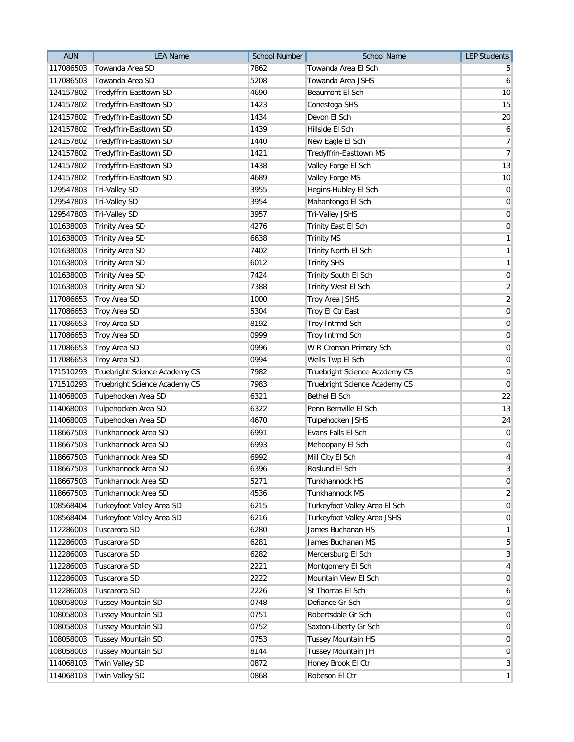| AUN | LEA Name | School Number | School Name | LEP Students |
|---|---|---|---|---|
| 117086503 | Towanda Area SD | 7862 | Towanda Area El Sch | 5 |
| 117086503 | Towanda Area SD | 5208 | Towanda Area JSHS | 6 |
| 124157802 | Tredyffrin-Easttown SD | 4690 | Beaumont El Sch | 10 |
| 124157802 | Tredyffrin-Easttown SD | 1423 | Conestoga SHS | 15 |
| 124157802 | Tredyffrin-Easttown SD | 1434 | Devon El Sch | 20 |
| 124157802 | Tredyffrin-Easttown SD | 1439 | Hillside El Sch | 6 |
| 124157802 | Tredyffrin-Easttown SD | 1440 | New Eagle El Sch | 7 |
| 124157802 | Tredyffrin-Easttown SD | 1421 | Tredyffrin-Easttown MS | 7 |
| 124157802 | Tredyffrin-Easttown SD | 1438 | Valley Forge El Sch | 13 |
| 124157802 | Tredyffrin-Easttown SD | 4689 | Valley Forge MS | 10 |
| 129547803 | Tri-Valley SD | 3955 | Hegins-Hubley El Sch | 0 |
| 129547803 | Tri-Valley SD | 3954 | Mahantongo El Sch | 0 |
| 129547803 | Tri-Valley SD | 3957 | Tri-Valley JSHS | 0 |
| 101638003 | Trinity Area SD | 4276 | Trinity East El Sch | 0 |
| 101638003 | Trinity Area SD | 6638 | Trinity MS | 1 |
| 101638003 | Trinity Area SD | 7402 | Trinity North El Sch | 1 |
| 101638003 | Trinity Area SD | 6012 | Trinity SHS | 1 |
| 101638003 | Trinity Area SD | 7424 | Trinity South El Sch | 0 |
| 101638003 | Trinity Area SD | 7388 | Trinity West El Sch | 2 |
| 117086653 | Troy Area SD | 1000 | Troy Area JSHS | 2 |
| 117086653 | Troy Area SD | 5304 | Troy El Ctr East | 0 |
| 117086653 | Troy Area SD | 8192 | Troy Intrmd Sch | 0 |
| 117086653 | Troy Area SD | 0999 | Troy Intrmd Sch | 0 |
| 117086653 | Troy Area SD | 0996 | W R Croman Primary Sch | 0 |
| 117086653 | Troy Area SD | 0994 | Wells Twp El Sch | 0 |
| 171510293 | Truebright Science Academy CS | 7982 | Truebright Science Academy CS | 0 |
| 171510293 | Truebright Science Academy CS | 7983 | Truebright Science Academy CS | 0 |
| 114068003 | Tulpehocken Area SD | 6321 | Bethel El Sch | 22 |
| 114068003 | Tulpehocken Area SD | 6322 | Penn Bernville El Sch | 13 |
| 114068003 | Tulpehocken Area SD | 4670 | Tulpehocken JSHS | 24 |
| 118667503 | Tunkhannock Area SD | 6991 | Evans Falls El Sch | 0 |
| 118667503 | Tunkhannock Area SD | 6993 | Mehoopany El Sch | 0 |
| 118667503 | Tunkhannock Area SD | 6992 | Mill City El Sch | 4 |
| 118667503 | Tunkhannock Area SD | 6396 | Roslund El Sch | 3 |
| 118667503 | Tunkhannock Area SD | 5271 | Tunkhannock HS | 0 |
| 118667503 | Tunkhannock Area SD | 4536 | Tunkhannock MS | 2 |
| 108568404 | Turkeyfoot Valley Area SD | 6215 | Turkeyfoot Valley Area El Sch | 0 |
| 108568404 | Turkeyfoot Valley Area SD | 6216 | Turkeyfoot Valley Area JSHS | 0 |
| 112286003 | Tuscarora SD | 6280 | James Buchanan HS | 1 |
| 112286003 | Tuscarora SD | 6281 | James Buchanan MS | 5 |
| 112286003 | Tuscarora SD | 6282 | Mercersburg El Sch | 3 |
| 112286003 | Tuscarora SD | 2221 | Montgomery El Sch | 4 |
| 112286003 | Tuscarora SD | 2222 | Mountain View El Sch | 0 |
| 112286003 | Tuscarora SD | 2226 | St Thomas El Sch | 6 |
| 108058003 | Tussey Mountain SD | 0748 | Defiance Gr Sch | 0 |
| 108058003 | Tussey Mountain SD | 0751 | Robertsdale Gr Sch | 0 |
| 108058003 | Tussey Mountain SD | 0752 | Saxton-Liberty Gr Sch | 0 |
| 108058003 | Tussey Mountain SD | 0753 | Tussey Mountain HS | 0 |
| 108058003 | Tussey Mountain SD | 8144 | Tussey Mountain JH | 0 |
| 114068103 | Twin Valley SD | 0872 | Honey Brook El Ctr | 3 |
| 114068103 | Twin Valley SD | 0868 | Robeson El Ctr | 1 |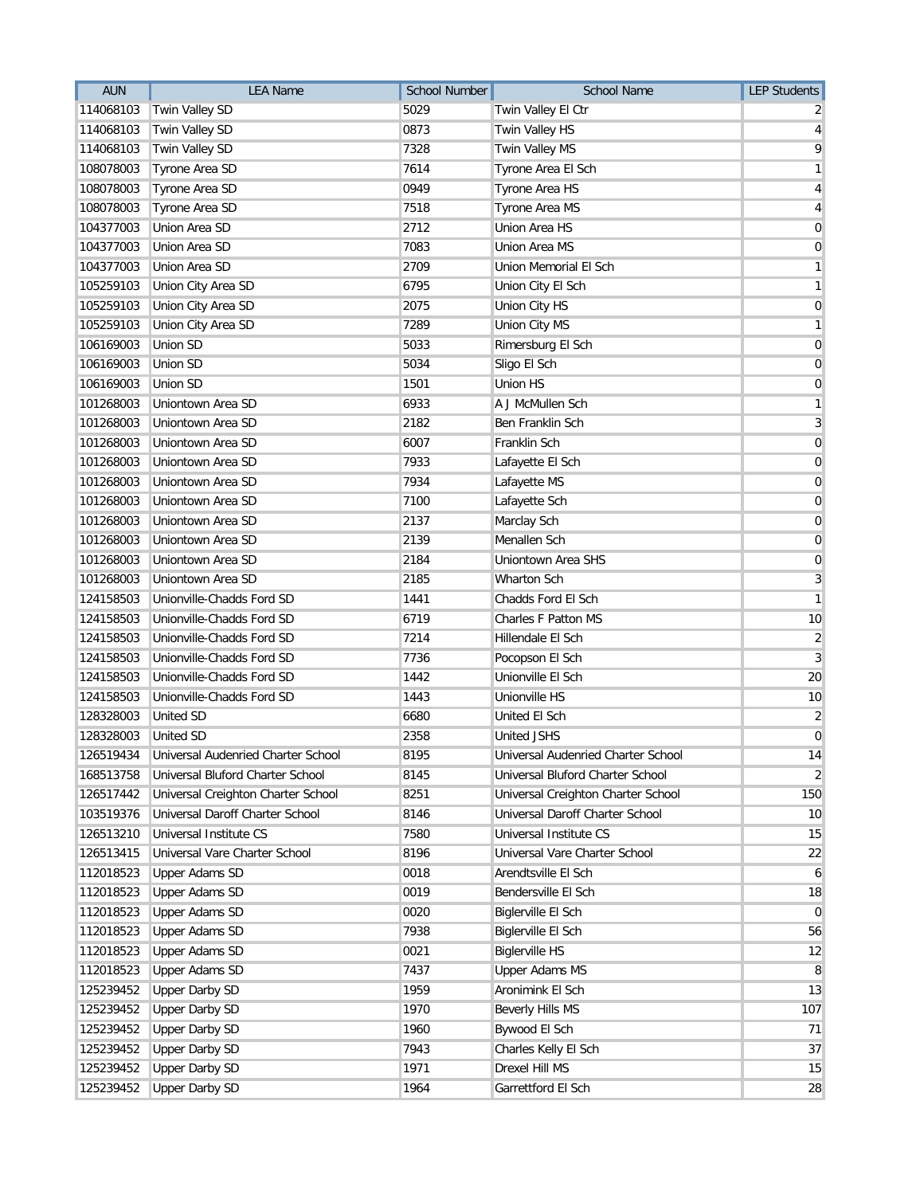| AUN | LEA Name | School Number | School Name | LEP Students |
|---|---|---|---|---|
| 114068103 | Twin Valley SD | 5029 | Twin Valley El Ctr | 2 |
| 114068103 | Twin Valley SD | 0873 | Twin Valley HS | 4 |
| 114068103 | Twin Valley SD | 7328 | Twin Valley MS | 9 |
| 108078003 | Tyrone Area SD | 7614 | Tyrone Area El Sch | 1 |
| 108078003 | Tyrone Area SD | 0949 | Tyrone Area HS | 4 |
| 108078003 | Tyrone Area SD | 7518 | Tyrone Area MS | 4 |
| 104377003 | Union Area SD | 2712 | Union Area HS | 0 |
| 104377003 | Union Area SD | 7083 | Union Area MS | 0 |
| 104377003 | Union Area SD | 2709 | Union Memorial El Sch | 1 |
| 105259103 | Union City Area SD | 6795 | Union City El Sch | 1 |
| 105259103 | Union City Area SD | 2075 | Union City HS | 0 |
| 105259103 | Union City Area SD | 7289 | Union City MS | 1 |
| 106169003 | Union SD | 5033 | Rimersburg El Sch | 0 |
| 106169003 | Union SD | 5034 | Sligo El Sch | 0 |
| 106169003 | Union SD | 1501 | Union HS | 0 |
| 101268003 | Uniontown Area SD | 6933 | A J McMullen Sch | 1 |
| 101268003 | Uniontown Area SD | 2182 | Ben Franklin Sch | 3 |
| 101268003 | Uniontown Area SD | 6007 | Franklin Sch | 0 |
| 101268003 | Uniontown Area SD | 7933 | Lafayette El Sch | 0 |
| 101268003 | Uniontown Area SD | 7934 | Lafayette MS | 0 |
| 101268003 | Uniontown Area SD | 7100 | Lafayette Sch | 0 |
| 101268003 | Uniontown Area SD | 2137 | Marclay Sch | 0 |
| 101268003 | Uniontown Area SD | 2139 | Menallen Sch | 0 |
| 101268003 | Uniontown Area SD | 2184 | Uniontown Area SHS | 0 |
| 101268003 | Uniontown Area SD | 2185 | Wharton Sch | 3 |
| 124158503 | Unionville-Chadds Ford SD | 1441 | Chadds Ford El Sch | 1 |
| 124158503 | Unionville-Chadds Ford SD | 6719 | Charles F Patton MS | 10 |
| 124158503 | Unionville-Chadds Ford SD | 7214 | Hillendale El Sch | 2 |
| 124158503 | Unionville-Chadds Ford SD | 7736 | Pocopson El Sch | 3 |
| 124158503 | Unionville-Chadds Ford SD | 1442 | Unionville El Sch | 20 |
| 124158503 | Unionville-Chadds Ford SD | 1443 | Unionville HS | 10 |
| 128328003 | United SD | 6680 | United El Sch | 2 |
| 128328003 | United SD | 2358 | United JSHS | 0 |
| 126519434 | Universal Audenried Charter School | 8195 | Universal Audenried Charter School | 14 |
| 168513758 | Universal Bluford Charter School | 8145 | Universal Bluford Charter School | 2 |
| 126517442 | Universal Creighton Charter School | 8251 | Universal Creighton Charter School | 150 |
| 103519376 | Universal Daroff Charter School | 8146 | Universal Daroff Charter School | 10 |
| 126513210 | Universal Institute CS | 7580 | Universal Institute CS | 15 |
| 126513415 | Universal Vare Charter School | 8196 | Universal Vare Charter School | 22 |
| 112018523 | Upper Adams SD | 0018 | Arendtsville El Sch | 6 |
| 112018523 | Upper Adams SD | 0019 | Bendersville El Sch | 18 |
| 112018523 | Upper Adams SD | 0020 | Biglerville El Sch | 0 |
| 112018523 | Upper Adams SD | 7938 | Biglerville El Sch | 56 |
| 112018523 | Upper Adams SD | 0021 | Biglerville HS | 12 |
| 112018523 | Upper Adams SD | 7437 | Upper Adams MS | 8 |
| 125239452 | Upper Darby SD | 1959 | Aronimink El Sch | 13 |
| 125239452 | Upper Darby SD | 1970 | Beverly Hills MS | 107 |
| 125239452 | Upper Darby SD | 1960 | Bywood El Sch | 71 |
| 125239452 | Upper Darby SD | 7943 | Charles Kelly El Sch | 37 |
| 125239452 | Upper Darby SD | 1971 | Drexel Hill MS | 15 |
| 125239452 | Upper Darby SD | 1964 | Garrettford El Sch | 28 |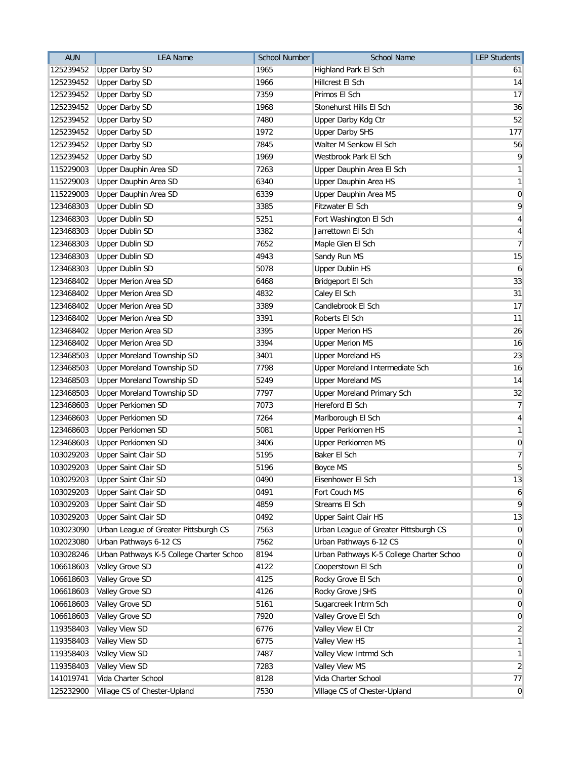| AUN | LEA Name | School Number | School Name | LEP Students |
|---|---|---|---|---|
| 125239452 | Upper Darby SD | 1965 | Highland Park El Sch | 61 |
| 125239452 | Upper Darby SD | 1966 | Hillcrest El Sch | 14 |
| 125239452 | Upper Darby SD | 7359 | Primos El Sch | 17 |
| 125239452 | Upper Darby SD | 1968 | Stonehurst Hills El Sch | 36 |
| 125239452 | Upper Darby SD | 7480 | Upper Darby Kdg Ctr | 52 |
| 125239452 | Upper Darby SD | 1972 | Upper Darby SHS | 177 |
| 125239452 | Upper Darby SD | 7845 | Walter M Senkow El Sch | 56 |
| 125239452 | Upper Darby SD | 1969 | Westbrook Park El Sch | 9 |
| 115229003 | Upper Dauphin Area SD | 7263 | Upper Dauphin Area El Sch | 1 |
| 115229003 | Upper Dauphin Area SD | 6340 | Upper Dauphin Area HS | 1 |
| 115229003 | Upper Dauphin Area SD | 6339 | Upper Dauphin Area MS | 0 |
| 123468303 | Upper Dublin SD | 3385 | Fitzwater El Sch | 9 |
| 123468303 | Upper Dublin SD | 5251 | Fort Washington El Sch | 4 |
| 123468303 | Upper Dublin SD | 3382 | Jarrettown El Sch | 4 |
| 123468303 | Upper Dublin SD | 7652 | Maple Glen El Sch | 7 |
| 123468303 | Upper Dublin SD | 4943 | Sandy Run MS | 15 |
| 123468303 | Upper Dublin SD | 5078 | Upper Dublin HS | 6 |
| 123468402 | Upper Merion Area SD | 6468 | Bridgeport El Sch | 33 |
| 123468402 | Upper Merion Area SD | 4832 | Caley El Sch | 31 |
| 123468402 | Upper Merion Area SD | 3389 | Candlebrook El Sch | 17 |
| 123468402 | Upper Merion Area SD | 3391 | Roberts El Sch | 11 |
| 123468402 | Upper Merion Area SD | 3395 | Upper Merion HS | 26 |
| 123468402 | Upper Merion Area SD | 3394 | Upper Merion MS | 16 |
| 123468503 | Upper Moreland Township SD | 3401 | Upper Moreland HS | 23 |
| 123468503 | Upper Moreland Township SD | 7798 | Upper Moreland Intermediate Sch | 16 |
| 123468503 | Upper Moreland Township SD | 5249 | Upper Moreland MS | 14 |
| 123468503 | Upper Moreland Township SD | 7797 | Upper Moreland Primary Sch | 32 |
| 123468603 | Upper Perkiomen SD | 7073 | Hereford El Sch | 7 |
| 123468603 | Upper Perkiomen SD | 7264 | Marlborough El Sch | 4 |
| 123468603 | Upper Perkiomen SD | 5081 | Upper Perkiomen HS | 1 |
| 123468603 | Upper Perkiomen SD | 3406 | Upper Perkiomen MS | 0 |
| 103029203 | Upper Saint Clair SD | 5195 | Baker El Sch | 7 |
| 103029203 | Upper Saint Clair SD | 5196 | Boyce MS | 5 |
| 103029203 | Upper Saint Clair SD | 0490 | Eisenhower El Sch | 13 |
| 103029203 | Upper Saint Clair SD | 0491 | Fort Couch MS | 6 |
| 103029203 | Upper Saint Clair SD | 4859 | Streams El Sch | 9 |
| 103029203 | Upper Saint Clair SD | 0492 | Upper Saint Clair HS | 13 |
| 103023090 | Urban League of Greater Pittsburgh CS | 7563 | Urban League of Greater Pittsburgh CS | 0 |
| 102023080 | Urban Pathways 6-12 CS | 7562 | Urban Pathways 6-12 CS | 0 |
| 103028246 | Urban Pathways K-5 College Charter Schoo | 8194 | Urban Pathways K-5 College Charter Schoo | 0 |
| 106618603 | Valley Grove SD | 4122 | Cooperstown El Sch | 0 |
| 106618603 | Valley Grove SD | 4125 | Rocky Grove El Sch | 0 |
| 106618603 | Valley Grove SD | 4126 | Rocky Grove JSHS | 0 |
| 106618603 | Valley Grove SD | 5161 | Sugarcreek Intrm Sch | 0 |
| 106618603 | Valley Grove SD | 7920 | Valley Grove El Sch | 0 |
| 119358403 | Valley View SD | 6776 | Valley View El Ctr | 2 |
| 119358403 | Valley View SD | 6775 | Valley View HS | 1 |
| 119358403 | Valley View SD | 7487 | Valley View Intrmd Sch | 1 |
| 119358403 | Valley View SD | 7283 | Valley View MS | 2 |
| 141019741 | Vida Charter School | 8128 | Vida Charter School | 77 |
| 125232900 | Village CS of Chester-Upland | 7530 | Village CS of Chester-Upland | 0 |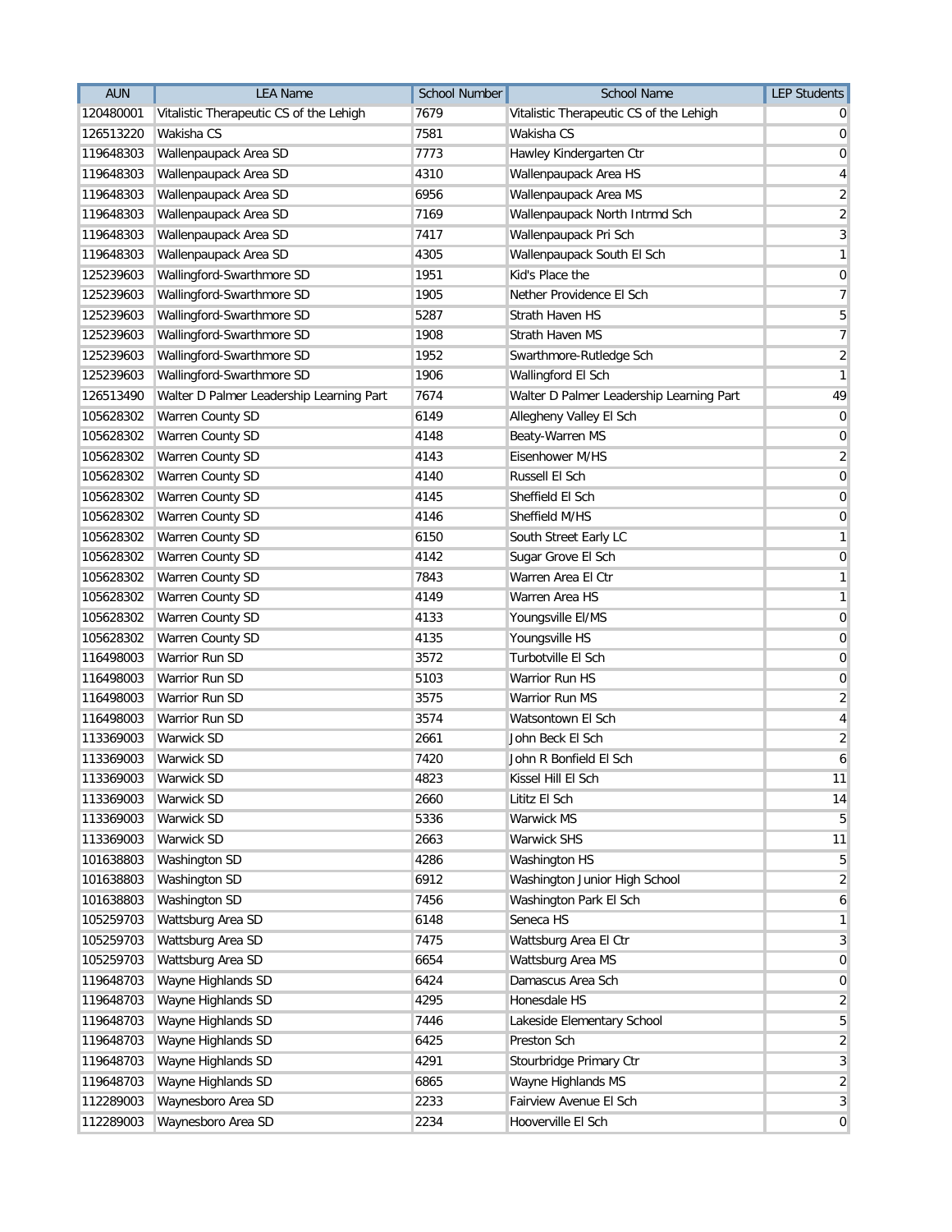| AUN | LEA Name | School Number | School Name | LEP Students |
| --- | --- | --- | --- | --- |
| 120480001 | Vitalistic Therapeutic CS of the Lehigh | 7679 | Vitalistic Therapeutic CS of the Lehigh | 0 |
| 126513220 | Wakisha CS | 7581 | Wakisha CS | 0 |
| 119648303 | Wallenpaupack Area SD | 7773 | Hawley Kindergarten Ctr | 0 |
| 119648303 | Wallenpaupack Area SD | 4310 | Wallenpaupack Area HS | 4 |
| 119648303 | Wallenpaupack Area SD | 6956 | Wallenpaupack Area MS | 2 |
| 119648303 | Wallenpaupack Area SD | 7169 | Wallenpaupack North Intrmd Sch | 2 |
| 119648303 | Wallenpaupack Area SD | 7417 | Wallenpaupack Pri Sch | 3 |
| 119648303 | Wallenpaupack Area SD | 4305 | Wallenpaupack South El Sch | 1 |
| 125239603 | Wallingford-Swarthmore SD | 1951 | Kid's Place the | 0 |
| 125239603 | Wallingford-Swarthmore SD | 1905 | Nether Providence El Sch | 7 |
| 125239603 | Wallingford-Swarthmore SD | 5287 | Strath Haven HS | 5 |
| 125239603 | Wallingford-Swarthmore SD | 1908 | Strath Haven MS | 7 |
| 125239603 | Wallingford-Swarthmore SD | 1952 | Swarthmore-Rutledge Sch | 2 |
| 125239603 | Wallingford-Swarthmore SD | 1906 | Wallingford El Sch | 1 |
| 126513490 | Walter D Palmer Leadership Learning Part | 7674 | Walter D Palmer Leadership Learning Part | 49 |
| 105628302 | Warren County SD | 6149 | Allegheny Valley El Sch | 0 |
| 105628302 | Warren County SD | 4148 | Beaty-Warren MS | 0 |
| 105628302 | Warren County SD | 4143 | Eisenhower M/HS | 2 |
| 105628302 | Warren County SD | 4140 | Russell El Sch | 0 |
| 105628302 | Warren County SD | 4145 | Sheffield El Sch | 0 |
| 105628302 | Warren County SD | 4146 | Sheffield M/HS | 0 |
| 105628302 | Warren County SD | 6150 | South Street Early LC | 1 |
| 105628302 | Warren County SD | 4142 | Sugar Grove El Sch | 0 |
| 105628302 | Warren County SD | 7843 | Warren Area El Ctr | 1 |
| 105628302 | Warren County SD | 4149 | Warren Area HS | 1 |
| 105628302 | Warren County SD | 4133 | Youngsville El/MS | 0 |
| 105628302 | Warren County SD | 4135 | Youngsville HS | 0 |
| 116498003 | Warrior Run SD | 3572 | Turbotville El Sch | 0 |
| 116498003 | Warrior Run SD | 5103 | Warrior Run HS | 0 |
| 116498003 | Warrior Run SD | 3575 | Warrior Run MS | 2 |
| 116498003 | Warrior Run SD | 3574 | Watsontown El Sch | 4 |
| 113369003 | Warwick SD | 2661 | John Beck El Sch | 2 |
| 113369003 | Warwick SD | 7420 | John R Bonfield El Sch | 6 |
| 113369003 | Warwick SD | 4823 | Kissel Hill El Sch | 11 |
| 113369003 | Warwick SD | 2660 | Lititz El Sch | 14 |
| 113369003 | Warwick SD | 5336 | Warwick MS | 5 |
| 113369003 | Warwick SD | 2663 | Warwick SHS | 11 |
| 101638803 | Washington SD | 4286 | Washington HS | 5 |
| 101638803 | Washington SD | 6912 | Washington Junior High School | 2 |
| 101638803 | Washington SD | 7456 | Washington Park El Sch | 6 |
| 105259703 | Wattsburg Area SD | 6148 | Seneca HS | 1 |
| 105259703 | Wattsburg Area SD | 7475 | Wattsburg Area El Ctr | 3 |
| 105259703 | Wattsburg Area SD | 6654 | Wattsburg Area MS | 0 |
| 119648703 | Wayne Highlands SD | 6424 | Damascus Area Sch | 0 |
| 119648703 | Wayne Highlands SD | 4295 | Honesdale HS | 2 |
| 119648703 | Wayne Highlands SD | 7446 | Lakeside Elementary School | 5 |
| 119648703 | Wayne Highlands SD | 6425 | Preston Sch | 2 |
| 119648703 | Wayne Highlands SD | 4291 | Stourbridge Primary Ctr | 3 |
| 119648703 | Wayne Highlands SD | 6865 | Wayne Highlands MS | 2 |
| 112289003 | Waynesboro Area SD | 2233 | Fairview Avenue El Sch | 3 |
| 112289003 | Waynesboro Area SD | 2234 | Hooverville El Sch | 0 |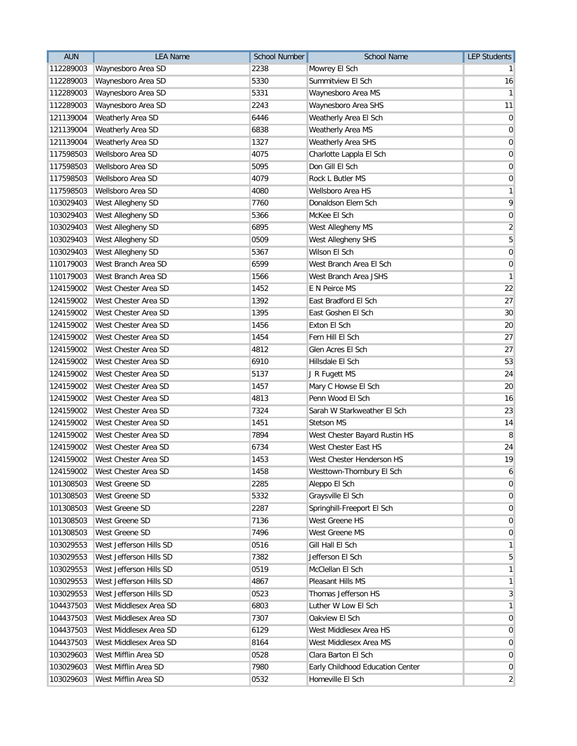| AUN | LEA Name | School Number | School Name | LEP Students |
|---|---|---|---|---|
| 112289003 | Waynesboro Area SD | 2238 | Mowrey El Sch | 1 |
| 112289003 | Waynesboro Area SD | 5330 | Summitview El Sch | 16 |
| 112289003 | Waynesboro Area SD | 5331 | Waynesboro Area MS | 1 |
| 112289003 | Waynesboro Area SD | 2243 | Waynesboro Area SHS | 11 |
| 121139004 | Weatherly Area SD | 6446 | Weatherly Area El Sch | 0 |
| 121139004 | Weatherly Area SD | 6838 | Weatherly Area MS | 0 |
| 121139004 | Weatherly Area SD | 1327 | Weatherly Area SHS | 0 |
| 117598503 | Wellsboro Area SD | 4075 | Charlotte Lappla El Sch | 0 |
| 117598503 | Wellsboro Area SD | 5095 | Don Gill El Sch | 0 |
| 117598503 | Wellsboro Area SD | 4079 | Rock L Butler MS | 0 |
| 117598503 | Wellsboro Area SD | 4080 | Wellsboro Area HS | 1 |
| 103029403 | West Allegheny SD | 7760 | Donaldson Elem Sch | 9 |
| 103029403 | West Allegheny SD | 5366 | McKee El Sch | 0 |
| 103029403 | West Allegheny SD | 6895 | West Allegheny MS | 2 |
| 103029403 | West Allegheny SD | 0509 | West Allegheny SHS | 5 |
| 103029403 | West Allegheny SD | 5367 | Wilson El Sch | 0 |
| 110179003 | West Branch Area SD | 6599 | West Branch Area El Sch | 0 |
| 110179003 | West Branch Area SD | 1566 | West Branch Area JSHS | 1 |
| 124159002 | West Chester Area SD | 1452 | E N Peirce MS | 22 |
| 124159002 | West Chester Area SD | 1392 | East Bradford El Sch | 27 |
| 124159002 | West Chester Area SD | 1395 | East Goshen El Sch | 30 |
| 124159002 | West Chester Area SD | 1456 | Exton El Sch | 20 |
| 124159002 | West Chester Area SD | 1454 | Fern Hill El Sch | 27 |
| 124159002 | West Chester Area SD | 4812 | Glen Acres El Sch | 27 |
| 124159002 | West Chester Area SD | 6910 | Hillsdale El Sch | 53 |
| 124159002 | West Chester Area SD | 5137 | J R Fugett MS | 24 |
| 124159002 | West Chester Area SD | 1457 | Mary C Howse El Sch | 20 |
| 124159002 | West Chester Area SD | 4813 | Penn Wood El Sch | 16 |
| 124159002 | West Chester Area SD | 7324 | Sarah W Starkweather El Sch | 23 |
| 124159002 | West Chester Area SD | 1451 | Stetson MS | 14 |
| 124159002 | West Chester Area SD | 7894 | West Chester Bayard Rustin HS | 8 |
| 124159002 | West Chester Area SD | 6734 | West Chester East HS | 24 |
| 124159002 | West Chester Area SD | 1453 | West Chester Henderson HS | 19 |
| 124159002 | West Chester Area SD | 1458 | Westtown-Thornbury El Sch | 6 |
| 101308503 | West Greene SD | 2285 | Aleppo El Sch | 0 |
| 101308503 | West Greene SD | 5332 | Graysville El Sch | 0 |
| 101308503 | West Greene SD | 2287 | Springhill-Freeport El Sch | 0 |
| 101308503 | West Greene SD | 7136 | West Greene HS | 0 |
| 101308503 | West Greene SD | 7496 | West Greene MS | 0 |
| 103029553 | West Jefferson Hills SD | 0516 | Gill Hall El Sch | 1 |
| 103029553 | West Jefferson Hills SD | 7382 | Jefferson El Sch | 5 |
| 103029553 | West Jefferson Hills SD | 0519 | McClellan El Sch | 1 |
| 103029553 | West Jefferson Hills SD | 4867 | Pleasant Hills MS | 1 |
| 103029553 | West Jefferson Hills SD | 0523 | Thomas Jefferson HS | 3 |
| 104437503 | West Middlesex Area SD | 6803 | Luther W Low El Sch | 1 |
| 104437503 | West Middlesex Area SD | 7307 | Oakview El Sch | 0 |
| 104437503 | West Middlesex Area SD | 6129 | West Middlesex Area HS | 0 |
| 104437503 | West Middlesex Area SD | 8164 | West Middlesex Area MS | 0 |
| 103029603 | West Mifflin Area SD | 0528 | Clara Barton El Sch | 0 |
| 103029603 | West Mifflin Area SD | 7980 | Early Childhood Education Center | 0 |
| 103029603 | West Mifflin Area SD | 0532 | Homeville El Sch | 2 |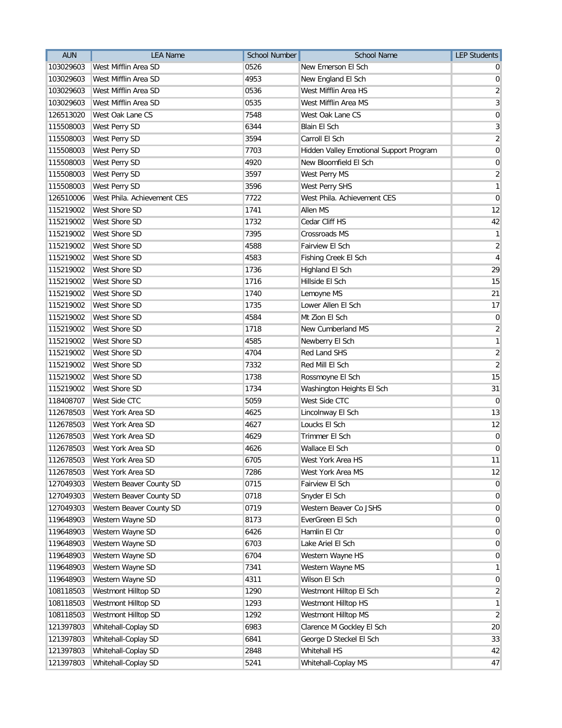| AUN | LEA Name | School Number | School Name | LEP Students |
| --- | --- | --- | --- | --- |
| 103029603 | West Mifflin Area SD | 0526 | New Emerson El Sch | 0 |
| 103029603 | West Mifflin Area SD | 4953 | New England El Sch | 0 |
| 103029603 | West Mifflin Area SD | 0536 | West Mifflin Area HS | 2 |
| 103029603 | West Mifflin Area SD | 0535 | West Mifflin Area MS | 3 |
| 126513020 | West Oak Lane CS | 7548 | West Oak Lane CS | 0 |
| 115508003 | West Perry SD | 6344 | Blain El Sch | 3 |
| 115508003 | West Perry SD | 3594 | Carroll El Sch | 2 |
| 115508003 | West Perry SD | 7703 | Hidden Valley Emotional Support Program | 0 |
| 115508003 | West Perry SD | 4920 | New Bloomfield El Sch | 0 |
| 115508003 | West Perry SD | 3597 | West Perry MS | 2 |
| 115508003 | West Perry SD | 3596 | West Perry SHS | 1 |
| 126510006 | West Phila. Achievement CES | 7722 | West Phila. Achievement CES | 0 |
| 115219002 | West Shore SD | 1741 | Allen MS | 12 |
| 115219002 | West Shore SD | 1732 | Cedar Cliff HS | 42 |
| 115219002 | West Shore SD | 7395 | Crossroads MS | 1 |
| 115219002 | West Shore SD | 4588 | Fairview El Sch | 2 |
| 115219002 | West Shore SD | 4583 | Fishing Creek El Sch | 4 |
| 115219002 | West Shore SD | 1736 | Highland El Sch | 29 |
| 115219002 | West Shore SD | 1716 | Hillside El Sch | 15 |
| 115219002 | West Shore SD | 1740 | Lemoyne MS | 21 |
| 115219002 | West Shore SD | 1735 | Lower Allen El Sch | 17 |
| 115219002 | West Shore SD | 4584 | Mt Zion El Sch | 0 |
| 115219002 | West Shore SD | 1718 | New Cumberland MS | 2 |
| 115219002 | West Shore SD | 4585 | Newberry El Sch | 1 |
| 115219002 | West Shore SD | 4704 | Red Land SHS | 2 |
| 115219002 | West Shore SD | 7332 | Red Mill El Sch | 2 |
| 115219002 | West Shore SD | 1738 | Rossmoyne El Sch | 15 |
| 115219002 | West Shore SD | 1734 | Washington Heights El Sch | 31 |
| 118408707 | West Side CTC | 5059 | West Side CTC | 0 |
| 112678503 | West York Area SD | 4625 | Lincolnway El Sch | 13 |
| 112678503 | West York Area SD | 4627 | Loucks El Sch | 12 |
| 112678503 | West York Area SD | 4629 | Trimmer El Sch | 0 |
| 112678503 | West York Area SD | 4626 | Wallace El Sch | 0 |
| 112678503 | West York Area SD | 6705 | West York Area HS | 11 |
| 112678503 | West York Area SD | 7286 | West York Area MS | 12 |
| 127049303 | Western Beaver County SD | 0715 | Fairview El Sch | 0 |
| 127049303 | Western Beaver County SD | 0718 | Snyder El Sch | 0 |
| 127049303 | Western Beaver County SD | 0719 | Western Beaver Co JSHS | 0 |
| 119648903 | Western Wayne SD | 8173 | EverGreen El Sch | 0 |
| 119648903 | Western Wayne SD | 6426 | Hamlin El Ctr | 0 |
| 119648903 | Western Wayne SD | 6703 | Lake Ariel El Sch | 0 |
| 119648903 | Western Wayne SD | 6704 | Western Wayne HS | 0 |
| 119648903 | Western Wayne SD | 7341 | Western Wayne MS | 1 |
| 119648903 | Western Wayne SD | 4311 | Wilson El Sch | 0 |
| 108118503 | Westmont Hilltop SD | 1290 | Westmont Hilltop El Sch | 2 |
| 108118503 | Westmont Hilltop SD | 1293 | Westmont Hilltop HS | 1 |
| 108118503 | Westmont Hilltop SD | 1292 | Westmont Hilltop MS | 2 |
| 121397803 | Whitehall-Coplay SD | 6983 | Clarence M Gockley El Sch | 20 |
| 121397803 | Whitehall-Coplay SD | 6841 | George D Steckel El Sch | 33 |
| 121397803 | Whitehall-Coplay SD | 2848 | Whitehall HS | 42 |
| 121397803 | Whitehall-Coplay SD | 5241 | Whitehall-Coplay MS | 47 |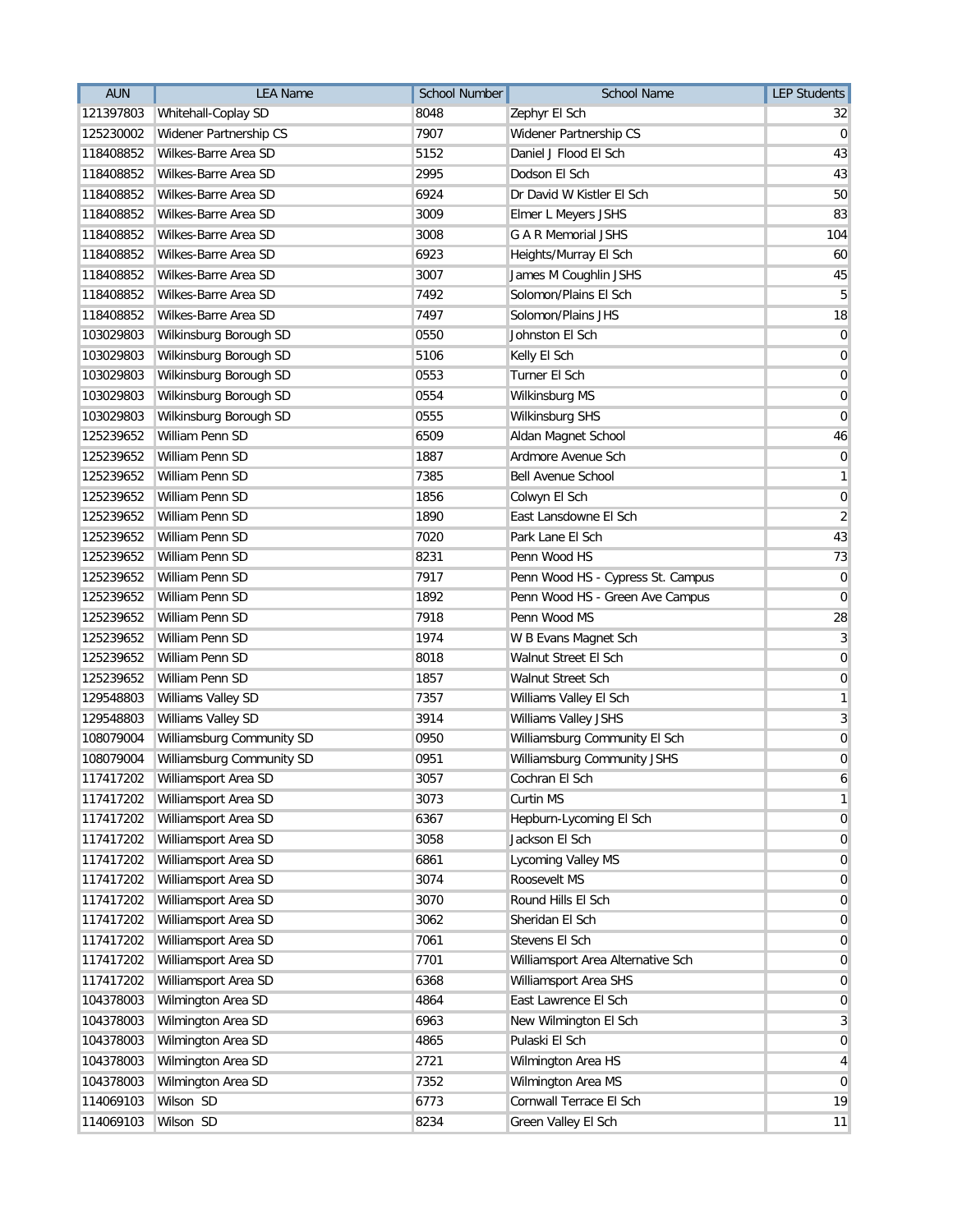| AUN | LEA Name | School Number | School Name | LEP Students |
|---|---|---|---|---|
| 121397803 | Whitehall-Coplay SD | 8048 | Zephyr El Sch | 32 |
| 125230002 | Widener Partnership CS | 7907 | Widener Partnership CS | 0 |
| 118408852 | Wilkes-Barre Area SD | 5152 | Daniel J Flood El Sch | 43 |
| 118408852 | Wilkes-Barre Area SD | 2995 | Dodson El Sch | 43 |
| 118408852 | Wilkes-Barre Area SD | 6924 | Dr David W Kistler El Sch | 50 |
| 118408852 | Wilkes-Barre Area SD | 3009 | Elmer L Meyers JSHS | 83 |
| 118408852 | Wilkes-Barre Area SD | 3008 | G A R Memorial JSHS | 104 |
| 118408852 | Wilkes-Barre Area SD | 6923 | Heights/Murray El Sch | 60 |
| 118408852 | Wilkes-Barre Area SD | 3007 | James M Coughlin JSHS | 45 |
| 118408852 | Wilkes-Barre Area SD | 7492 | Solomon/Plains El Sch | 5 |
| 118408852 | Wilkes-Barre Area SD | 7497 | Solomon/Plains JHS | 18 |
| 103029803 | Wilkinsburg Borough SD | 0550 | Johnston El Sch | 0 |
| 103029803 | Wilkinsburg Borough SD | 5106 | Kelly El Sch | 0 |
| 103029803 | Wilkinsburg Borough SD | 0553 | Turner El Sch | 0 |
| 103029803 | Wilkinsburg Borough SD | 0554 | Wilkinsburg MS | 0 |
| 103029803 | Wilkinsburg Borough SD | 0555 | Wilkinsburg SHS | 0 |
| 125239652 | William Penn SD | 6509 | Aldan Magnet School | 46 |
| 125239652 | William Penn SD | 1887 | Ardmore Avenue Sch | 0 |
| 125239652 | William Penn SD | 7385 | Bell Avenue School | 1 |
| 125239652 | William Penn SD | 1856 | Colwyn El Sch | 0 |
| 125239652 | William Penn SD | 1890 | East Lansdowne El Sch | 2 |
| 125239652 | William Penn SD | 7020 | Park Lane El Sch | 43 |
| 125239652 | William Penn SD | 8231 | Penn Wood HS | 73 |
| 125239652 | William Penn SD | 7917 | Penn Wood HS - Cypress St. Campus | 0 |
| 125239652 | William Penn SD | 1892 | Penn Wood HS - Green Ave Campus | 0 |
| 125239652 | William Penn SD | 7918 | Penn Wood MS | 28 |
| 125239652 | William Penn SD | 1974 | W B Evans Magnet Sch | 3 |
| 125239652 | William Penn SD | 8018 | Walnut Street El Sch | 0 |
| 125239652 | William Penn SD | 1857 | Walnut Street Sch | 0 |
| 129548803 | Williams Valley SD | 7357 | Williams Valley El Sch | 1 |
| 129548803 | Williams Valley SD | 3914 | Williams Valley JSHS | 3 |
| 108079004 | Williamsburg Community SD | 0950 | Williamsburg Community El Sch | 0 |
| 108079004 | Williamsburg Community SD | 0951 | Williamsburg Community JSHS | 0 |
| 117417202 | Williamsport Area SD | 3057 | Cochran El Sch | 6 |
| 117417202 | Williamsport Area SD | 3073 | Curtin MS | 1 |
| 117417202 | Williamsport Area SD | 6367 | Hepburn-Lycoming El Sch | 0 |
| 117417202 | Williamsport Area SD | 3058 | Jackson El Sch | 0 |
| 117417202 | Williamsport Area SD | 6861 | Lycoming Valley MS | 0 |
| 117417202 | Williamsport Area SD | 3074 | Roosevelt MS | 0 |
| 117417202 | Williamsport Area SD | 3070 | Round Hills El Sch | 0 |
| 117417202 | Williamsport Area SD | 3062 | Sheridan El Sch | 0 |
| 117417202 | Williamsport Area SD | 7061 | Stevens El Sch | 0 |
| 117417202 | Williamsport Area SD | 7701 | Williamsport Area Alternative Sch | 0 |
| 117417202 | Williamsport Area SD | 6368 | Williamsport Area SHS | 0 |
| 104378003 | Wilmington Area SD | 4864 | East Lawrence El Sch | 0 |
| 104378003 | Wilmington Area SD | 6963 | New Wilmington El Sch | 3 |
| 104378003 | Wilmington Area SD | 4865 | Pulaski El Sch | 0 |
| 104378003 | Wilmington Area SD | 2721 | Wilmington Area HS | 4 |
| 104378003 | Wilmington Area SD | 7352 | Wilmington Area MS | 0 |
| 114069103 | Wilson SD | 6773 | Cornwall Terrace El Sch | 19 |
| 114069103 | Wilson SD | 8234 | Green Valley El Sch | 11 |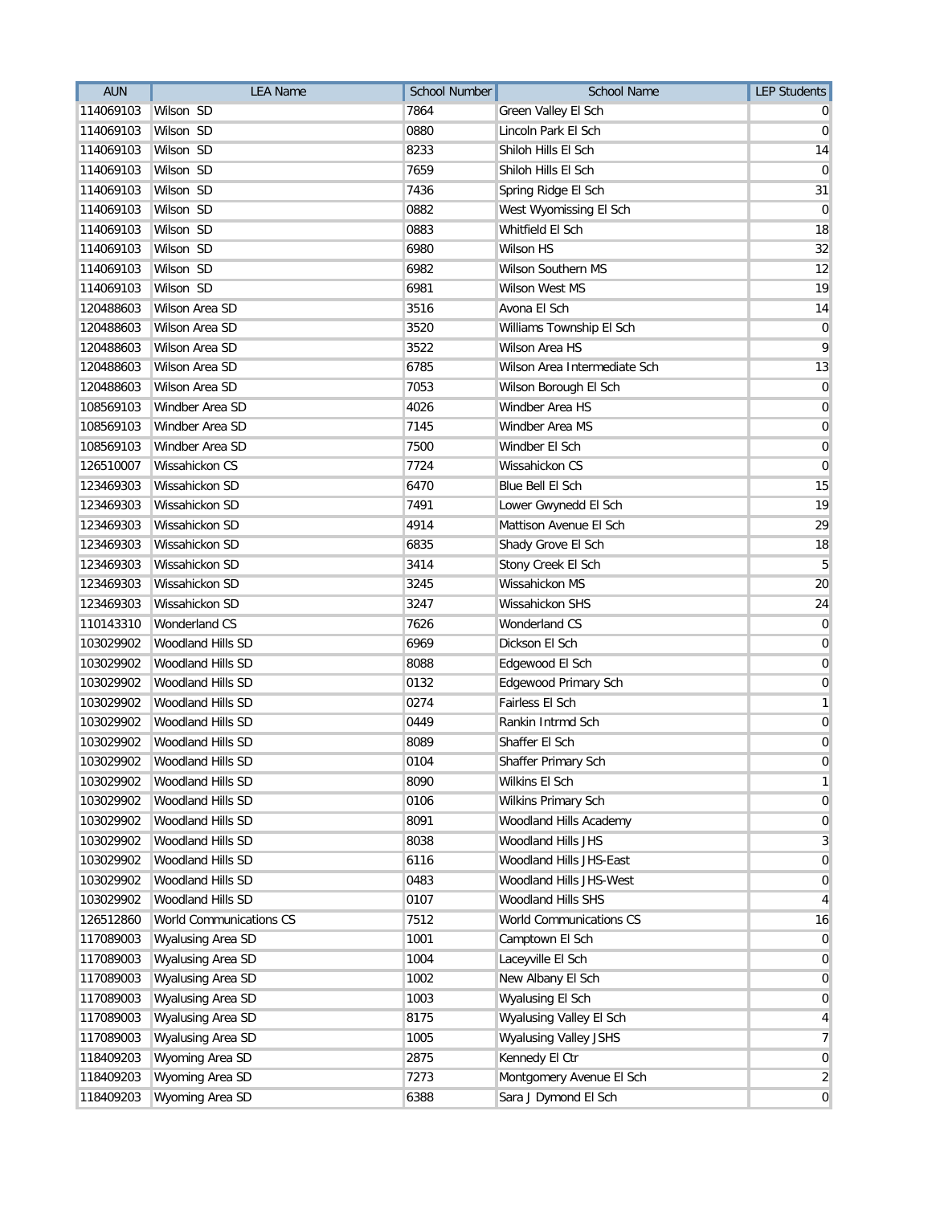| AUN | LEA Name | School Number | School Name | LEP Students |
| --- | --- | --- | --- | --- |
| 114069103 | Wilson SD | 7864 | Green Valley El Sch | 0 |
| 114069103 | Wilson SD | 0880 | Lincoln Park El Sch | 0 |
| 114069103 | Wilson SD | 8233 | Shiloh Hills El Sch | 14 |
| 114069103 | Wilson SD | 7659 | Shiloh Hills El Sch | 0 |
| 114069103 | Wilson SD | 7436 | Spring Ridge El Sch | 31 |
| 114069103 | Wilson SD | 0882 | West Wyomissing El Sch | 0 |
| 114069103 | Wilson SD | 0883 | Whitfield El Sch | 18 |
| 114069103 | Wilson SD | 6980 | Wilson HS | 32 |
| 114069103 | Wilson SD | 6982 | Wilson Southern MS | 12 |
| 114069103 | Wilson SD | 6981 | Wilson West MS | 19 |
| 120488603 | Wilson Area SD | 3516 | Avona El Sch | 14 |
| 120488603 | Wilson Area SD | 3520 | Williams Township El Sch | 0 |
| 120488603 | Wilson Area SD | 3522 | Wilson Area HS | 9 |
| 120488603 | Wilson Area SD | 6785 | Wilson Area Intermediate Sch | 13 |
| 120488603 | Wilson Area SD | 7053 | Wilson Borough El Sch | 0 |
| 108569103 | Windber Area SD | 4026 | Windber Area HS | 0 |
| 108569103 | Windber Area SD | 7145 | Windber Area MS | 0 |
| 108569103 | Windber Area SD | 7500 | Windber El Sch | 0 |
| 126510007 | Wissahickon CS | 7724 | Wissahickon CS | 0 |
| 123469303 | Wissahickon SD | 6470 | Blue Bell El Sch | 15 |
| 123469303 | Wissahickon SD | 7491 | Lower Gwynedd El Sch | 19 |
| 123469303 | Wissahickon SD | 4914 | Mattison Avenue El Sch | 29 |
| 123469303 | Wissahickon SD | 6835 | Shady Grove El Sch | 18 |
| 123469303 | Wissahickon SD | 3414 | Stony Creek El Sch | 5 |
| 123469303 | Wissahickon SD | 3245 | Wissahickon MS | 20 |
| 123469303 | Wissahickon SD | 3247 | Wissahickon SHS | 24 |
| 110143310 | Wonderland CS | 7626 | Wonderland CS | 0 |
| 103029902 | Woodland Hills SD | 6969 | Dickson El Sch | 0 |
| 103029902 | Woodland Hills SD | 8088 | Edgewood El Sch | 0 |
| 103029902 | Woodland Hills SD | 0132 | Edgewood Primary Sch | 0 |
| 103029902 | Woodland Hills SD | 0274 | Fairless El Sch | 1 |
| 103029902 | Woodland Hills SD | 0449 | Rankin Intrmd Sch | 0 |
| 103029902 | Woodland Hills SD | 8089 | Shaffer El Sch | 0 |
| 103029902 | Woodland Hills SD | 0104 | Shaffer Primary Sch | 0 |
| 103029902 | Woodland Hills SD | 8090 | Wilkins El Sch | 1 |
| 103029902 | Woodland Hills SD | 0106 | Wilkins Primary Sch | 0 |
| 103029902 | Woodland Hills SD | 8091 | Woodland Hills Academy | 0 |
| 103029902 | Woodland Hills SD | 8038 | Woodland Hills JHS | 3 |
| 103029902 | Woodland Hills SD | 6116 | Woodland Hills JHS-East | 0 |
| 103029902 | Woodland Hills SD | 0483 | Woodland Hills JHS-West | 0 |
| 103029902 | Woodland Hills SD | 0107 | Woodland Hills SHS | 4 |
| 126512860 | World Communications CS | 7512 | World Communications CS | 16 |
| 117089003 | Wyalusing Area SD | 1001 | Camptown El Sch | 0 |
| 117089003 | Wyalusing Area SD | 1004 | Laceyville El Sch | 0 |
| 117089003 | Wyalusing Area SD | 1002 | New Albany El Sch | 0 |
| 117089003 | Wyalusing Area SD | 1003 | Wyalusing El Sch | 0 |
| 117089003 | Wyalusing Area SD | 8175 | Wyalusing Valley El Sch | 4 |
| 117089003 | Wyalusing Area SD | 1005 | Wyalusing Valley JSHS | 7 |
| 118409203 | Wyoming Area SD | 2875 | Kennedy El Ctr | 0 |
| 118409203 | Wyoming Area SD | 7273 | Montgomery Avenue El Sch | 2 |
| 118409203 | Wyoming Area SD | 6388 | Sara J Dymond El Sch | 0 |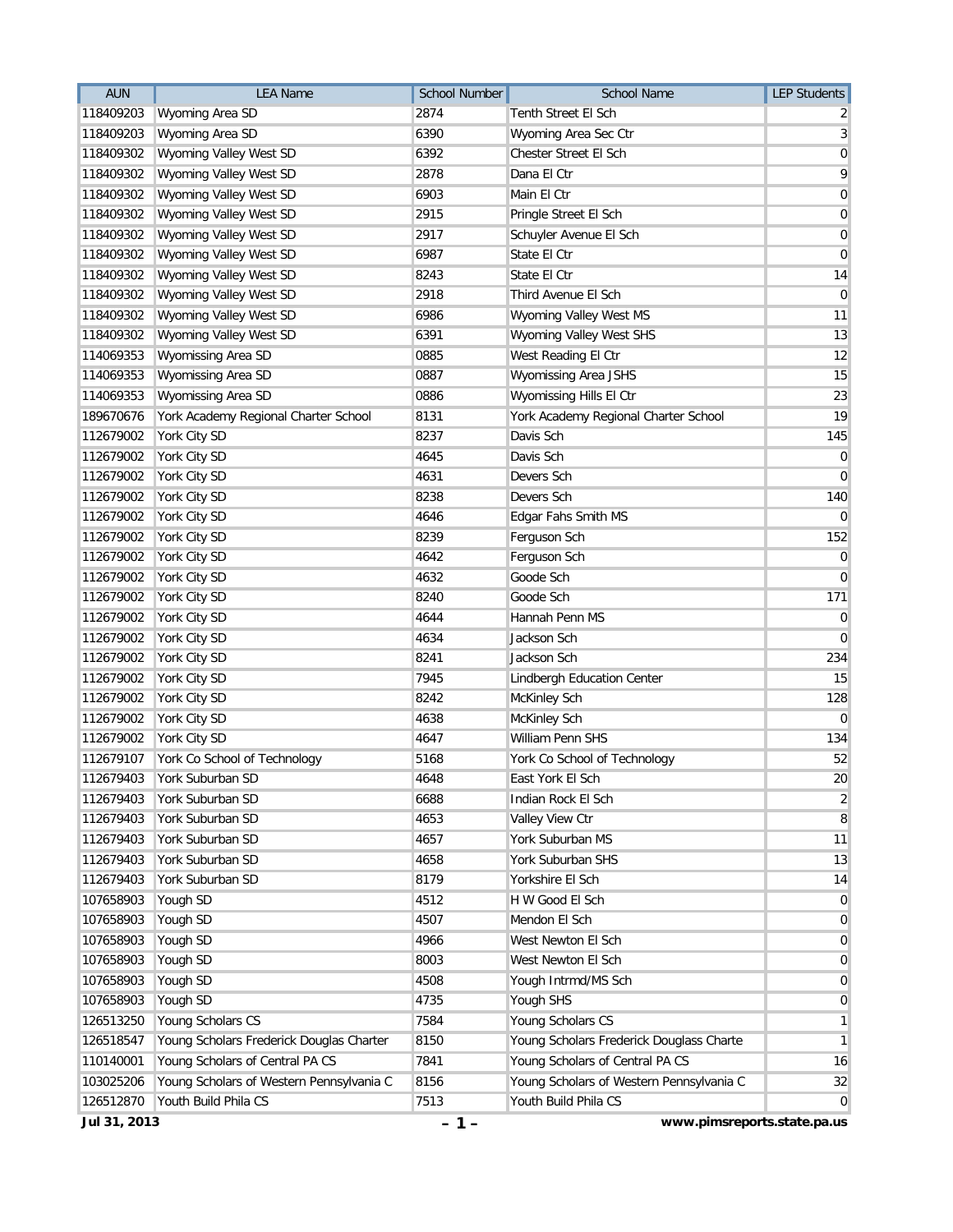| AUN | LEA Name | School Number | School Name | LEP Students |
|---|---|---|---|---|
| 118409203 | Wyoming Area SD | 2874 | Tenth Street El Sch | 2 |
| 118409203 | Wyoming Area SD | 6390 | Wyoming Area Sec Ctr | 3 |
| 118409302 | Wyoming Valley West SD | 6392 | Chester Street El Sch | 0 |
| 118409302 | Wyoming Valley West SD | 2878 | Dana El Ctr | 9 |
| 118409302 | Wyoming Valley West SD | 6903 | Main El Ctr | 0 |
| 118409302 | Wyoming Valley West SD | 2915 | Pringle Street El Sch | 0 |
| 118409302 | Wyoming Valley West SD | 2917 | Schuyler Avenue El Sch | 0 |
| 118409302 | Wyoming Valley West SD | 6987 | State El Ctr | 0 |
| 118409302 | Wyoming Valley West SD | 8243 | State El Ctr | 14 |
| 118409302 | Wyoming Valley West SD | 2918 | Third Avenue El Sch | 0 |
| 118409302 | Wyoming Valley West SD | 6986 | Wyoming Valley West MS | 11 |
| 118409302 | Wyoming Valley West SD | 6391 | Wyoming Valley West SHS | 13 |
| 114069353 | Wyomissing Area SD | 0885 | West Reading El Ctr | 12 |
| 114069353 | Wyomissing Area SD | 0887 | Wyomissing Area JSHS | 15 |
| 114069353 | Wyomissing Area SD | 0886 | Wyomissing Hills El Ctr | 23 |
| 189670676 | York Academy Regional Charter School | 8131 | York Academy Regional Charter School | 19 |
| 112679002 | York City SD | 8237 | Davis Sch | 145 |
| 112679002 | York City SD | 4645 | Davis Sch | 0 |
| 112679002 | York City SD | 4631 | Devers Sch | 0 |
| 112679002 | York City SD | 8238 | Devers Sch | 140 |
| 112679002 | York City SD | 4646 | Edgar Fahs Smith MS | 0 |
| 112679002 | York City SD | 8239 | Ferguson Sch | 152 |
| 112679002 | York City SD | 4642 | Ferguson Sch | 0 |
| 112679002 | York City SD | 4632 | Goode Sch | 0 |
| 112679002 | York City SD | 8240 | Goode Sch | 171 |
| 112679002 | York City SD | 4644 | Hannah Penn MS | 0 |
| 112679002 | York City SD | 4634 | Jackson Sch | 0 |
| 112679002 | York City SD | 8241 | Jackson Sch | 234 |
| 112679002 | York City SD | 7945 | Lindbergh Education Center | 15 |
| 112679002 | York City SD | 8242 | McKinley Sch | 128 |
| 112679002 | York City SD | 4638 | McKinley Sch | 0 |
| 112679002 | York City SD | 4647 | William Penn SHS | 134 |
| 112679107 | York Co School of Technology | 5168 | York Co School of Technology | 52 |
| 112679403 | York Suburban SD | 4648 | East York El Sch | 20 |
| 112679403 | York Suburban SD | 6688 | Indian Rock El Sch | 2 |
| 112679403 | York Suburban SD | 4653 | Valley View Ctr | 8 |
| 112679403 | York Suburban SD | 4657 | York Suburban MS | 11 |
| 112679403 | York Suburban SD | 4658 | York Suburban SHS | 13 |
| 112679403 | York Suburban SD | 8179 | Yorkshire El Sch | 14 |
| 107658903 | Yough SD | 4512 | H W Good El Sch | 0 |
| 107658903 | Yough SD | 4507 | Mendon El Sch | 0 |
| 107658903 | Yough SD | 4966 | West Newton El Sch | 0 |
| 107658903 | Yough SD | 8003 | West Newton El Sch | 0 |
| 107658903 | Yough SD | 4508 | Yough Intrmd/MS Sch | 0 |
| 107658903 | Yough SD | 4735 | Yough SHS | 0 |
| 126513250 | Young Scholars CS | 7584 | Young Scholars CS | 1 |
| 126518547 | Young Scholars Frederick Douglas Charter | 8150 | Young Scholars Frederick Douglass Charte | 1 |
| 110140001 | Young Scholars of Central PA CS | 7841 | Young Scholars of Central PA CS | 16 |
| 103025206 | Young Scholars of Western Pennsylvania C | 8156 | Young Scholars of Western Pennsylvania C | 32 |
| 126512870 | Youth Build Phila CS | 7513 | Youth Build Phila CS | 0 |

Jul 31, 2013

www.pimsreports.state.pa.us